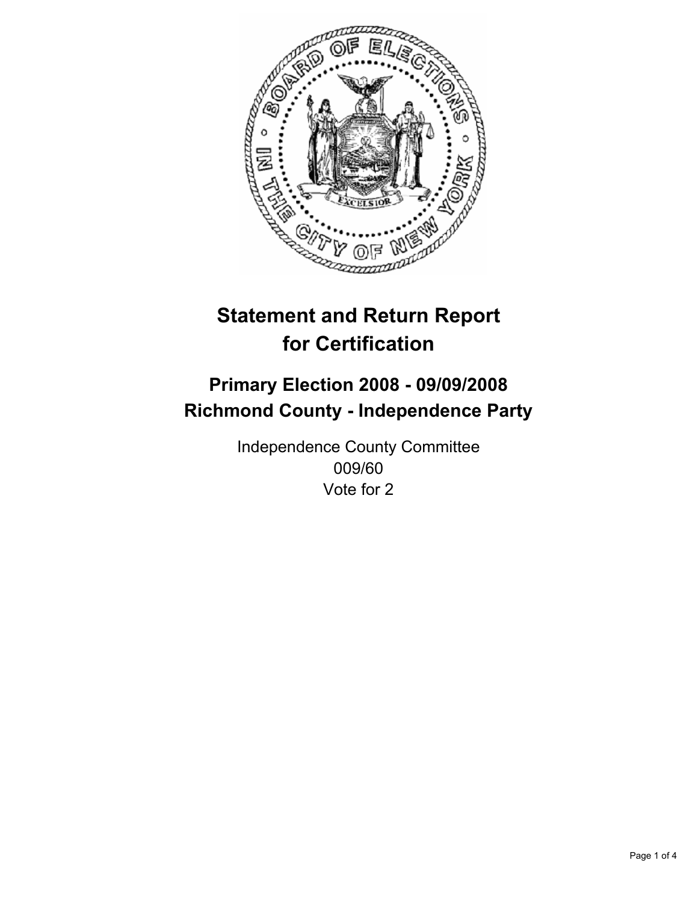# Statement and Return Report for Certification

## Primary Election 2008 - 09/09/2008
## Richmond County - Independence Party

Independence County Committee
009/60
Vote for 2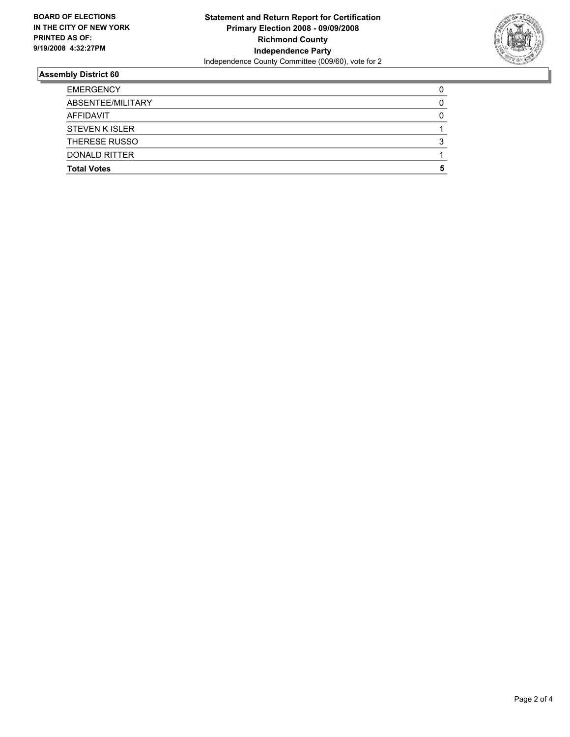**BOARD OF ELECTIONS IN THE CITY OF NEW YORK PRINTED AS OF: 9/19/2008 4:32:27PM**

**Statement and Return Report for Certification**
**Primary Election 2008 - 09/09/2008**
**Richmond County**
**Independence Party**
Independence County Committee (009/60), vote for 2

## Assembly District 60

| | |
|---|---|
| EMERGENCY | 0 |
| ABSENTEE/MILITARY | 0 |
| AFFIDAVIT | 0 |
| STEVEN K ISLER | 1 |
| THERESE RUSSO | 3 |
| DONALD RITTER | 1 |
| **Total Votes** | **5** |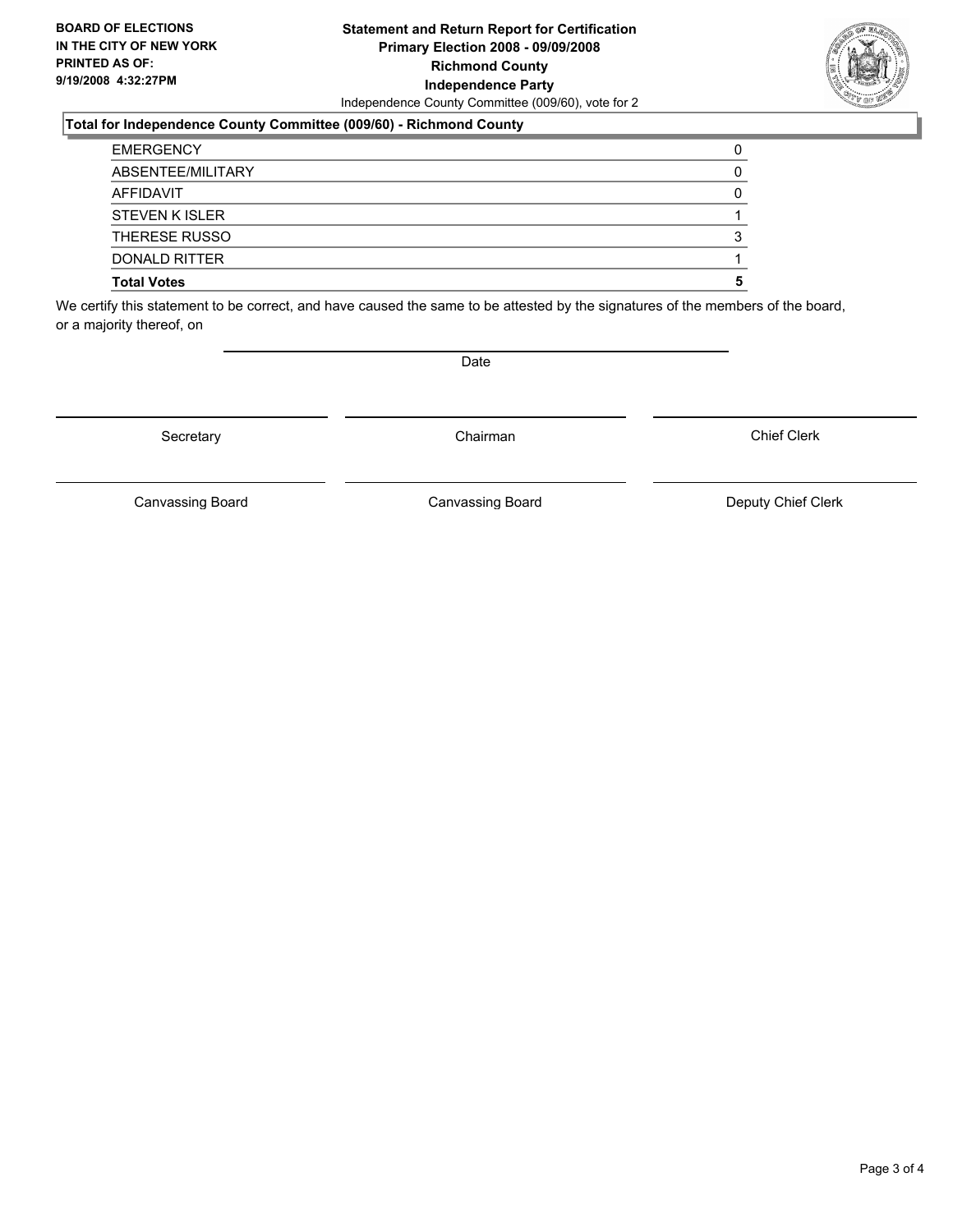**BOARD OF ELECTIONS IN THE CITY OF NEW YORK PRINTED AS OF: 9/19/2008 4:32:27PM**

**Statement and Return Report for Certification**
**Primary Election 2008 - 09/09/2008**
**Richmond County**
**Independence Party**
Independence County Committee (009/60), vote for 2

**Total for Independence County Committee (009/60) - Richmond County**

| | |
|---|---|
| EMERGENCY | 0 |
| ABSENTEE/MILITARY | 0 |
| AFFIDAVIT | 0 |
| STEVEN K ISLER | 1 |
| THERESE RUSSO | 3 |
| DONALD RITTER | 1 |
| **Total Votes** | **5** |

We certify this statement to be correct, and have caused the same to be attested by the signatures of the members of the board, or a majority thereof, on

Date

| | | |
|---|---|---|
| Secretary | Chairman | Chief Clerk |
| Canvassing Board | Canvassing Board | Deputy Chief Clerk |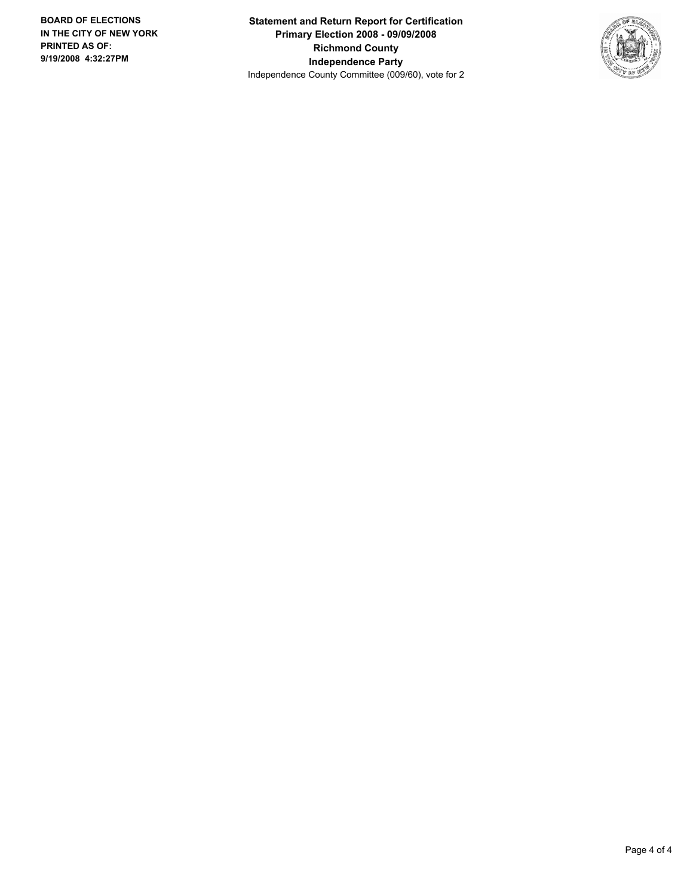**BOARD OF ELECTIONS IN THE CITY OF NEW YORK**
**PRINTED AS OF:**
**9/19/2008 4:32:27PM**

**Statement and Return Report for Certification**
**Primary Election 2008 - 09/09/2008**
**Richmond County**
**Independence Party**
Independence County Committee (009/60), vote for 2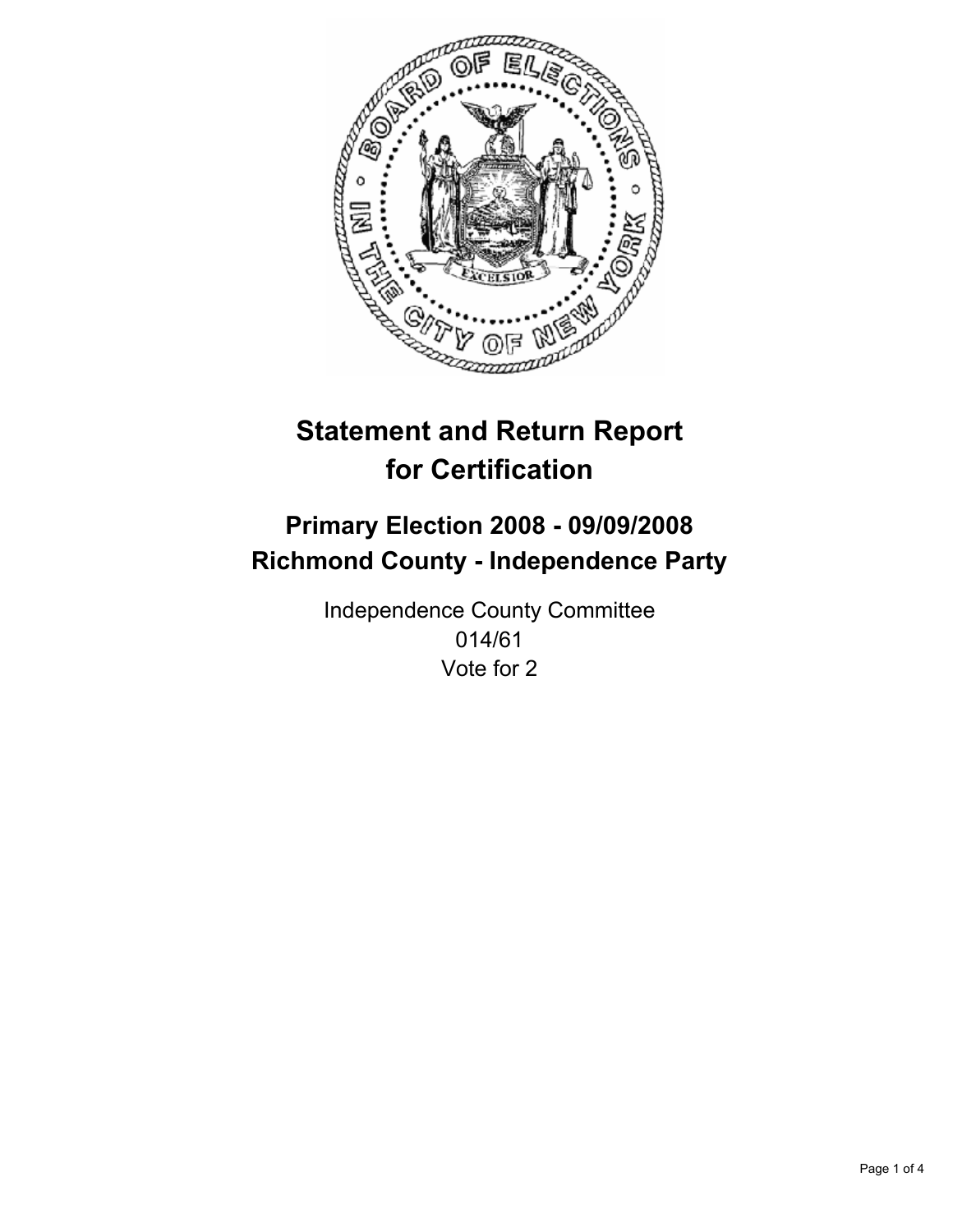# Statement and Return Report for Certification

## Primary Election 2008 - 09/09/2008
## Richmond County - Independence Party

Independence County Committee
014/61
Vote for 2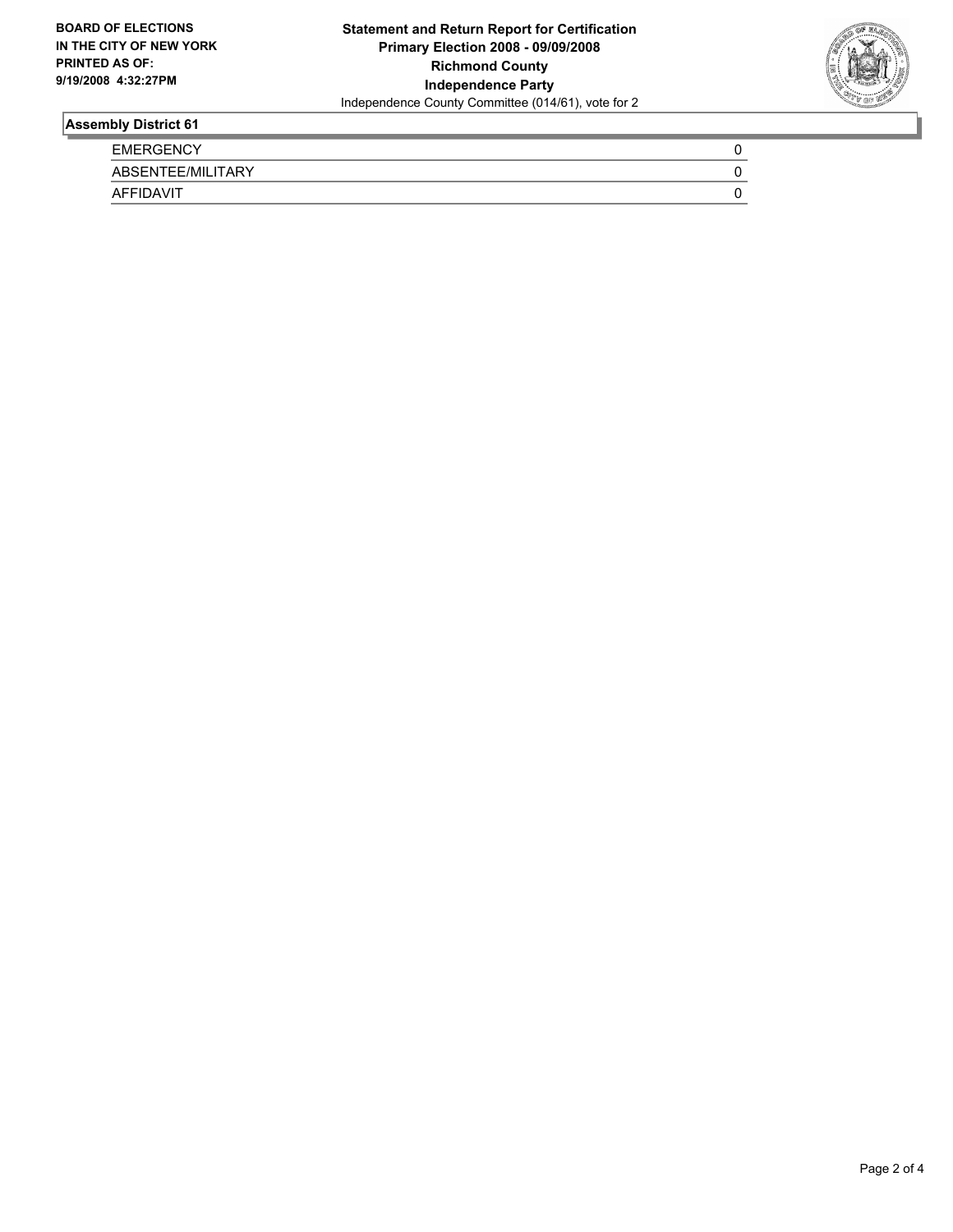**BOARD OF ELECTIONS IN THE CITY OF NEW YORK PRINTED AS OF: 9/19/2008 4:32:27PM**

**Statement and Return Report for Certification**
**Primary Election 2008 - 09/09/2008**
**Richmond County**
**Independence Party**
Independence County Committee (014/61), vote for 2

**Assembly District 61**

| | |
|---|---|
| EMERGENCY | 0 |
| ABSENTEE/MILITARY | 0 |
| AFFIDAVIT | 0 |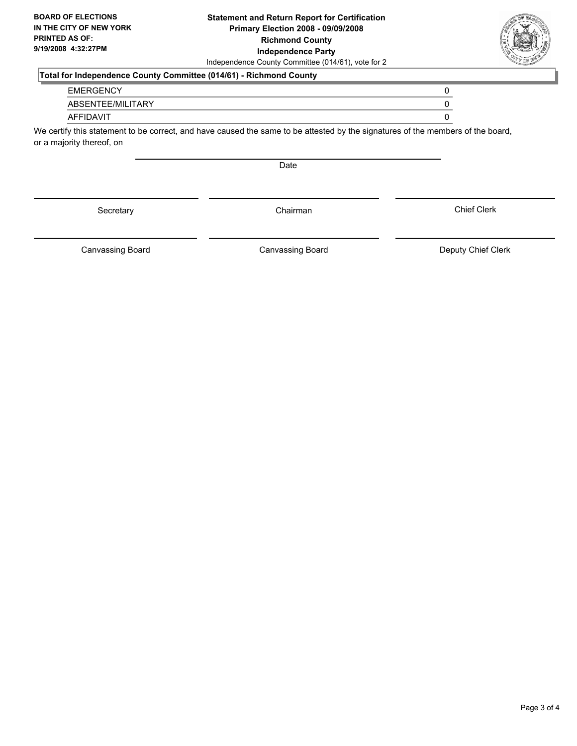**BOARD OF ELECTIONS IN THE CITY OF NEW YORK PRINTED AS OF: 9/19/2008 4:32:27PM**

**Statement and Return Report for Certification**
**Primary Election 2008 - 09/09/2008**
**Richmond County**
**Independence Party**
Independence County Committee (014/61), vote for 2

**Total for Independence County Committee (014/61) - Richmond County**

| | |
|---|---|
| EMERGENCY | 0 |
| ABSENTEE/MILITARY | 0 |
| AFFIDAVIT | 0 |

We certify this statement to be correct, and have caused the same to be attested by the signatures of the members of the board, or a majority thereof, on

Date

| | | |
|---|---|---|
| Secretary | Chairman | Chief Clerk |
| Canvassing Board | Canvassing Board | Deputy Chief Clerk |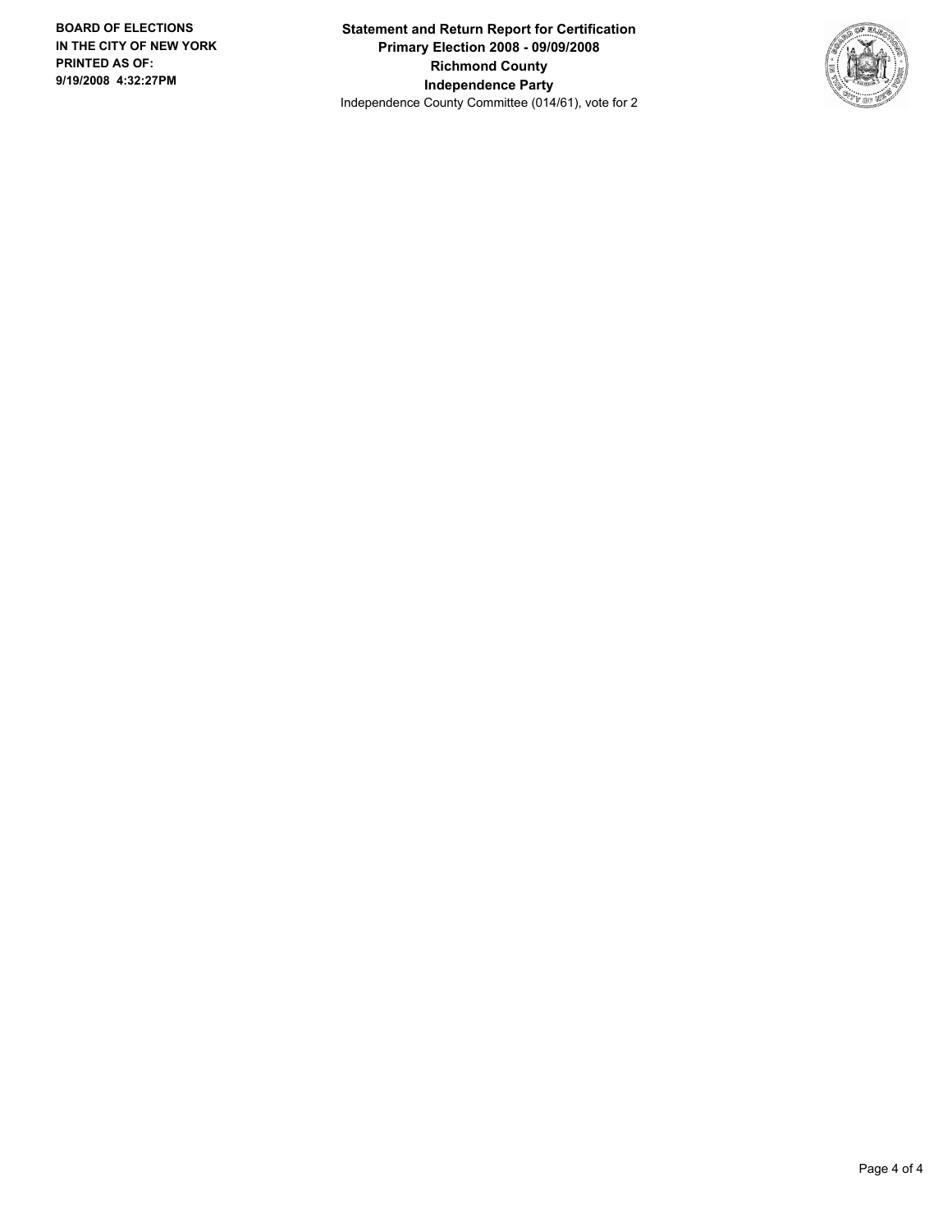**BOARD OF ELECTIONS IN THE CITY OF NEW YORK PRINTED AS OF: 9/19/2008 4:32:27PM**

**Statement and Return Report for Certification**
**Primary Election 2008 - 09/09/2008**
**Richmond County**
**Independence Party**
Independence County Committee (014/61), vote for 2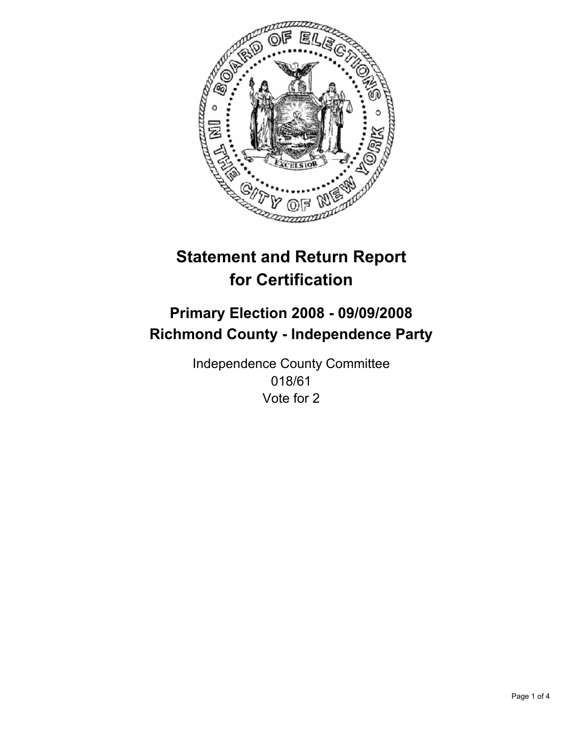# Statement and Return Report for Certification

## Primary Election 2008 - 09/09/2008
## Richmond County - Independence Party

Independence County Committee
018/61
Vote for 2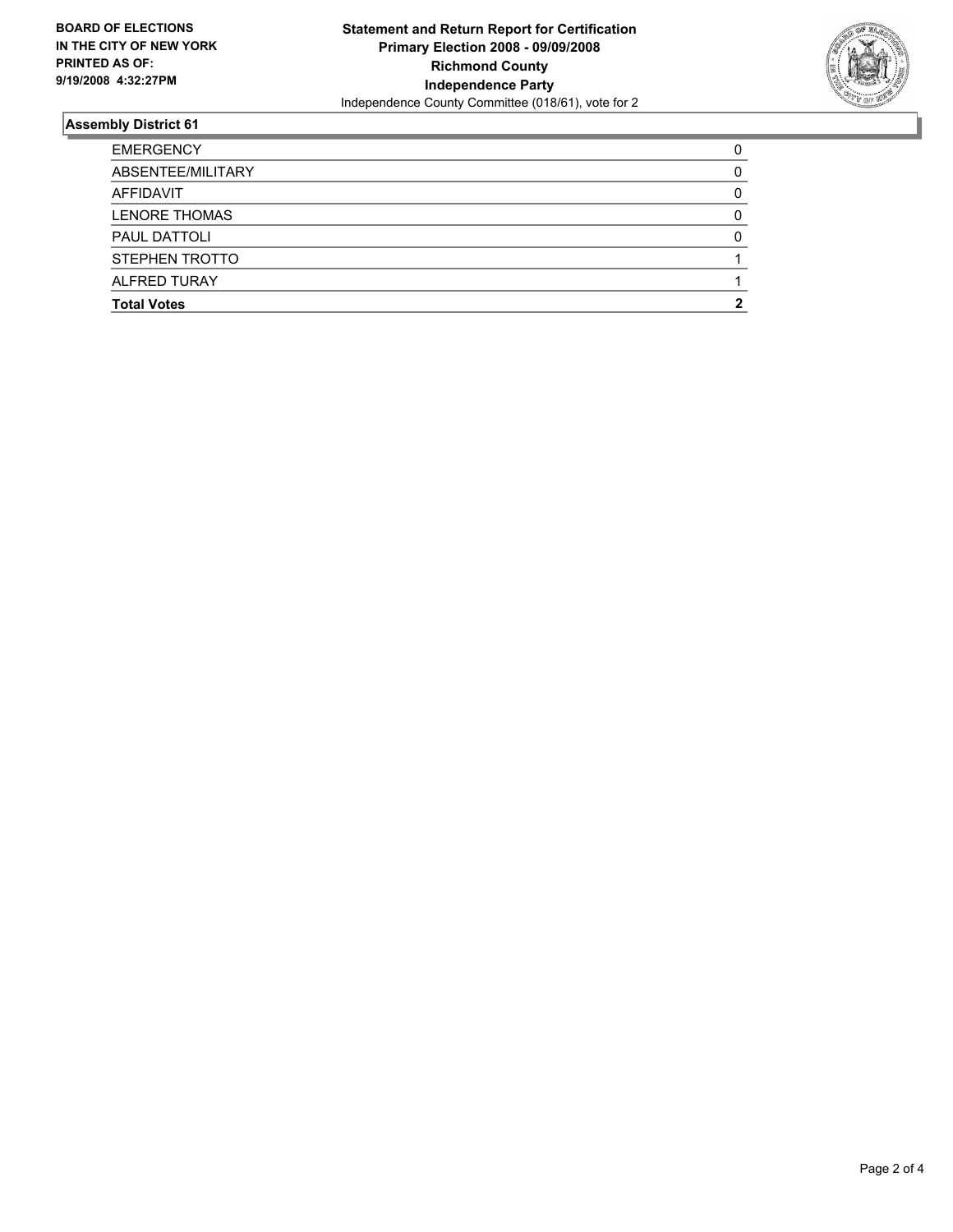**BOARD OF ELECTIONS IN THE CITY OF NEW YORK PRINTED AS OF: 9/19/2008 4:32:27PM**

**Statement and Return Report for Certification**
**Primary Election 2008 - 09/09/2008**
**Richmond County**
**Independence Party**
Independence County Committee (018/61), vote for 2

## Assembly District 61

| | |
|---|---|
| EMERGENCY | 0 |
| ABSENTEE/MILITARY | 0 |
| AFFIDAVIT | 0 |
| LENORE THOMAS | 0 |
| PAUL DATTOLI | 0 |
| STEPHEN TROTTO | 1 |
| ALFRED TURAY | 1 |
| **Total Votes** | **2** |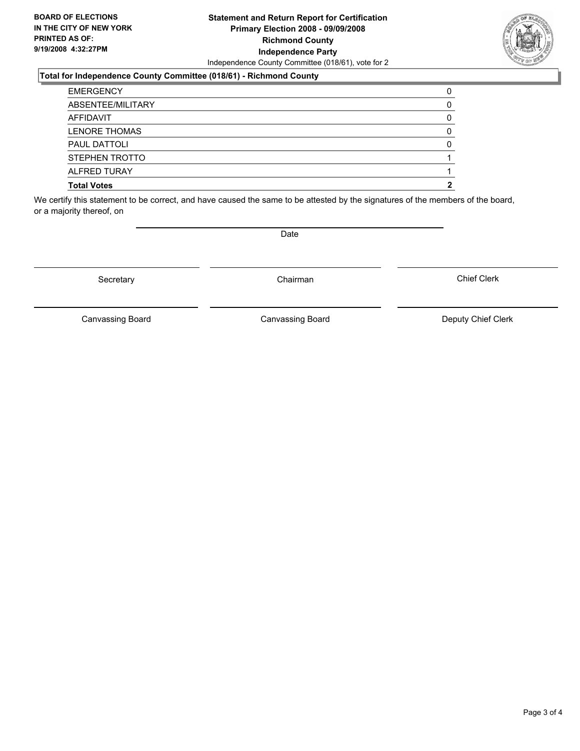**BOARD OF ELECTIONS IN THE CITY OF NEW YORK PRINTED AS OF: 9/19/2008 4:32:27PM**

**Statement and Return Report for Certification**
**Primary Election 2008 - 09/09/2008**
**Richmond County**
**Independence Party**
Independence County Committee (018/61), vote for 2

**Total for Independence County Committee (018/61) - Richmond County**

| | |
|---|---|
| EMERGENCY | 0 |
| ABSENTEE/MILITARY | 0 |
| AFFIDAVIT | 0 |
| LENORE THOMAS | 0 |
| PAUL DATTOLI | 0 |
| STEPHEN TROTTO | 1 |
| ALFRED TURAY | 1 |
| **Total Votes** | **2** |

We certify this statement to be correct, and have caused the same to be attested by the signatures of the members of the board, or a majority thereof, on

Date

Secretary

Chairman

Chief Clerk

Canvassing Board

Canvassing Board

Deputy Chief Clerk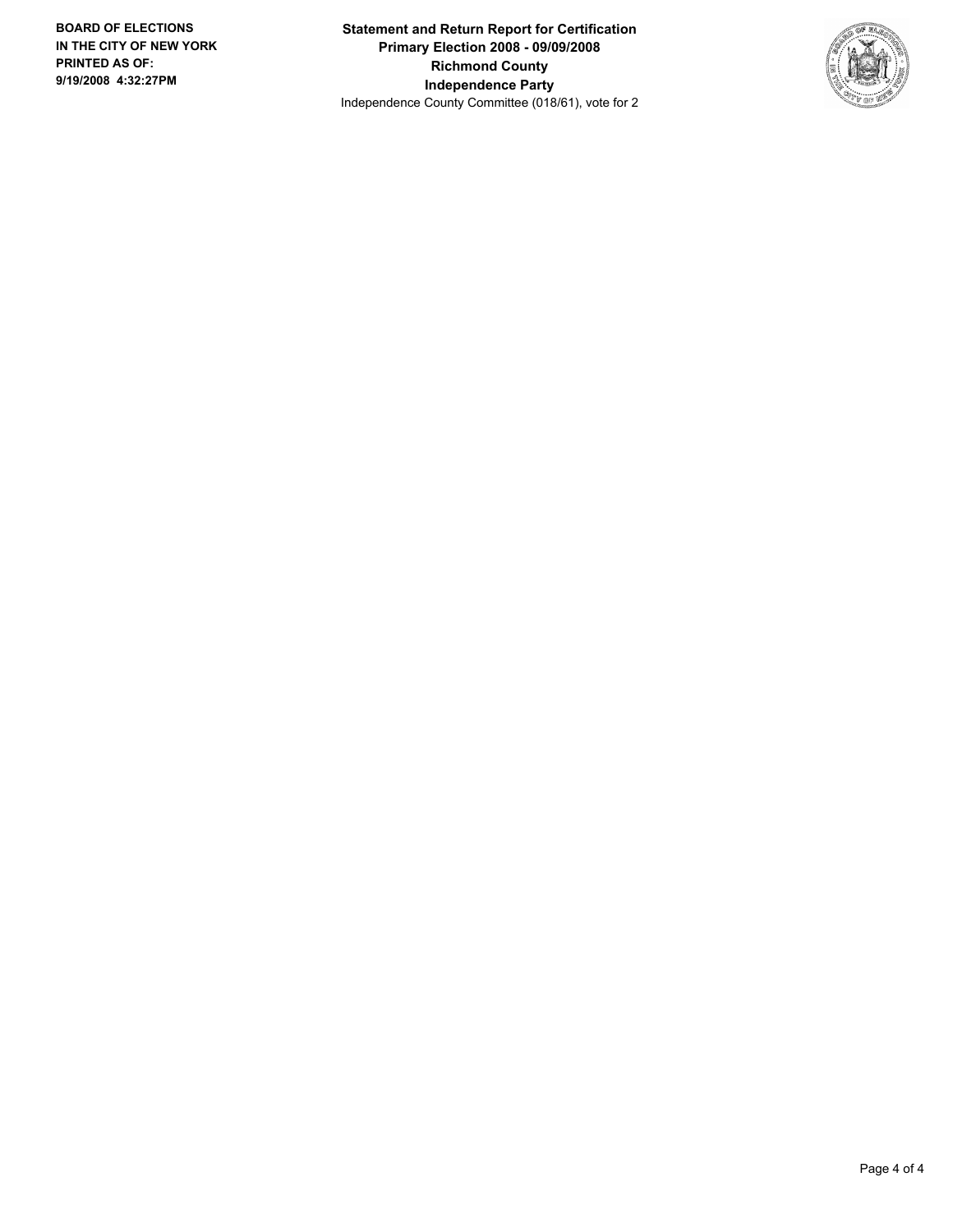**BOARD OF ELECTIONS IN THE CITY OF NEW YORK**
**PRINTED AS OF: 9/19/2008 4:32:27PM**

**Statement and Return Report for Certification**
**Primary Election 2008 - 09/09/2008**
**Richmond County**
**Independence Party**
Independence County Committee (018/61), vote for 2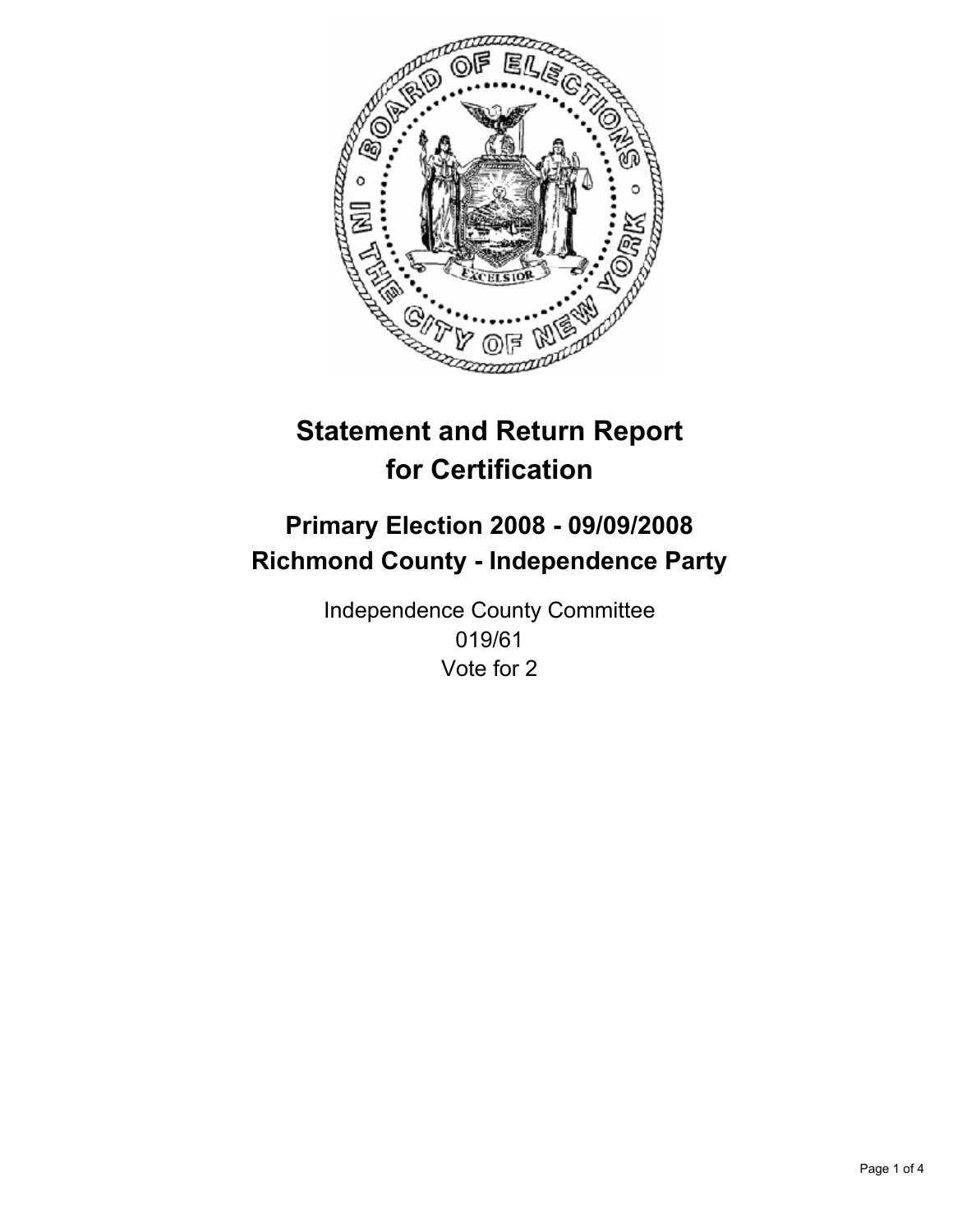# Statement and Return Report for Certification

## Primary Election 2008 - 09/09/2008
## Richmond County - Independence Party

Independence County Committee
019/61
Vote for 2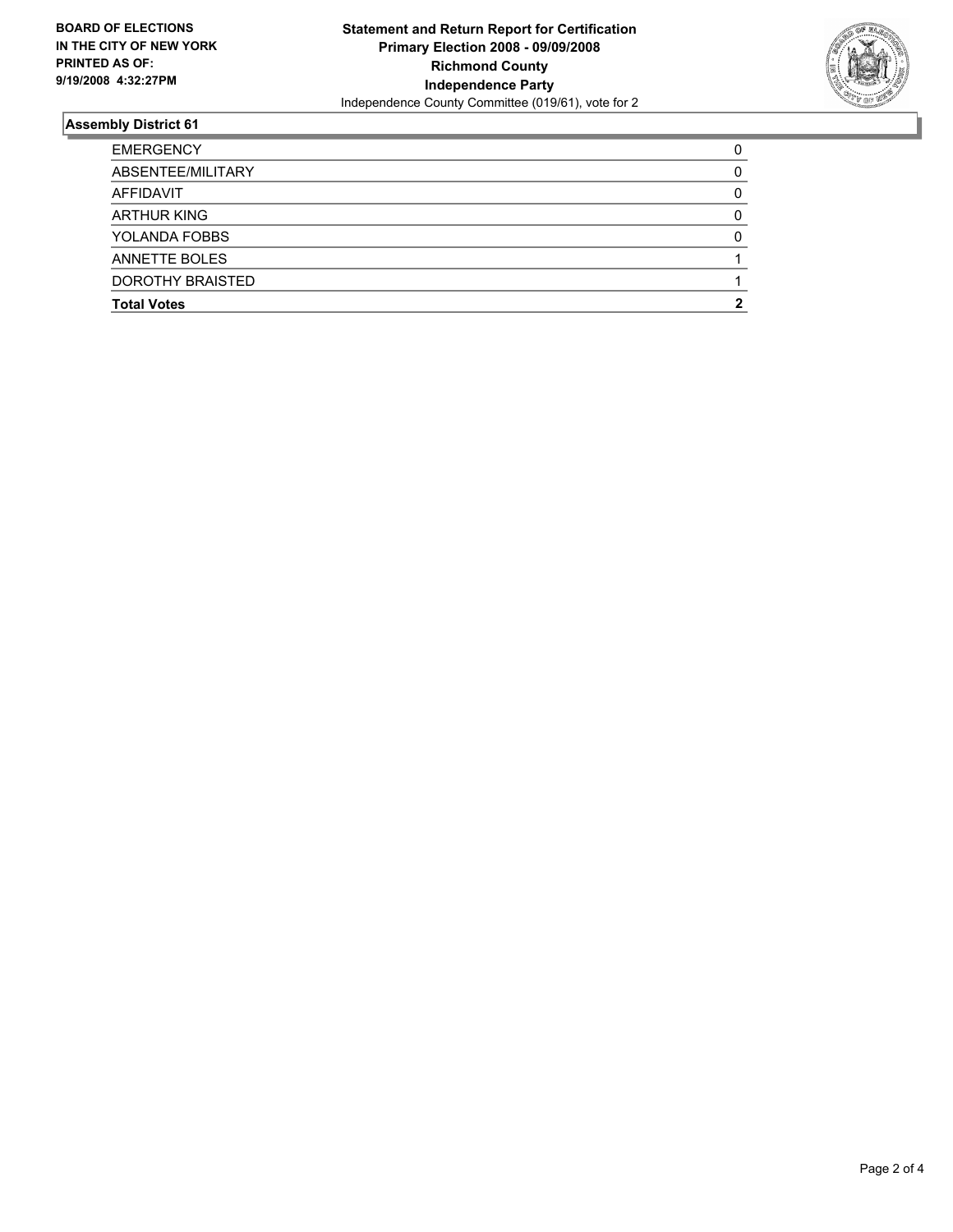**BOARD OF ELECTIONS IN THE CITY OF NEW YORK PRINTED AS OF: 9/19/2008 4:32:27PM**

# Statement and Return Report for Certification
## Primary Election 2008 - 09/09/2008
## Richmond County
## Independence Party
Independence County Committee (019/61), vote for 2

### Assembly District 61

| | |
|---|---|
| EMERGENCY | 0 |
| ABSENTEE/MILITARY | 0 |
| AFFIDAVIT | 0 |
| ARTHUR KING | 0 |
| YOLANDA FOBBS | 0 |
| ANNETTE BOLES | 1 |
| DOROTHY BRAISTED | 1 |
| **Total Votes** | **2** |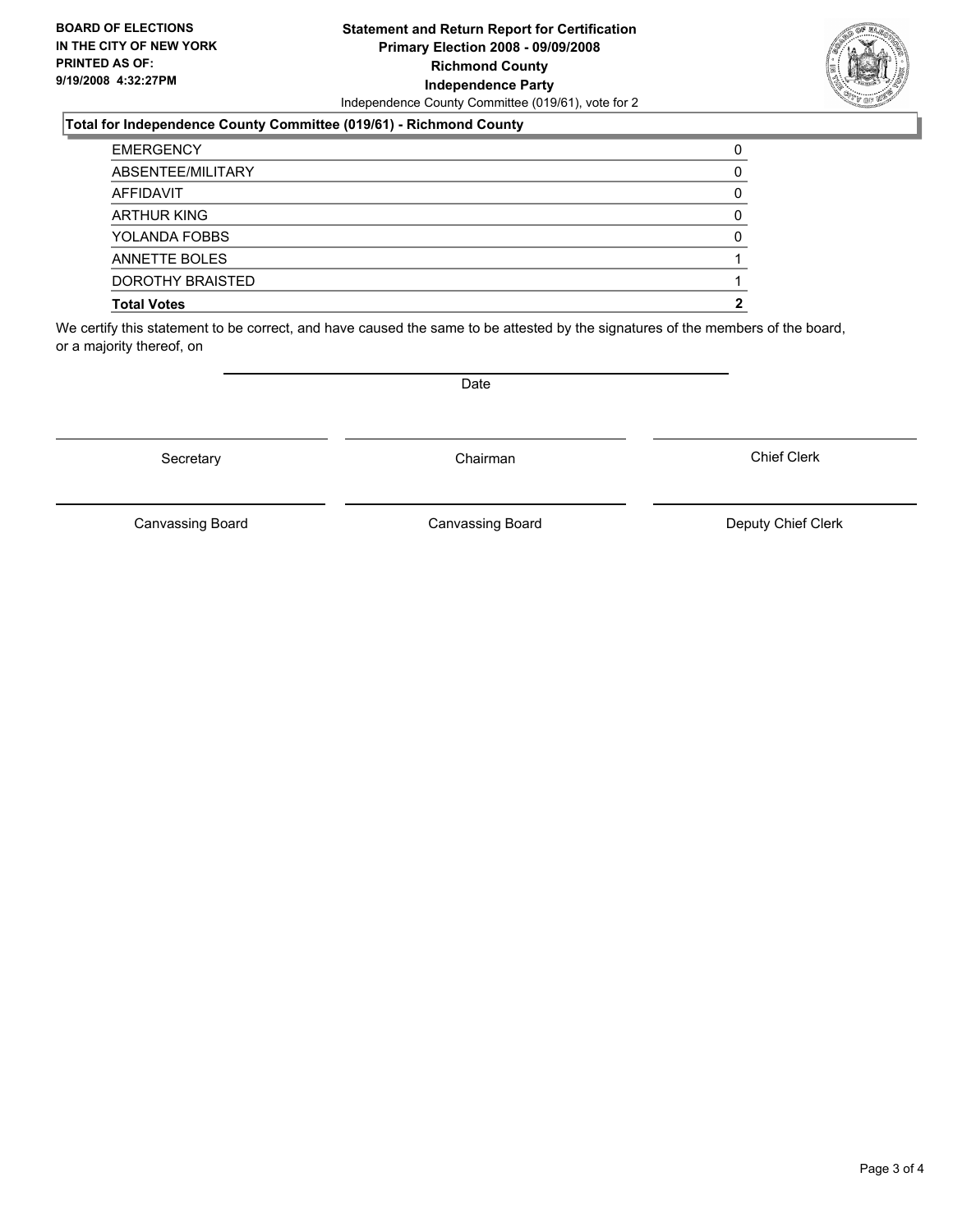**BOARD OF ELECTIONS IN THE CITY OF NEW YORK PRINTED AS OF: 9/19/2008 4:32:27PM**

# Statement and Return Report for Certification
## Primary Election 2008 - 09/09/2008
## Richmond County
## Independence Party

Independence County Committee (019/61), vote for 2

### Total for Independence County Committee (019/61) - Richmond County

| | |
|---|---|
| EMERGENCY | 0 |
| ABSENTEE/MILITARY | 0 |
| AFFIDAVIT | 0 |
| ARTHUR KING | 0 |
| YOLANDA FOBBS | 0 |
| ANNETTE BOLES | 1 |
| DOROTHY BRAISTED | 1 |
| **Total Votes** | **2** |

We certify this statement to be correct, and have caused the same to be attested by the signatures of the members of the board, or a majority thereof, on

Date

Secretary

Chairman

Chief Clerk

Canvassing Board

Canvassing Board

Deputy Chief Clerk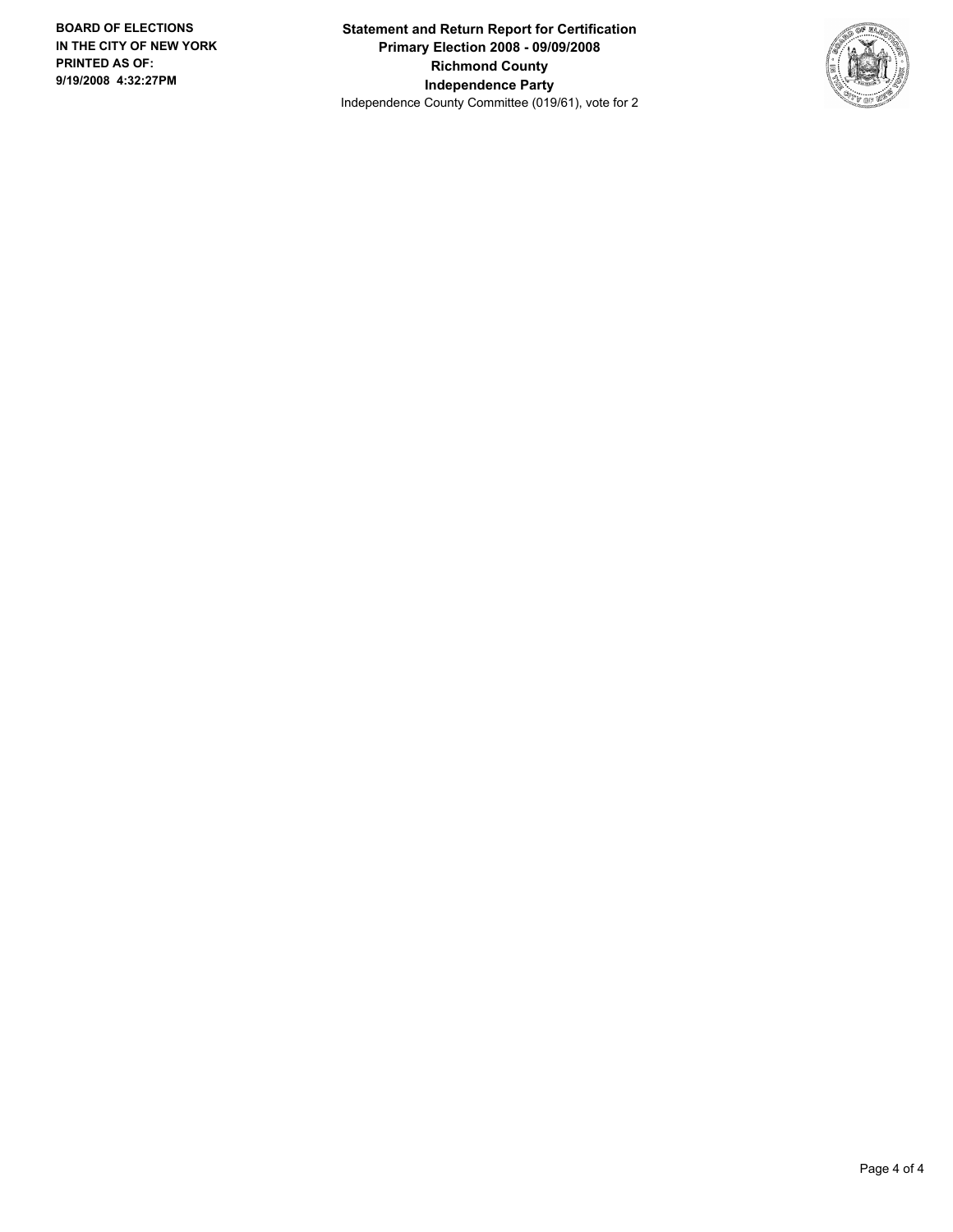**Statement and Return Report for Certification**
**Primary Election 2008 - 09/09/2008**
**Richmond County**
**Independence Party**
Independence County Committee (019/61), vote for 2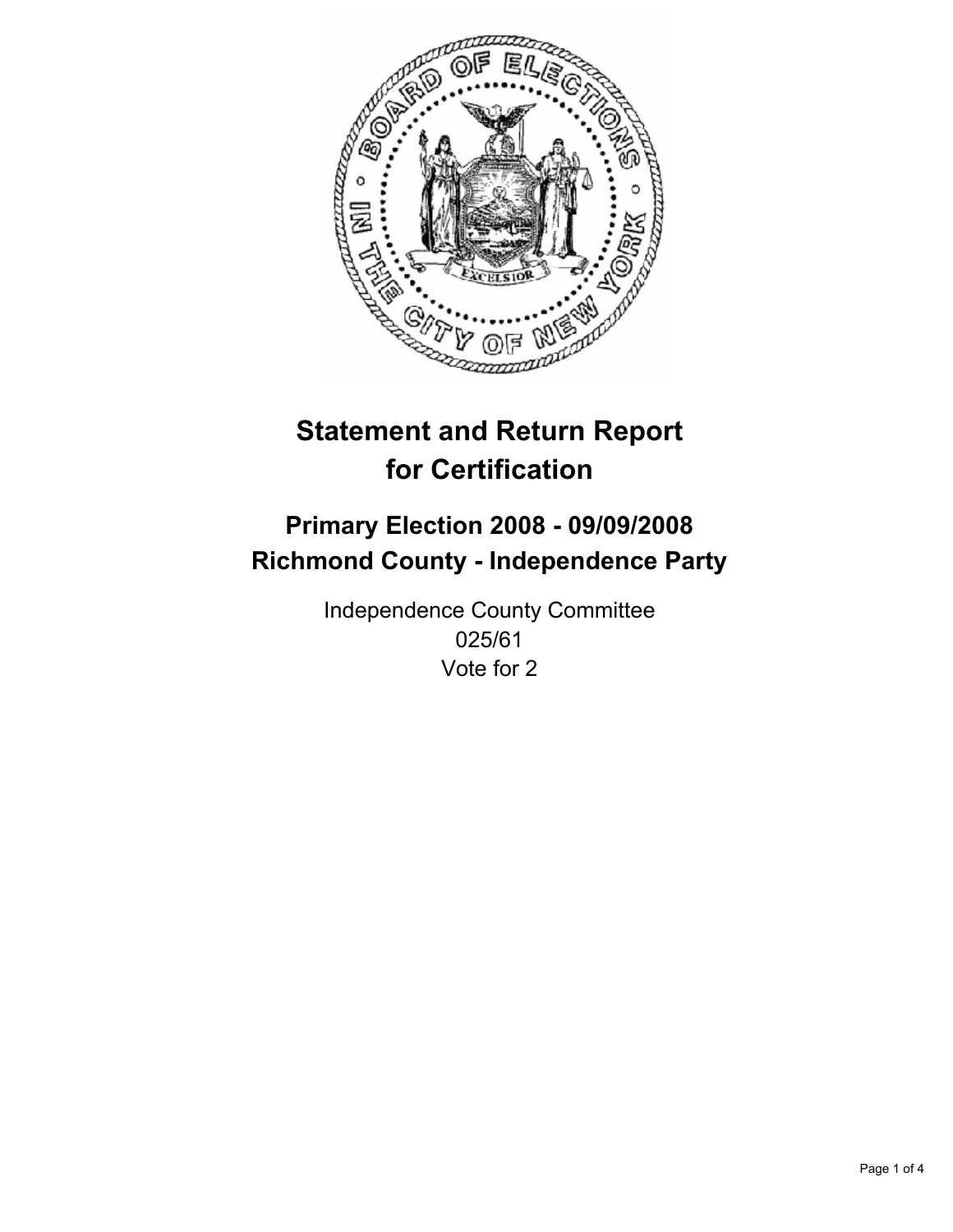# Statement and Return Report for Certification

## Primary Election 2008 - 09/09/2008
## Richmond County - Independence Party

Independence County Committee
025/61
Vote for 2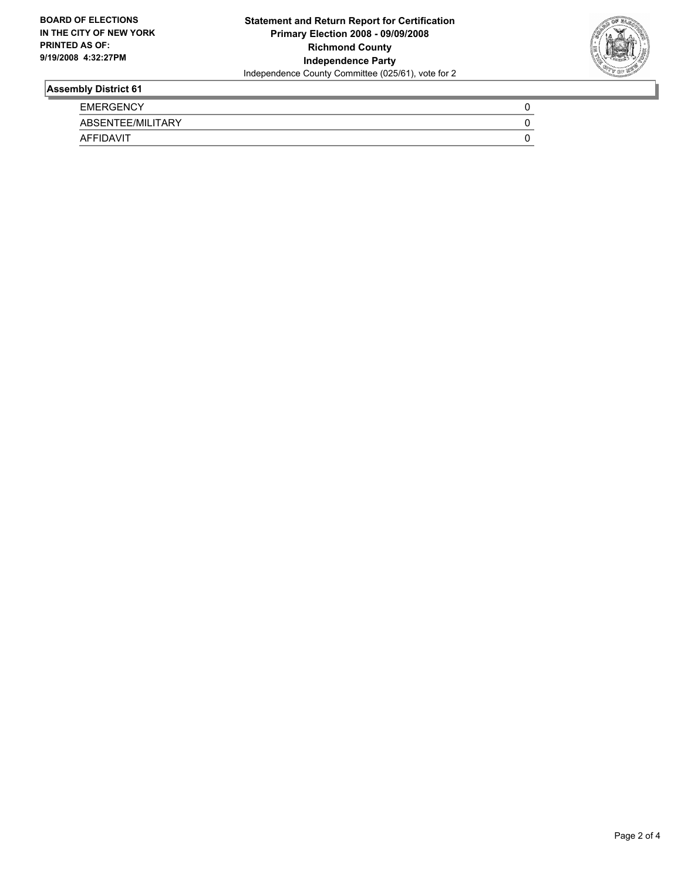**BOARD OF ELECTIONS IN THE CITY OF NEW YORK PRINTED AS OF: 9/19/2008 4:32:27PM**

**Statement and Return Report for Certification**
**Primary Election 2008 - 09/09/2008**
**Richmond County**
**Independence Party**
Independence County Committee (025/61), vote for 2

## Assembly District 61

| | |
|---|---|
| EMERGENCY | 0 |
| ABSENTEE/MILITARY | 0 |
| AFFIDAVIT | 0 |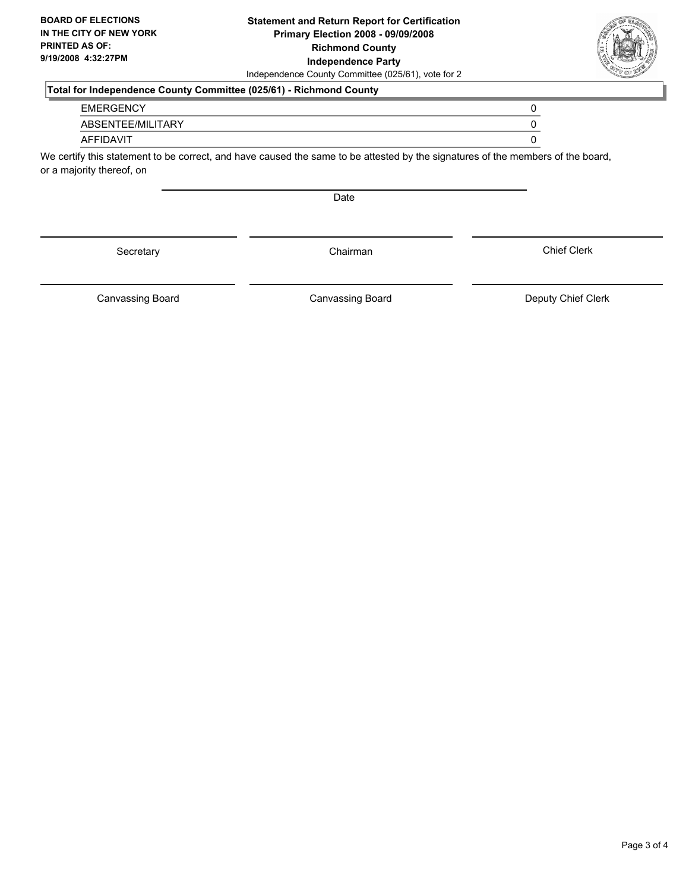**BOARD OF ELECTIONS IN THE CITY OF NEW YORK PRINTED AS OF: 9/19/2008 4:32:27PM**

**Statement and Return Report for Certification**
**Primary Election 2008 - 09/09/2008**
**Richmond County**
**Independence Party**
Independence County Committee (025/61), vote for 2

**Total for Independence County Committee (025/61) - Richmond County**

| | |
|---|---|
| EMERGENCY | 0 |
| ABSENTEE/MILITARY | 0 |
| AFFIDAVIT | 0 |

We certify this statement to be correct, and have caused the same to be attested by the signatures of the members of the board, or a majority thereof, on

Date

Secretary | Chairman | Chief Clerk

Canvassing Board | Canvassing Board | Deputy Chief Clerk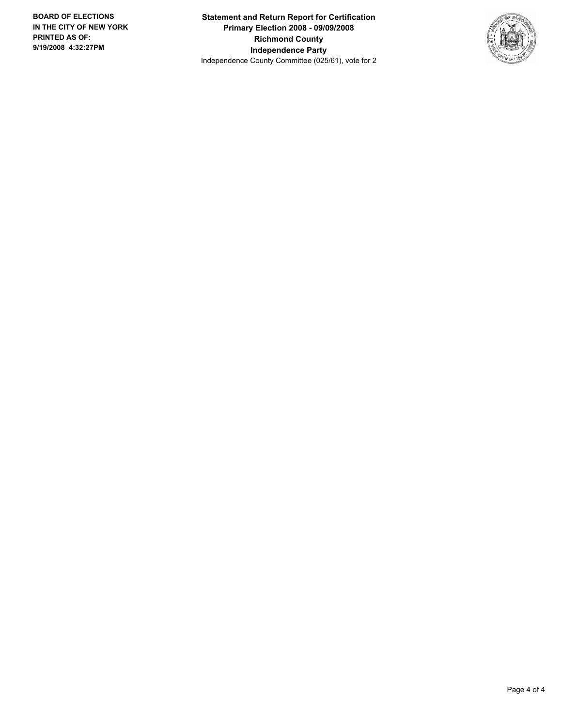**BOARD OF ELECTIONS IN THE CITY OF NEW YORK PRINTED AS OF: 9/19/2008 4:32:27PM**

**Statement and Return Report for Certification**
**Primary Election 2008 - 09/09/2008**
**Richmond County**
**Independence Party**
Independence County Committee (025/61), vote for 2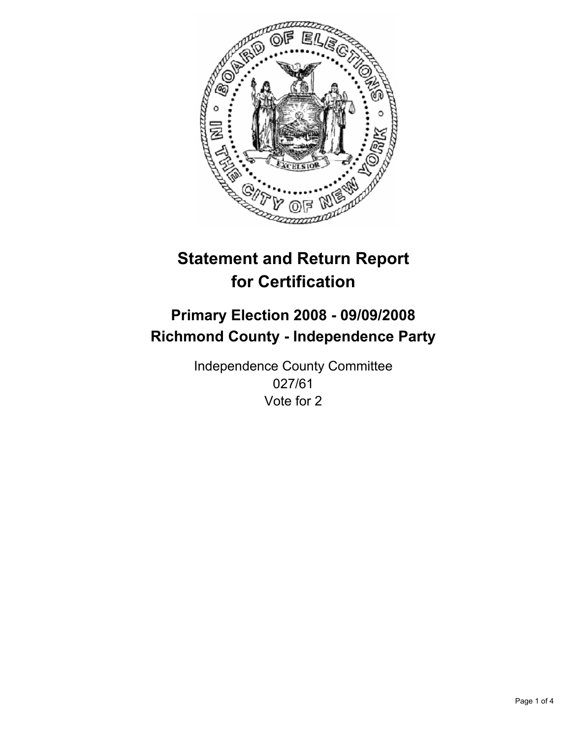# Statement and Return Report for Certification

## Primary Election 2008 - 09/09/2008
## Richmond County - Independence Party

Independence County Committee
027/61
Vote for 2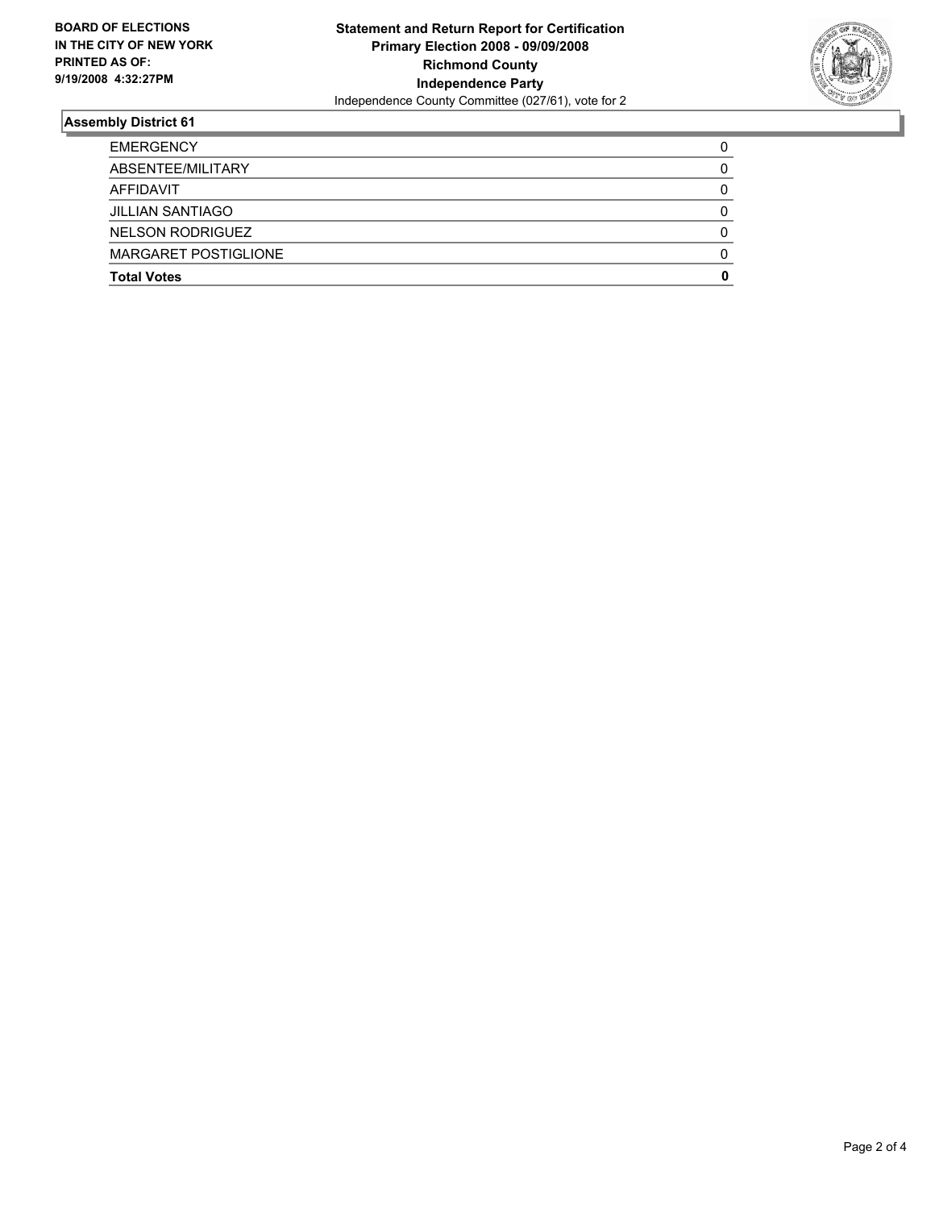**BOARD OF ELECTIONS IN THE CITY OF NEW YORK PRINTED AS OF: 9/19/2008 4:32:27PM**

**Statement and Return Report for Certification**
**Primary Election 2008 - 09/09/2008**
**Richmond County**
**Independence Party**
Independence County Committee (027/61), vote for 2

### Assembly District 61

| | |
|---|---|
| EMERGENCY | 0 |
| ABSENTEE/MILITARY | 0 |
| AFFIDAVIT | 0 |
| JILLIAN SANTIAGO | 0 |
| NELSON RODRIGUEZ | 0 |
| MARGARET POSTIGLIONE | 0 |
| **Total Votes** | **0** |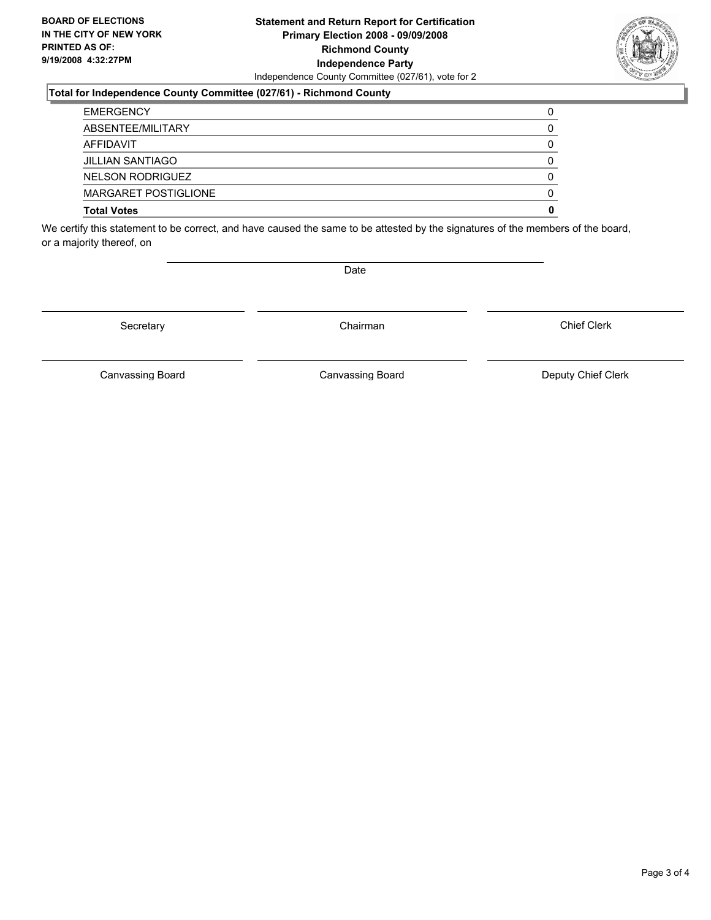**BOARD OF ELECTIONS IN THE CITY OF NEW YORK PRINTED AS OF: 9/19/2008 4:32:27PM**

**Statement and Return Report for Certification**
**Primary Election 2008 - 09/09/2008**
**Richmond County**
**Independence Party**
Independence County Committee (027/61), vote for 2

**Total for Independence County Committee (027/61) - Richmond County**

| | |
|---|---|
| EMERGENCY | 0 |
| ABSENTEE/MILITARY | 0 |
| AFFIDAVIT | 0 |
| JILLIAN SANTIAGO | 0 |
| NELSON RODRIGUEZ | 0 |
| MARGARET POSTIGLIONE | 0 |
| **Total Votes** | **0** |

We certify this statement to be correct, and have caused the same to be attested by the signatures of the members of the board, or a majority thereof, on

Date

Secretary | Chairman | Chief Clerk

Canvassing Board | Canvassing Board | Deputy Chief Clerk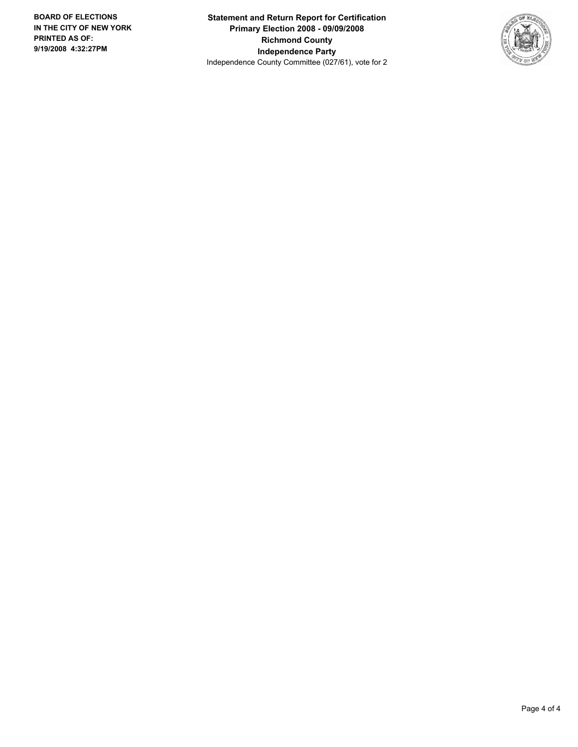**BOARD OF ELECTIONS IN THE CITY OF NEW YORK PRINTED AS OF: 9/19/2008 4:32:27PM**

**Statement and Return Report for Certification**
**Primary Election 2008 - 09/09/2008**
**Richmond County**
**Independence Party**
Independence County Committee (027/61), vote for 2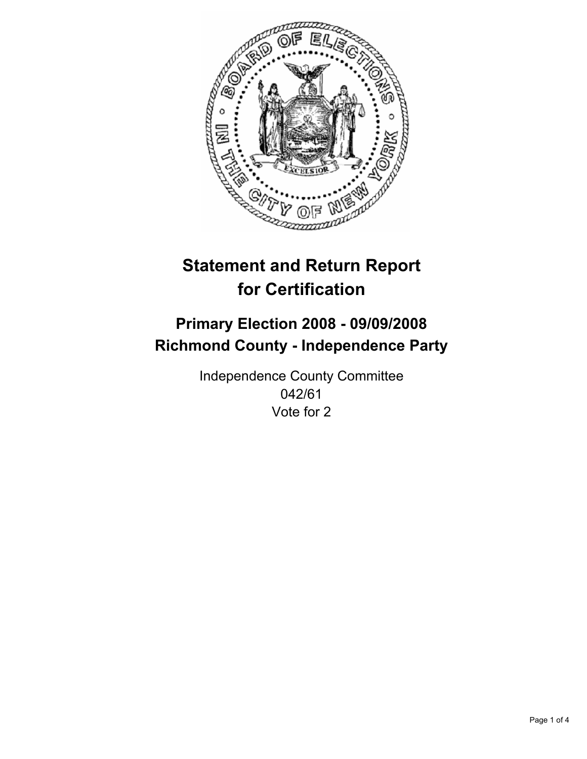# Statement and Return Report for Certification

## Primary Election 2008 - 09/09/2008
## Richmond County - Independence Party

Independence County Committee
042/61
Vote for 2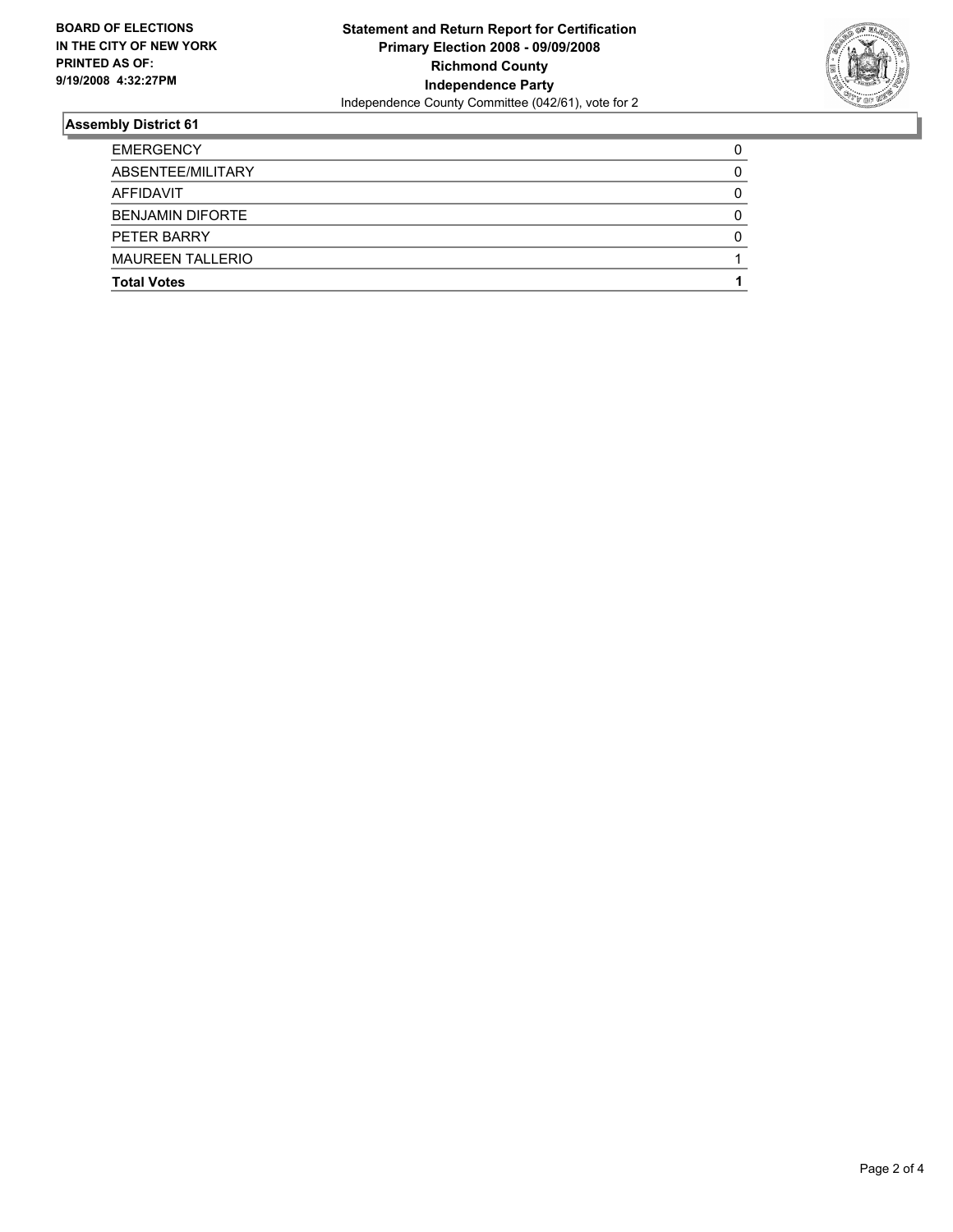**BOARD OF ELECTIONS IN THE CITY OF NEW YORK PRINTED AS OF: 9/19/2008 4:32:27PM**

**Statement and Return Report for Certification**
**Primary Election 2008 - 09/09/2008**
**Richmond County**
**Independence Party**
Independence County Committee (042/61), vote for 2

## Assembly District 61

| | |
|---|---|
| EMERGENCY | 0 |
| ABSENTEE/MILITARY | 0 |
| AFFIDAVIT | 0 |
| BENJAMIN DIFORTE | 0 |
| PETER BARRY | 0 |
| MAUREEN TALLERIO | 1 |
| **Total Votes** | **1** |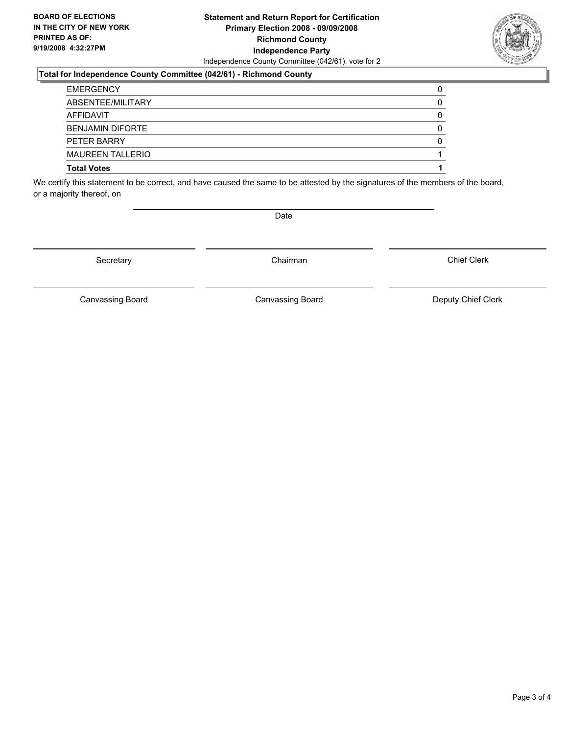**BOARD OF ELECTIONS IN THE CITY OF NEW YORK PRINTED AS OF: 9/19/2008 4:32:27PM**

**Statement and Return Report for Certification**
**Primary Election 2008 - 09/09/2008**
**Richmond County**
**Independence Party**
Independence County Committee (042/61), vote for 2

### Total for Independence County Committee (042/61) - Richmond County

| | |
|---|---|
| EMERGENCY | 0 |
| ABSENTEE/MILITARY | 0 |
| AFFIDAVIT | 0 |
| BENJAMIN DIFORTE | 0 |
| PETER BARRY | 0 |
| MAUREEN TALLERIO | 1 |
| **Total Votes** | **1** |

We certify this statement to be correct, and have caused the same to be attested by the signatures of the members of the board, or a majority thereof, on

Date

Secretary　　Chairman　　Chief Clerk

Canvassing Board　　Canvassing Board　　Deputy Chief Clerk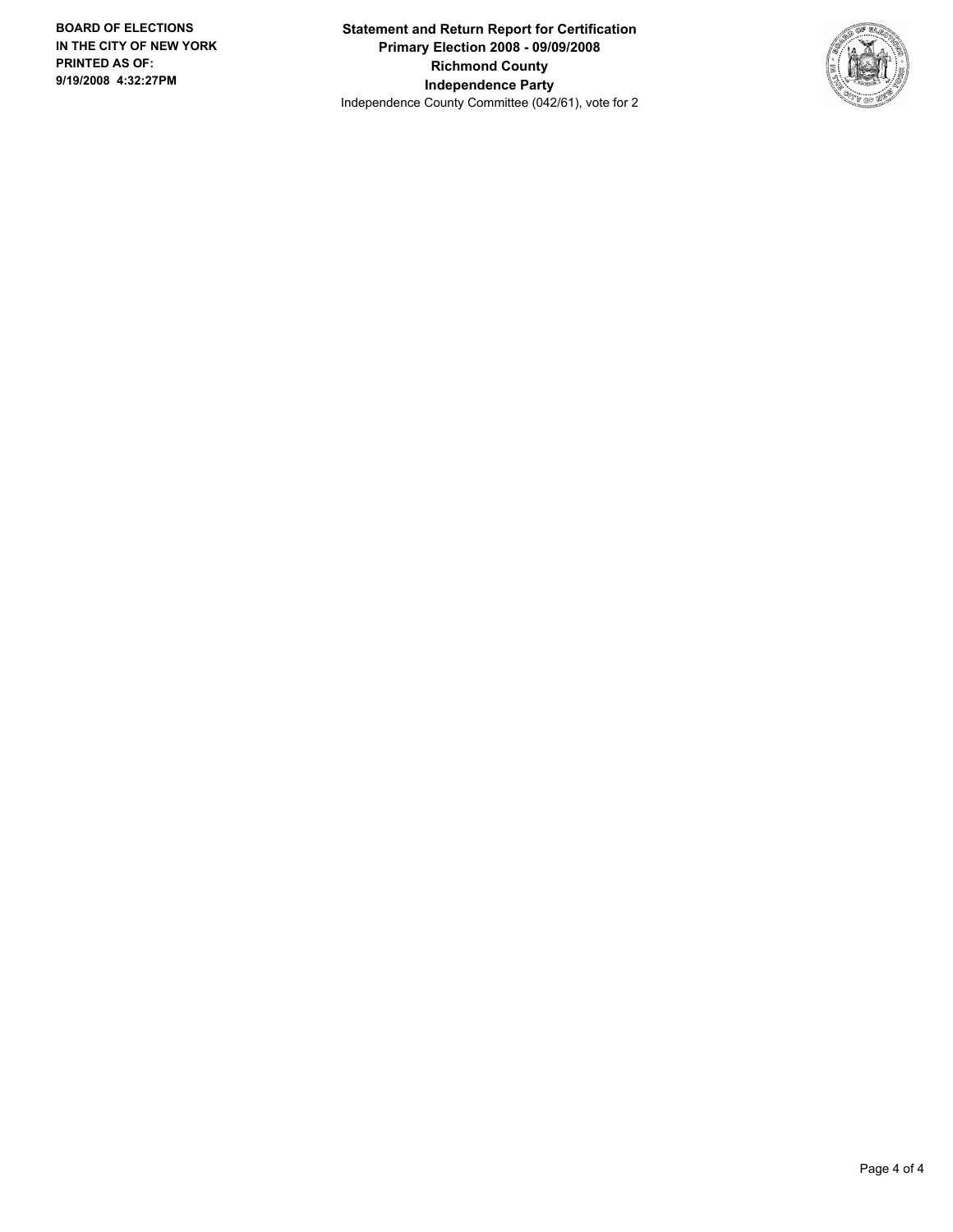**BOARD OF ELECTIONS IN THE CITY OF NEW YORK**
**PRINTED AS OF:**
**9/19/2008 4:32:27PM**

**Statement and Return Report for Certification**
**Primary Election 2008 - 09/09/2008**
**Richmond County**
**Independence Party**
Independence County Committee (042/61), vote for 2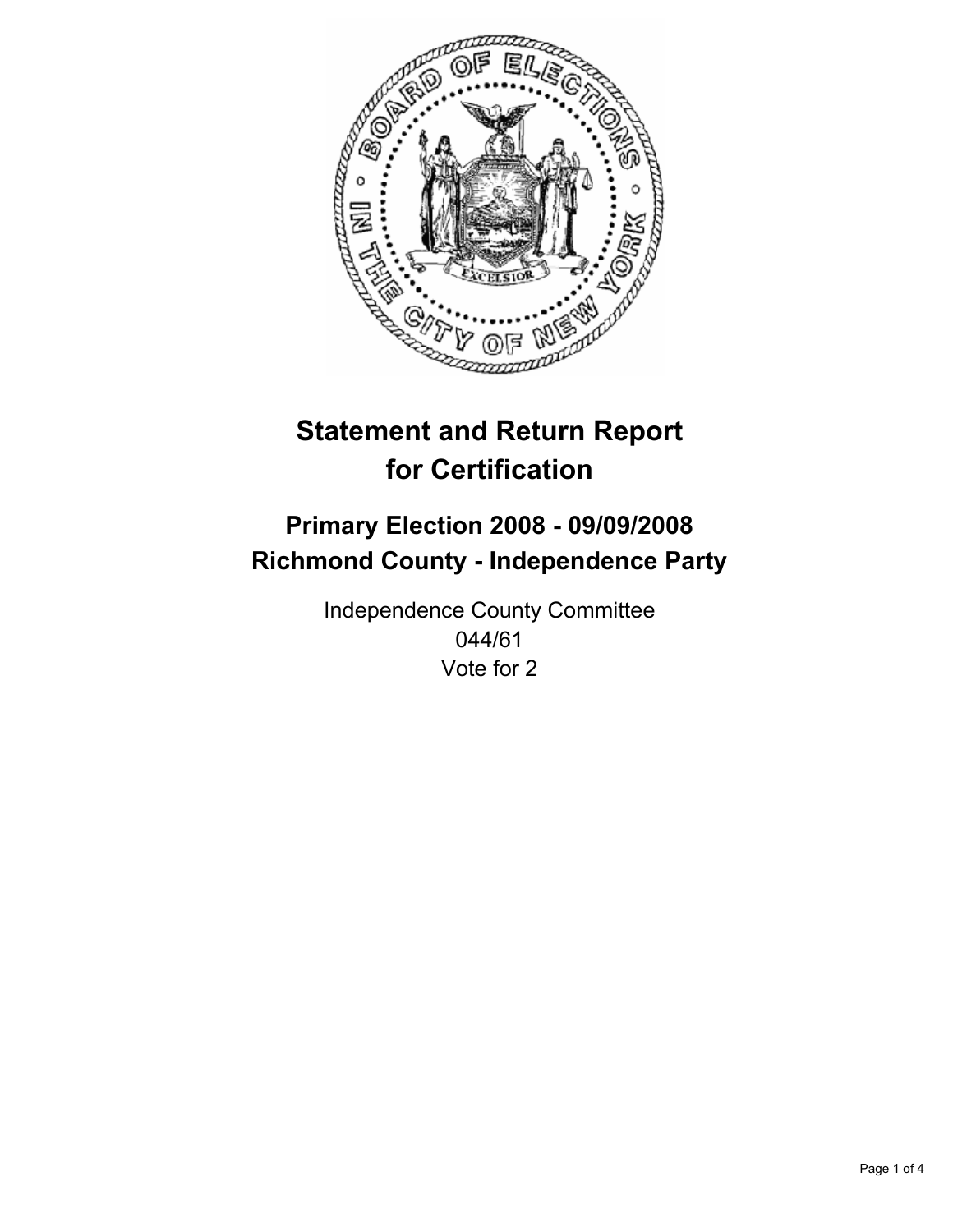# Statement and Return Report for Certification

## Primary Election 2008 - 09/09/2008
## Richmond County - Independence Party

Independence County Committee
044/61
Vote for 2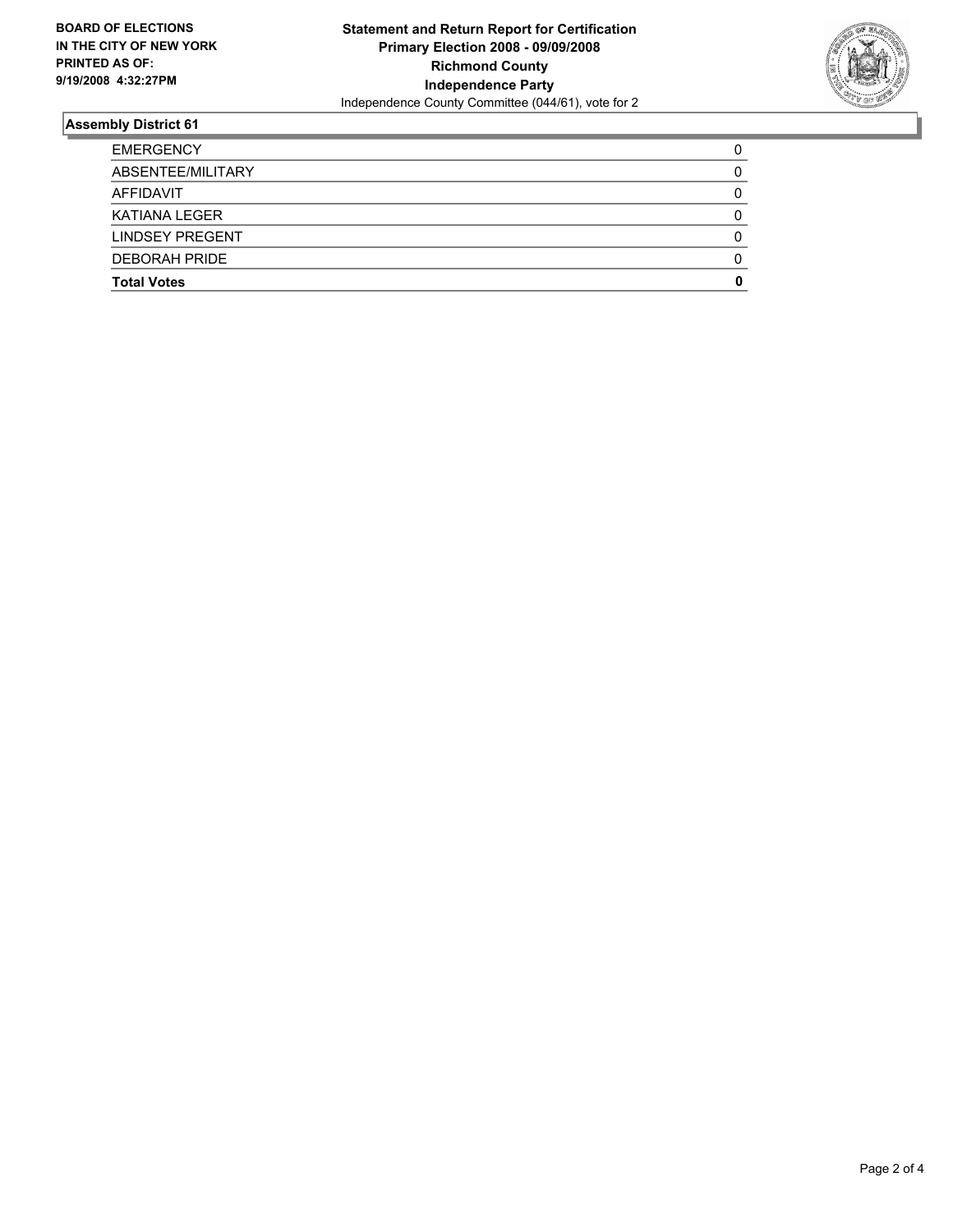**BOARD OF ELECTIONS IN THE CITY OF NEW YORK PRINTED AS OF: 9/19/2008 4:32:27PM**

**Statement and Return Report for Certification**
**Primary Election 2008 - 09/09/2008**
**Richmond County**
**Independence Party**
Independence County Committee (044/61), vote for 2

## Assembly District 61

| | |
|---|---|
| EMERGENCY | 0 |
| ABSENTEE/MILITARY | 0 |
| AFFIDAVIT | 0 |
| KATIANA LEGER | 0 |
| LINDSEY PREGENT | 0 |
| DEBORAH PRIDE | 0 |
| **Total Votes** | **0** |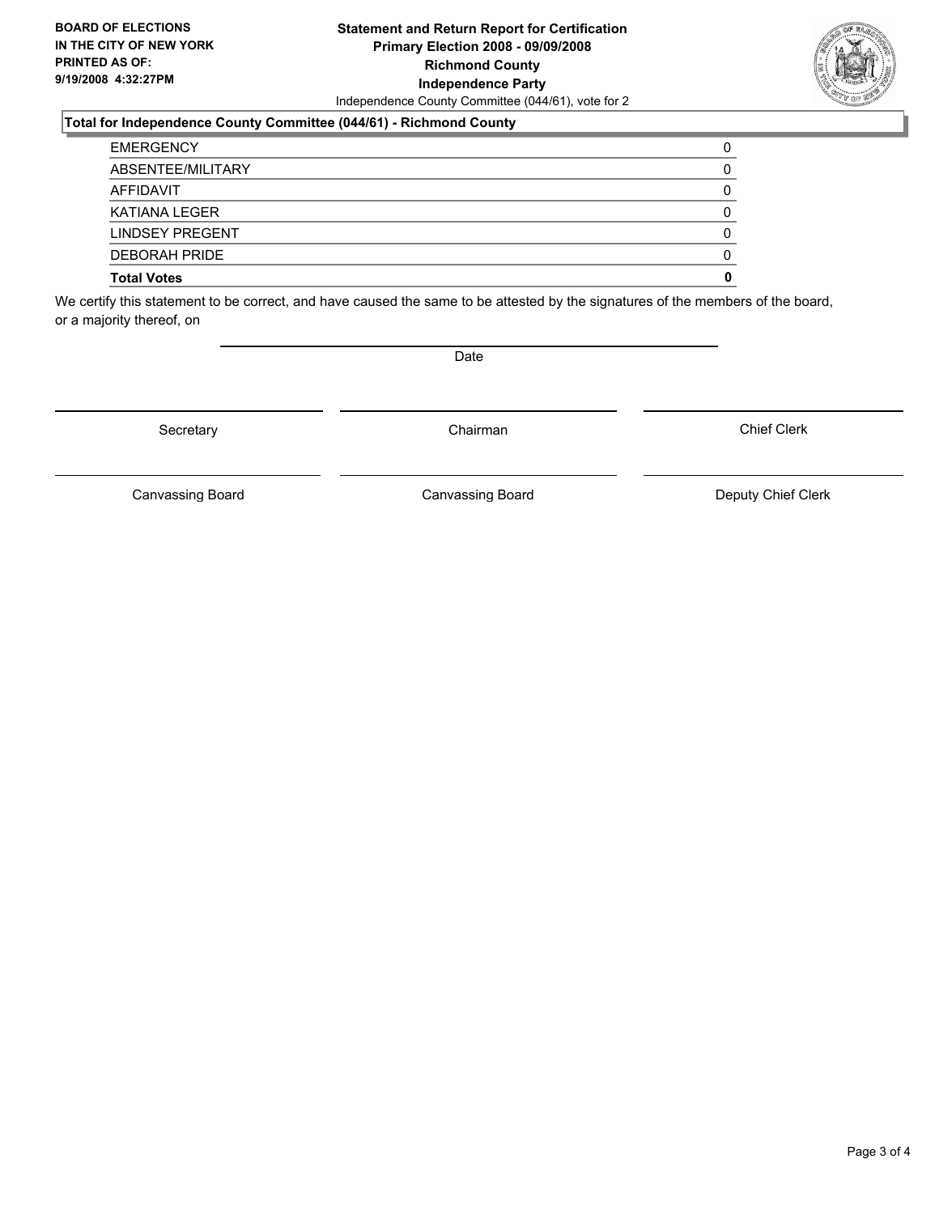**BOARD OF ELECTIONS IN THE CITY OF NEW YORK PRINTED AS OF: 9/19/2008 4:32:27PM**

# Statement and Return Report for Certification
## Primary Election 2008 - 09/09/2008
## Richmond County
## Independence Party

Independence County Committee (044/61), vote for 2

### Total for Independence County Committee (044/61) - Richmond County

| | |
|---|---|
| EMERGENCY | 0 |
| ABSENTEE/MILITARY | 0 |
| AFFIDAVIT | 0 |
| KATIANA LEGER | 0 |
| LINDSEY PREGENT | 0 |
| DEBORAH PRIDE | 0 |
| **Total Votes** | **0** |

We certify this statement to be correct, and have caused the same to be attested by the signatures of the members of the board, or a majority thereof, on

Date

Secretary | Chairman | Chief Clerk

Canvassing Board | Canvassing Board | Deputy Chief Clerk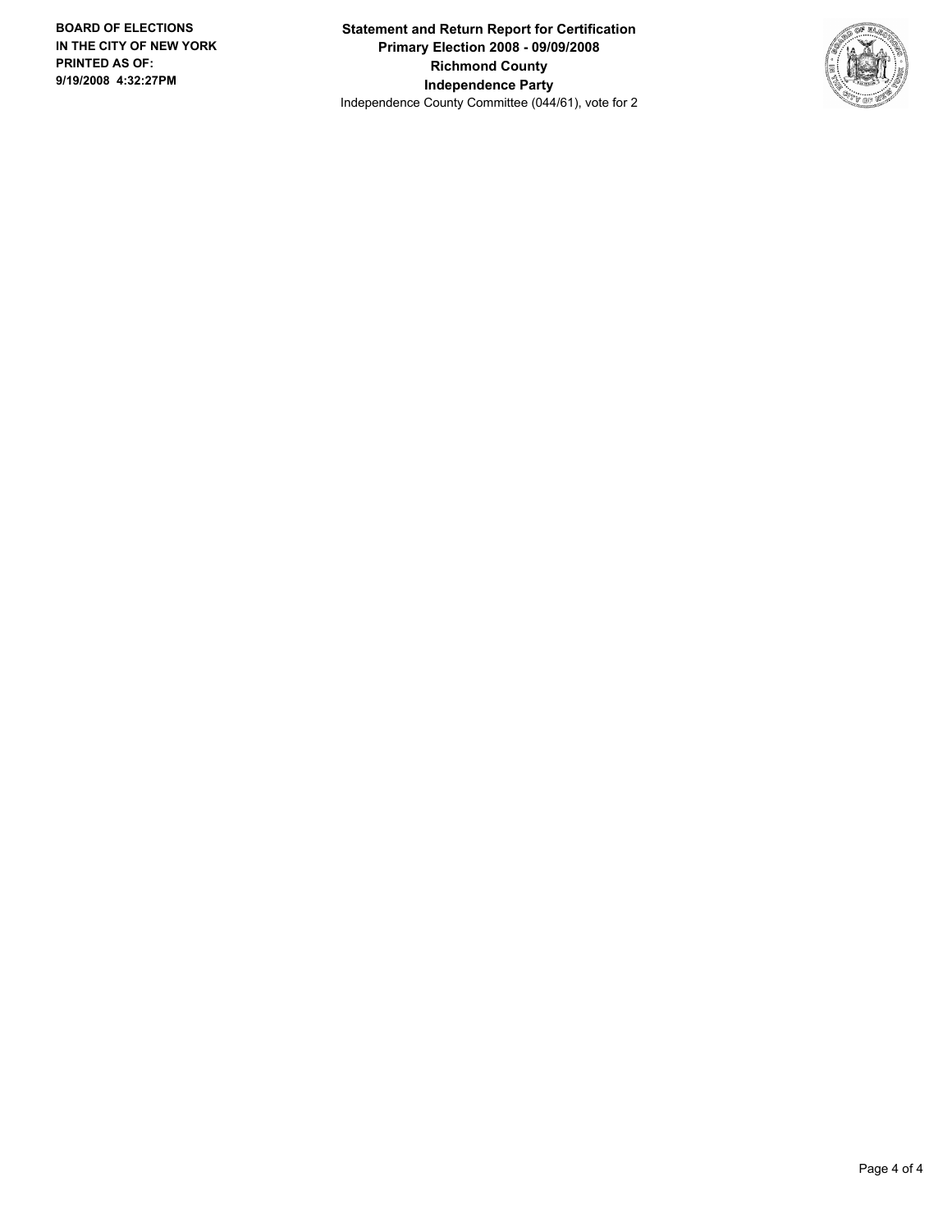**BOARD OF ELECTIONS IN THE CITY OF NEW YORK PRINTED AS OF: 9/19/2008 4:32:27PM**

**Statement and Return Report for Certification**
**Primary Election 2008 - 09/09/2008**
**Richmond County**
**Independence Party**
Independence County Committee (044/61), vote for 2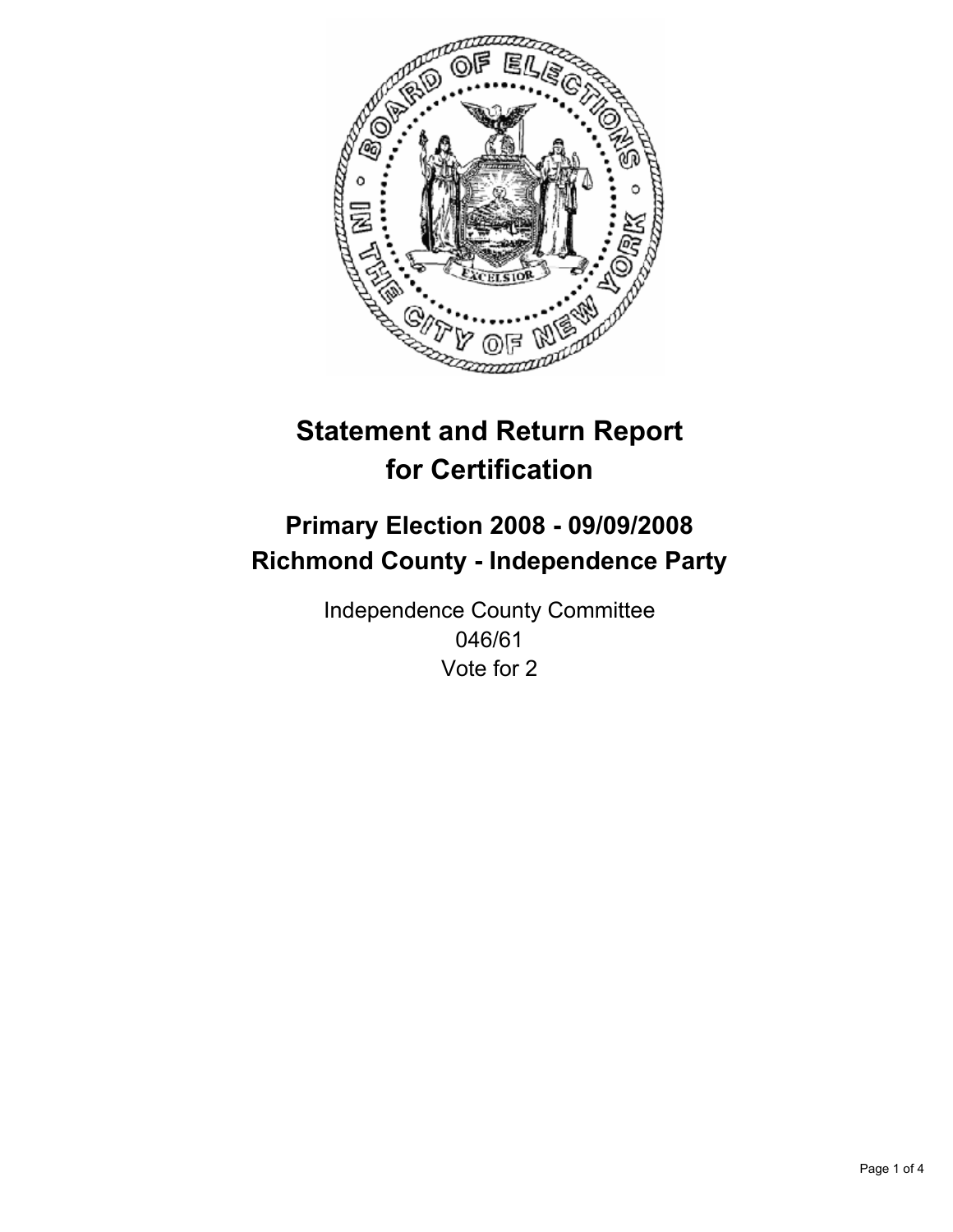# Statement and Return Report for Certification

## Primary Election 2008 - 09/09/2008
## Richmond County - Independence Party

Independence County Committee
046/61
Vote for 2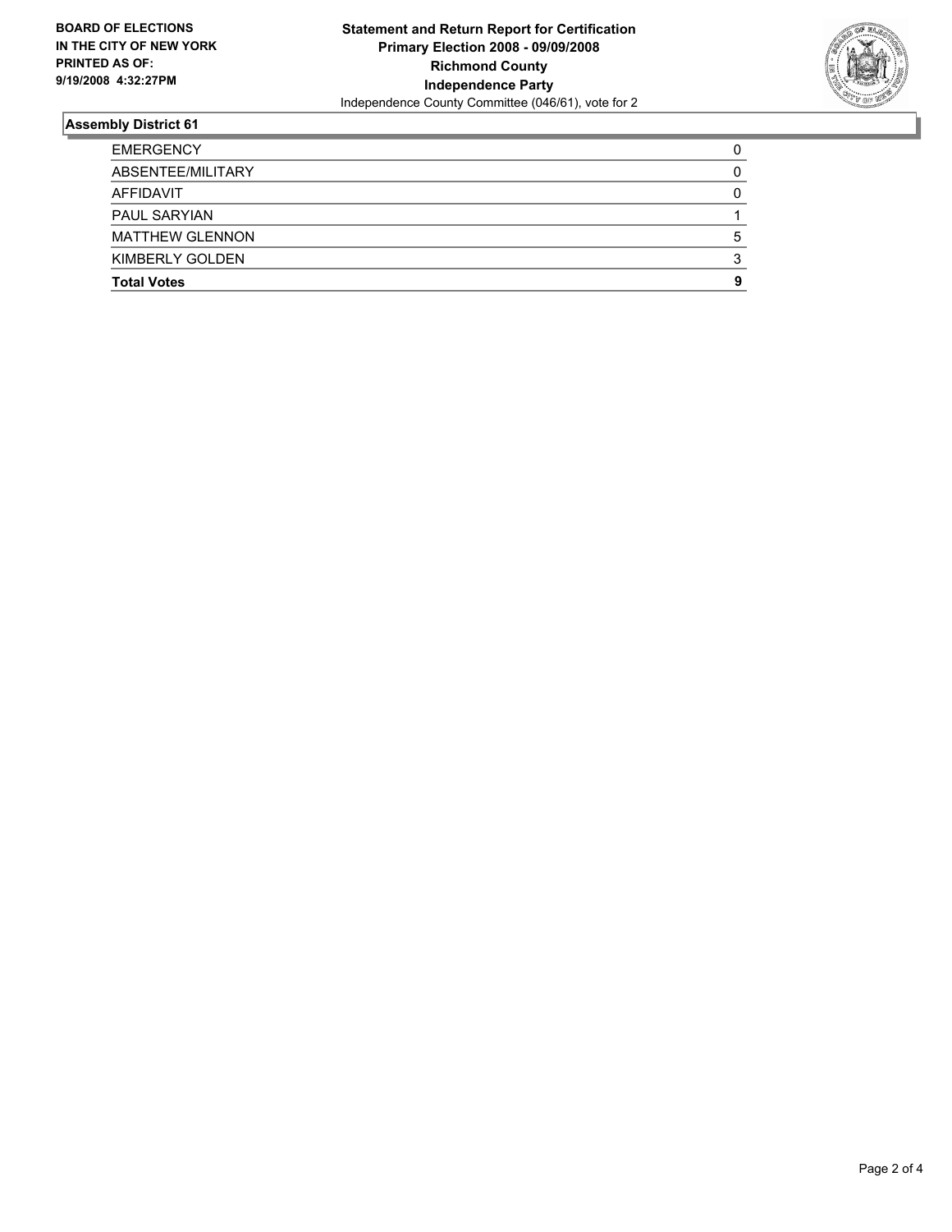**BOARD OF ELECTIONS IN THE CITY OF NEW YORK PRINTED AS OF: 9/19/2008 4:32:27PM**

**Statement and Return Report for Certification**
**Primary Election 2008 - 09/09/2008**
**Richmond County**
**Independence Party**
Independence County Committee (046/61), vote for 2

## Assembly District 61

| | |
|---|---|
| EMERGENCY | 0 |
| ABSENTEE/MILITARY | 0 |
| AFFIDAVIT | 0 |
| PAUL SARYIAN | 1 |
| MATTHEW GLENNON | 5 |
| KIMBERLY GOLDEN | 3 |
| **Total Votes** | **9** |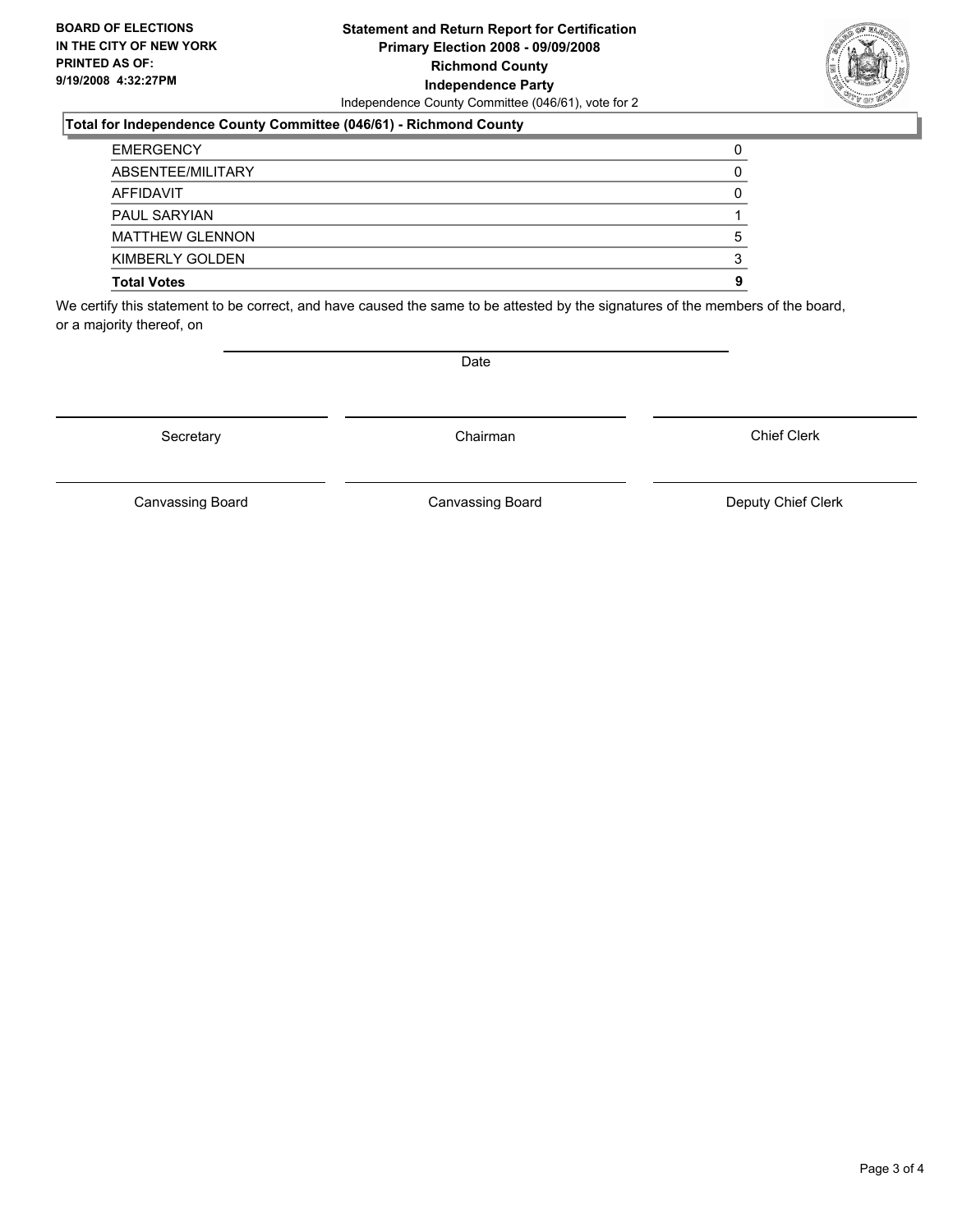**BOARD OF ELECTIONS IN THE CITY OF NEW YORK PRINTED AS OF: 9/19/2008 4:32:27PM**

**Statement and Return Report for Certification**
**Primary Election 2008 - 09/09/2008**
**Richmond County**
**Independence Party**
Independence County Committee (046/61), vote for 2

**Total for Independence County Committee (046/61) - Richmond County**

| | |
|---|---|
| EMERGENCY | 0 |
| ABSENTEE/MILITARY | 0 |
| AFFIDAVIT | 0 |
| PAUL SARYIAN | 1 |
| MATTHEW GLENNON | 5 |
| KIMBERLY GOLDEN | 3 |
| **Total Votes** | **9** |

We certify this statement to be correct, and have caused the same to be attested by the signatures of the members of the board, or a majority thereof, on

Date

Secretary | Chairman | Chief Clerk

Canvassing Board | Canvassing Board | Deputy Chief Clerk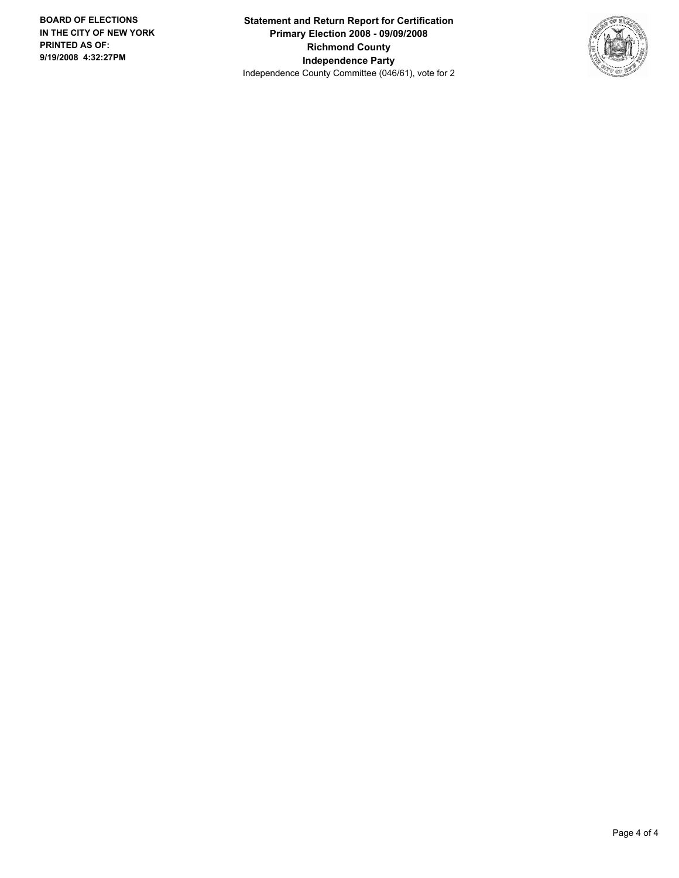**Statement and Return Report for Certification**
**Primary Election 2008 - 09/09/2008**
**Richmond County**
**Independence Party**
Independence County Committee (046/61), vote for 2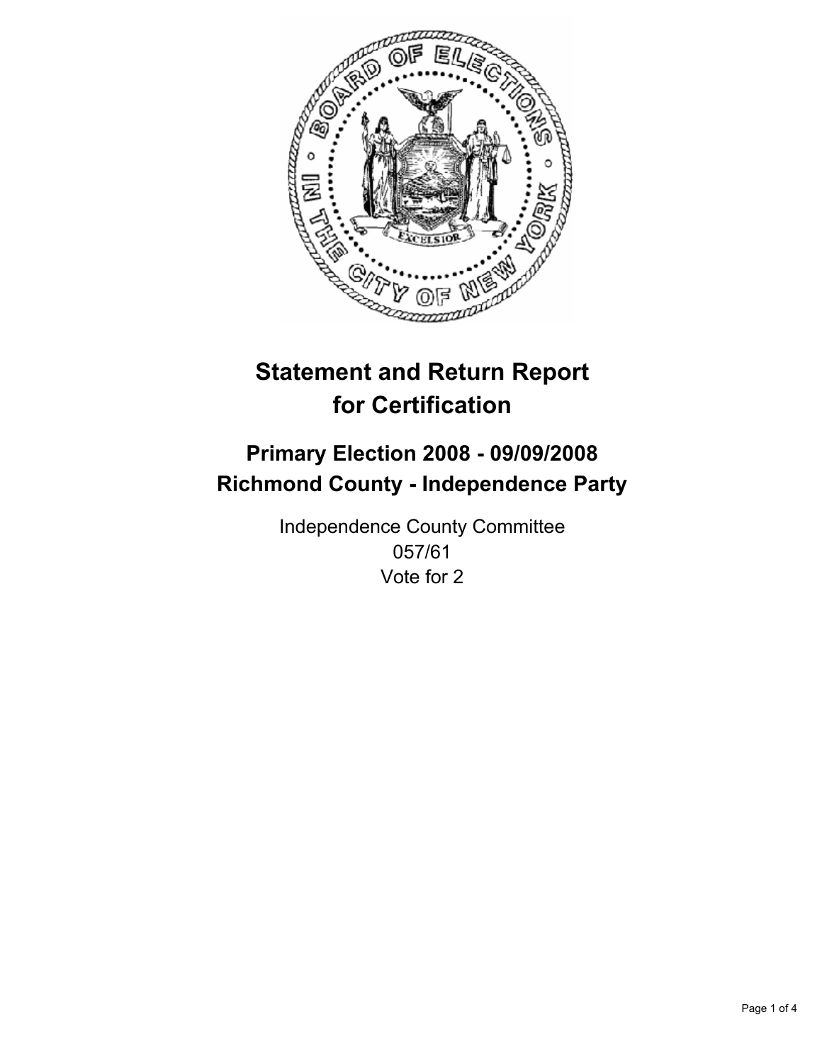# Statement and Return Report for Certification

## Primary Election 2008 - 09/09/2008
## Richmond County - Independence Party

Independence County Committee
057/61
Vote for 2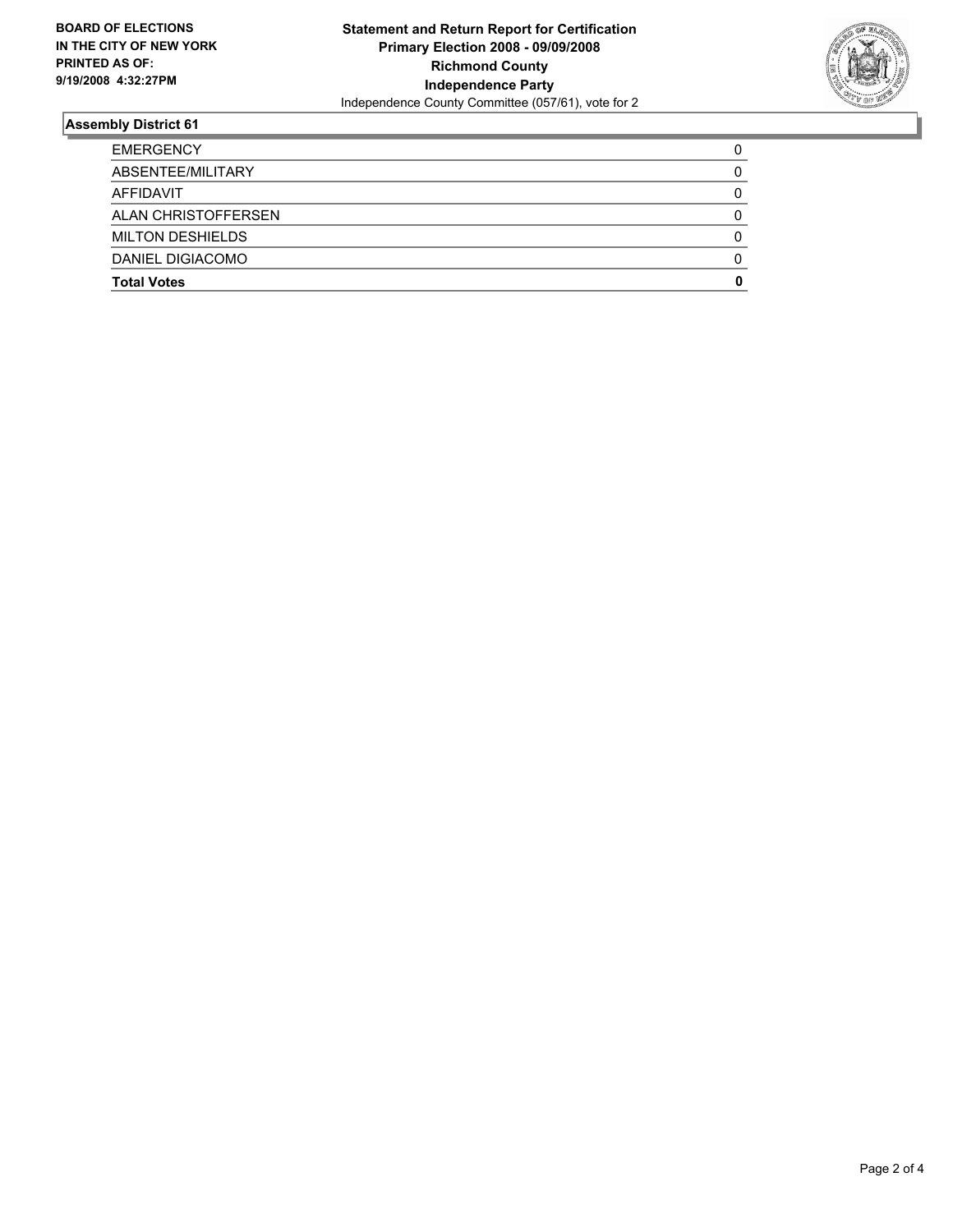**BOARD OF ELECTIONS IN THE CITY OF NEW YORK PRINTED AS OF: 9/19/2008 4:32:27PM**

**Statement and Return Report for Certification**
**Primary Election 2008 - 09/09/2008**
**Richmond County**
**Independence Party**
Independence County Committee (057/61), vote for 2

## Assembly District 61

| | |
|---|---|
| EMERGENCY | 0 |
| ABSENTEE/MILITARY | 0 |
| AFFIDAVIT | 0 |
| ALAN CHRISTOFFERSEN | 0 |
| MILTON DESHIELDS | 0 |
| DANIEL DIGIACOMO | 0 |
| **Total Votes** | **0** |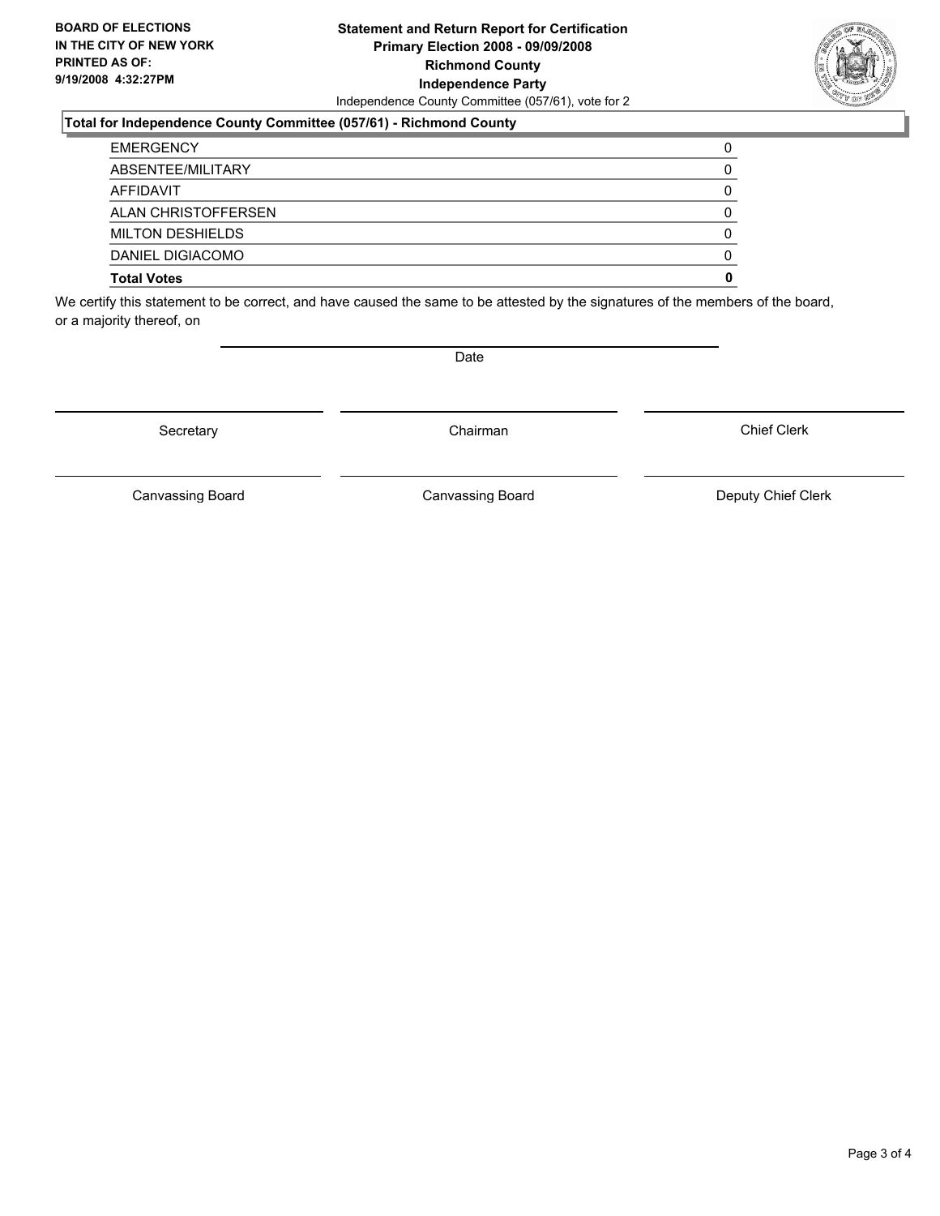**BOARD OF ELECTIONS IN THE CITY OF NEW YORK PRINTED AS OF: 9/19/2008 4:32:27PM**

**Statement and Return Report for Certification**
**Primary Election 2008 - 09/09/2008**
**Richmond County**
**Independence Party**
Independence County Committee (057/61), vote for 2

**Total for Independence County Committee (057/61) - Richmond County**

| | |
|---|---|
| EMERGENCY | 0 |
| ABSENTEE/MILITARY | 0 |
| AFFIDAVIT | 0 |
| ALAN CHRISTOFFERSEN | 0 |
| MILTON DESHIELDS | 0 |
| DANIEL DIGIACOMO | 0 |
| **Total Votes** | **0** |

We certify this statement to be correct, and have caused the same to be attested by the signatures of the members of the board, or a majority thereof, on

Date

| | | |
|---|---|---|
| Secretary | Chairman | Chief Clerk |
| Canvassing Board | Canvassing Board | Deputy Chief Clerk |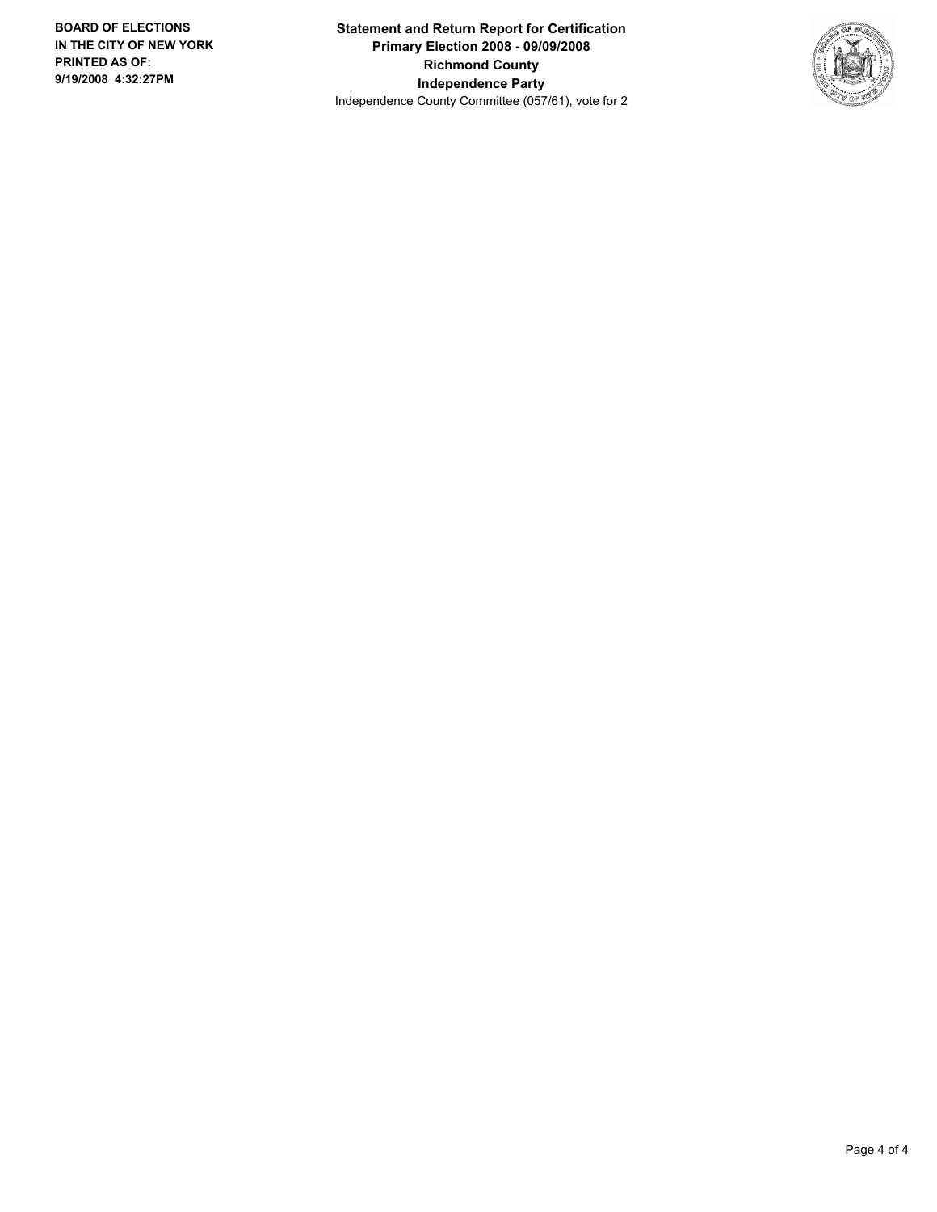**BOARD OF ELECTIONS IN THE CITY OF NEW YORK PRINTED AS OF: 9/19/2008 4:32:27PM**

**Statement and Return Report for Certification**
**Primary Election 2008 - 09/09/2008**
**Richmond County**
**Independence Party**
Independence County Committee (057/61), vote for 2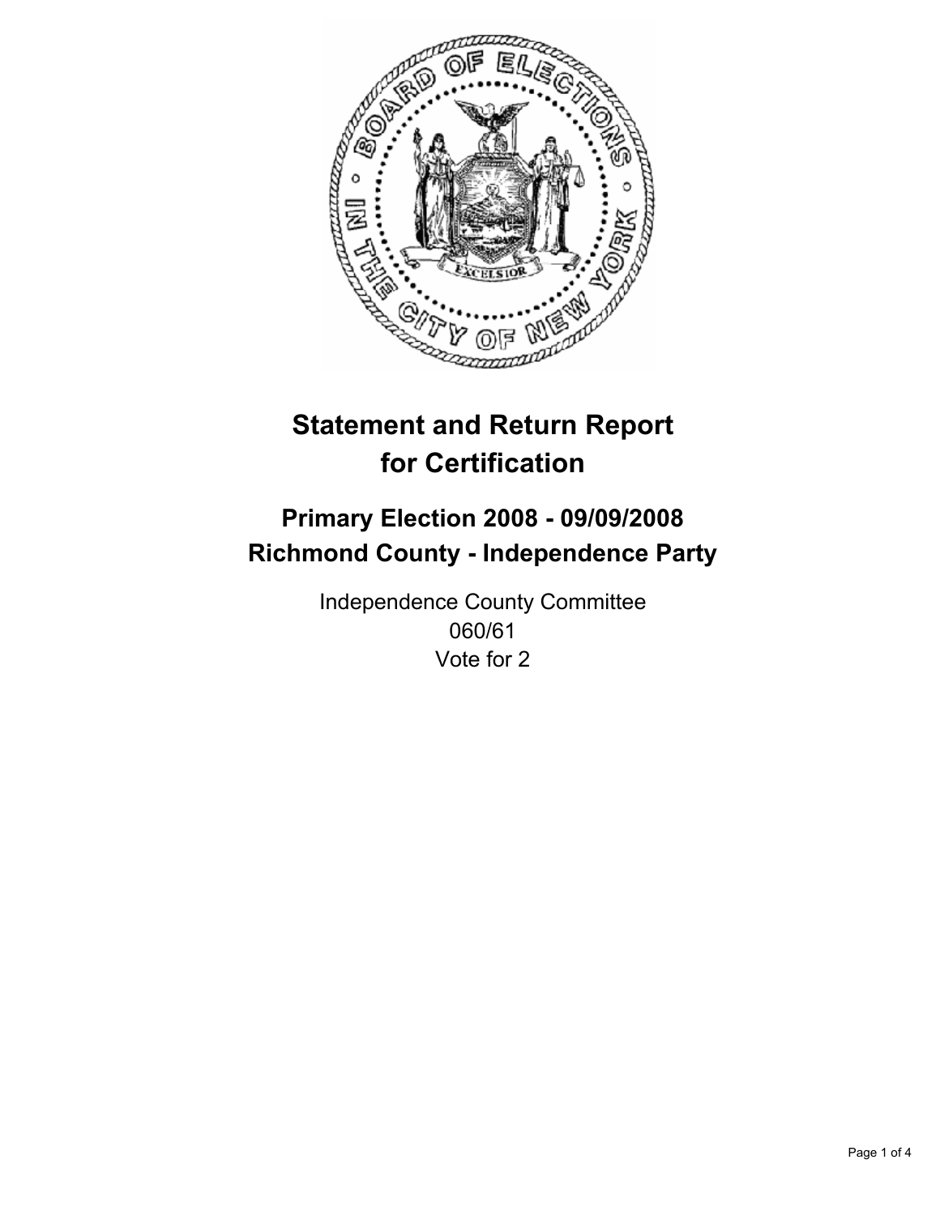# Statement and Return Report for Certification

## Primary Election 2008 - 09/09/2008
## Richmond County - Independence Party

Independence County Committee
060/61
Vote for 2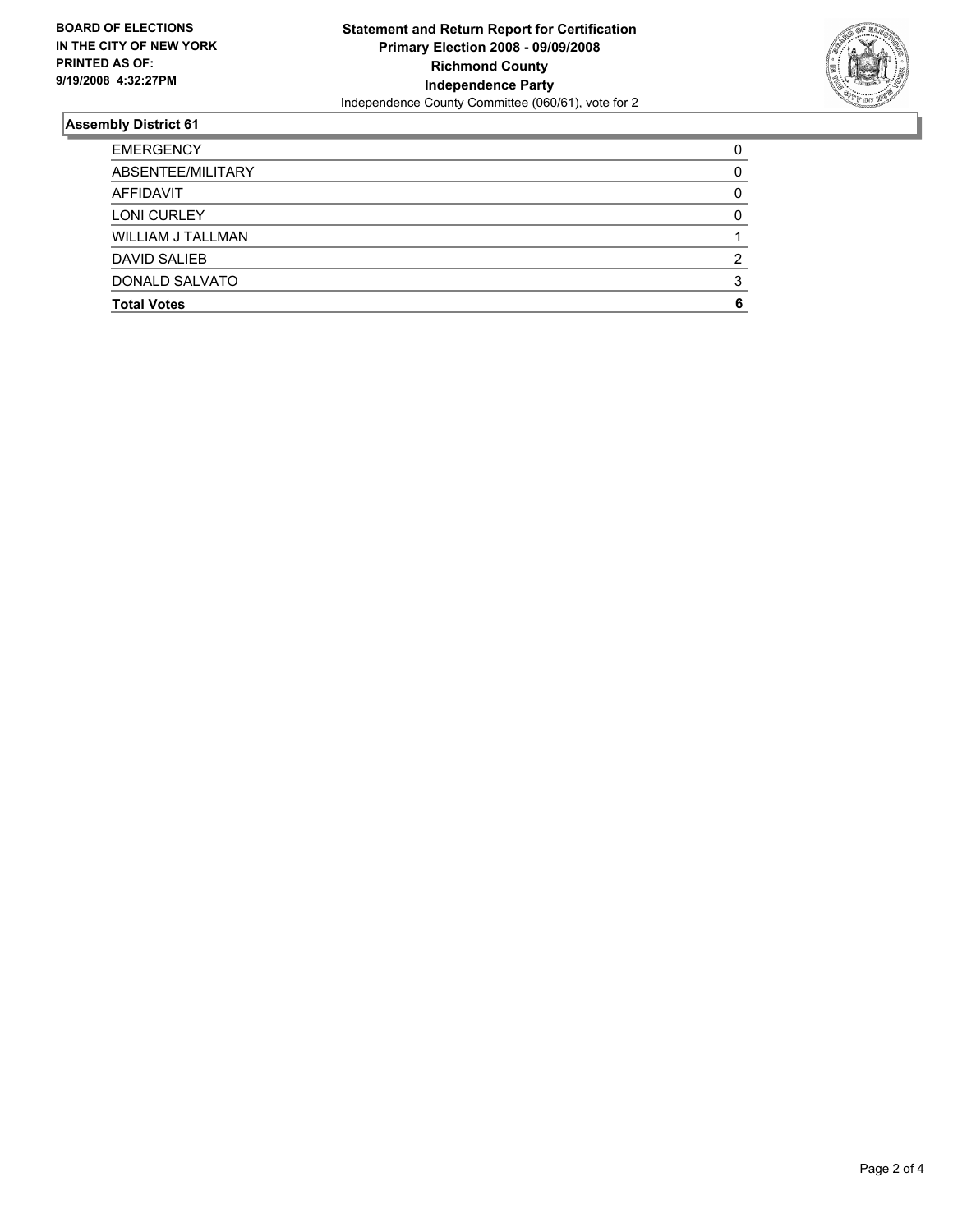**BOARD OF ELECTIONS IN THE CITY OF NEW YORK PRINTED AS OF: 9/19/2008 4:32:27PM**

**Statement and Return Report for Certification**
**Primary Election 2008 - 09/09/2008**
**Richmond County**
**Independence Party**
Independence County Committee (060/61), vote for 2

### Assembly District 61

| | |
|---|---|
| EMERGENCY | 0 |
| ABSENTEE/MILITARY | 0 |
| AFFIDAVIT | 0 |
| LONI CURLEY | 0 |
| WILLIAM J TALLMAN | 1 |
| DAVID SALIEB | 2 |
| DONALD SALVATO | 3 |
| **Total Votes** | **6** |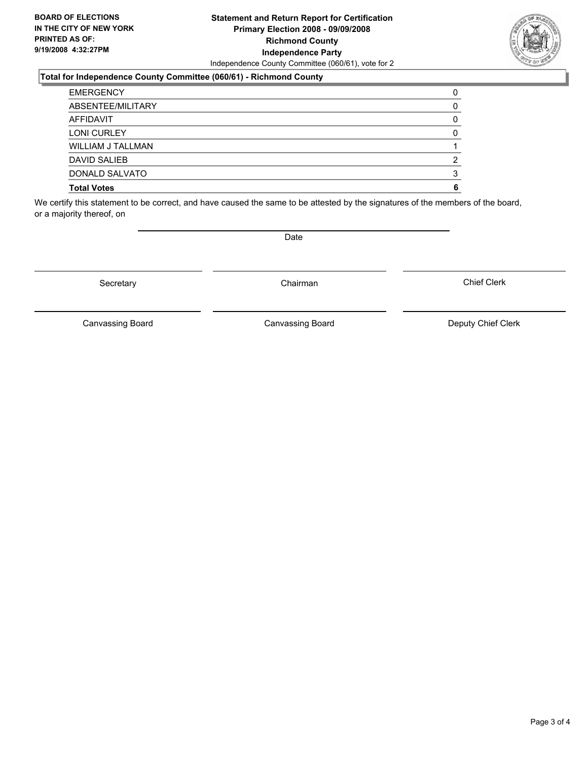**BOARD OF ELECTIONS IN THE CITY OF NEW YORK PRINTED AS OF: 9/19/2008 4:32:27PM**

**Statement and Return Report for Certification**
**Primary Election 2008 - 09/09/2008**
**Richmond County**
**Independence Party**
Independence County Committee (060/61), vote for 2

**Total for Independence County Committee (060/61) - Richmond County**

| | |
|---|---|
| EMERGENCY | 0 |
| ABSENTEE/MILITARY | 0 |
| AFFIDAVIT | 0 |
| LONI CURLEY | 0 |
| WILLIAM J TALLMAN | 1 |
| DAVID SALIEB | 2 |
| DONALD SALVATO | 3 |
| **Total Votes** | **6** |

We certify this statement to be correct, and have caused the same to be attested by the signatures of the members of the board, or a majority thereof, on

Date

| | | |
|---|---|---|
| Secretary | Chairman | Chief Clerk |
| Canvassing Board | Canvassing Board | Deputy Chief Clerk |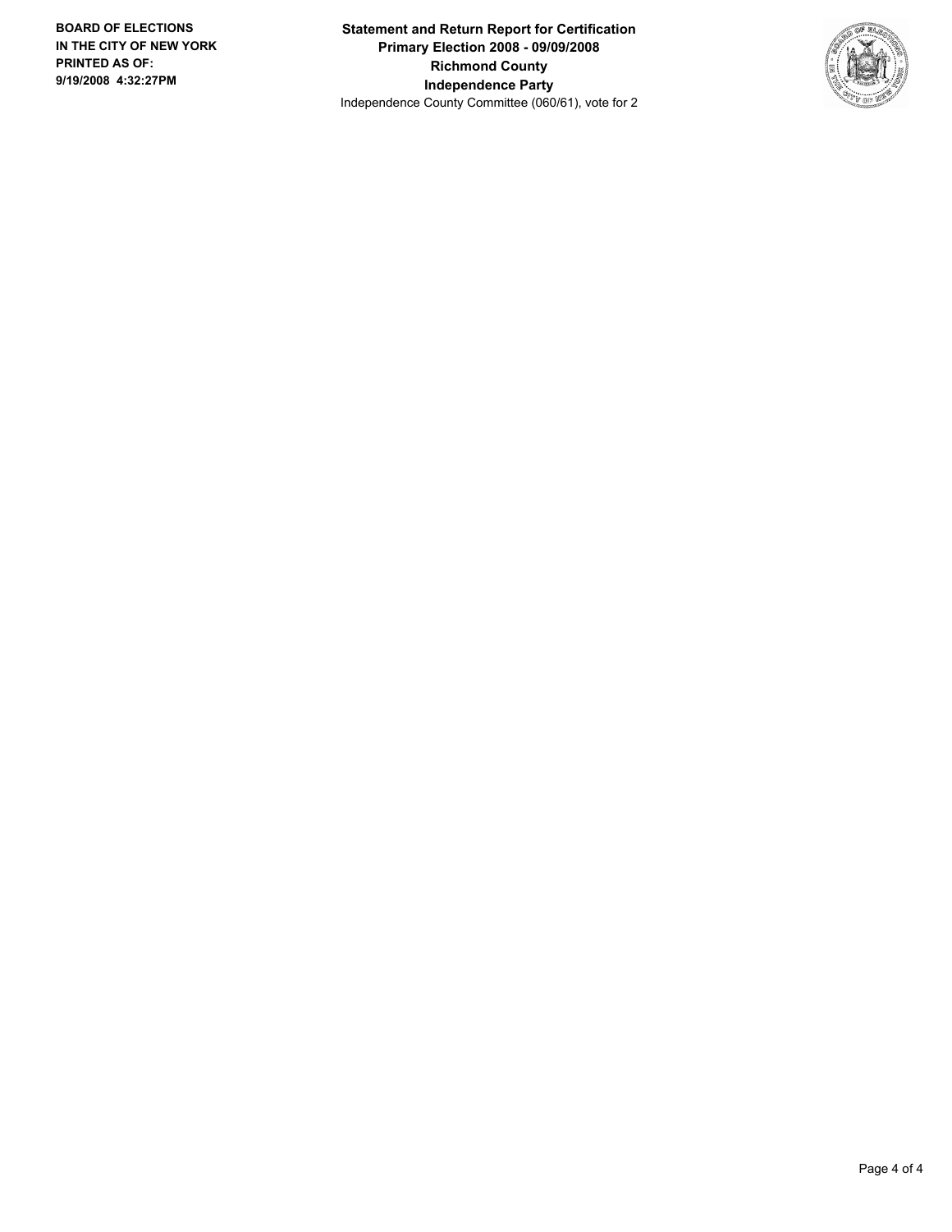**BOARD OF ELECTIONS IN THE CITY OF NEW YORK**
**PRINTED AS OF:**
**9/19/2008 4:32:27PM**

**Statement and Return Report for Certification**
**Primary Election 2008 - 09/09/2008**
**Richmond County**
**Independence Party**
Independence County Committee (060/61), vote for 2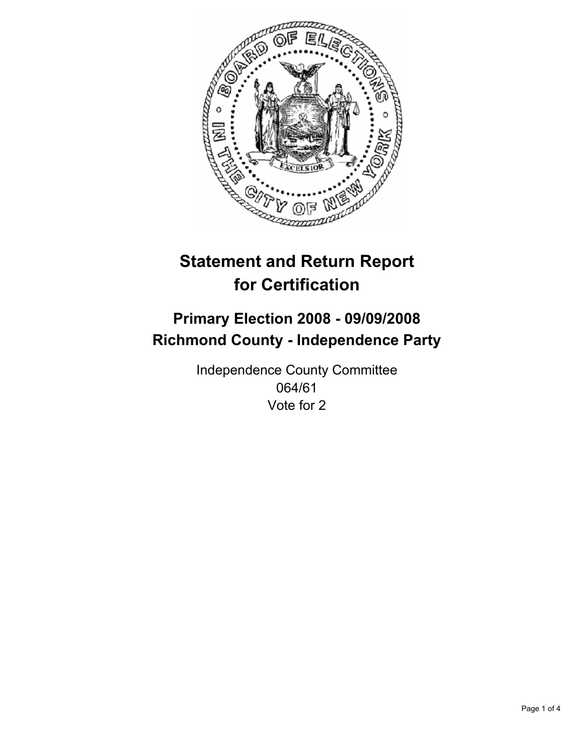# Statement and Return Report for Certification

## Primary Election 2008 - 09/09/2008
## Richmond County - Independence Party

Independence County Committee
064/61
Vote for 2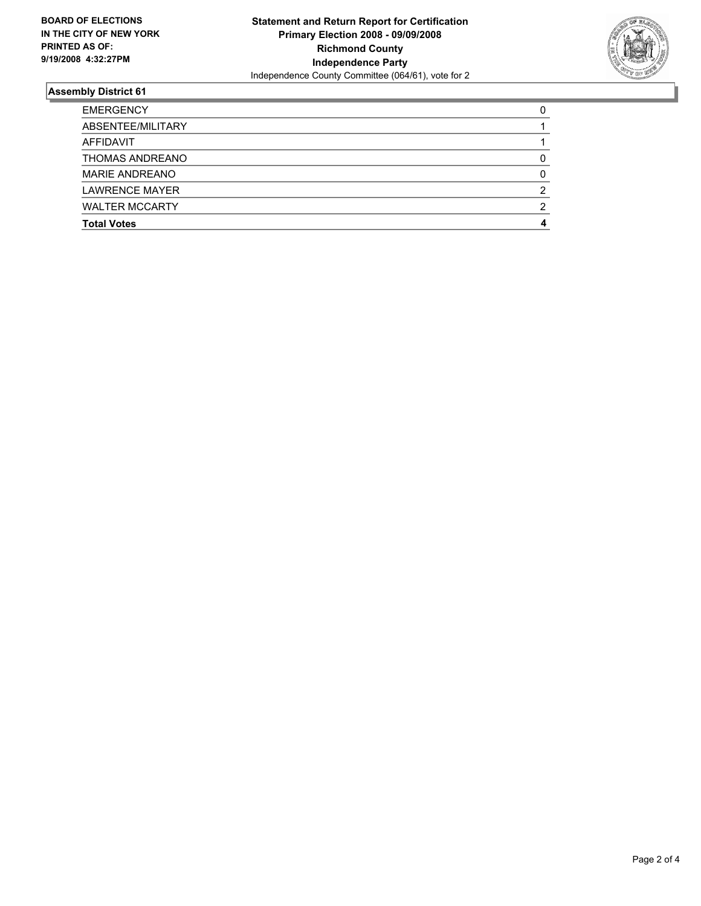**BOARD OF ELECTIONS IN THE CITY OF NEW YORK PRINTED AS OF: 9/19/2008 4:32:27PM**

**Statement and Return Report for Certification**
**Primary Election 2008 - 09/09/2008**
**Richmond County**
**Independence Party**
Independence County Committee (064/61), vote for 2

## Assembly District 61

| | |
|---|---|
| EMERGENCY | 0 |
| ABSENTEE/MILITARY | 1 |
| AFFIDAVIT | 1 |
| THOMAS ANDREANO | 0 |
| MARIE ANDREANO | 0 |
| LAWRENCE MAYER | 2 |
| WALTER MCCARTY | 2 |
| **Total Votes** | **4** |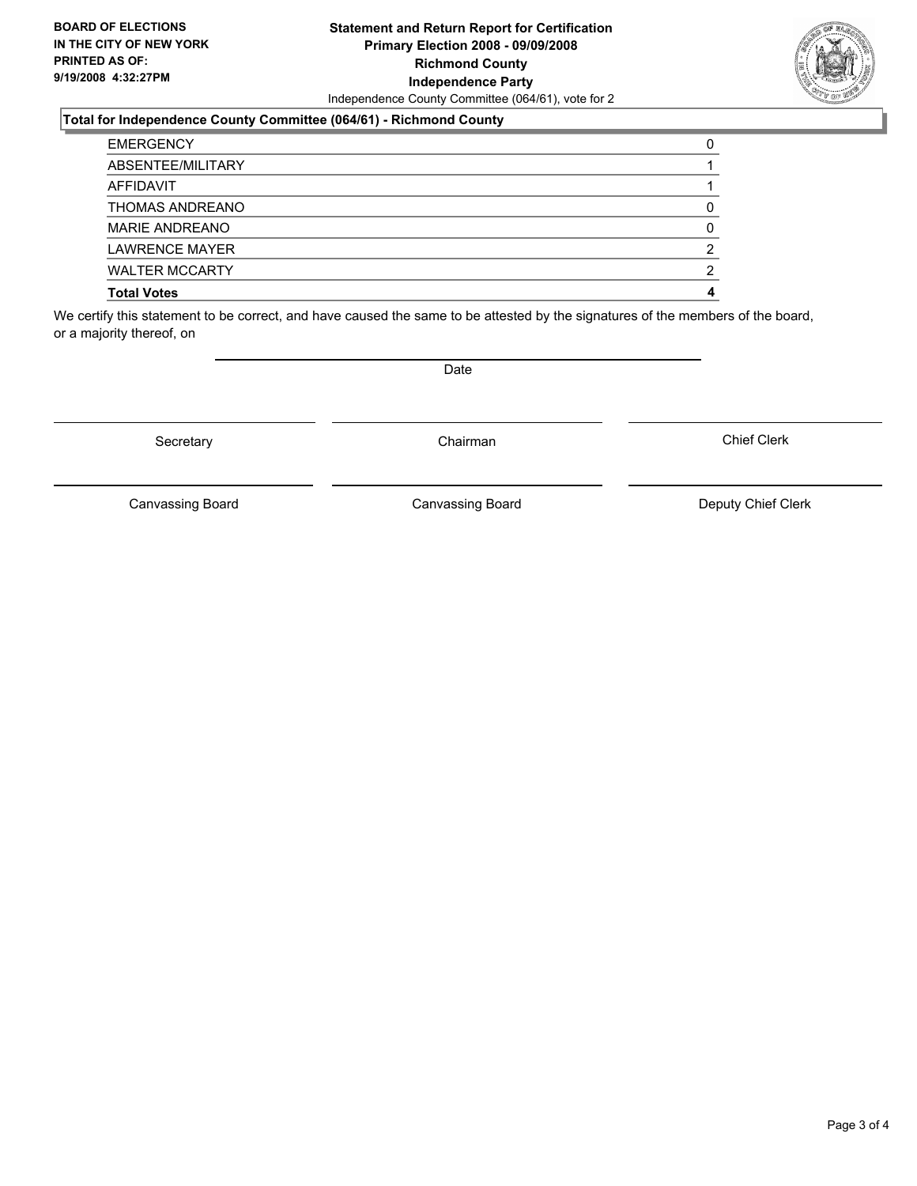**BOARD OF ELECTIONS IN THE CITY OF NEW YORK**
**PRINTED AS OF: 9/19/2008 4:32:27PM**

**Statement and Return Report for Certification**
**Primary Election 2008 - 09/09/2008**
**Richmond County**
**Independence Party**
Independence County Committee (064/61), vote for 2

**Total for Independence County Committee (064/61) - Richmond County**

| | |
|---|---|
| EMERGENCY | 0 |
| ABSENTEE/MILITARY | 1 |
| AFFIDAVIT | 1 |
| THOMAS ANDREANO | 0 |
| MARIE ANDREANO | 0 |
| LAWRENCE MAYER | 2 |
| WALTER MCCARTY | 2 |
| **Total Votes** | **4** |

We certify this statement to be correct, and have caused the same to be attested by the signatures of the members of the board, or a majority thereof, on

Date

Secretary | Chairman | Chief Clerk

Canvassing Board | Canvassing Board | Deputy Chief Clerk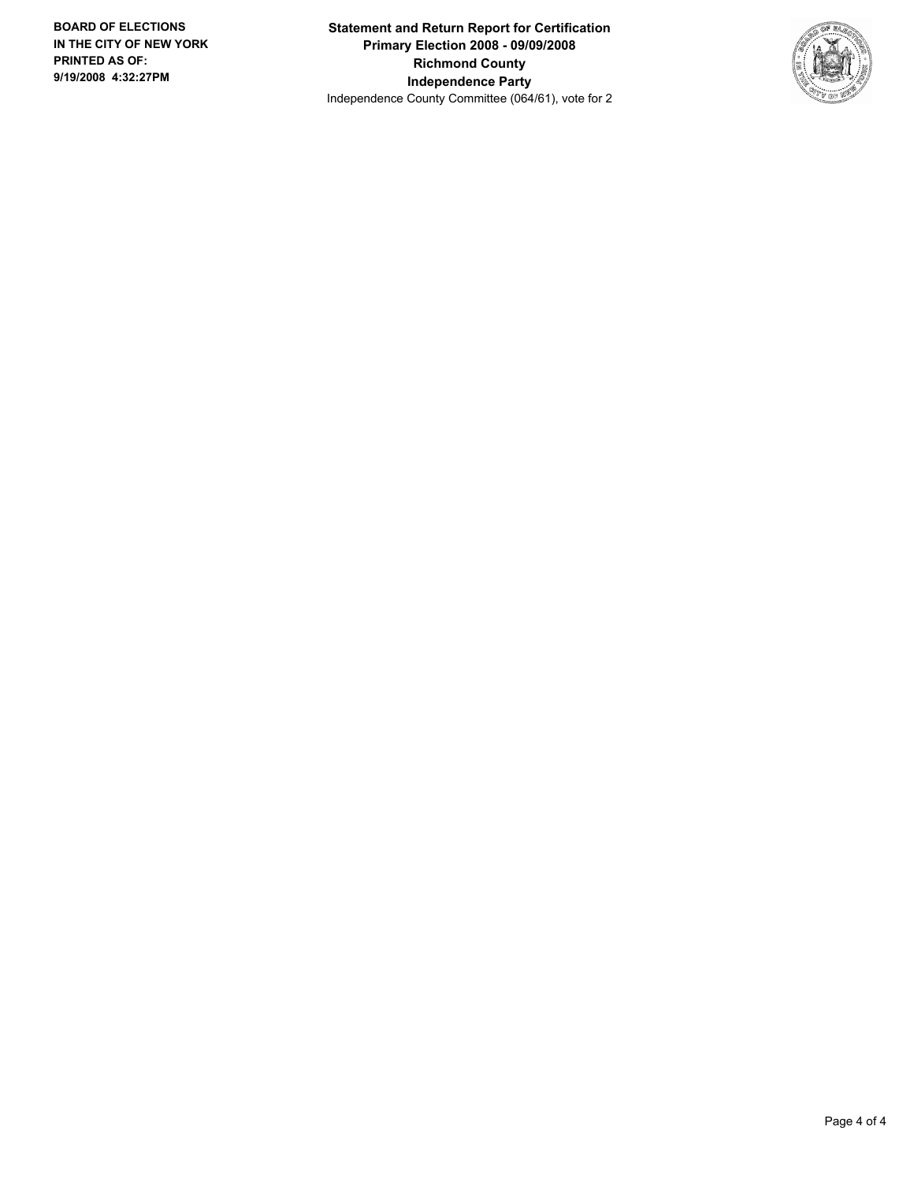**BOARD OF ELECTIONS IN THE CITY OF NEW YORK PRINTED AS OF: 9/19/2008 4:32:27PM**

**Statement and Return Report for Certification**
**Primary Election 2008 - 09/09/2008**
**Richmond County**
**Independence Party**
Independence County Committee (064/61), vote for 2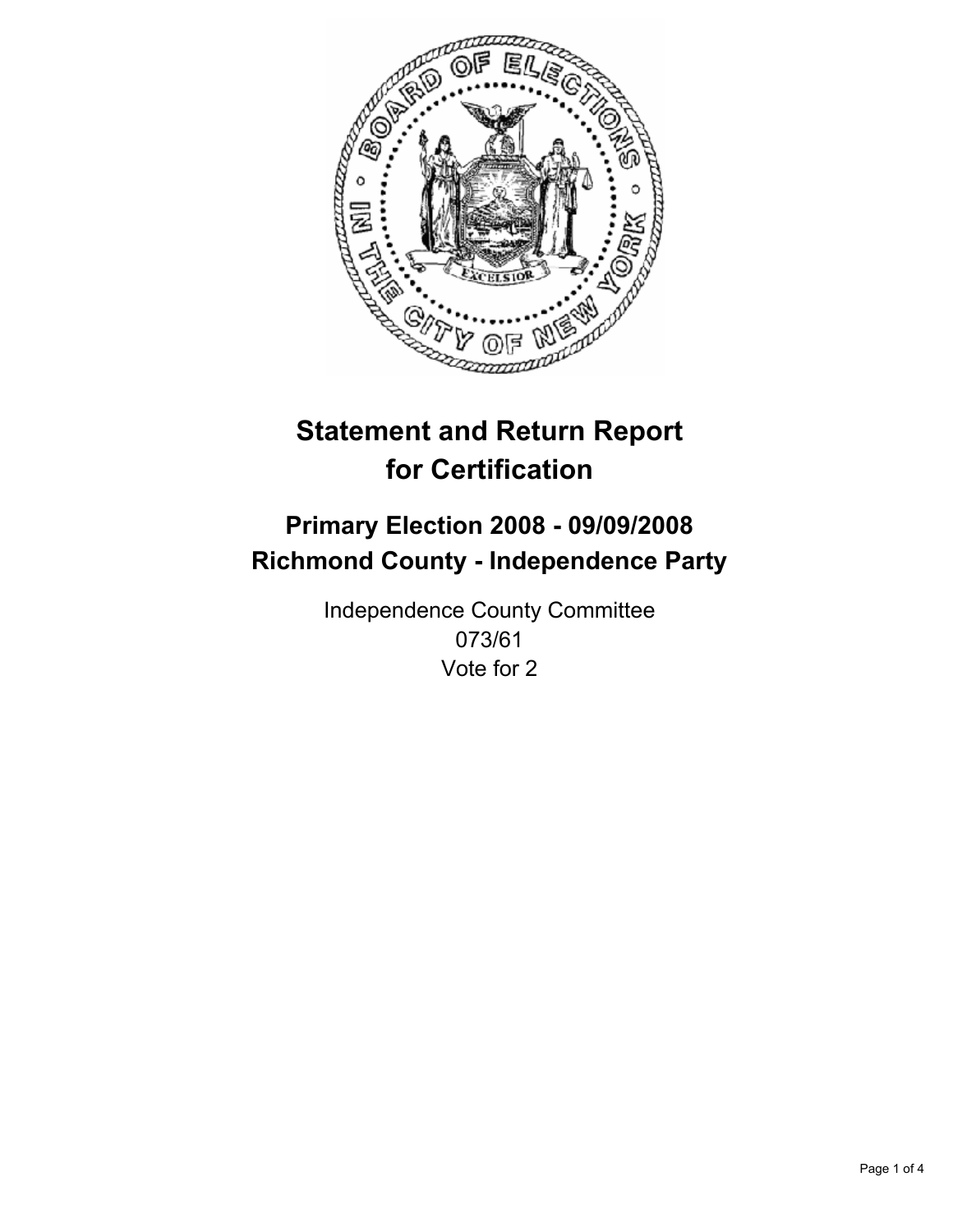# Statement and Return Report for Certification

## Primary Election 2008 - 09/09/2008
## Richmond County - Independence Party

Independence County Committee
073/61
Vote for 2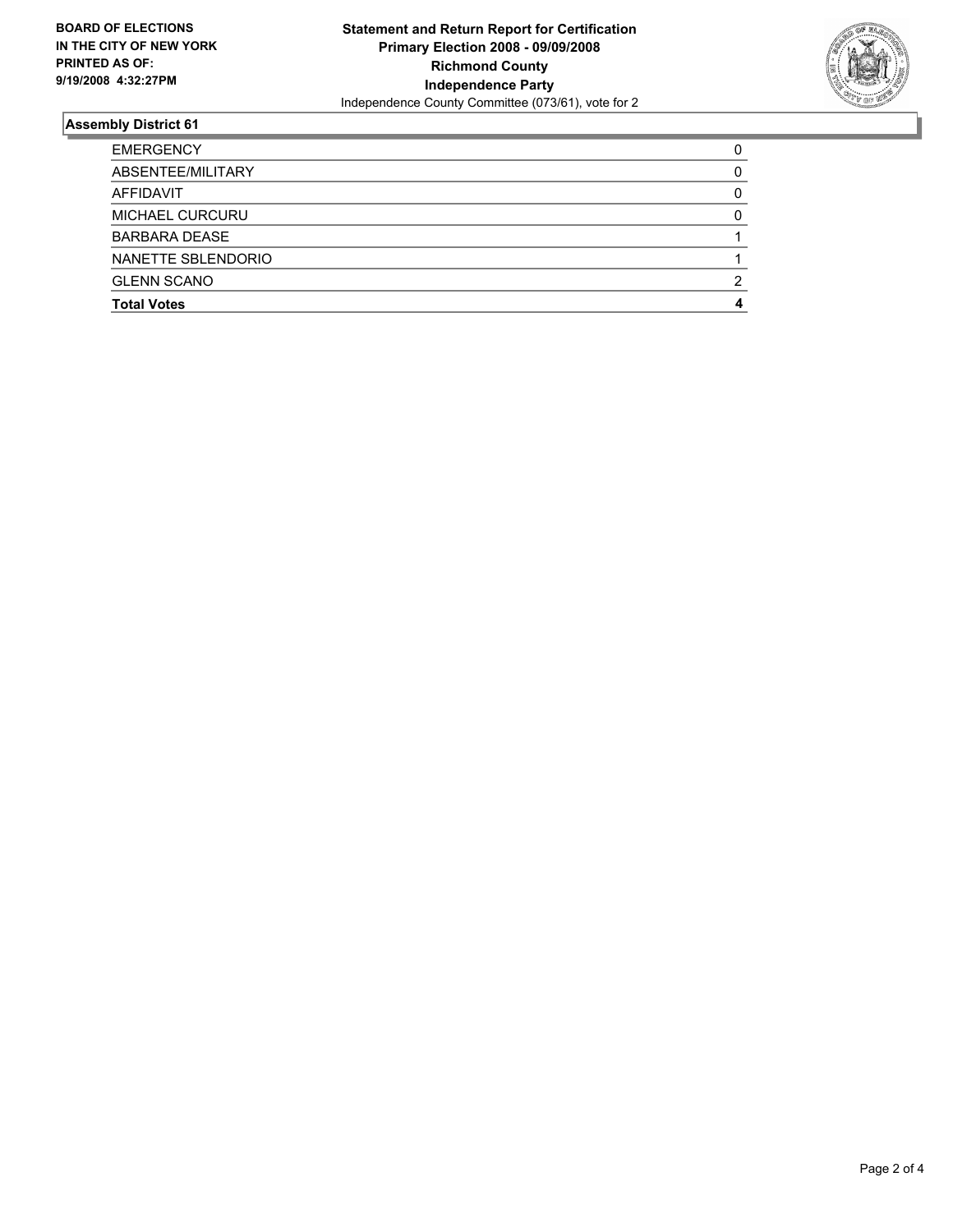**BOARD OF ELECTIONS IN THE CITY OF NEW YORK PRINTED AS OF: 9/19/2008 4:32:27PM**

**Statement and Return Report for Certification**
**Primary Election 2008 - 09/09/2008**
**Richmond County**
**Independence Party**
Independence County Committee (073/61), vote for 2

## Assembly District 61

| | |
|---|---|
| EMERGENCY | 0 |
| ABSENTEE/MILITARY | 0 |
| AFFIDAVIT | 0 |
| MICHAEL CURCURU | 0 |
| BARBARA DEASE | 1 |
| NANETTE SBLENDORIO | 1 |
| GLENN SCANO | 2 |
| **Total Votes** | **4** |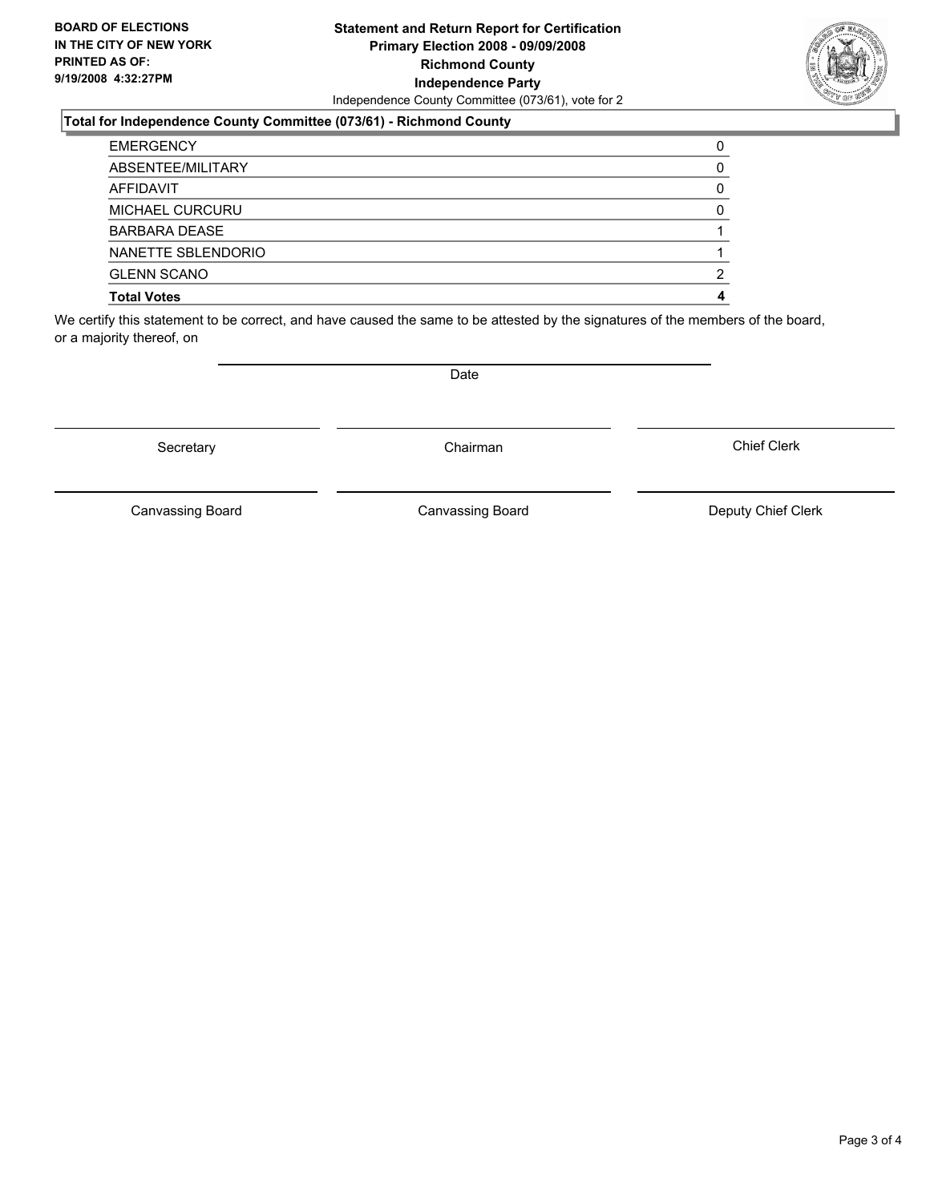**BOARD OF ELECTIONS IN THE CITY OF NEW YORK PRINTED AS OF: 9/19/2008 4:32:27PM**

**Statement and Return Report for Certification**
**Primary Election 2008 - 09/09/2008**
**Richmond County**
**Independence Party**
Independence County Committee (073/61), vote for 2

**Total for Independence County Committee (073/61) - Richmond County**

| | |
|---|---|
| EMERGENCY | 0 |
| ABSENTEE/MILITARY | 0 |
| AFFIDAVIT | 0 |
| MICHAEL CURCURU | 0 |
| BARBARA DEASE | 1 |
| NANETTE SBLENDORIO | 1 |
| GLENN SCANO | 2 |
| **Total Votes** | **4** |

We certify this statement to be correct, and have caused the same to be attested by the signatures of the members of the board, or a majority thereof, on

Date

Secretary

Chairman

Chief Clerk

Canvassing Board

Canvassing Board

Deputy Chief Clerk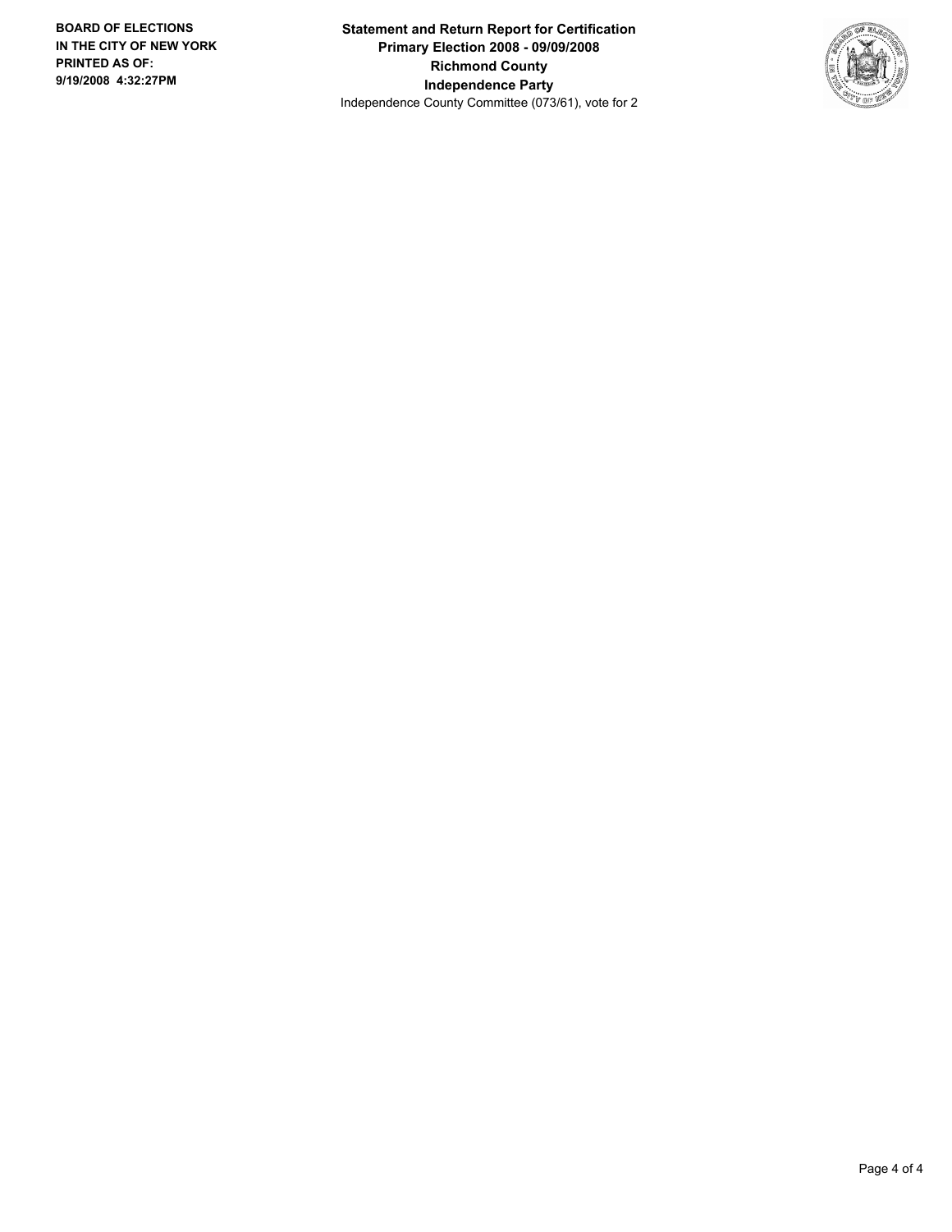**BOARD OF ELECTIONS IN THE CITY OF NEW YORK PRINTED AS OF: 9/19/2008 4:32:27PM**

**Statement and Return Report for Certification**
**Primary Election 2008 - 09/09/2008**
**Richmond County**
**Independence Party**
Independence County Committee (073/61), vote for 2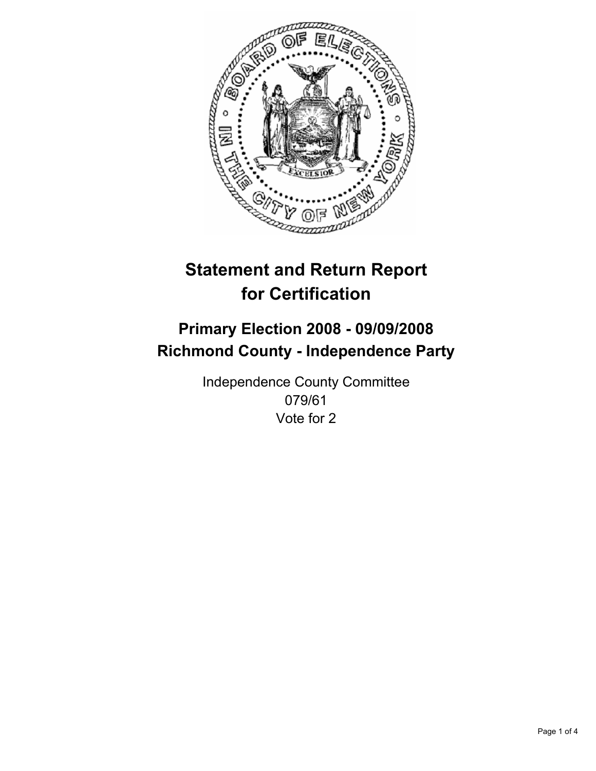# Statement and Return Report for Certification

## Primary Election 2008 - 09/09/2008
## Richmond County - Independence Party

Independence County Committee
079/61
Vote for 2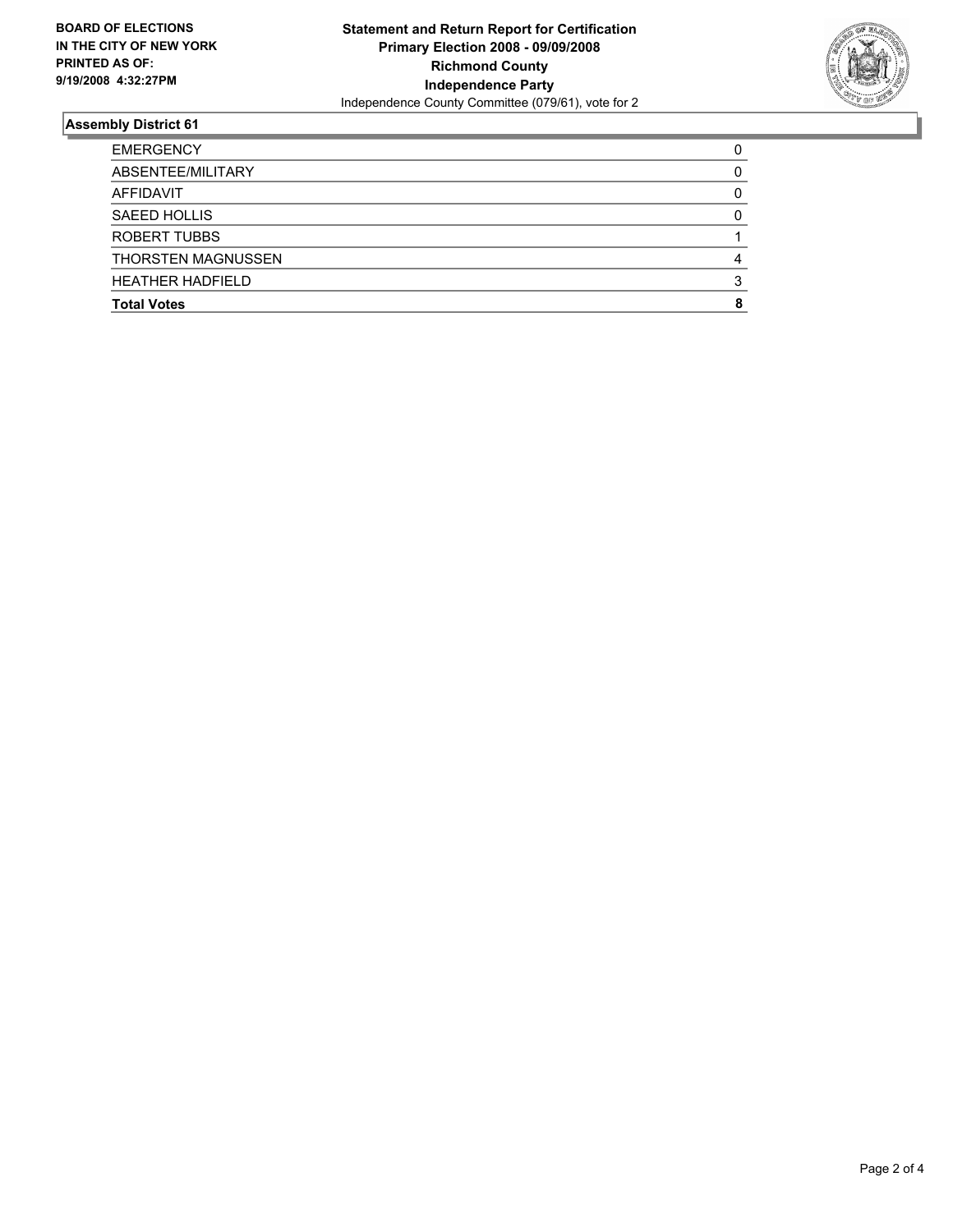**BOARD OF ELECTIONS IN THE CITY OF NEW YORK PRINTED AS OF: 9/19/2008 4:32:27PM**

**Statement and Return Report for Certification**
**Primary Election 2008 - 09/09/2008**
**Richmond County**
**Independence Party**
Independence County Committee (079/61), vote for 2

## Assembly District 61

| | |
|---|---|
| EMERGENCY | 0 |
| ABSENTEE/MILITARY | 0 |
| AFFIDAVIT | 0 |
| SAEED HOLLIS | 0 |
| ROBERT TUBBS | 1 |
| THORSTEN MAGNUSSEN | 4 |
| HEATHER HADFIELD | 3 |
| **Total Votes** | **8** |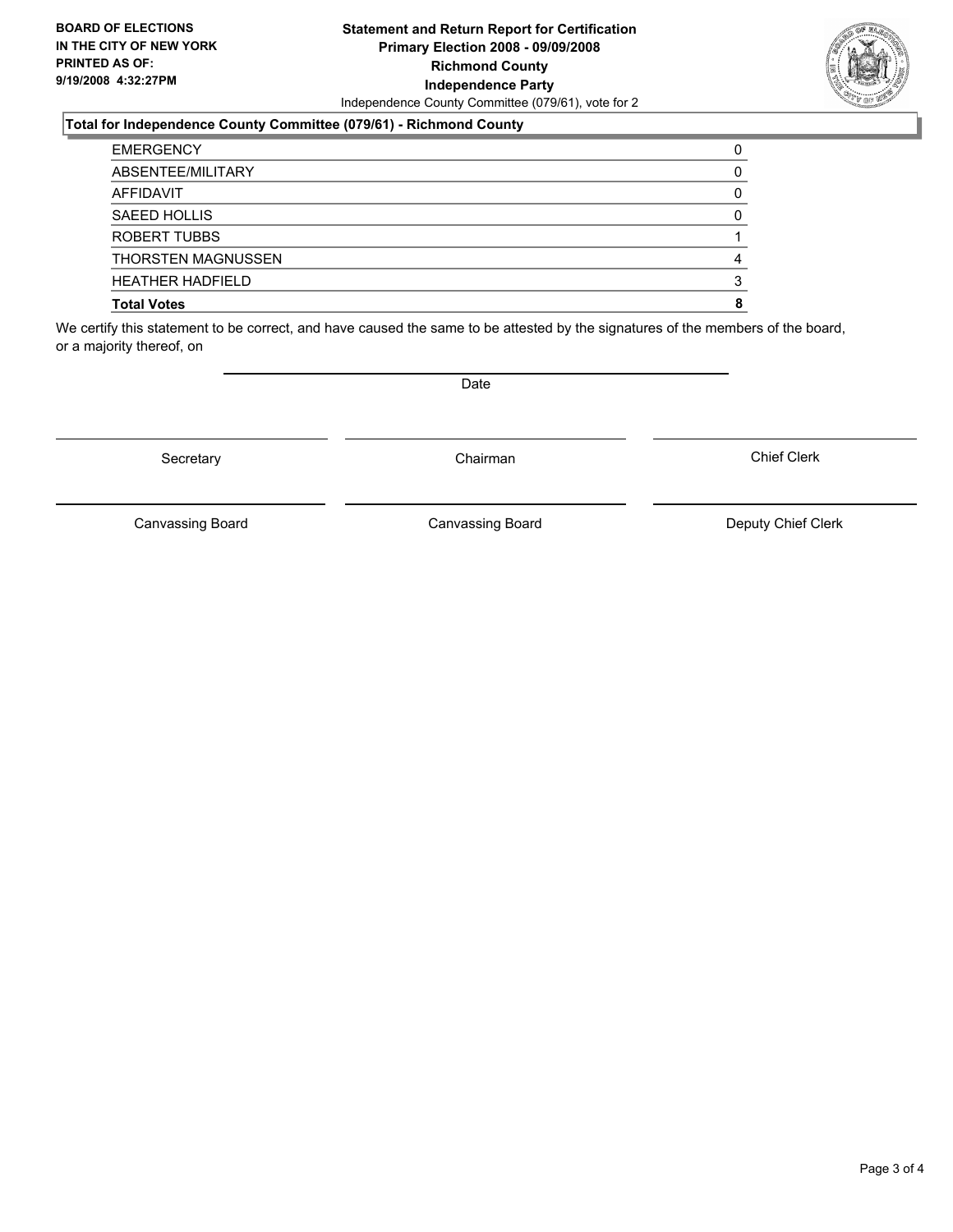**BOARD OF ELECTIONS IN THE CITY OF NEW YORK PRINTED AS OF: 9/19/2008 4:32:27PM**

**Statement and Return Report for Certification Primary Election 2008 - 09/09/2008 Richmond County Independence Party**

Independence County Committee (079/61), vote for 2

### Total for Independence County Committee (079/61) - Richmond County

| | |
|---|---|
| EMERGENCY | 0 |
| ABSENTEE/MILITARY | 0 |
| AFFIDAVIT | 0 |
| SAEED HOLLIS | 0 |
| ROBERT TUBBS | 1 |
| THORSTEN MAGNUSSEN | 4 |
| HEATHER HADFIELD | 3 |
| **Total Votes** | **8** |

We certify this statement to be correct, and have caused the same to be attested by the signatures of the members of the board, or a majority thereof, on

Date

Secretary | Chairman | Chief Clerk

Canvassing Board | Canvassing Board | Deputy Chief Clerk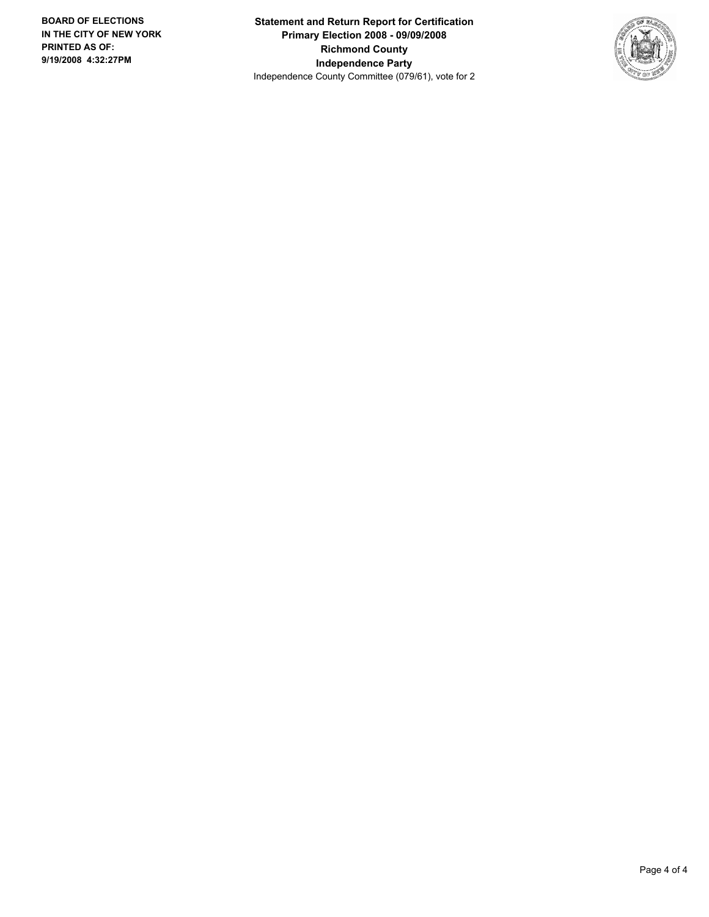**BOARD OF ELECTIONS IN THE CITY OF NEW YORK**
**PRINTED AS OF: 9/19/2008 4:32:27PM**

**Statement and Return Report for Certification**
**Primary Election 2008 - 09/09/2008**
**Richmond County**
**Independence Party**
Independence County Committee (079/61), vote for 2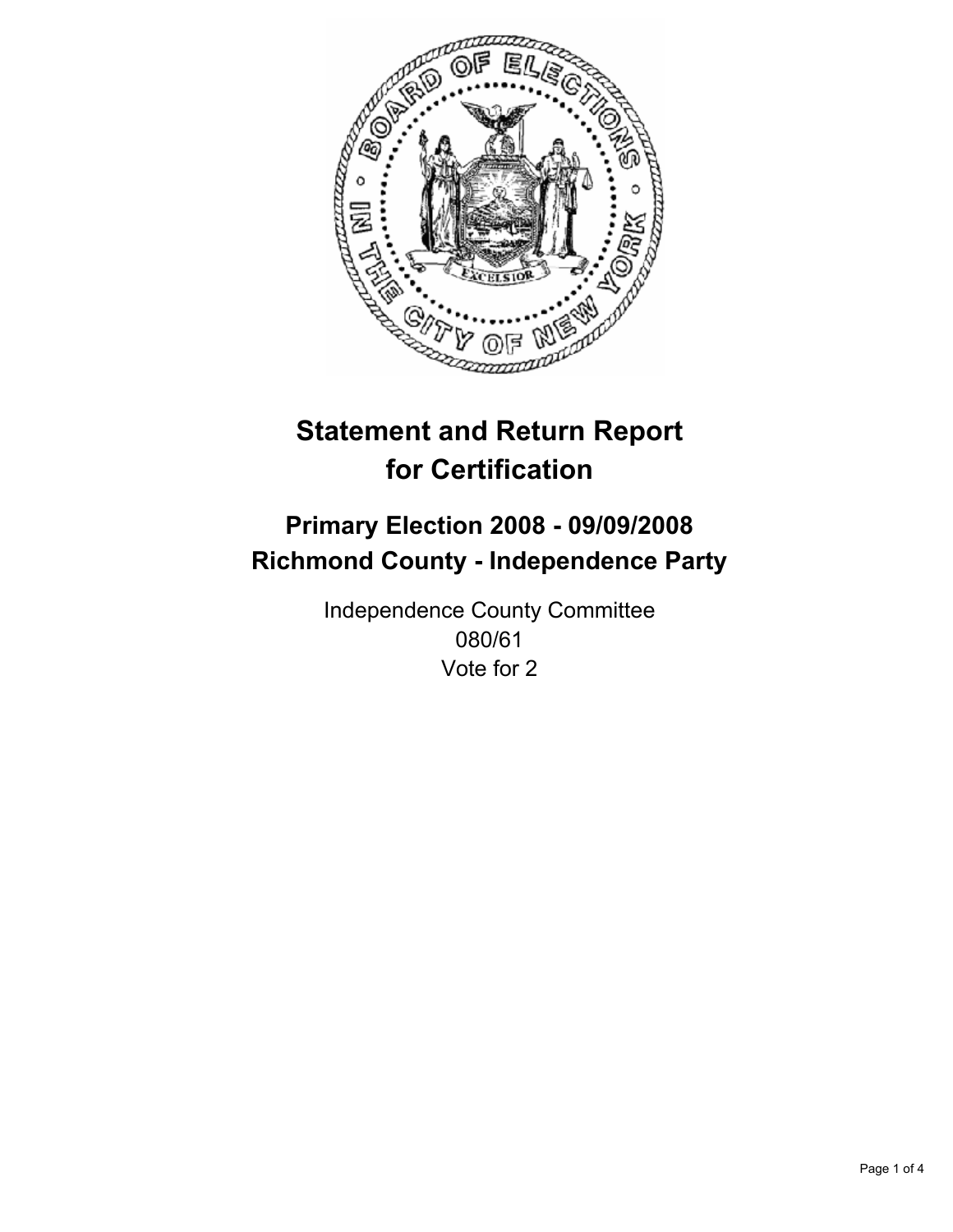# Statement and Return Report for Certification

## Primary Election 2008 - 09/09/2008
## Richmond County - Independence Party

Independence County Committee
080/61
Vote for 2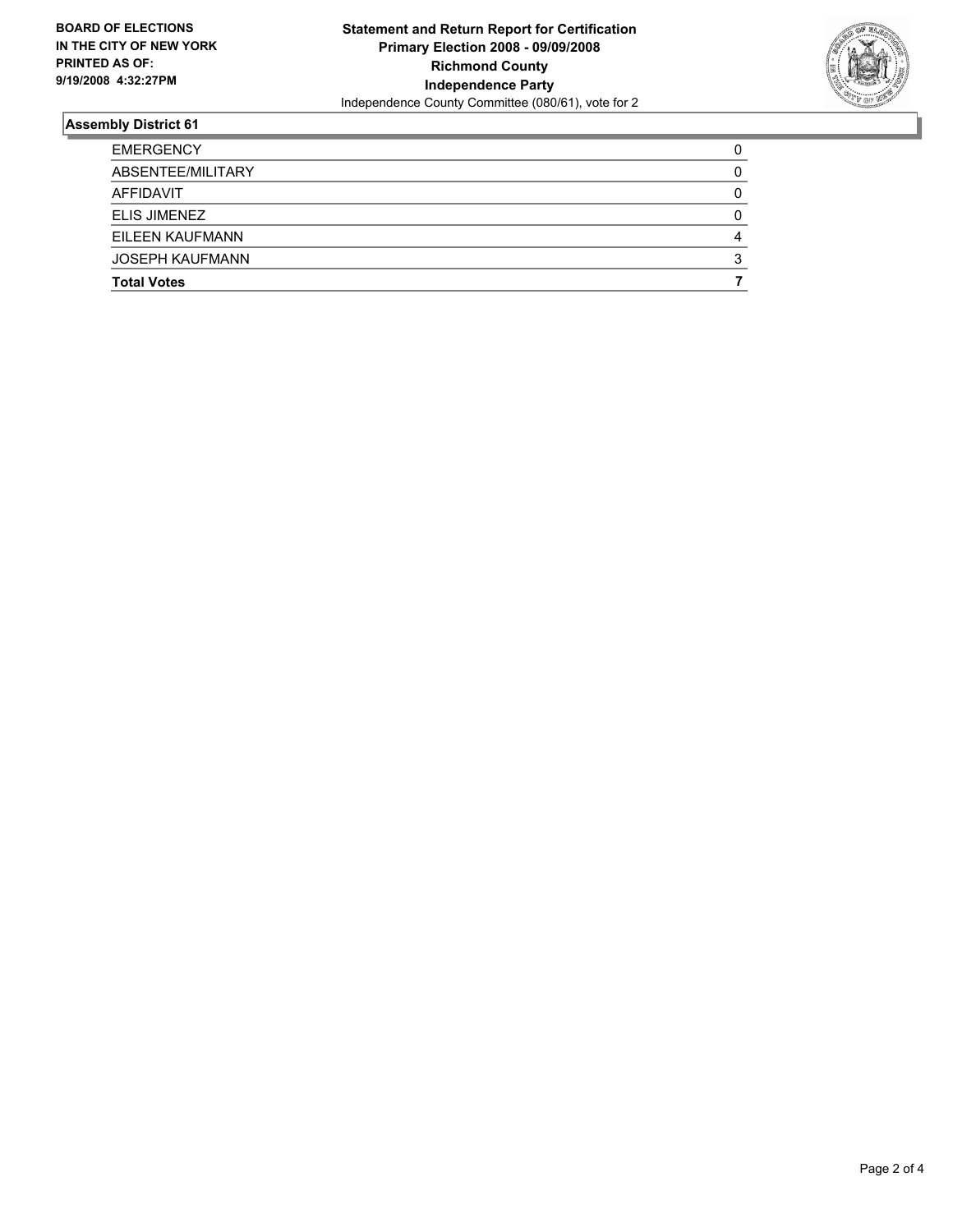**BOARD OF ELECTIONS IN THE CITY OF NEW YORK PRINTED AS OF: 9/19/2008 4:32:27PM**

**Statement and Return Report for Certification**
**Primary Election 2008 - 09/09/2008**
**Richmond County**
**Independence Party**
Independence County Committee (080/61), vote for 2

## Assembly District 61

| | |
|---|---|
| EMERGENCY | 0 |
| ABSENTEE/MILITARY | 0 |
| AFFIDAVIT | 0 |
| ELIS JIMENEZ | 0 |
| EILEEN KAUFMANN | 4 |
| JOSEPH KAUFMANN | 3 |
| **Total Votes** | **7** |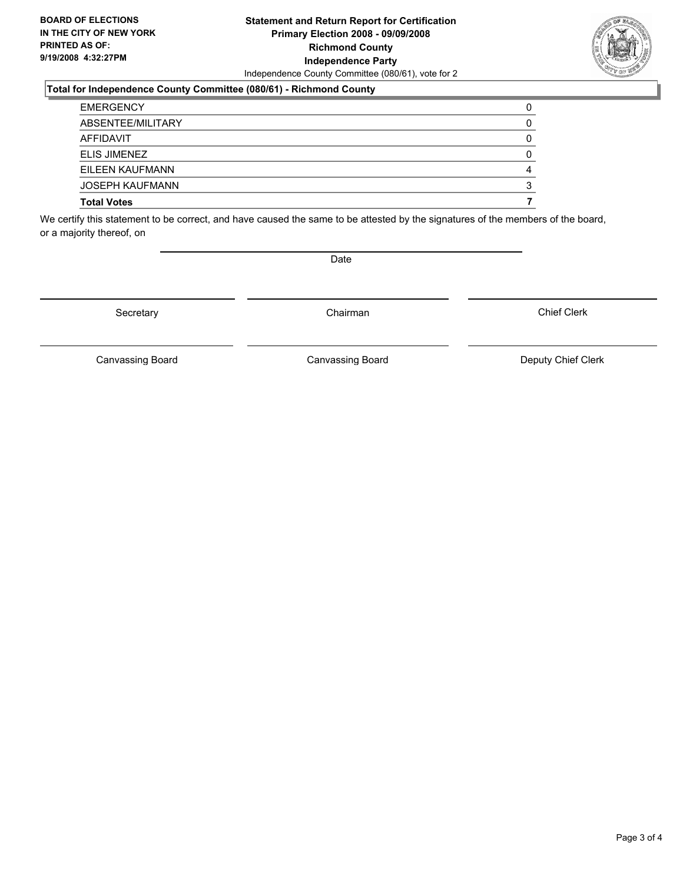**BOARD OF ELECTIONS IN THE CITY OF NEW YORK PRINTED AS OF: 9/19/2008 4:32:27PM**

**Statement and Return Report for Certification**
**Primary Election 2008 - 09/09/2008**
**Richmond County**
**Independence Party**
Independence County Committee (080/61), vote for 2

**Total for Independence County Committee (080/61) - Richmond County**

| | |
|---|---|
| EMERGENCY | 0 |
| ABSENTEE/MILITARY | 0 |
| AFFIDAVIT | 0 |
| ELIS JIMENEZ | 0 |
| EILEEN KAUFMANN | 4 |
| JOSEPH KAUFMANN | 3 |
| **Total Votes** | **7** |

We certify this statement to be correct, and have caused the same to be attested by the signatures of the members of the board, or a majority thereof, on

Date

Secretary | Chairman | Chief Clerk

Canvassing Board | Canvassing Board | Deputy Chief Clerk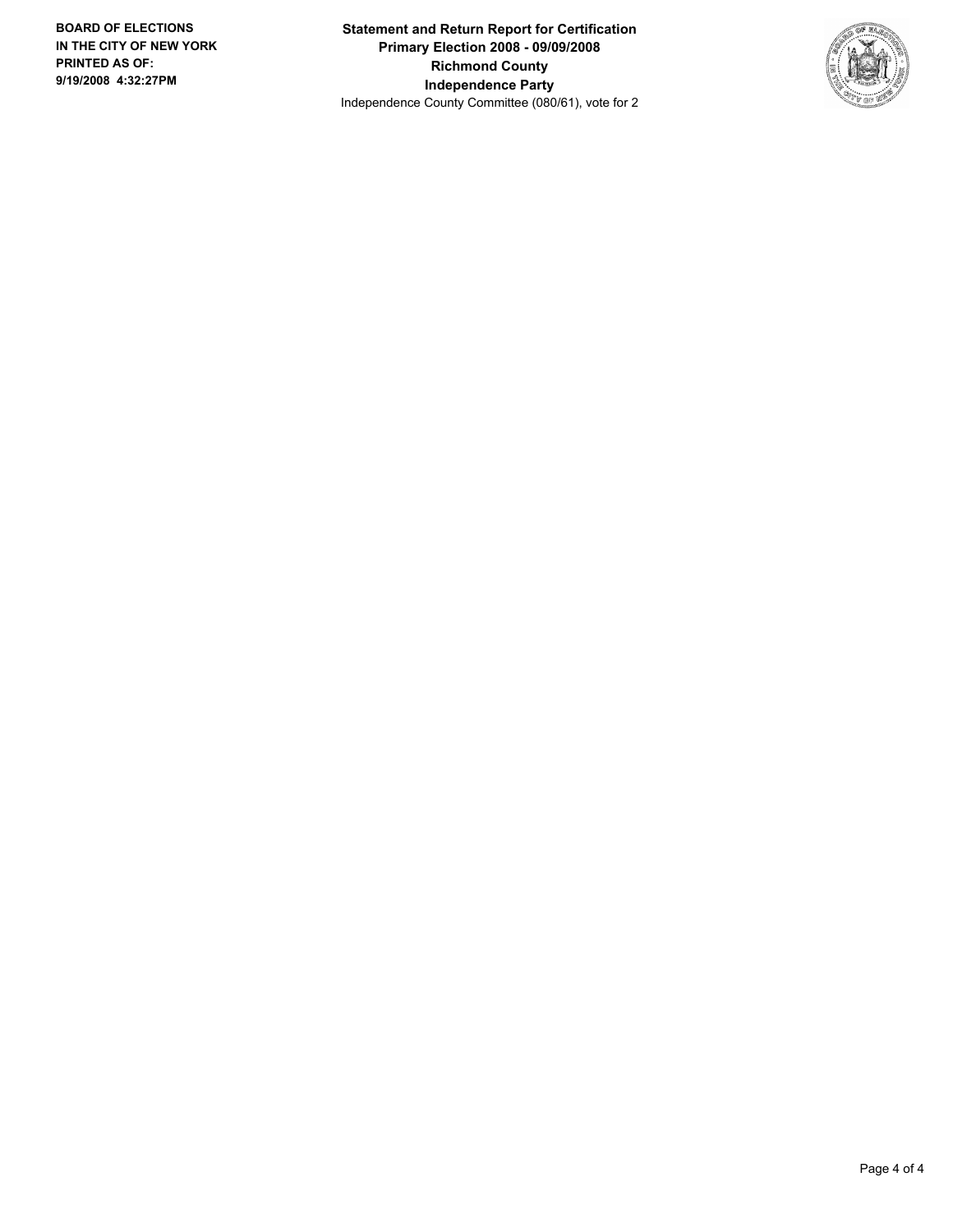**BOARD OF ELECTIONS**
**IN THE CITY OF NEW YORK**
**PRINTED AS OF:**
**9/19/2008 4:32:27PM**

**Statement and Return Report for Certification**
**Primary Election 2008 - 09/09/2008**
**Richmond County**
**Independence Party**
Independence County Committee (080/61), vote for 2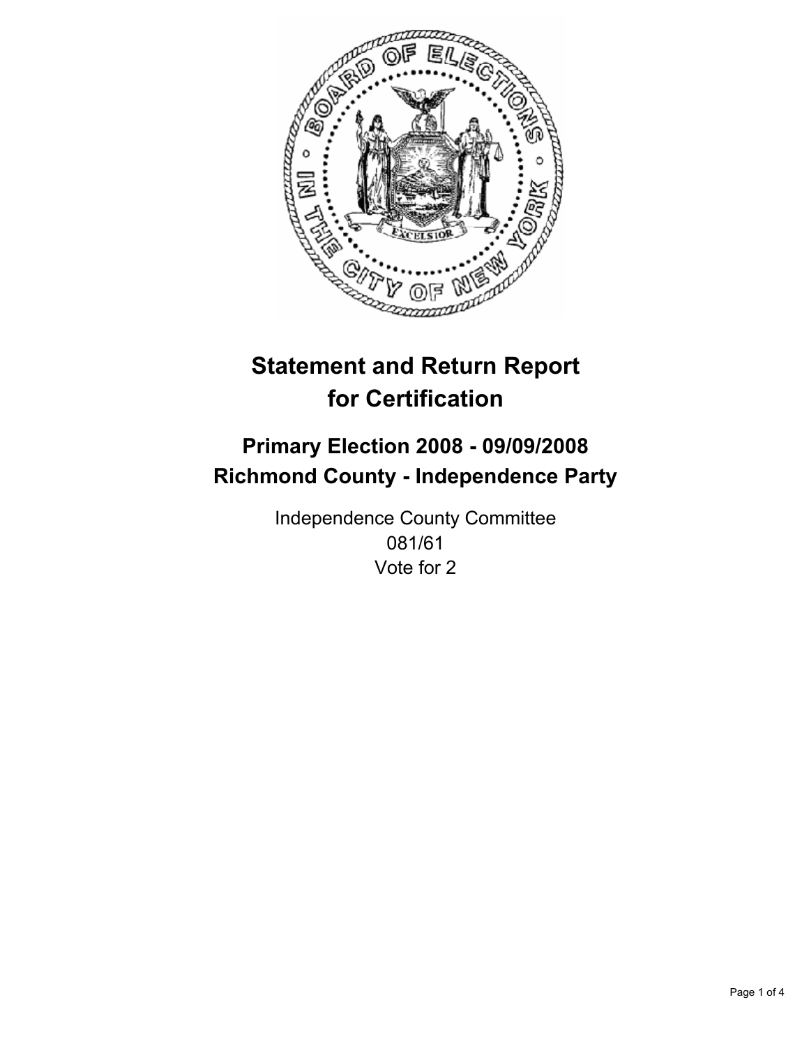# Statement and Return Report for Certification

## Primary Election 2008 - 09/09/2008
## Richmond County - Independence Party

Independence County Committee
081/61
Vote for 2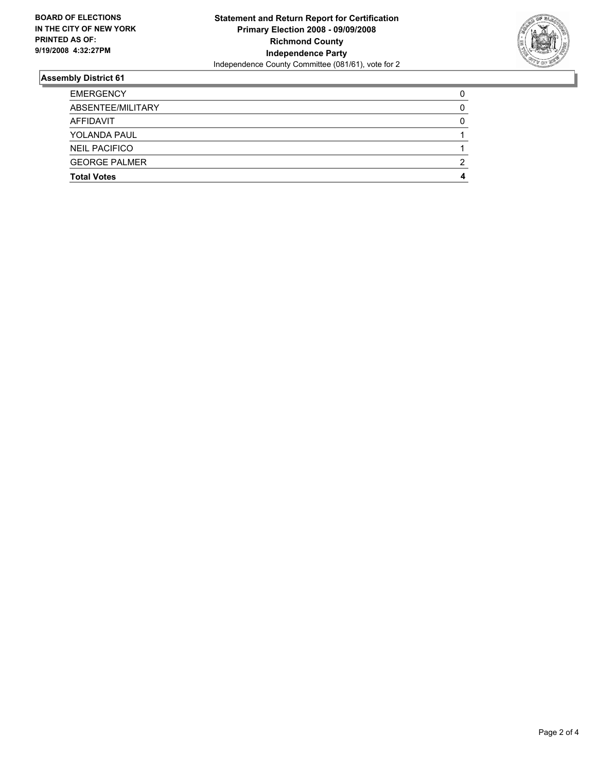**BOARD OF ELECTIONS IN THE CITY OF NEW YORK PRINTED AS OF: 9/19/2008 4:32:27PM**

**Statement and Return Report for Certification**
**Primary Election 2008 - 09/09/2008**
**Richmond County**
**Independence Party**
Independence County Committee (081/61), vote for 2

## Assembly District 61

| | |
|---|---|
| EMERGENCY | 0 |
| ABSENTEE/MILITARY | 0 |
| AFFIDAVIT | 0 |
| YOLANDA PAUL | 1 |
| NEIL PACIFICO | 1 |
| GEORGE PALMER | 2 |
| **Total Votes** | **4** |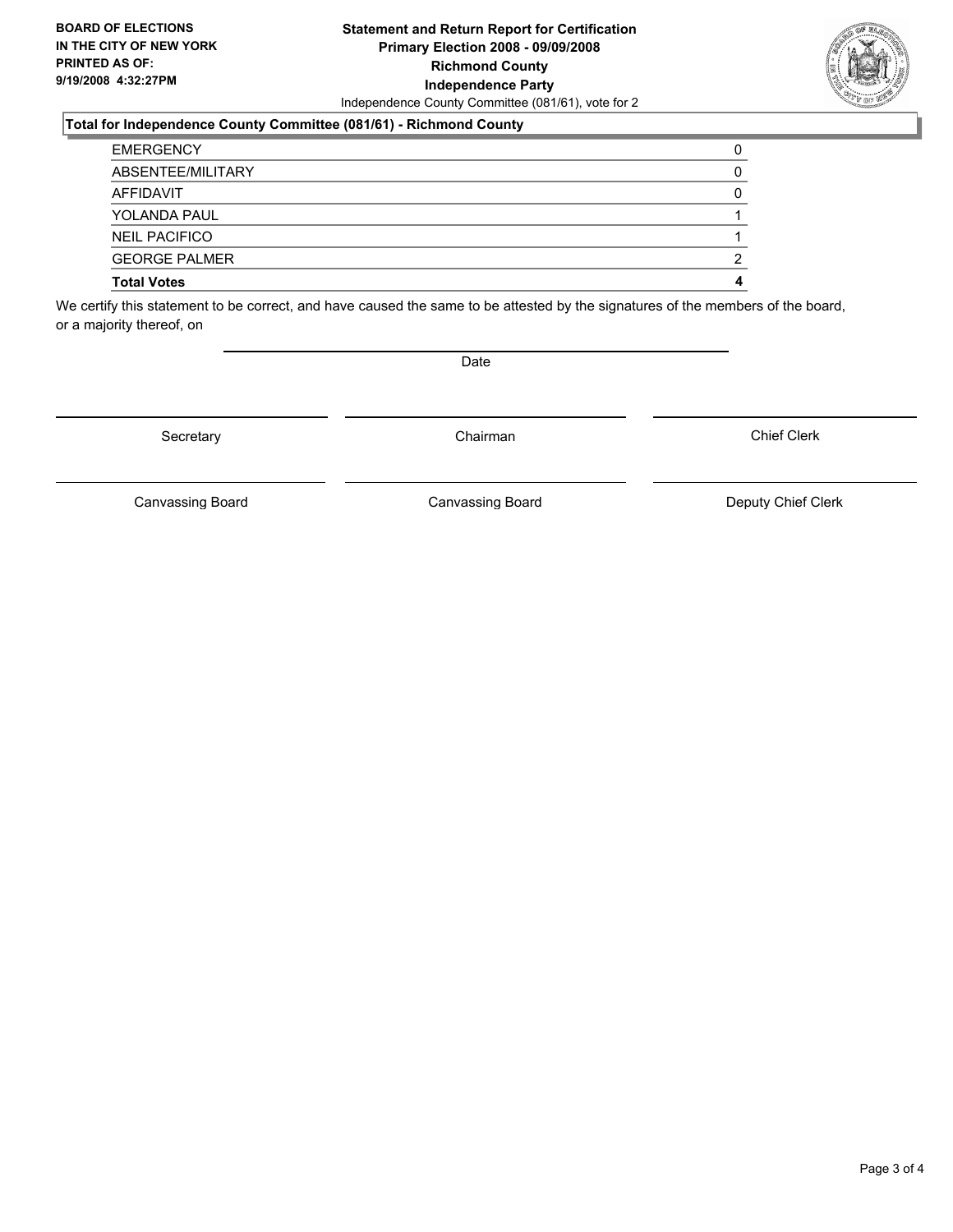**BOARD OF ELECTIONS IN THE CITY OF NEW YORK PRINTED AS OF: 9/19/2008 4:32:27PM**

**Statement and Return Report for Certification**
**Primary Election 2008 - 09/09/2008**
**Richmond County**
**Independence Party**
Independence County Committee (081/61), vote for 2

**Total for Independence County Committee (081/61) - Richmond County**

| | |
|---|---|
| EMERGENCY | 0 |
| ABSENTEE/MILITARY | 0 |
| AFFIDAVIT | 0 |
| YOLANDA PAUL | 1 |
| NEIL PACIFICO | 1 |
| GEORGE PALMER | 2 |
| **Total Votes** | **4** |

We certify this statement to be correct, and have caused the same to be attested by the signatures of the members of the board, or a majority thereof, on

Date

Secretary | Chairman | Chief Clerk

Canvassing Board | Canvassing Board | Deputy Chief Clerk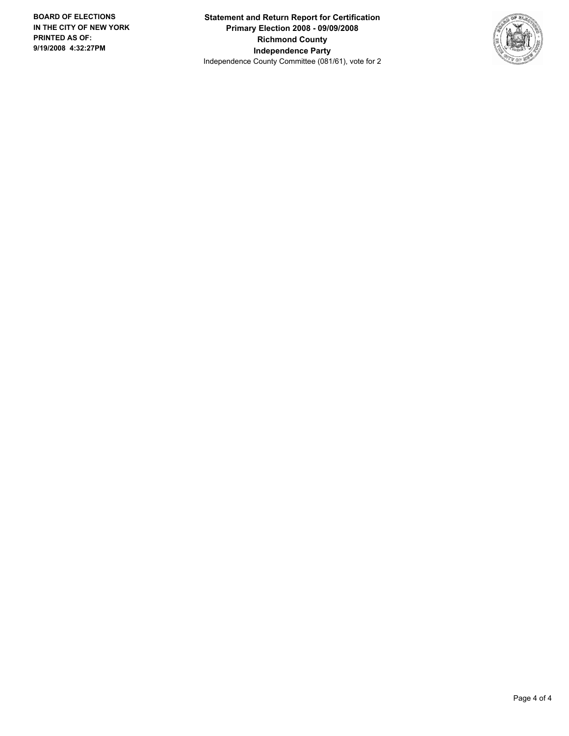**BOARD OF ELECTIONS IN THE CITY OF NEW YORK PRINTED AS OF: 9/19/2008 4:32:27PM**

**Statement and Return Report for Certification**
**Primary Election 2008 - 09/09/2008**
**Richmond County**
**Independence Party**
Independence County Committee (081/61), vote for 2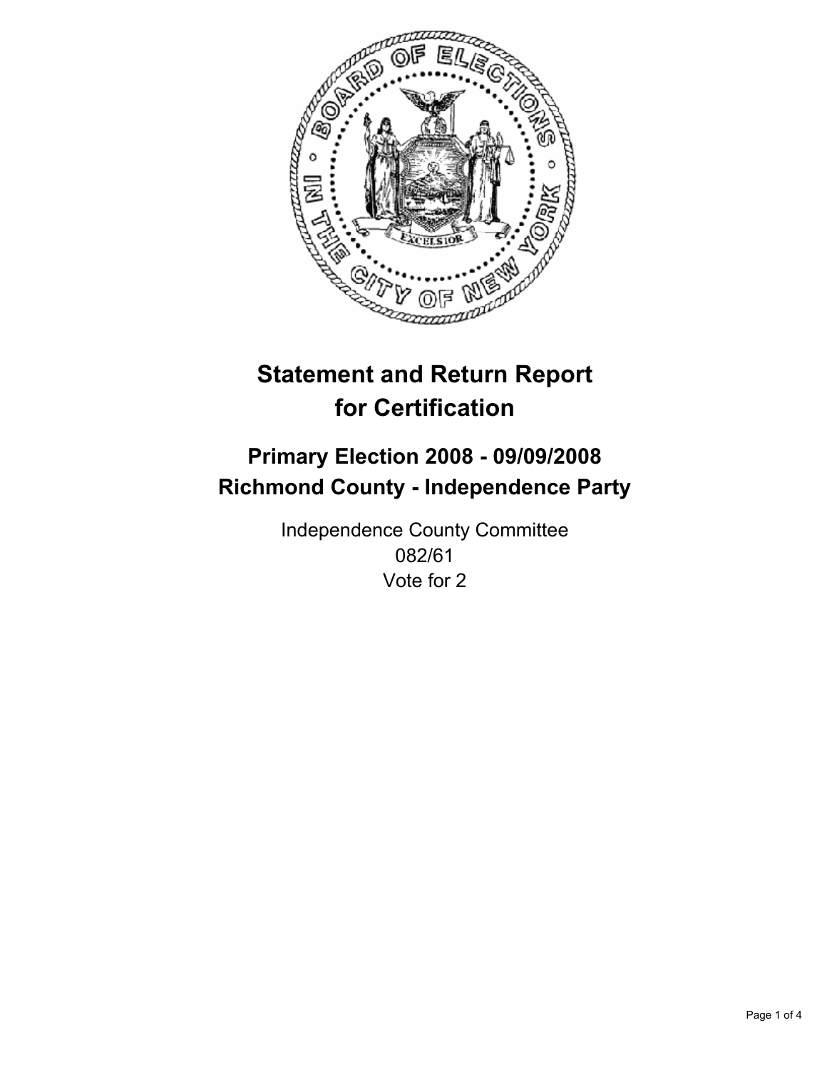# Statement and Return Report for Certification

## Primary Election 2008 - 09/09/2008
## Richmond County - Independence Party

Independence County Committee
082/61
Vote for 2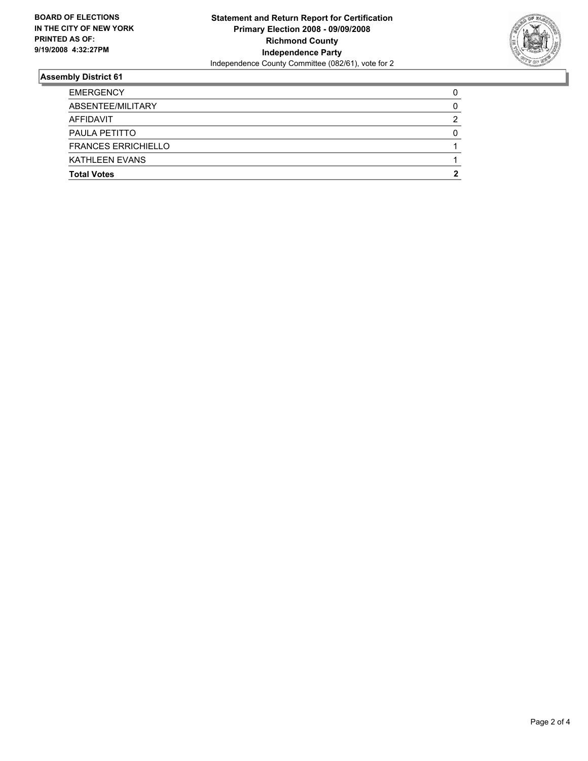**BOARD OF ELECTIONS IN THE CITY OF NEW YORK PRINTED AS OF: 9/19/2008 4:32:27PM**

**Statement and Return Report for Certification**
**Primary Election 2008 - 09/09/2008**
**Richmond County**
**Independence Party**
Independence County Committee (082/61), vote for 2

## Assembly District 61

| | |
|---|---|
| EMERGENCY | 0 |
| ABSENTEE/MILITARY | 0 |
| AFFIDAVIT | 2 |
| PAULA PETITTO | 0 |
| FRANCES ERRICHIELLO | 1 |
| KATHLEEN EVANS | 1 |
| **Total Votes** | **2** |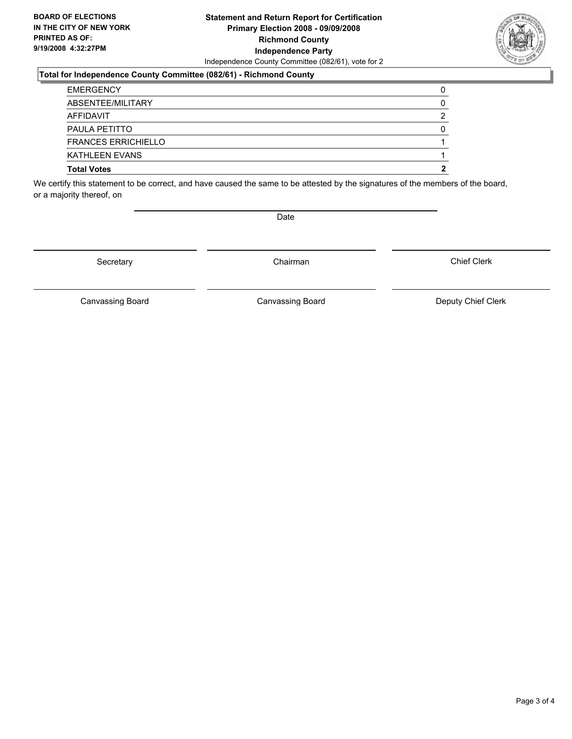**BOARD OF ELECTIONS IN THE CITY OF NEW YORK PRINTED AS OF: 9/19/2008 4:32:27PM**

**Statement and Return Report for Certification**
**Primary Election 2008 - 09/09/2008**
**Richmond County**
**Independence Party**
Independence County Committee (082/61), vote for 2

**Total for Independence County Committee (082/61) - Richmond County**

| | |
|---|---|
| EMERGENCY | 0 |
| ABSENTEE/MILITARY | 0 |
| AFFIDAVIT | 2 |
| PAULA PETITTO | 0 |
| FRANCES ERRICHIELLO | 1 |
| KATHLEEN EVANS | 1 |
| **Total Votes** | **2** |

We certify this statement to be correct, and have caused the same to be attested by the signatures of the members of the board, or a majority thereof, on

Date

Secretary | Chairman | Chief Clerk

Canvassing Board | Canvassing Board | Deputy Chief Clerk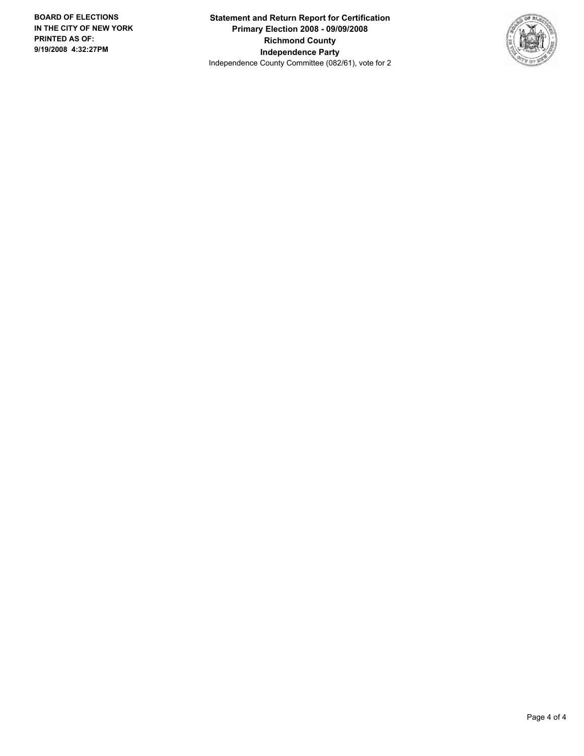**Statement and Return Report for Certification**
**Primary Election 2008 - 09/09/2008**
**Richmond County**
**Independence Party**
Independence County Committee (082/61), vote for 2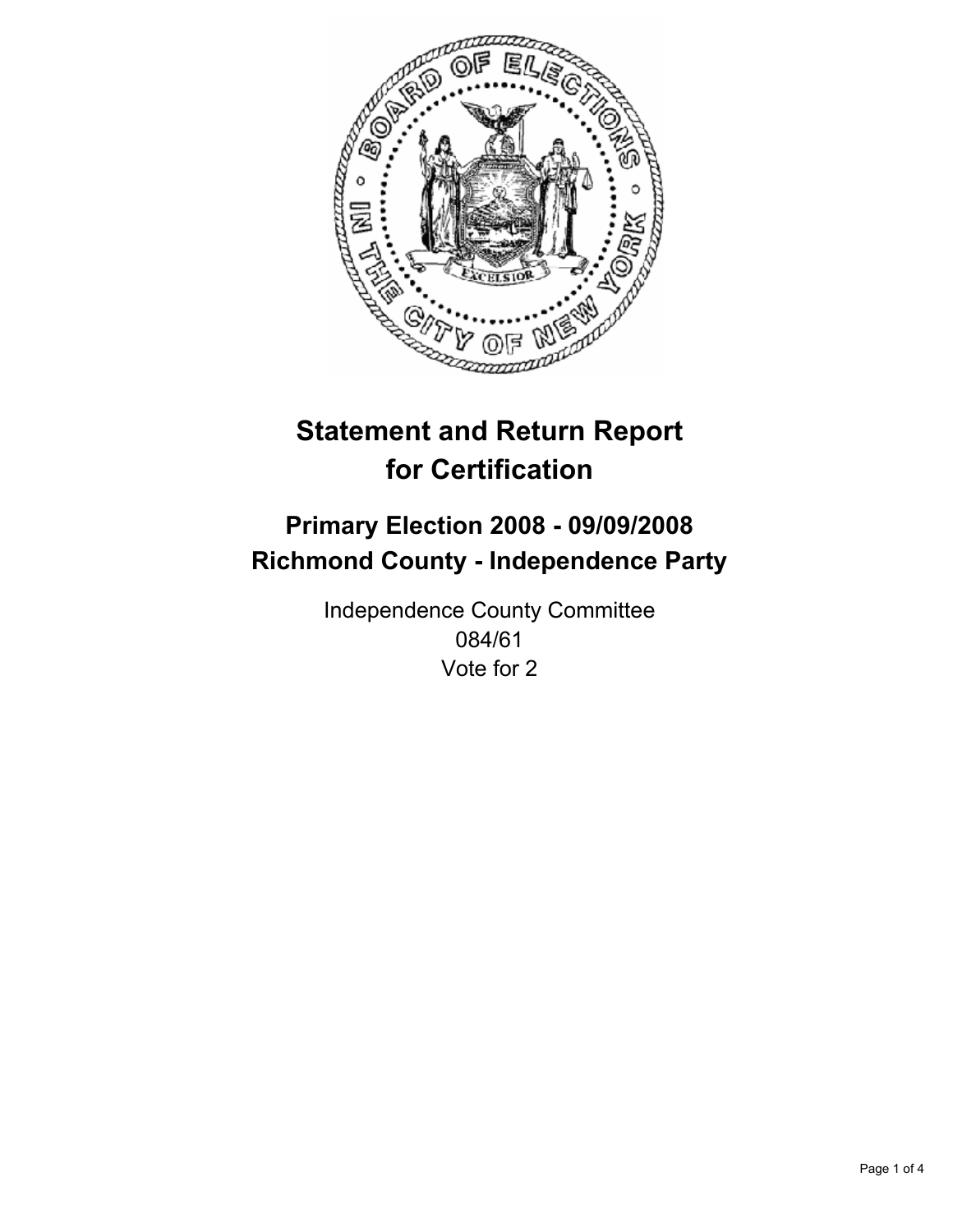# Statement and Return Report for Certification

## Primary Election 2008 - 09/09/2008
## Richmond County - Independence Party

Independence County Committee
084/61
Vote for 2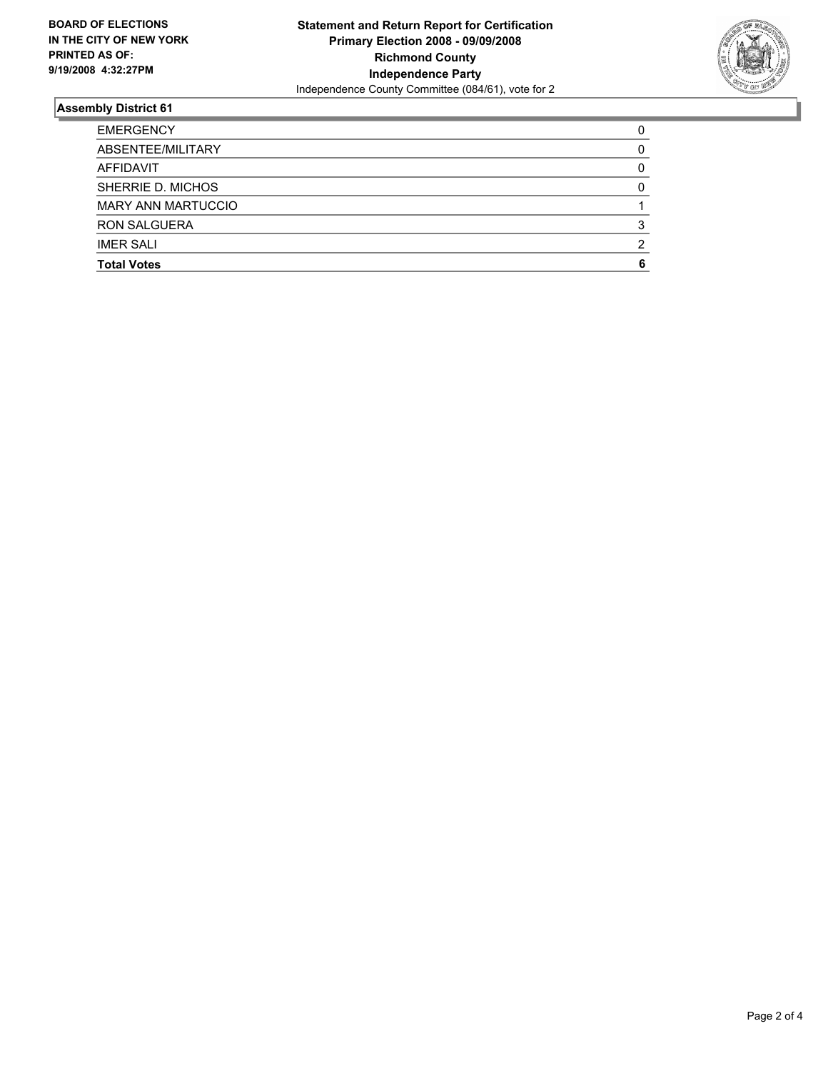**BOARD OF ELECTIONS IN THE CITY OF NEW YORK PRINTED AS OF: 9/19/2008 4:32:27PM**

**Statement and Return Report for Certification**
**Primary Election 2008 - 09/09/2008**
**Richmond County**
**Independence Party**
Independence County Committee (084/61), vote for 2

## Assembly District 61

| | |
|---|---|
| EMERGENCY | 0 |
| ABSENTEE/MILITARY | 0 |
| AFFIDAVIT | 0 |
| SHERRIE D. MICHOS | 0 |
| MARY ANN MARTUCCIO | 1 |
| RON SALGUERA | 3 |
| IMER SALI | 2 |
| **Total Votes** | **6** |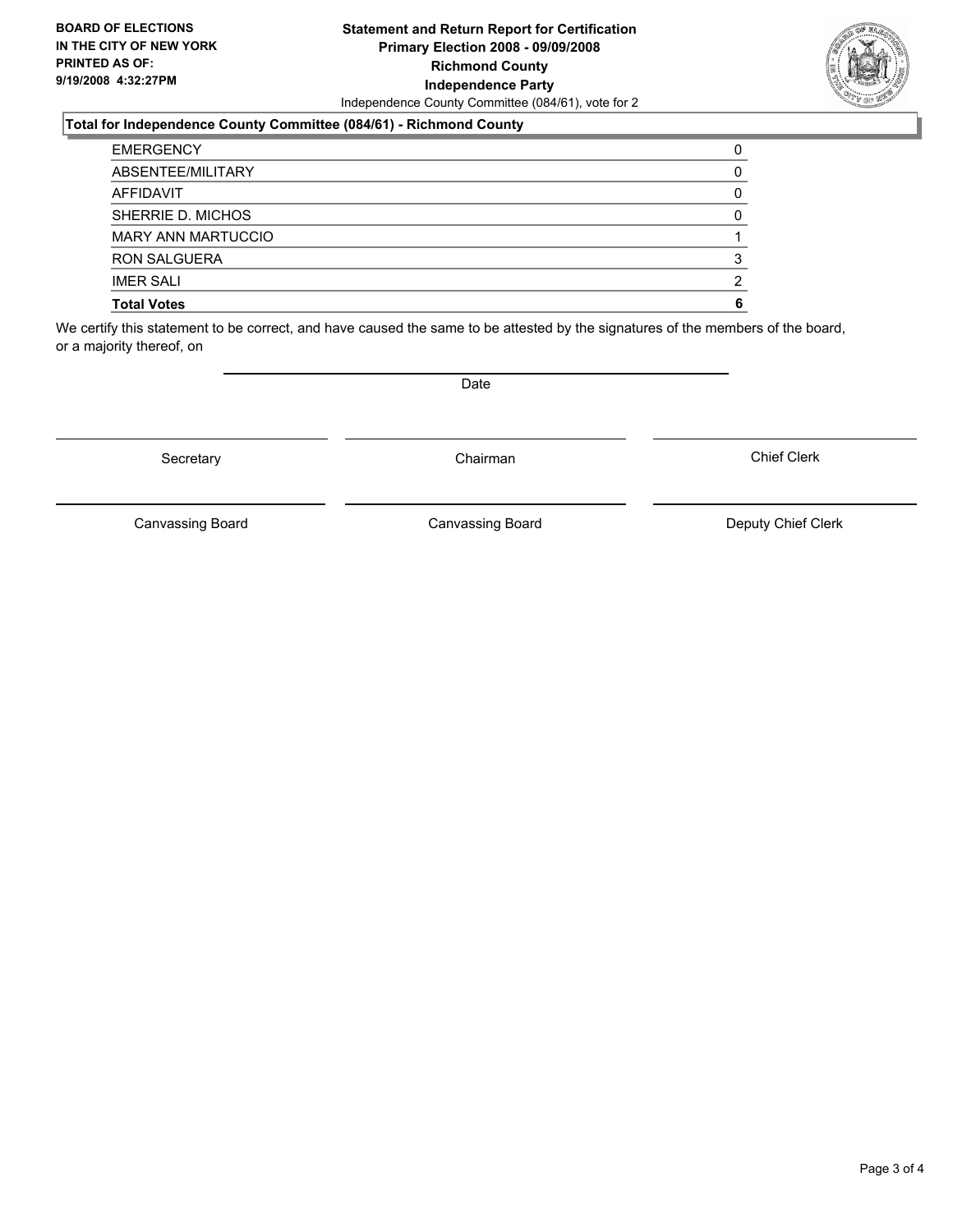**BOARD OF ELECTIONS IN THE CITY OF NEW YORK PRINTED AS OF: 9/19/2008 4:32:27PM**

# Statement and Return Report for Certification
## Primary Election 2008 - 09/09/2008
## Richmond County
## Independence Party

Independence County Committee (084/61), vote for 2

**Total for Independence County Committee (084/61) - Richmond County**

| | |
|---|---|
| EMERGENCY | 0 |
| ABSENTEE/MILITARY | 0 |
| AFFIDAVIT | 0 |
| SHERRIE D. MICHOS | 0 |
| MARY ANN MARTUCCIO | 1 |
| RON SALGUERA | 3 |
| IMER SALI | 2 |
| **Total Votes** | **6** |

We certify this statement to be correct, and have caused the same to be attested by the signatures of the members of the board, or a majority thereof, on

Date

Secretary | Chairman | Chief Clerk

Canvassing Board | Canvassing Board | Deputy Chief Clerk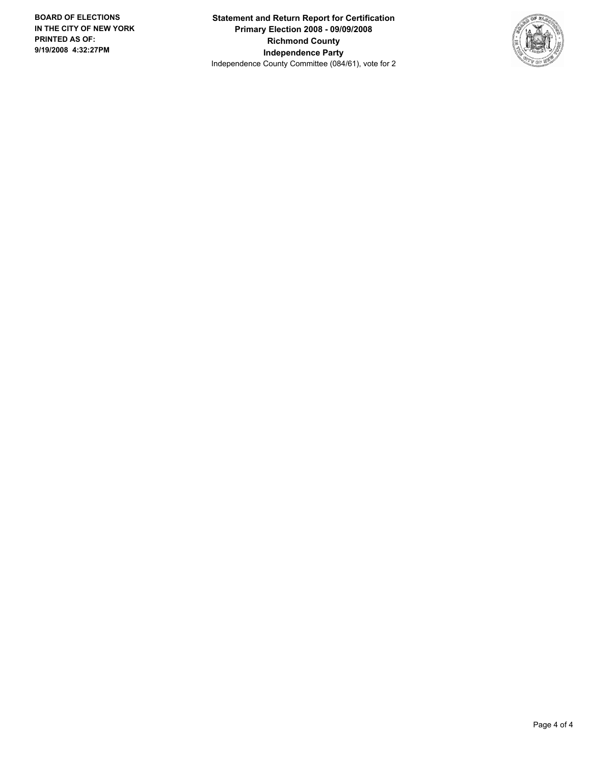**BOARD OF ELECTIONS IN THE CITY OF NEW YORK**
**PRINTED AS OF:**
**9/19/2008 4:32:27PM**

**Statement and Return Report for Certification**
**Primary Election 2008 - 09/09/2008**
**Richmond County**
**Independence Party**
Independence County Committee (084/61), vote for 2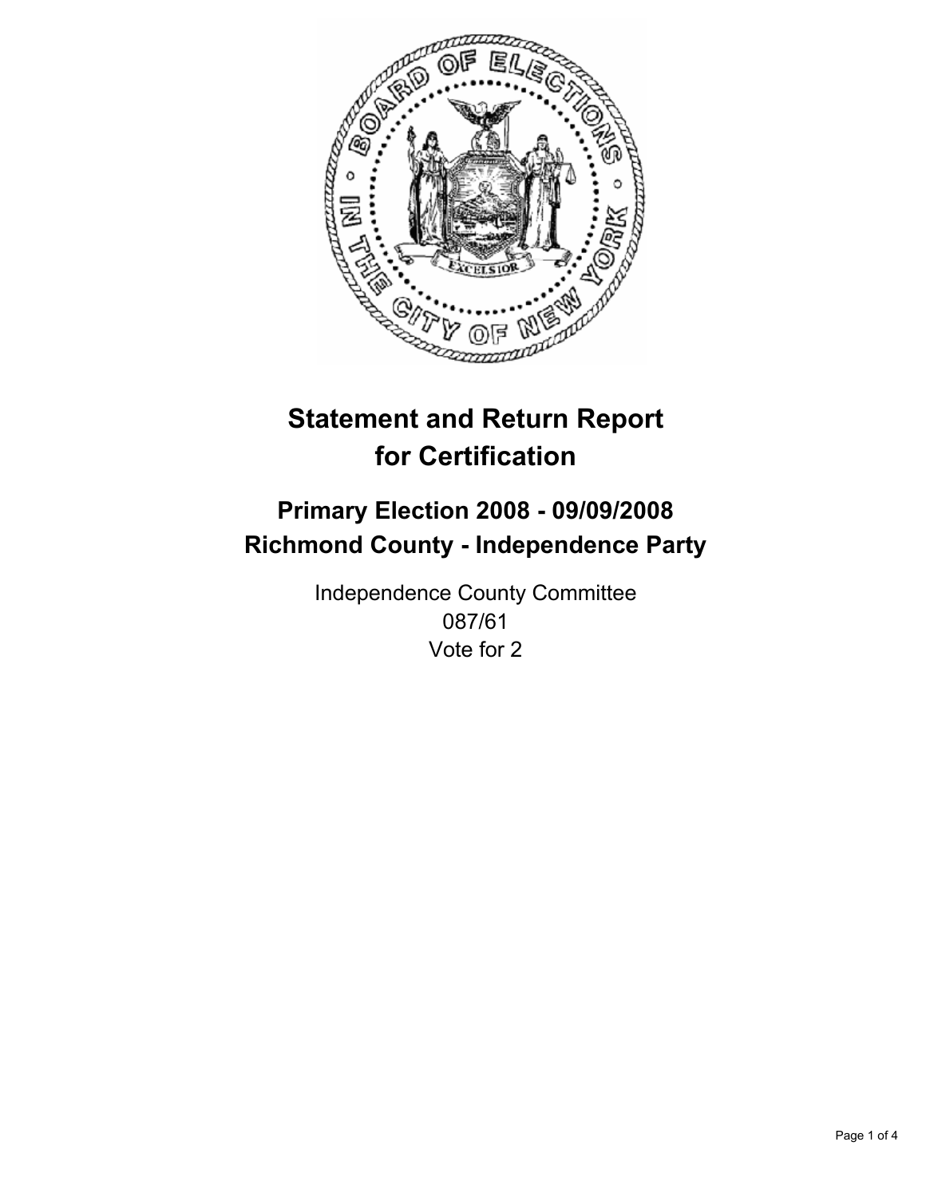# Statement and Return Report for Certification

## Primary Election 2008 - 09/09/2008
## Richmond County - Independence Party

Independence County Committee
087/61
Vote for 2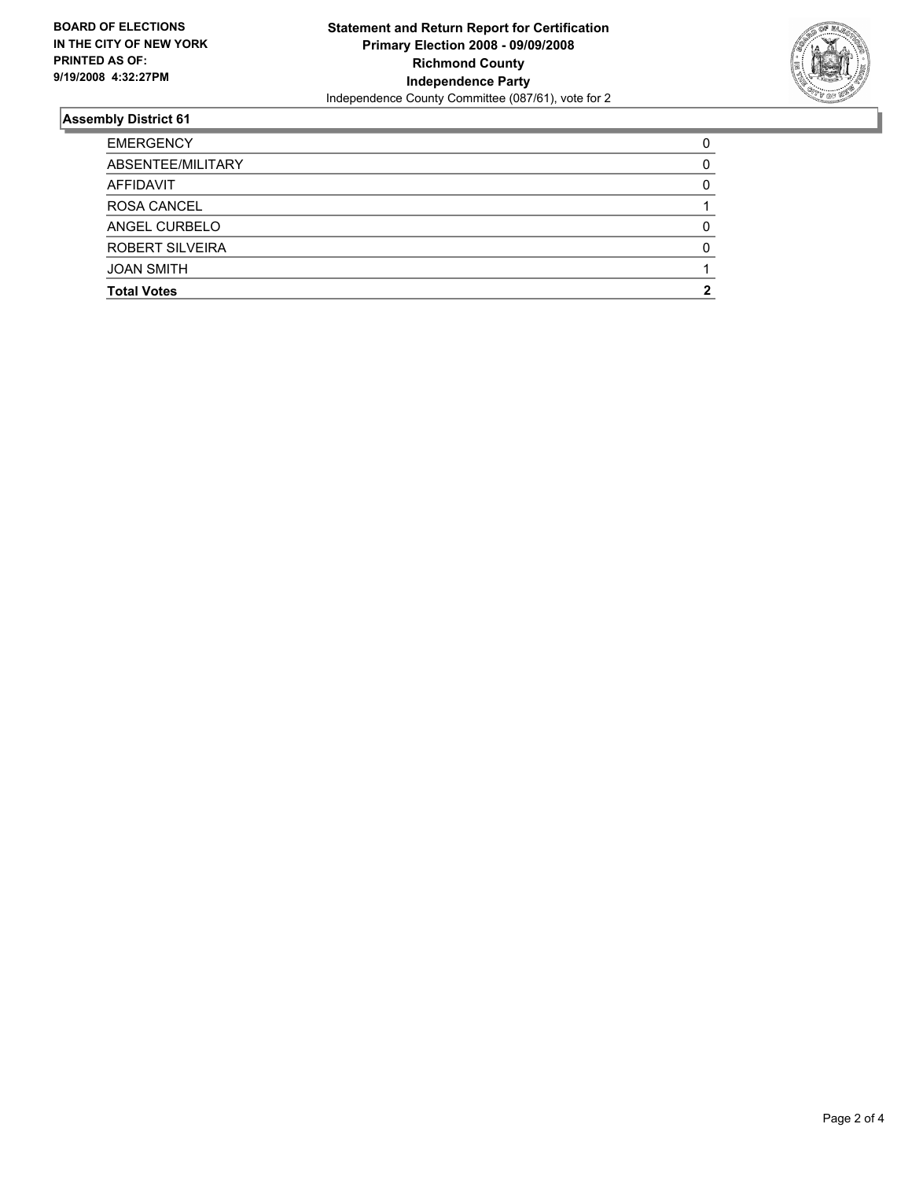**BOARD OF ELECTIONS IN THE CITY OF NEW YORK PRINTED AS OF: 9/19/2008 4:32:27PM**

# Statement and Return Report for Certification
## Primary Election 2008 - 09/09/2008
## Richmond County
## Independence Party
Independence County Committee (087/61), vote for 2

### Assembly District 61

| | |
|---|---|
| EMERGENCY | 0 |
| ABSENTEE/MILITARY | 0 |
| AFFIDAVIT | 0 |
| ROSA CANCEL | 1 |
| ANGEL CURBELO | 0 |
| ROBERT SILVEIRA | 0 |
| JOAN SMITH | 1 |
| **Total Votes** | **2** |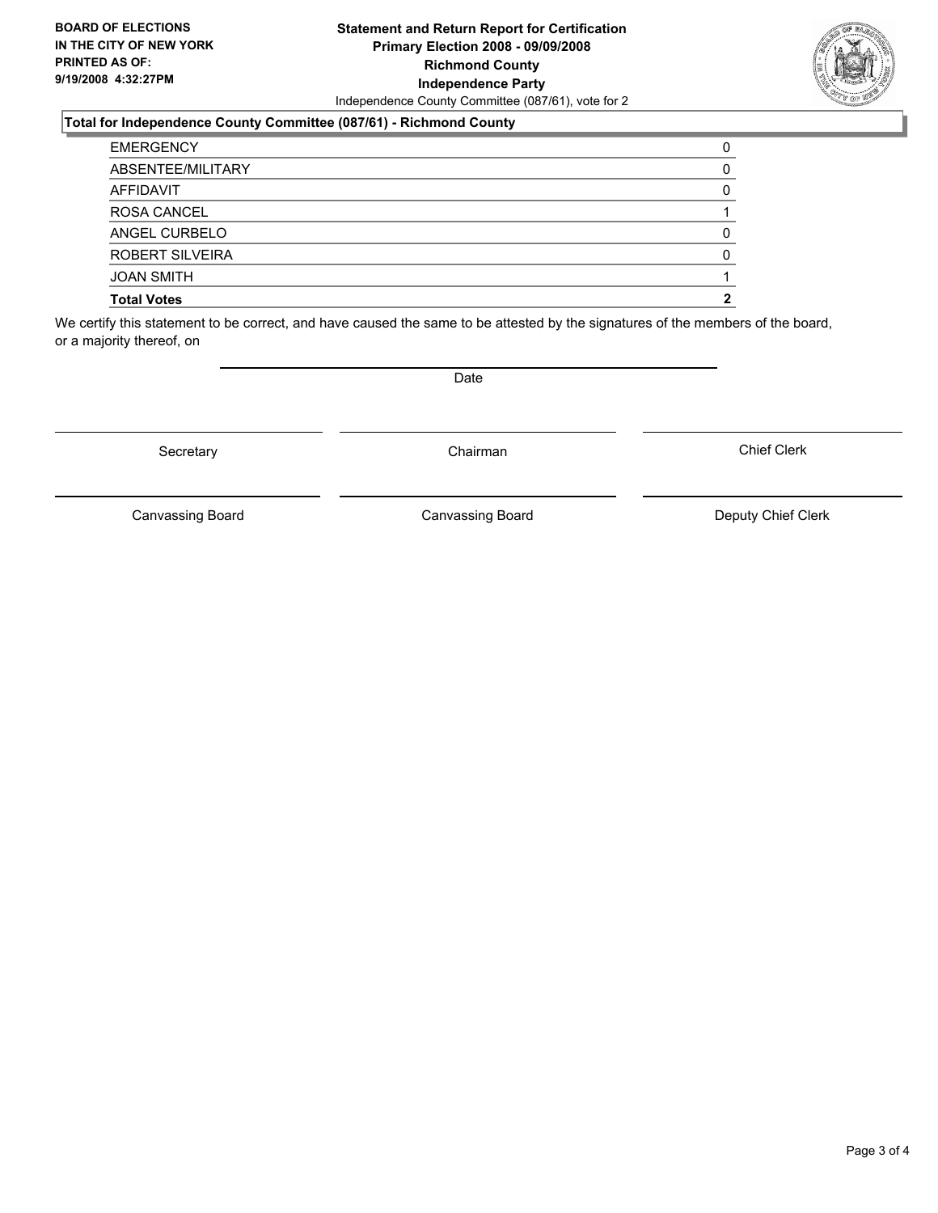**BOARD OF ELECTIONS IN THE CITY OF NEW YORK PRINTED AS OF: 9/19/2008 4:32:27PM**

**Statement and Return Report for Certification**
**Primary Election 2008 - 09/09/2008**
**Richmond County**
**Independence Party**
Independence County Committee (087/61), vote for 2

**Total for Independence County Committee (087/61) - Richmond County**

| | |
|---|---|
| EMERGENCY | 0 |
| ABSENTEE/MILITARY | 0 |
| AFFIDAVIT | 0 |
| ROSA CANCEL | 1 |
| ANGEL CURBELO | 0 |
| ROBERT SILVEIRA | 0 |
| JOAN SMITH | 1 |
| **Total Votes** | **2** |

We certify this statement to be correct, and have caused the same to be attested by the signatures of the members of the board, or a majority thereof, on

Date

Secretary | Chairman | Chief Clerk

Canvassing Board | Canvassing Board | Deputy Chief Clerk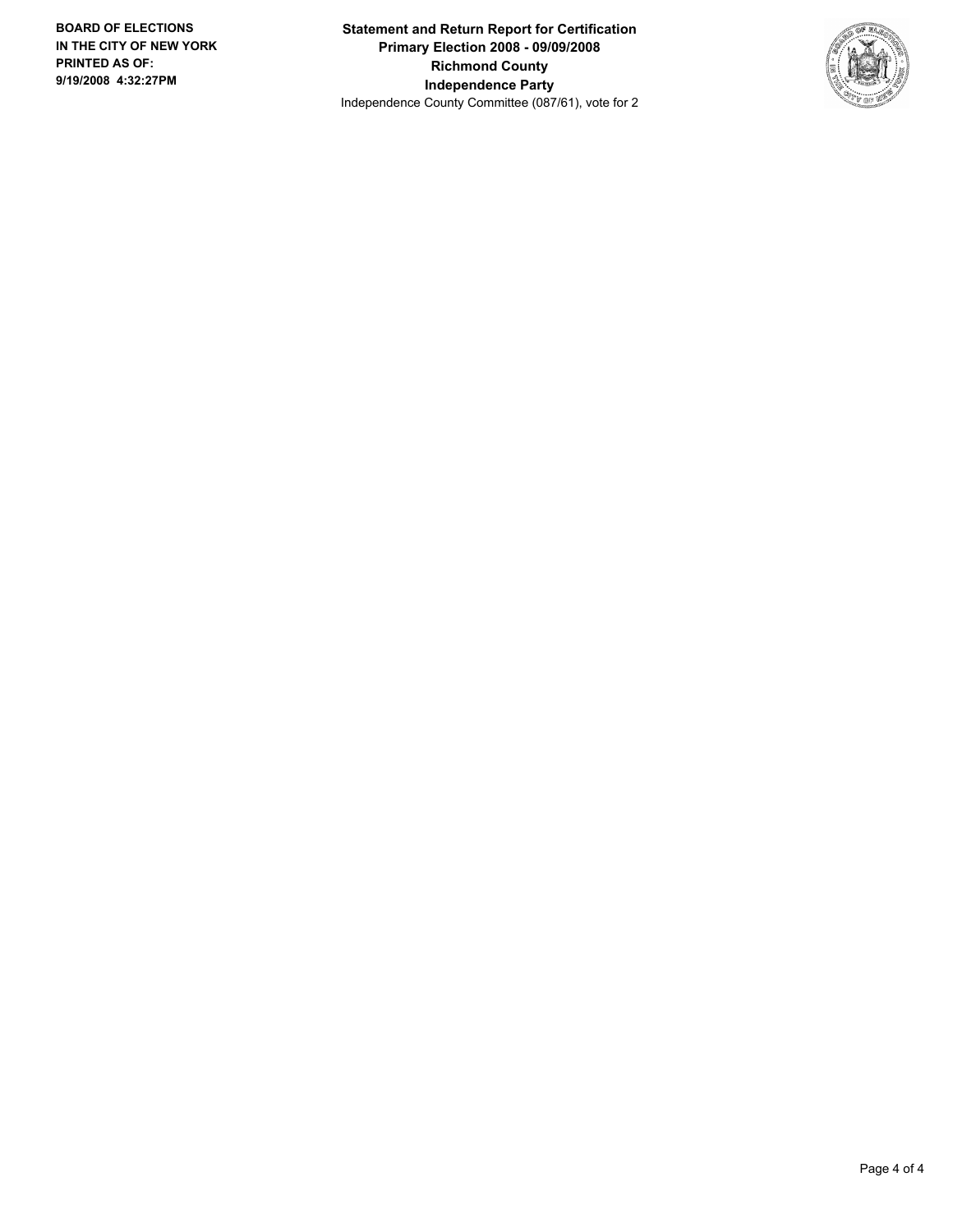**BOARD OF ELECTIONS IN THE CITY OF NEW YORK**
**PRINTED AS OF:**
**9/19/2008 4:32:27PM**

**Statement and Return Report for Certification**
**Primary Election 2008 - 09/09/2008**
**Richmond County**
**Independence Party**
Independence County Committee (087/61), vote for 2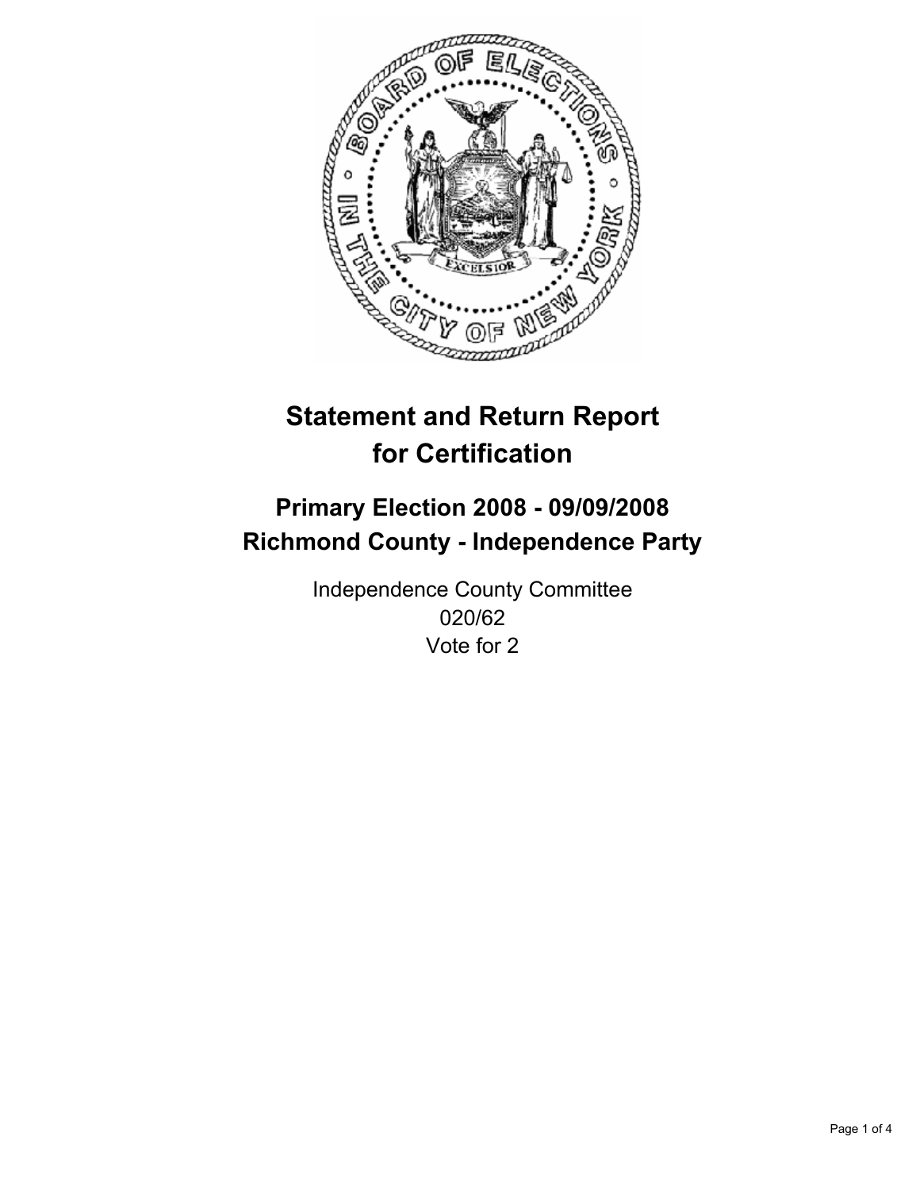# Statement and Return Report for Certification

## Primary Election 2008 - 09/09/2008
## Richmond County - Independence Party

Independence County Committee
020/62
Vote for 2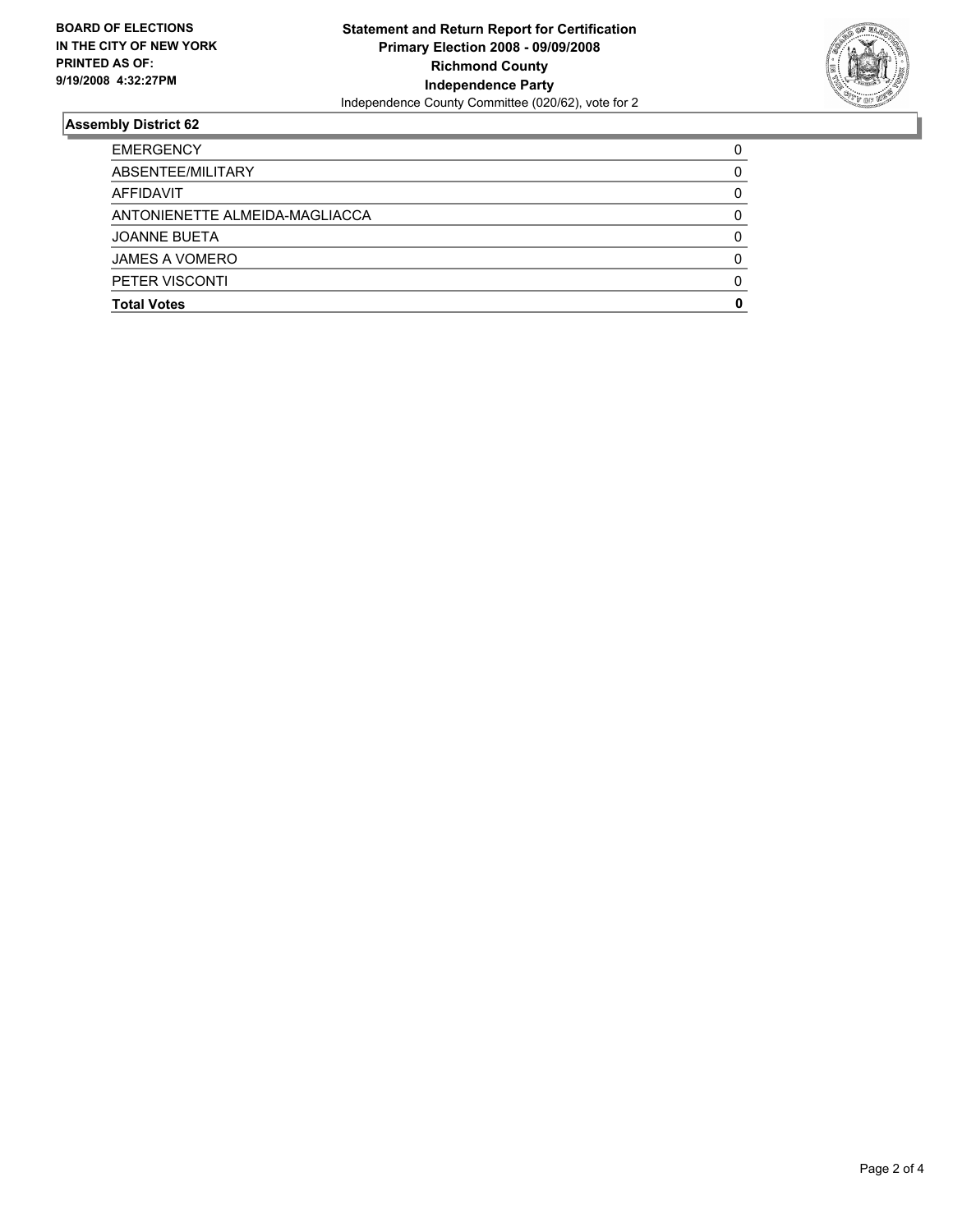**BOARD OF ELECTIONS IN THE CITY OF NEW YORK PRINTED AS OF: 9/19/2008 4:32:27PM**

**Statement and Return Report for Certification**
**Primary Election 2008 - 09/09/2008**
**Richmond County**
**Independence Party**
Independence County Committee (020/62), vote for 2

### Assembly District 62

| | |
|---|---|
| EMERGENCY | 0 |
| ABSENTEE/MILITARY | 0 |
| AFFIDAVIT | 0 |
| ANTONIENETTE ALMEIDA-MAGLIACCA | 0 |
| JOANNE BUETA | 0 |
| JAMES A VOMERO | 0 |
| PETER VISCONTI | 0 |
| **Total Votes** | **0** |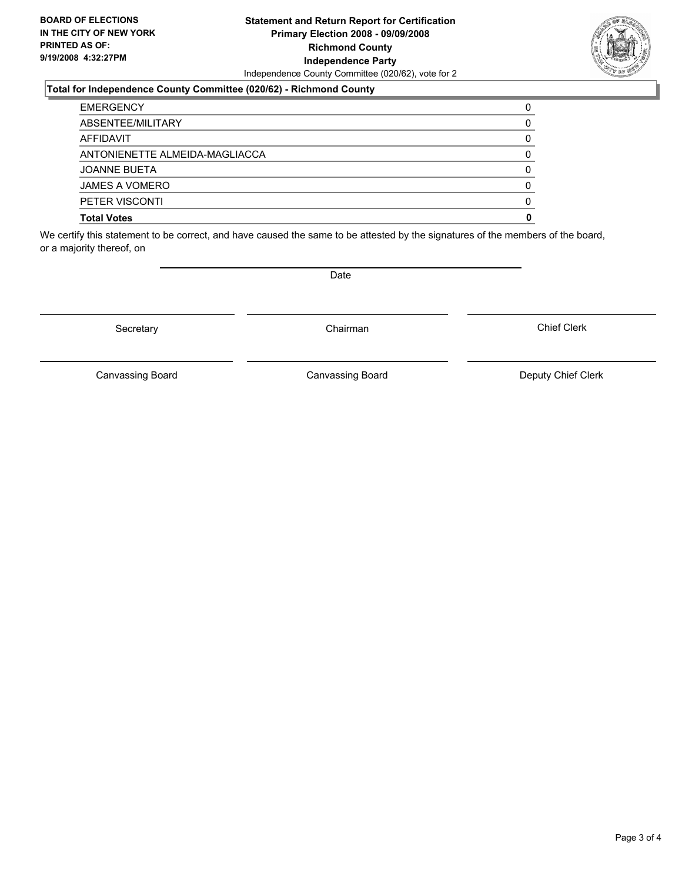**BOARD OF ELECTIONS IN THE CITY OF NEW YORK PRINTED AS OF: 9/19/2008 4:32:27PM**

**Statement and Return Report for Certification**
**Primary Election 2008 - 09/09/2008**
**Richmond County**
**Independence Party**
Independence County Committee (020/62), vote for 2

**Total for Independence County Committee (020/62) - Richmond County**

| | |
|---|---|
| EMERGENCY | 0 |
| ABSENTEE/MILITARY | 0 |
| AFFIDAVIT | 0 |
| ANTONIENETTE ALMEIDA-MAGLIACCA | 0 |
| JOANNE BUETA | 0 |
| JAMES A VOMERO | 0 |
| PETER VISCONTI | 0 |
| **Total Votes** | **0** |

We certify this statement to be correct, and have caused the same to be attested by the signatures of the members of the board, or a majority thereof, on

Date

Secretary | Chairman | Chief Clerk

Canvassing Board | Canvassing Board | Deputy Chief Clerk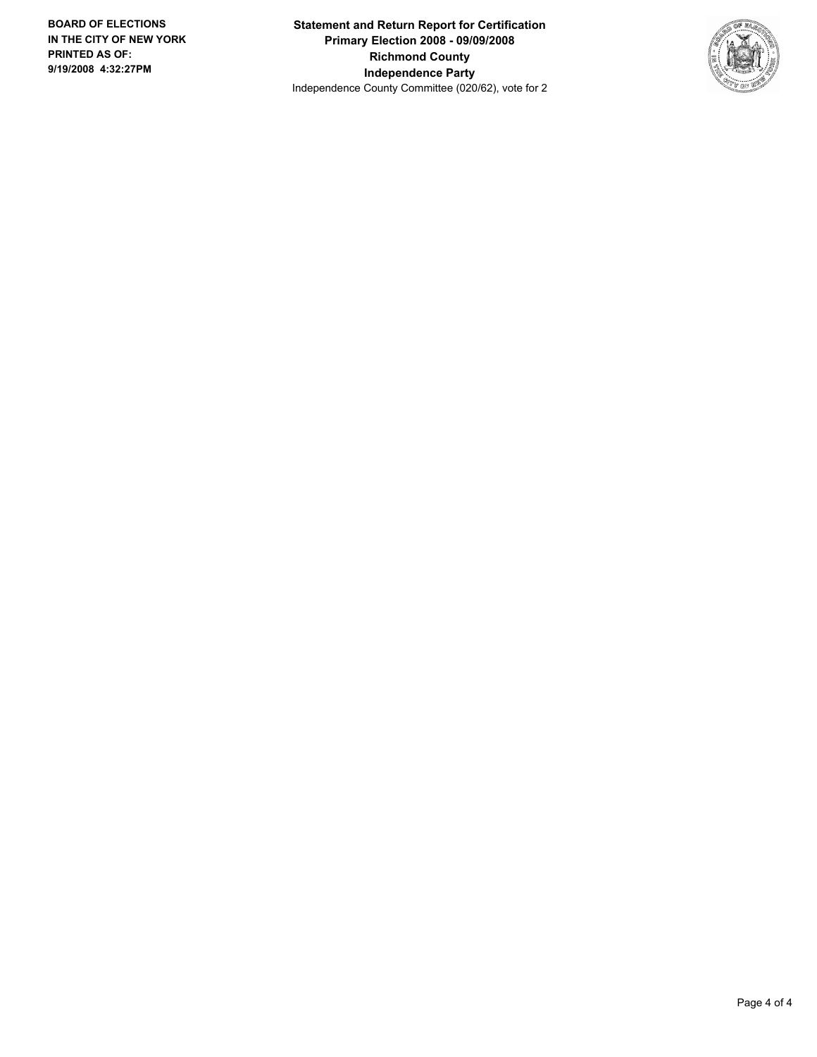**BOARD OF ELECTIONS**
**IN THE CITY OF NEW YORK**
**PRINTED AS OF:**
**9/19/2008 4:32:27PM**

**Statement and Return Report for Certification**
**Primary Election 2008 - 09/09/2008**
**Richmond County**
**Independence Party**
Independence County Committee (020/62), vote for 2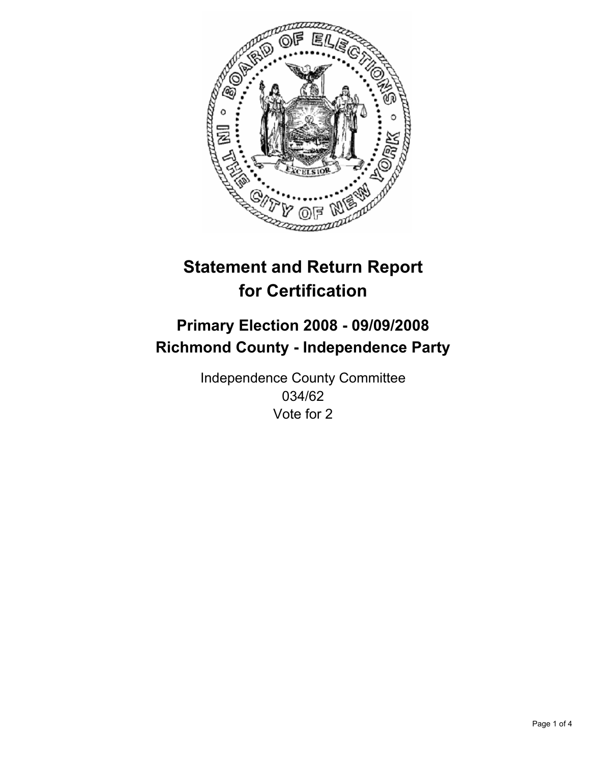# Statement and Return Report for Certification

## Primary Election 2008 - 09/09/2008
## Richmond County - Independence Party

Independence County Committee
034/62
Vote for 2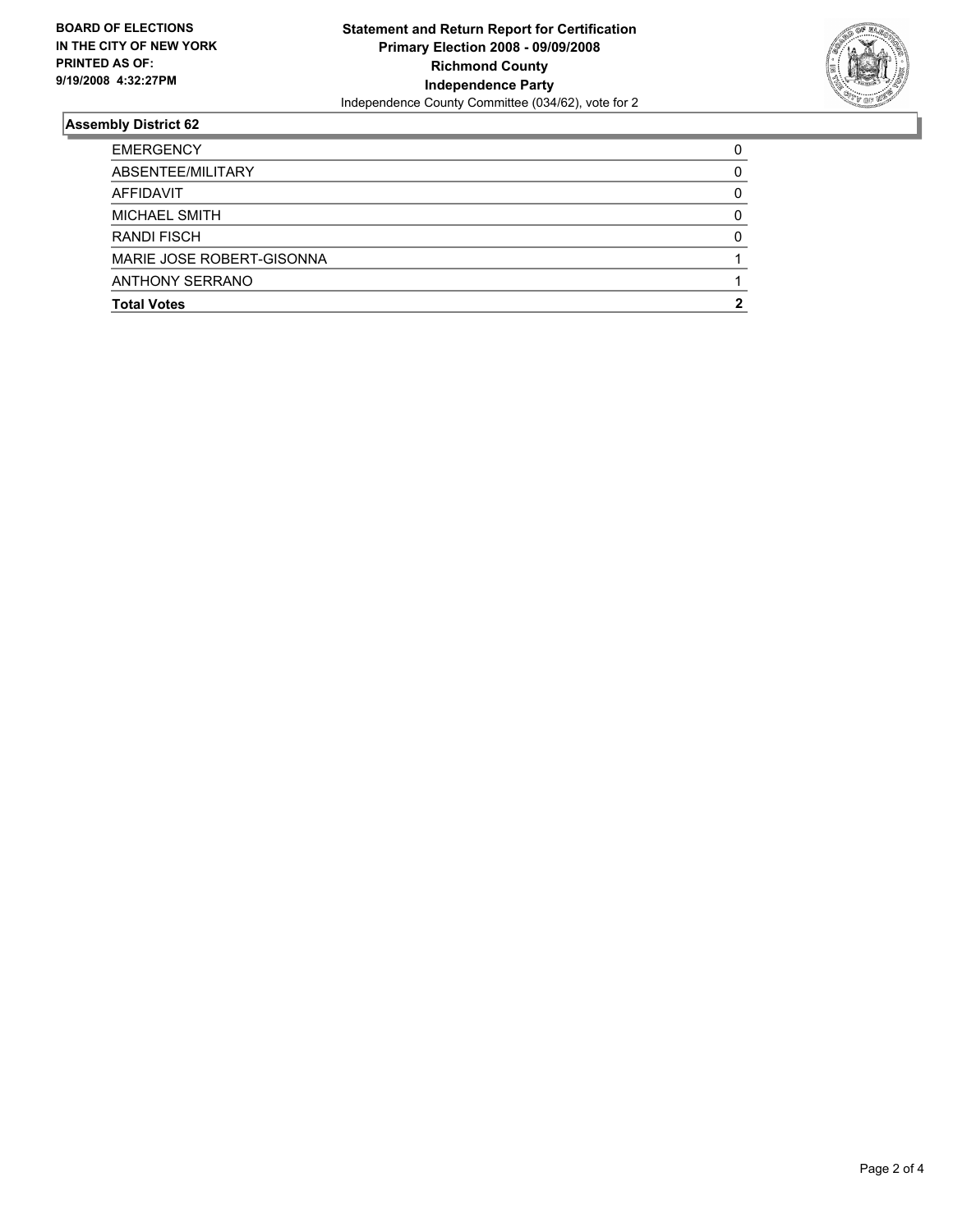**BOARD OF ELECTIONS IN THE CITY OF NEW YORK PRINTED AS OF: 9/19/2008 4:32:27PM**

**Statement and Return Report for Certification**
**Primary Election 2008 - 09/09/2008**
**Richmond County**
**Independence Party**
Independence County Committee (034/62), vote for 2

## Assembly District 62

| | |
|---|---|
| EMERGENCY | 0 |
| ABSENTEE/MILITARY | 0 |
| AFFIDAVIT | 0 |
| MICHAEL SMITH | 0 |
| RANDI FISCH | 0 |
| MARIE JOSE ROBERT-GISONNA | 1 |
| ANTHONY SERRANO | 1 |
| **Total Votes** | **2** |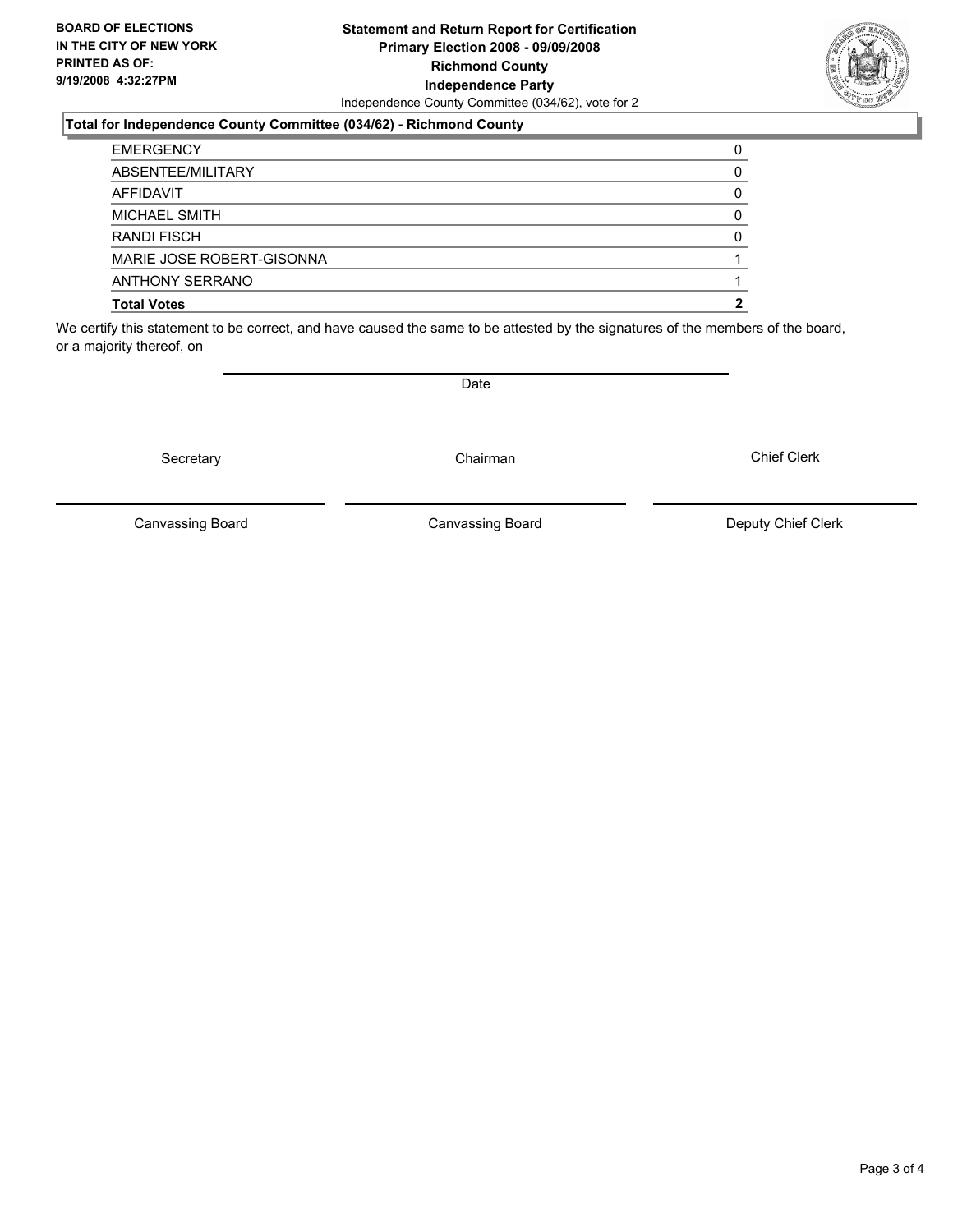**BOARD OF ELECTIONS IN THE CITY OF NEW YORK PRINTED AS OF: 9/19/2008 4:32:27PM**

**Statement and Return Report for Certification**
**Primary Election 2008 - 09/09/2008**
**Richmond County**
**Independence Party**
Independence County Committee (034/62), vote for 2

**Total for Independence County Committee (034/62) - Richmond County**

| | |
|---|---|
| EMERGENCY | 0 |
| ABSENTEE/MILITARY | 0 |
| AFFIDAVIT | 0 |
| MICHAEL SMITH | 0 |
| RANDI FISCH | 0 |
| MARIE JOSE ROBERT-GISONNA | 1 |
| ANTHONY SERRANO | 1 |
| **Total Votes** | **2** |

We certify this statement to be correct, and have caused the same to be attested by the signatures of the members of the board, or a majority thereof, on

Date

Secretary | Chairman | Chief Clerk

Canvassing Board | Canvassing Board | Deputy Chief Clerk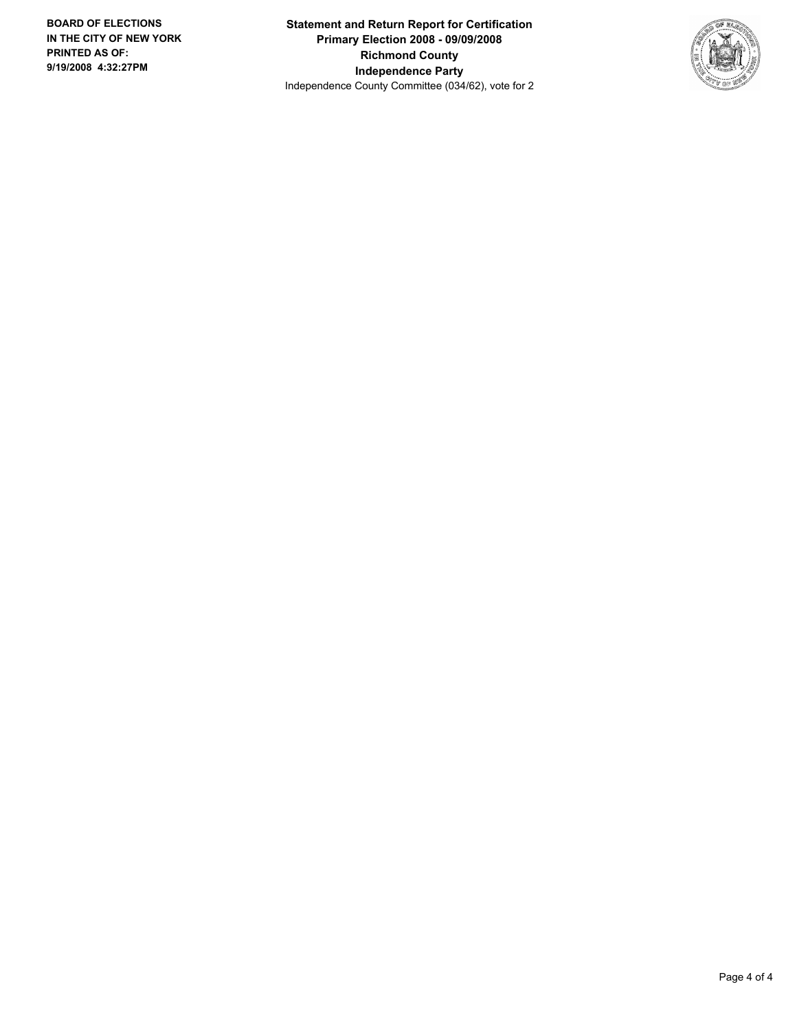**BOARD OF ELECTIONS IN THE CITY OF NEW YORK**
**PRINTED AS OF:**
**9/19/2008 4:32:27PM**

**Statement and Return Report for Certification**
**Primary Election 2008 - 09/09/2008**
**Richmond County**
**Independence Party**
Independence County Committee (034/62), vote for 2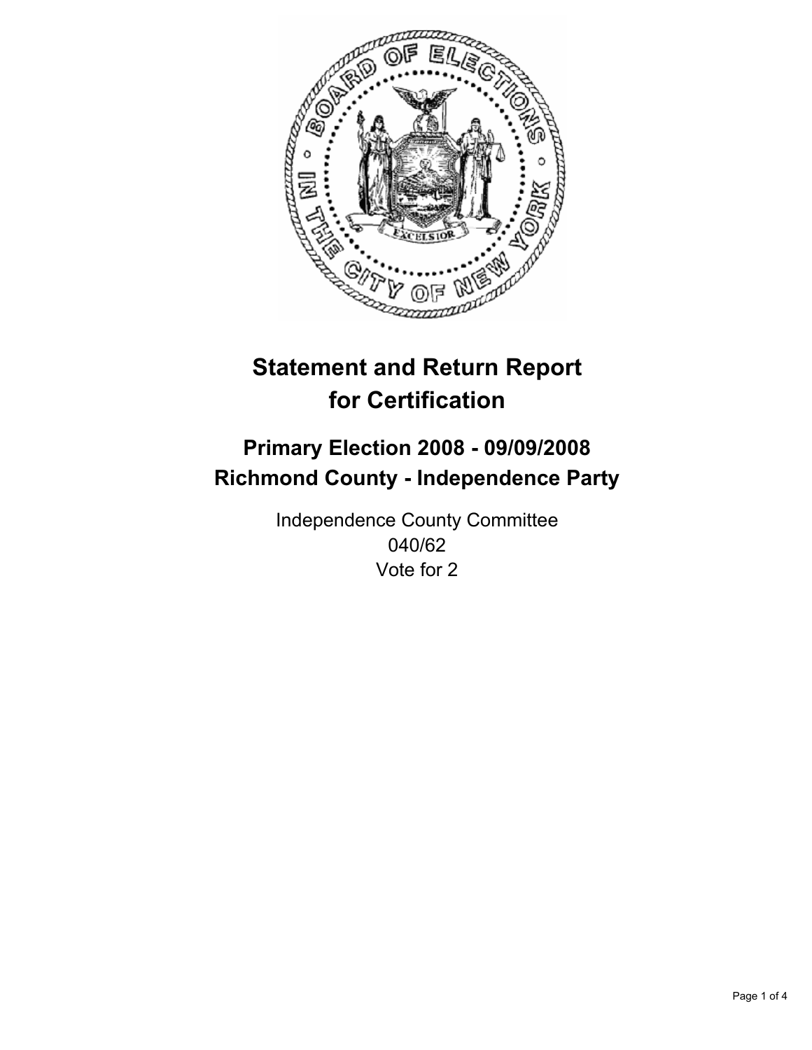# Statement and Return Report for Certification

## Primary Election 2008 - 09/09/2008
## Richmond County - Independence Party

Independence County Committee
040/62
Vote for 2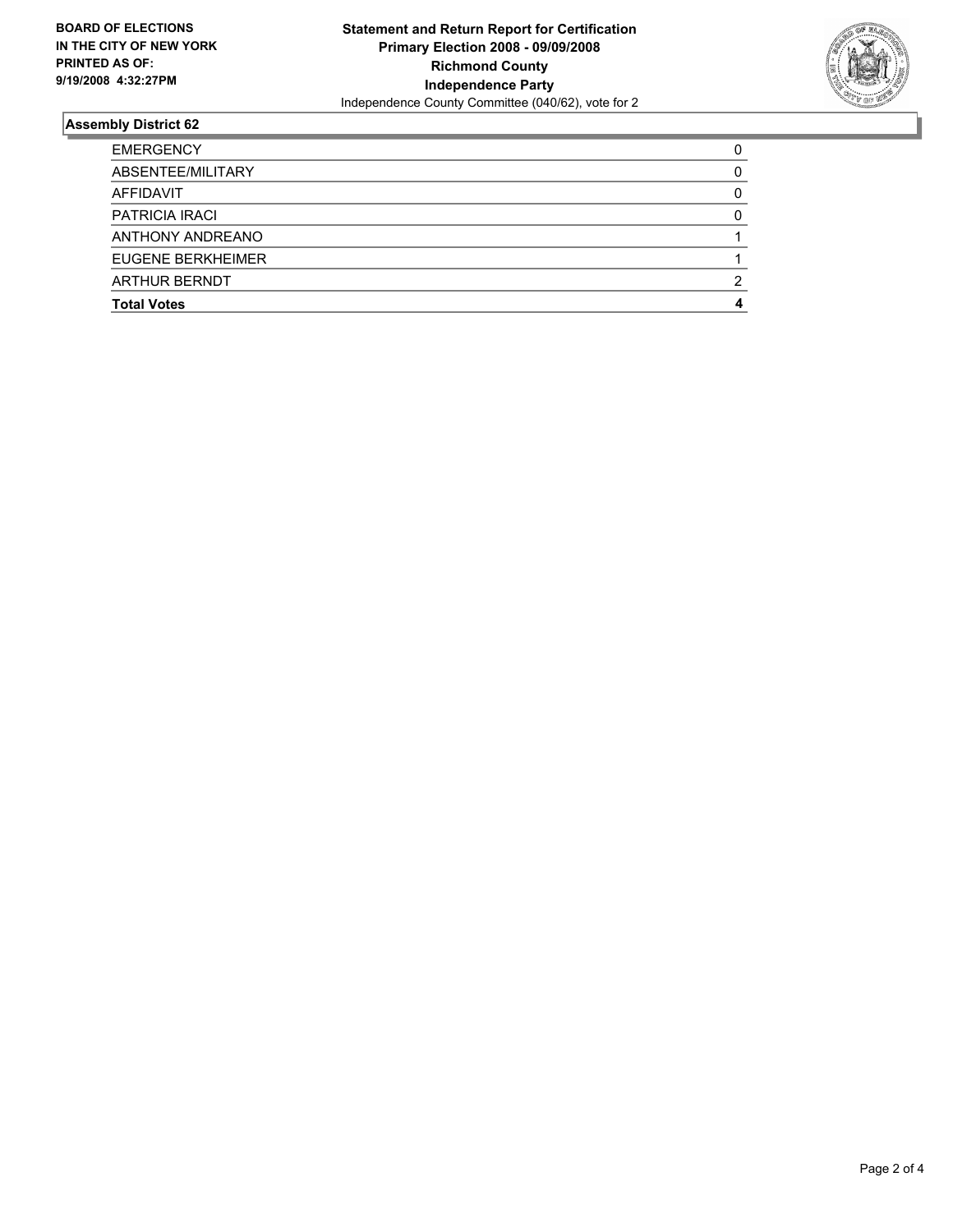**BOARD OF ELECTIONS IN THE CITY OF NEW YORK**
**PRINTED AS OF:**
**9/19/2008 4:32:27PM**

**Statement and Return Report for Certification**
**Primary Election 2008 - 09/09/2008**
**Richmond County**
**Independence Party**
Independence County Committee (040/62), vote for 2

## Assembly District 62

| | |
|---|---|
| EMERGENCY | 0 |
| ABSENTEE/MILITARY | 0 |
| AFFIDAVIT | 0 |
| PATRICIA IRACI | 0 |
| ANTHONY ANDREANO | 1 |
| EUGENE BERKHEIMER | 1 |
| ARTHUR BERNDT | 2 |
| **Total Votes** | **4** |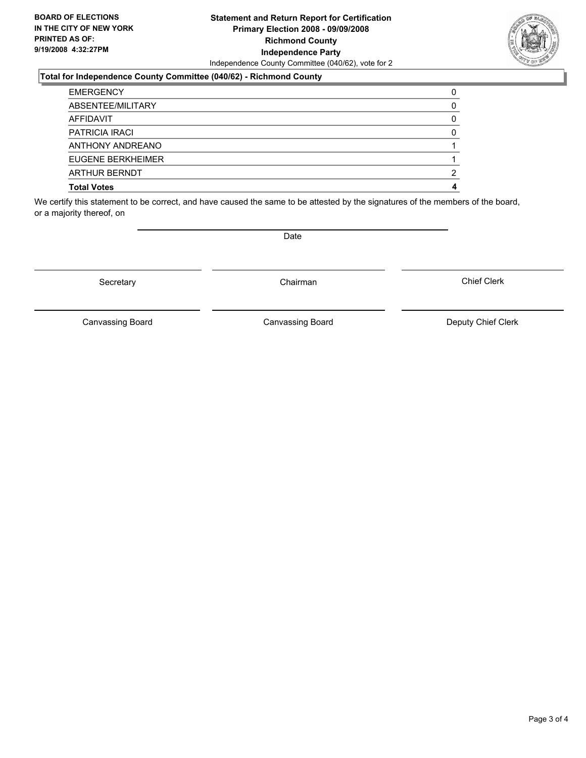**BOARD OF ELECTIONS IN THE CITY OF NEW YORK PRINTED AS OF: 9/19/2008 4:32:27PM**

**Statement and Return Report for Certification**
**Primary Election 2008 - 09/09/2008**
**Richmond County**
**Independence Party**
Independence County Committee (040/62), vote for 2

**Total for Independence County Committee (040/62) - Richmond County**

| | |
|---|---|
| EMERGENCY | 0 |
| ABSENTEE/MILITARY | 0 |
| AFFIDAVIT | 0 |
| PATRICIA IRACI | 0 |
| ANTHONY ANDREANO | 1 |
| EUGENE BERKHEIMER | 1 |
| ARTHUR BERNDT | 2 |
| **Total Votes** | **4** |

We certify this statement to be correct, and have caused the same to be attested by the signatures of the members of the board, or a majority thereof, on

Date

Secretary | Chairman | Chief Clerk

Canvassing Board | Canvassing Board | Deputy Chief Clerk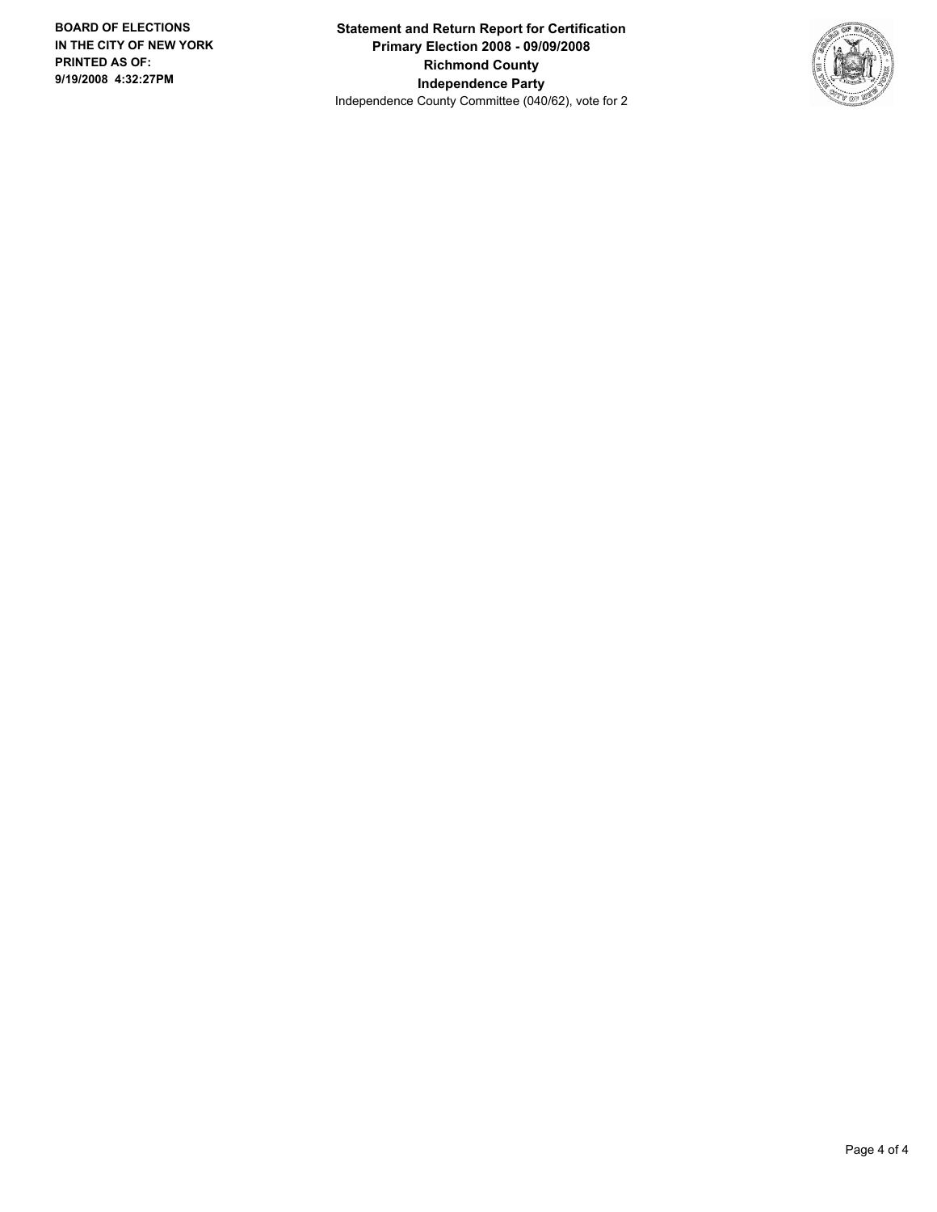**BOARD OF ELECTIONS IN THE CITY OF NEW YORK**
**PRINTED AS OF: 9/19/2008 4:32:27PM**

**Statement and Return Report for Certification**
**Primary Election 2008 - 09/09/2008**
**Richmond County**
**Independence Party**
Independence County Committee (040/62), vote for 2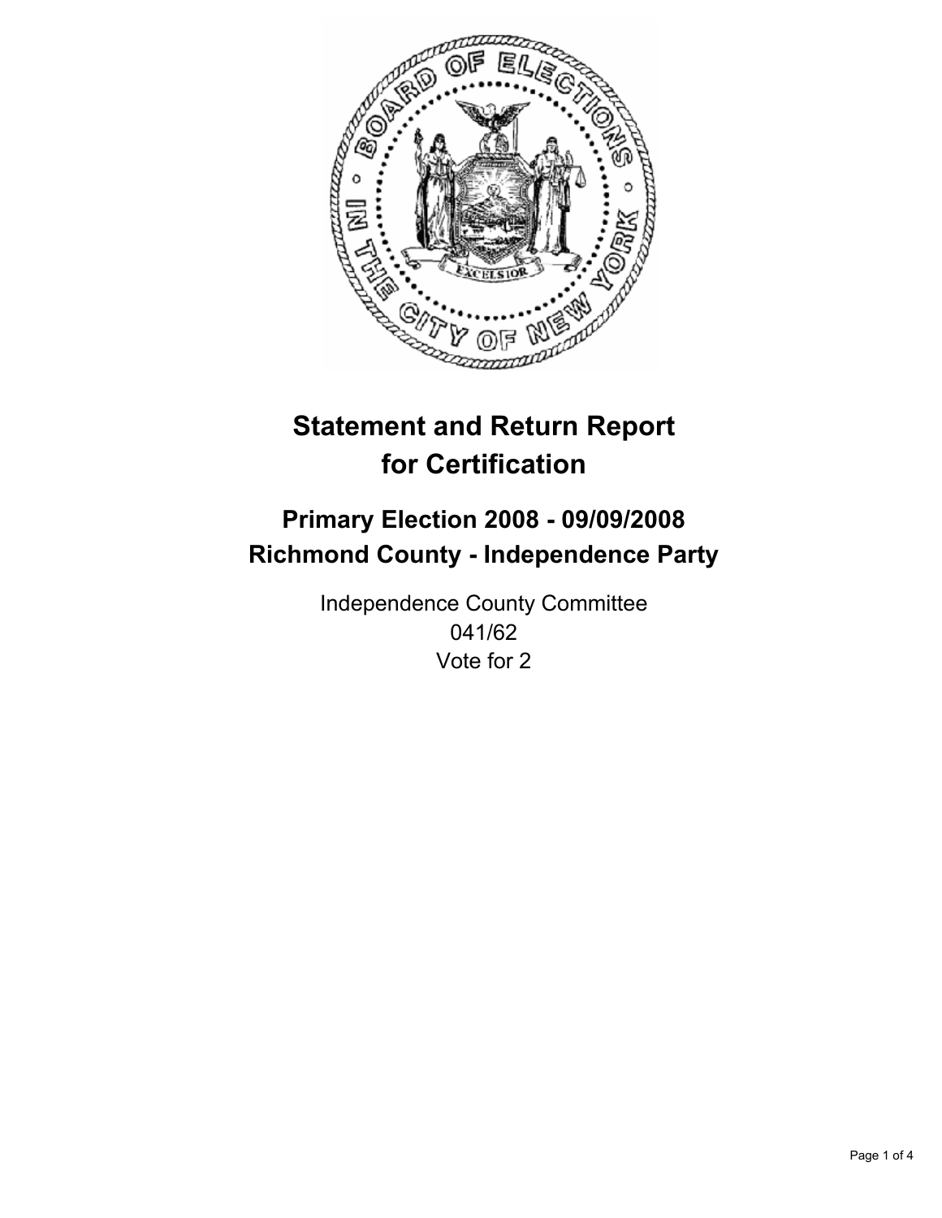# Statement and Return Report for Certification

## Primary Election 2008 - 09/09/2008
## Richmond County - Independence Party

Independence County Committee
041/62
Vote for 2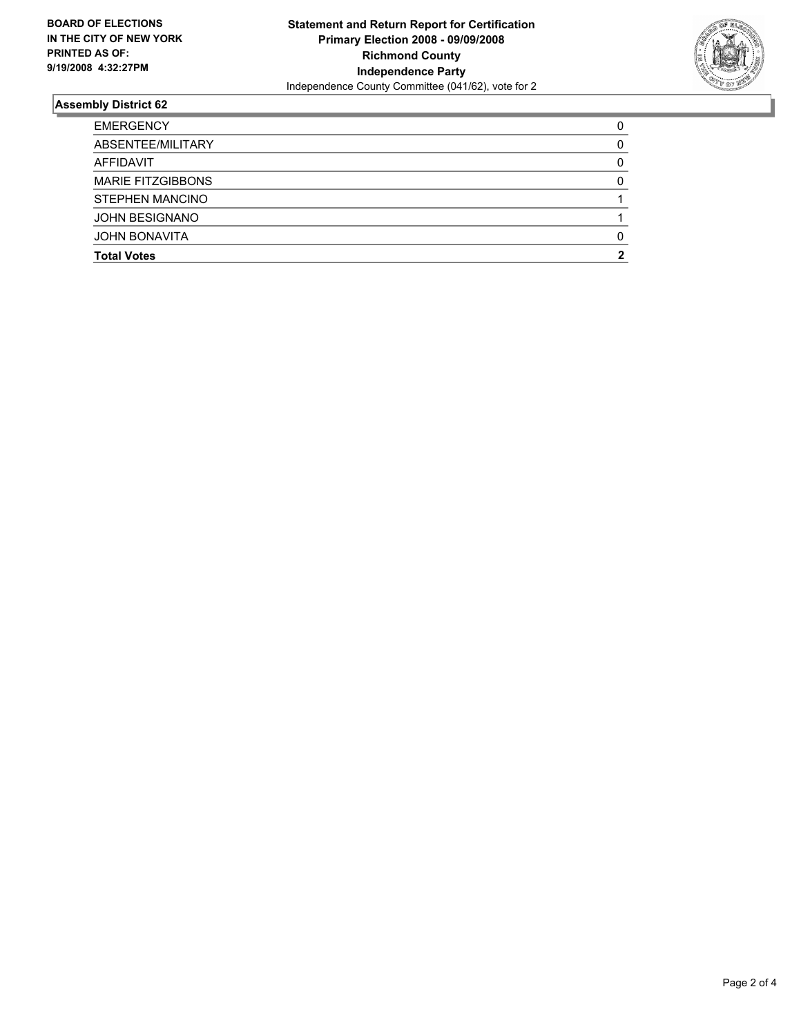**BOARD OF ELECTIONS IN THE CITY OF NEW YORK PRINTED AS OF: 9/19/2008 4:32:27PM**

**Statement and Return Report for Certification**
**Primary Election 2008 - 09/09/2008**
**Richmond County**
**Independence Party**
Independence County Committee (041/62), vote for 2

### Assembly District 62

| | |
|---|---|
| EMERGENCY | 0 |
| ABSENTEE/MILITARY | 0 |
| AFFIDAVIT | 0 |
| MARIE FITZGIBBONS | 0 |
| STEPHEN MANCINO | 1 |
| JOHN BESIGNANO | 1 |
| JOHN BONAVITA | 0 |
| **Total Votes** | **2** |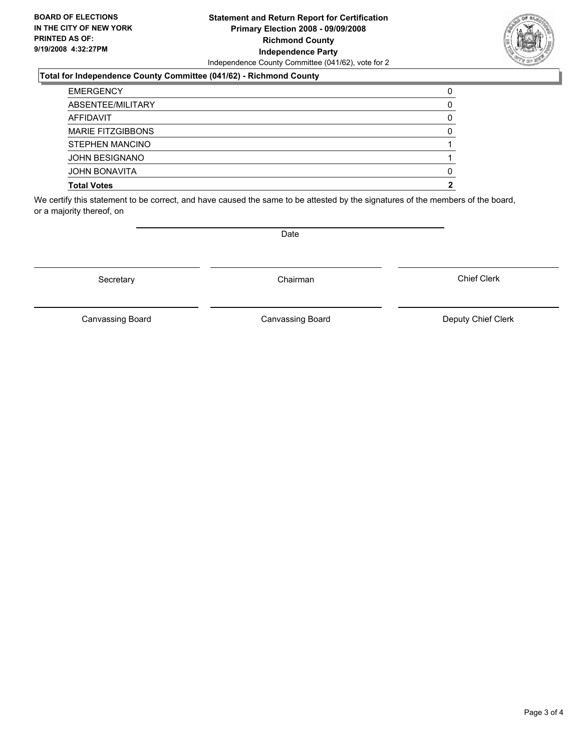**BOARD OF ELECTIONS IN THE CITY OF NEW YORK PRINTED AS OF: 9/19/2008 4:32:27PM**

**Statement and Return Report for Certification**
**Primary Election 2008 - 09/09/2008**
**Richmond County**
**Independence Party**
Independence County Committee (041/62), vote for 2

**Total for Independence County Committee (041/62) - Richmond County**

| | |
|---|---|
| EMERGENCY | 0 |
| ABSENTEE/MILITARY | 0 |
| AFFIDAVIT | 0 |
| MARIE FITZGIBBONS | 0 |
| STEPHEN MANCINO | 1 |
| JOHN BESIGNANO | 1 |
| JOHN BONAVITA | 0 |
| **Total Votes** | **2** |

We certify this statement to be correct, and have caused the same to be attested by the signatures of the members of the board, or a majority thereof, on

Date

Secretary | Chairman | Chief Clerk

Canvassing Board | Canvassing Board | Deputy Chief Clerk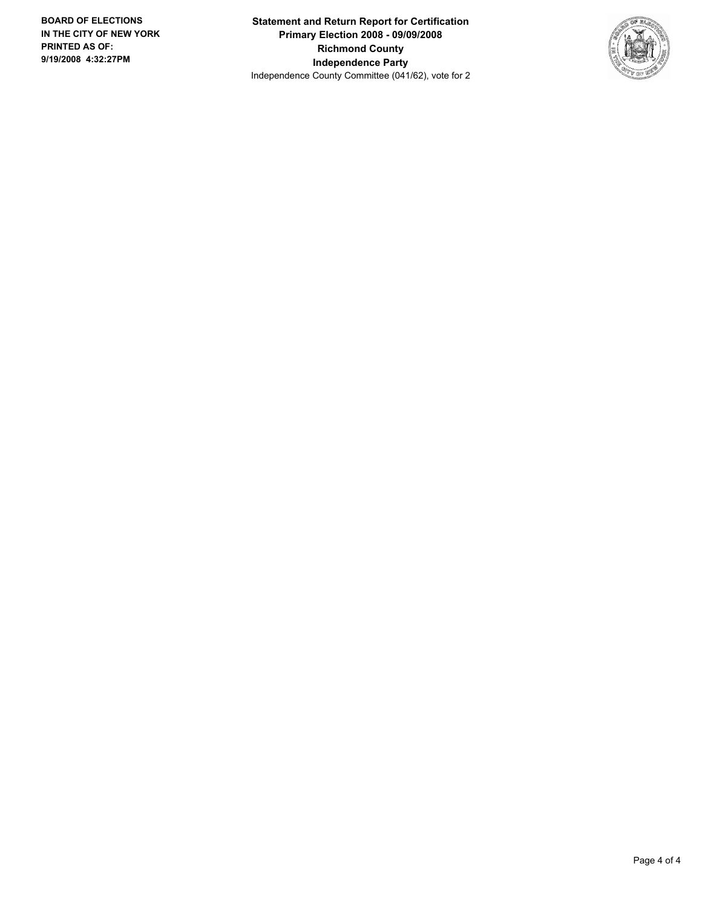**BOARD OF ELECTIONS IN THE CITY OF NEW YORK PRINTED AS OF: 9/19/2008 4:32:27PM**

**Statement and Return Report for Certification**
**Primary Election 2008 - 09/09/2008**
**Richmond County**
**Independence Party**
Independence County Committee (041/62), vote for 2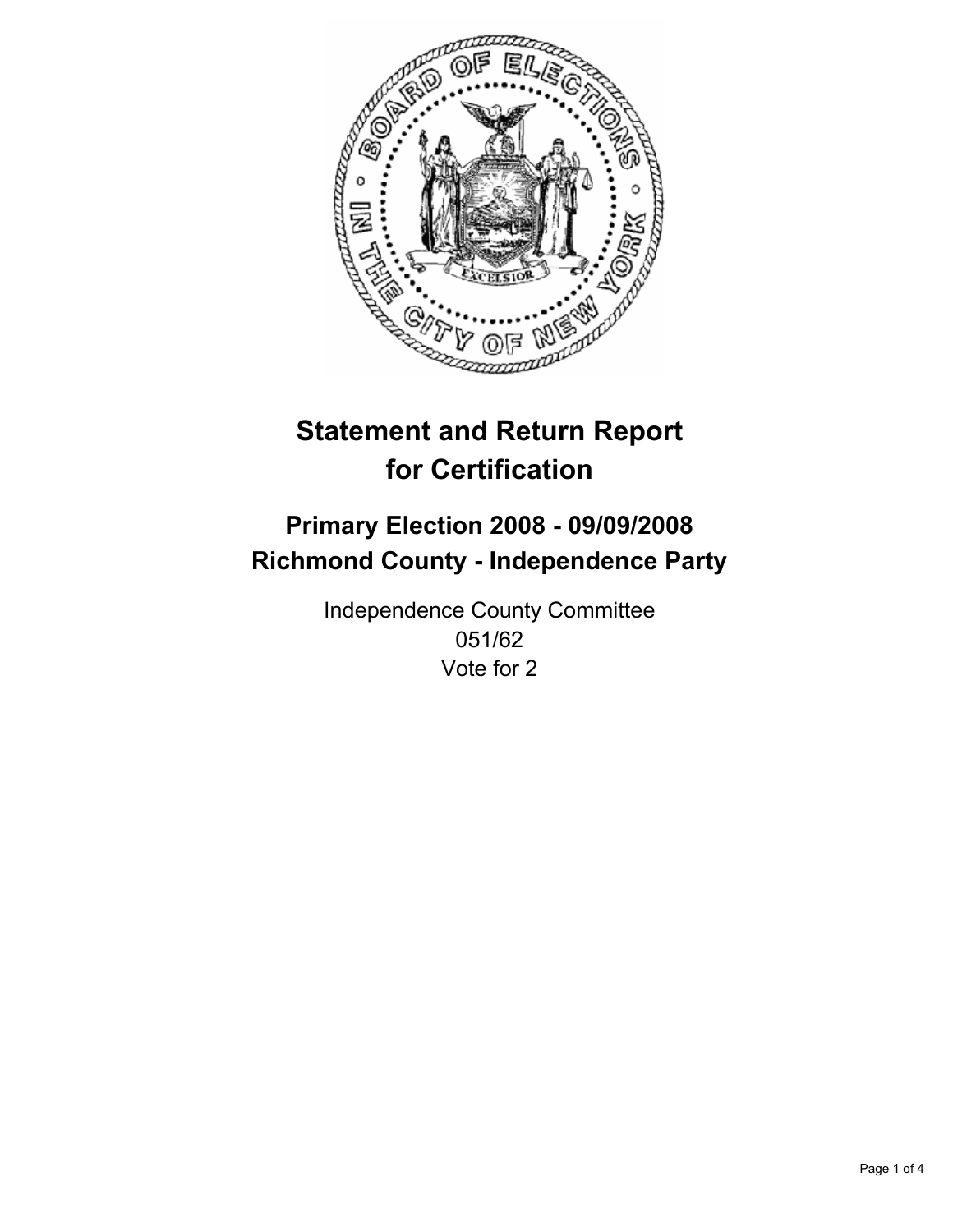# Statement and Return Report for Certification

## Primary Election 2008 - 09/09/2008
## Richmond County - Independence Party

Independence County Committee
051/62
Vote for 2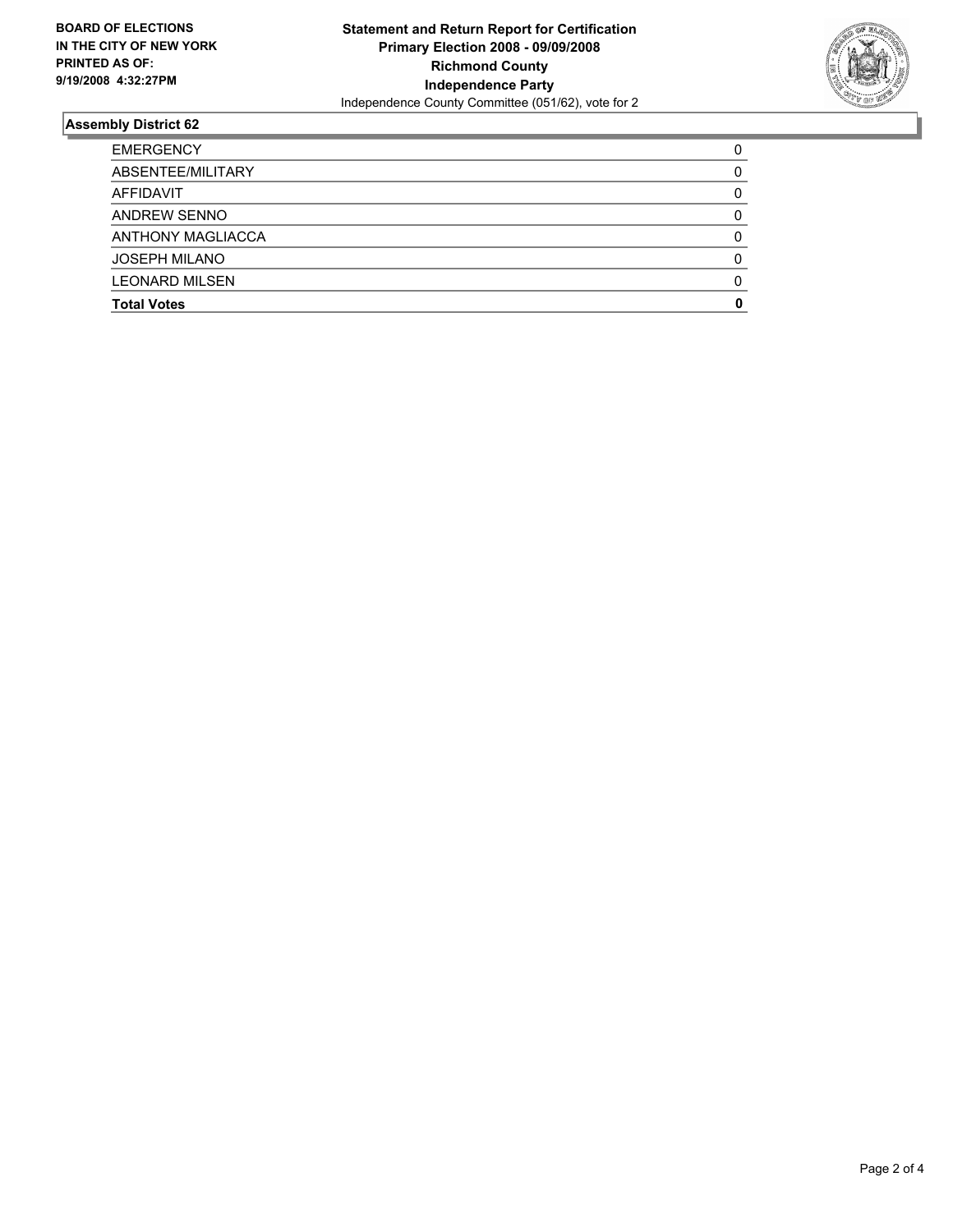**BOARD OF ELECTIONS IN THE CITY OF NEW YORK PRINTED AS OF: 9/19/2008 4:32:27PM**

**Statement and Return Report for Certification**
**Primary Election 2008 - 09/09/2008**
**Richmond County**
**Independence Party**
Independence County Committee (051/62), vote for 2

## Assembly District 62

| | |
|---|---|
| EMERGENCY | 0 |
| ABSENTEE/MILITARY | 0 |
| AFFIDAVIT | 0 |
| ANDREW SENNO | 0 |
| ANTHONY MAGLIACCA | 0 |
| JOSEPH MILANO | 0 |
| LEONARD MILSEN | 0 |
| **Total Votes** | **0** |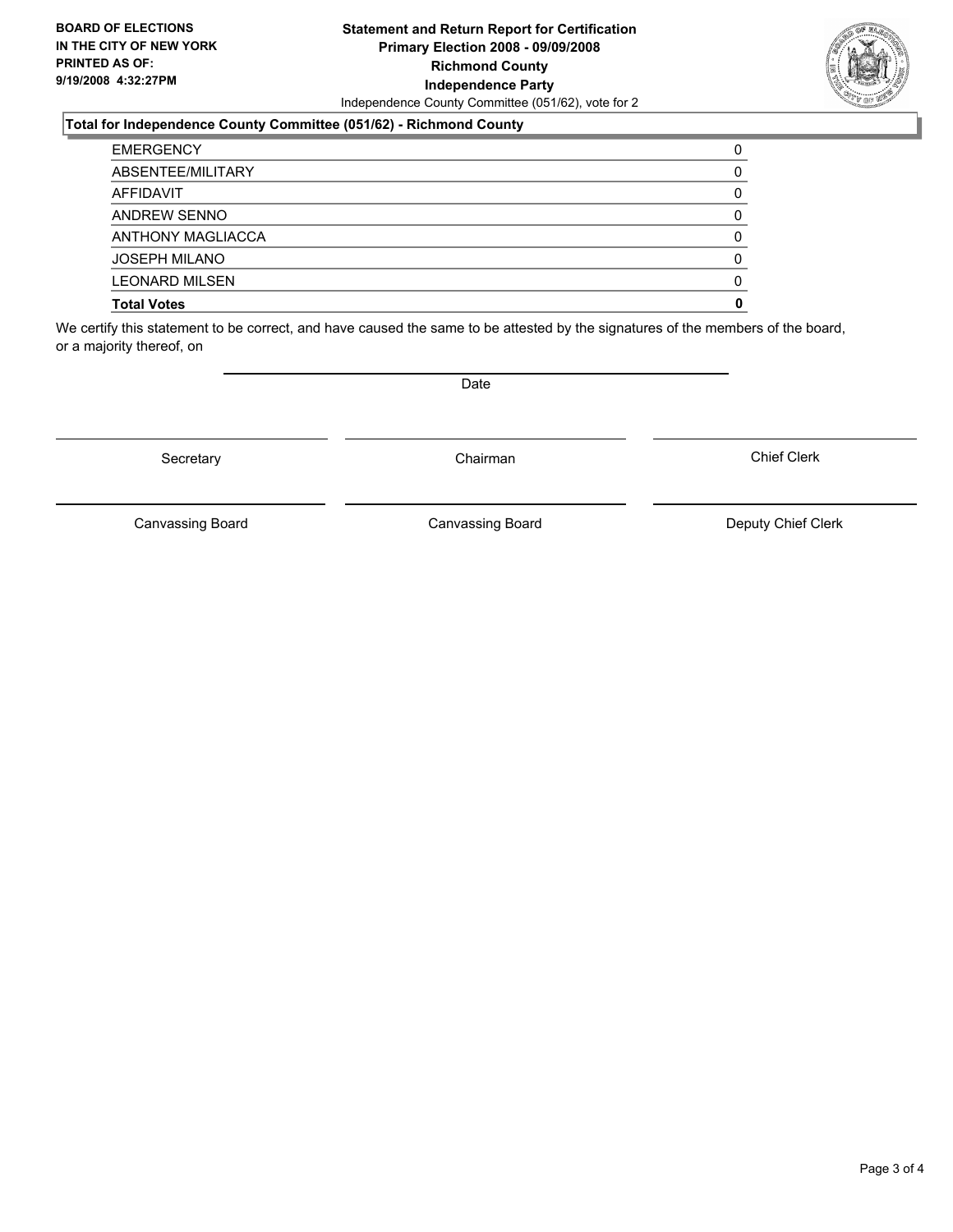**BOARD OF ELECTIONS IN THE CITY OF NEW YORK PRINTED AS OF: 9/19/2008 4:32:27PM**

# Statement and Return Report for Certification
## Primary Election 2008 - 09/09/2008
## Richmond County
## Independence Party

Independence County Committee (051/62), vote for 2

**Total for Independence County Committee (051/62) - Richmond County**

| | |
|---|---|
| EMERGENCY | 0 |
| ABSENTEE/MILITARY | 0 |
| AFFIDAVIT | 0 |
| ANDREW SENNO | 0 |
| ANTHONY MAGLIACCA | 0 |
| JOSEPH MILANO | 0 |
| LEONARD MILSEN | 0 |
| **Total Votes** | **0** |

We certify this statement to be correct, and have caused the same to be attested by the signatures of the members of the board, or a majority thereof, on

Date

Secretary | Chairman | Chief Clerk

Canvassing Board | Canvassing Board | Deputy Chief Clerk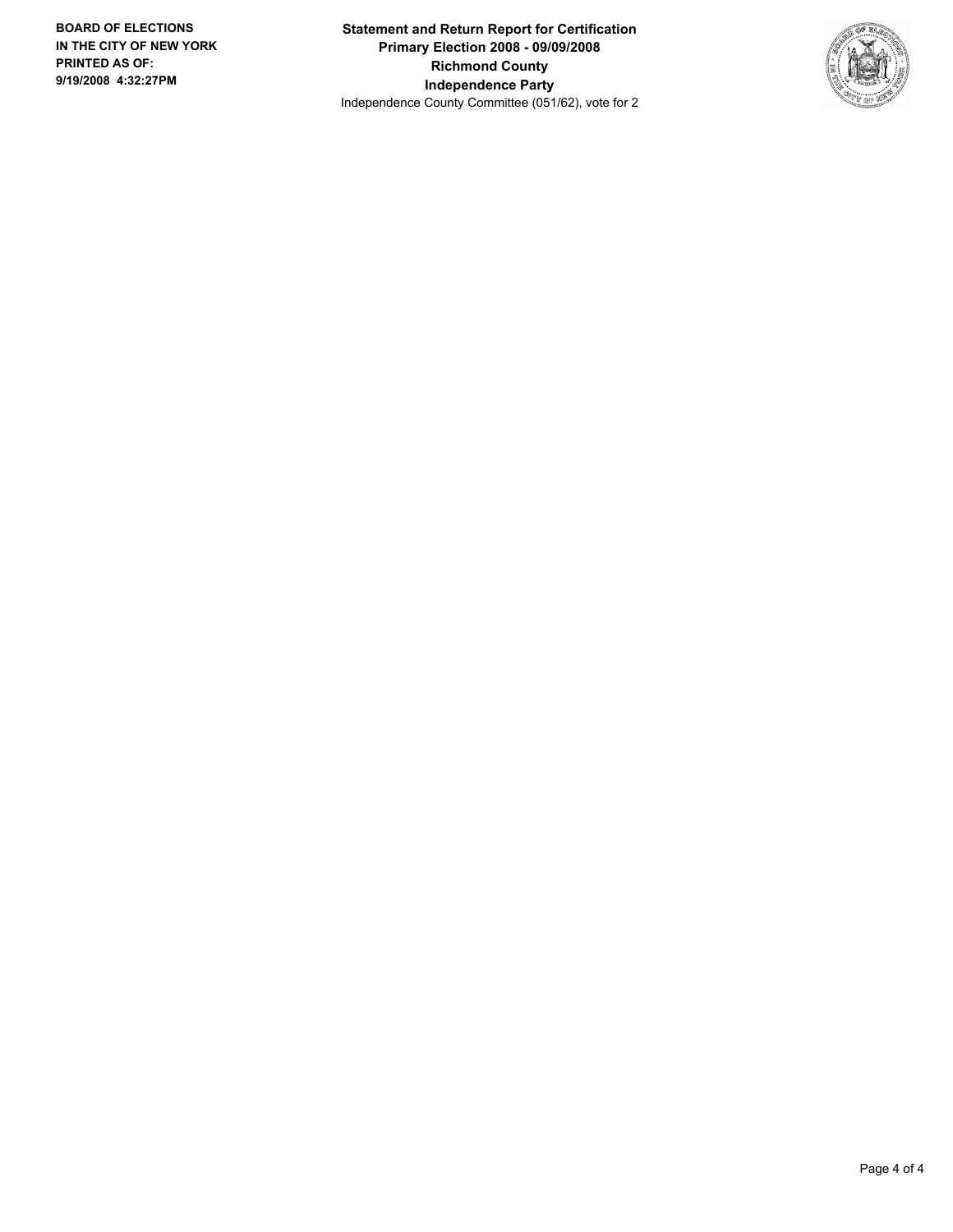**BOARD OF ELECTIONS IN THE CITY OF NEW YORK**
**PRINTED AS OF: 9/19/2008 4:32:27PM**

**Statement and Return Report for Certification**
**Primary Election 2008 - 09/09/2008**
**Richmond County**
**Independence Party**
Independence County Committee (051/62), vote for 2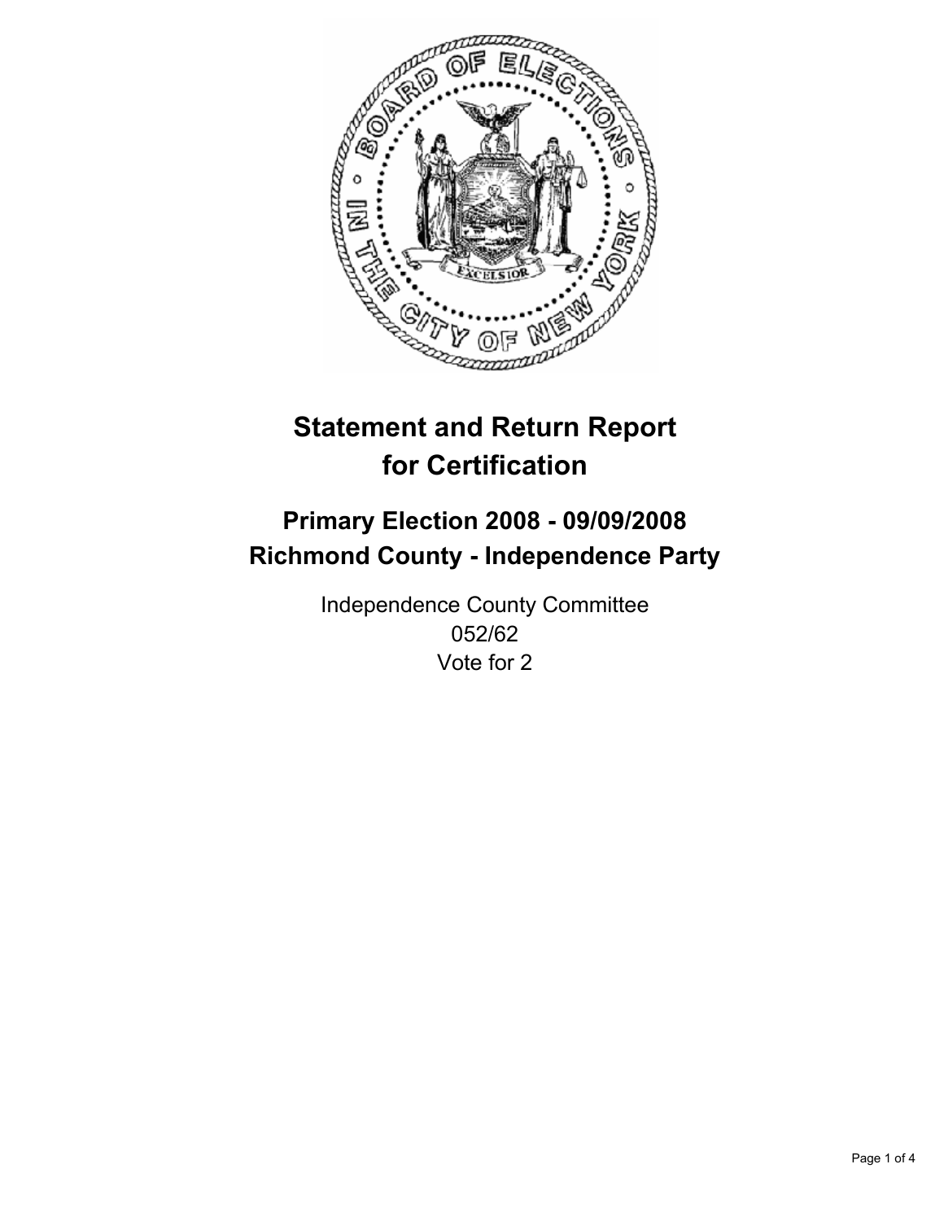# Statement and Return Report for Certification

## Primary Election 2008 - 09/09/2008
## Richmond County - Independence Party

Independence County Committee
052/62
Vote for 2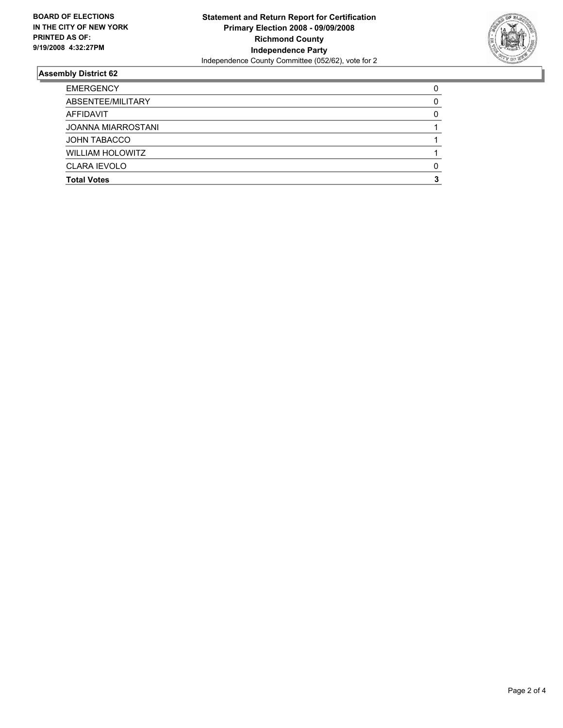**BOARD OF ELECTIONS IN THE CITY OF NEW YORK PRINTED AS OF: 9/19/2008 4:32:27PM**

# Statement and Return Report for Certification
## Primary Election 2008 - 09/09/2008
## Richmond County
## Independence Party
Independence County Committee (052/62), vote for 2

### Assembly District 62

| | |
|---|---|
| EMERGENCY | 0 |
| ABSENTEE/MILITARY | 0 |
| AFFIDAVIT | 0 |
| JOANNA MIARROSTANI | 1 |
| JOHN TABACCO | 1 |
| WILLIAM HOLOWITZ | 1 |
| CLARA IEVOLO | 0 |
| **Total Votes** | **3** |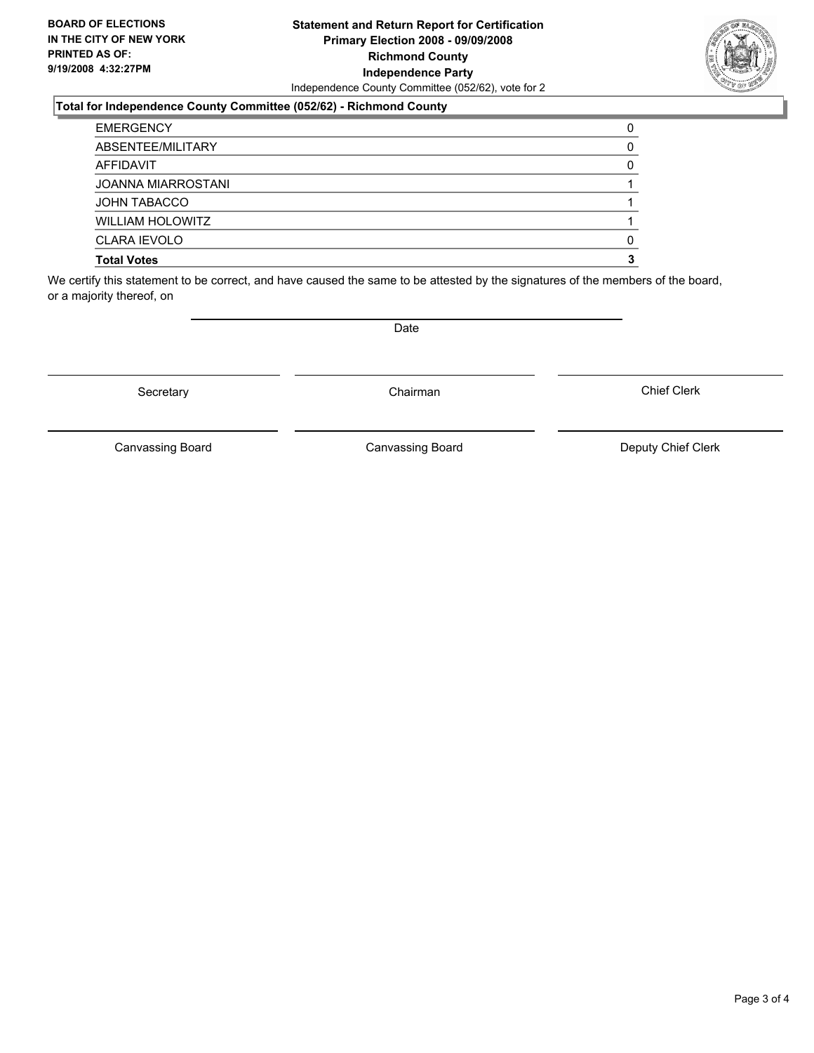**BOARD OF ELECTIONS IN THE CITY OF NEW YORK PRINTED AS OF: 9/19/2008 4:32:27PM**

**Statement and Return Report for Certification Primary Election 2008 - 09/09/2008 Richmond County Independence Party**

Independence County Committee (052/62), vote for 2

**Total for Independence County Committee (052/62) - Richmond County**

| | |
|---|---|
| EMERGENCY | 0 |
| ABSENTEE/MILITARY | 0 |
| AFFIDAVIT | 0 |
| JOANNA MIARROSTANI | 1 |
| JOHN TABACCO | 1 |
| WILLIAM HOLOWITZ | 1 |
| CLARA IEVOLO | 0 |
| **Total Votes** | **3** |

We certify this statement to be correct, and have caused the same to be attested by the signatures of the members of the board, or a majority thereof, on

Date

Secretary | Chairman | Chief Clerk

Canvassing Board | Canvassing Board | Deputy Chief Clerk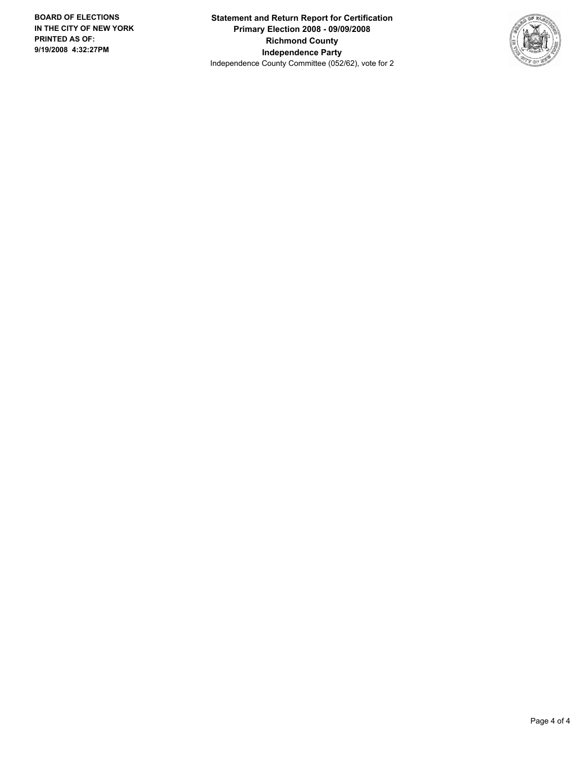**BOARD OF ELECTIONS IN THE CITY OF NEW YORK**
**PRINTED AS OF: 9/19/2008 4:32:27PM**

**Statement and Return Report for Certification**
**Primary Election 2008 - 09/09/2008**
**Richmond County**
**Independence Party**
Independence County Committee (052/62), vote for 2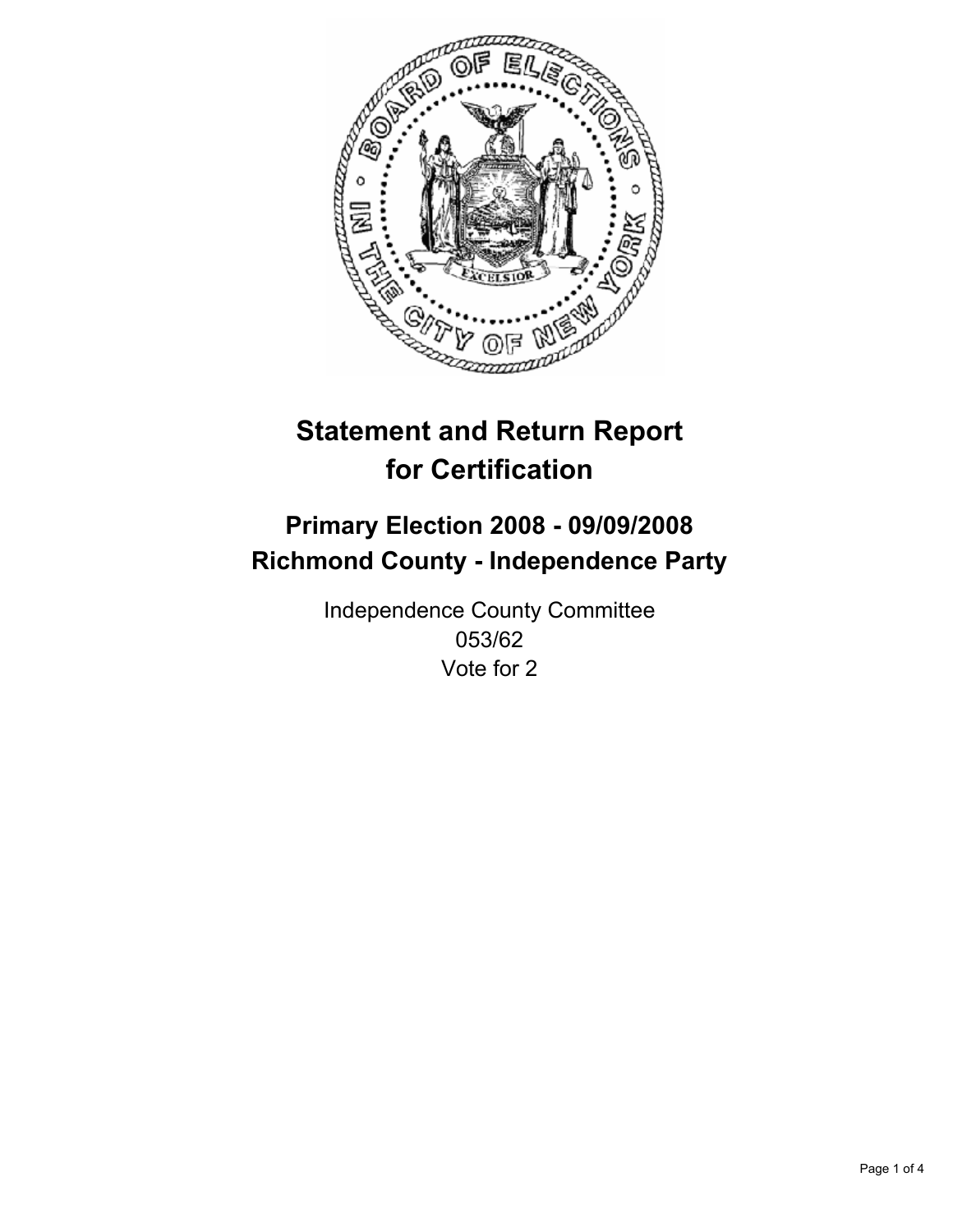# Statement and Return Report for Certification

## Primary Election 2008 - 09/09/2008
## Richmond County - Independence Party

Independence County Committee
053/62
Vote for 2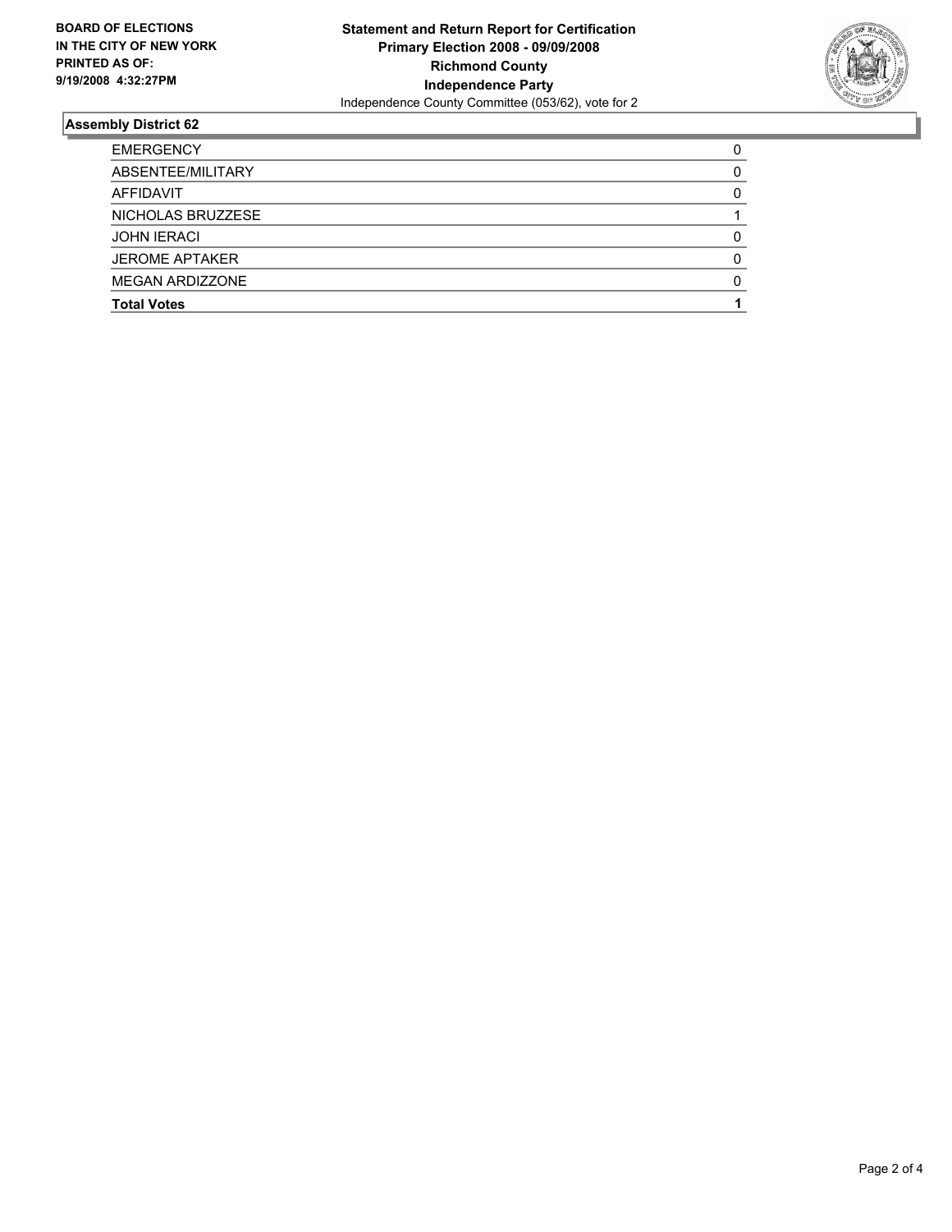**BOARD OF ELECTIONS IN THE CITY OF NEW YORK PRINTED AS OF: 9/19/2008 4:32:27PM**

**Statement and Return Report for Certification**
**Primary Election 2008 - 09/09/2008**
**Richmond County**
**Independence Party**
Independence County Committee (053/62), vote for 2

## Assembly District 62

| | |
|---|---|
| EMERGENCY | 0 |
| ABSENTEE/MILITARY | 0 |
| AFFIDAVIT | 0 |
| NICHOLAS BRUZZESE | 1 |
| JOHN IERACI | 0 |
| JEROME APTAKER | 0 |
| MEGAN ARDIZZONE | 0 |
| **Total Votes** | **1** |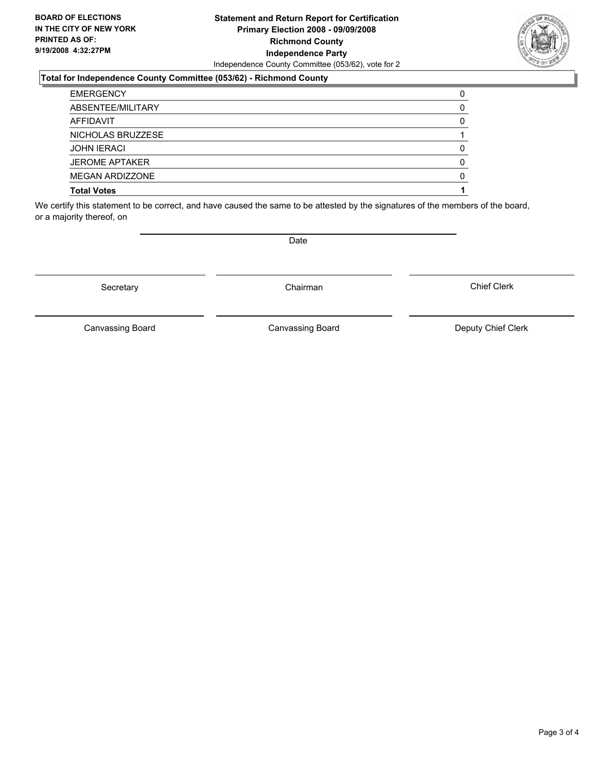**BOARD OF ELECTIONS IN THE CITY OF NEW YORK**
**PRINTED AS OF: 9/19/2008 4:32:27PM**

# Statement and Return Report for Certification
## Primary Election 2008 - 09/09/2008
## Richmond County
## Independence Party

Independence County Committee (053/62), vote for 2

**Total for Independence County Committee (053/62) - Richmond County**

| | |
|---|---|
| EMERGENCY | 0 |
| ABSENTEE/MILITARY | 0 |
| AFFIDAVIT | 0 |
| NICHOLAS BRUZZESE | 1 |
| JOHN IERACI | 0 |
| JEROME APTAKER | 0 |
| MEGAN ARDIZZONE | 0 |
| **Total Votes** | **1** |

We certify this statement to be correct, and have caused the same to be attested by the signatures of the members of the board, or a majority thereof, on

Date

Secretary | Chairman | Chief Clerk

Canvassing Board | Canvassing Board | Deputy Chief Clerk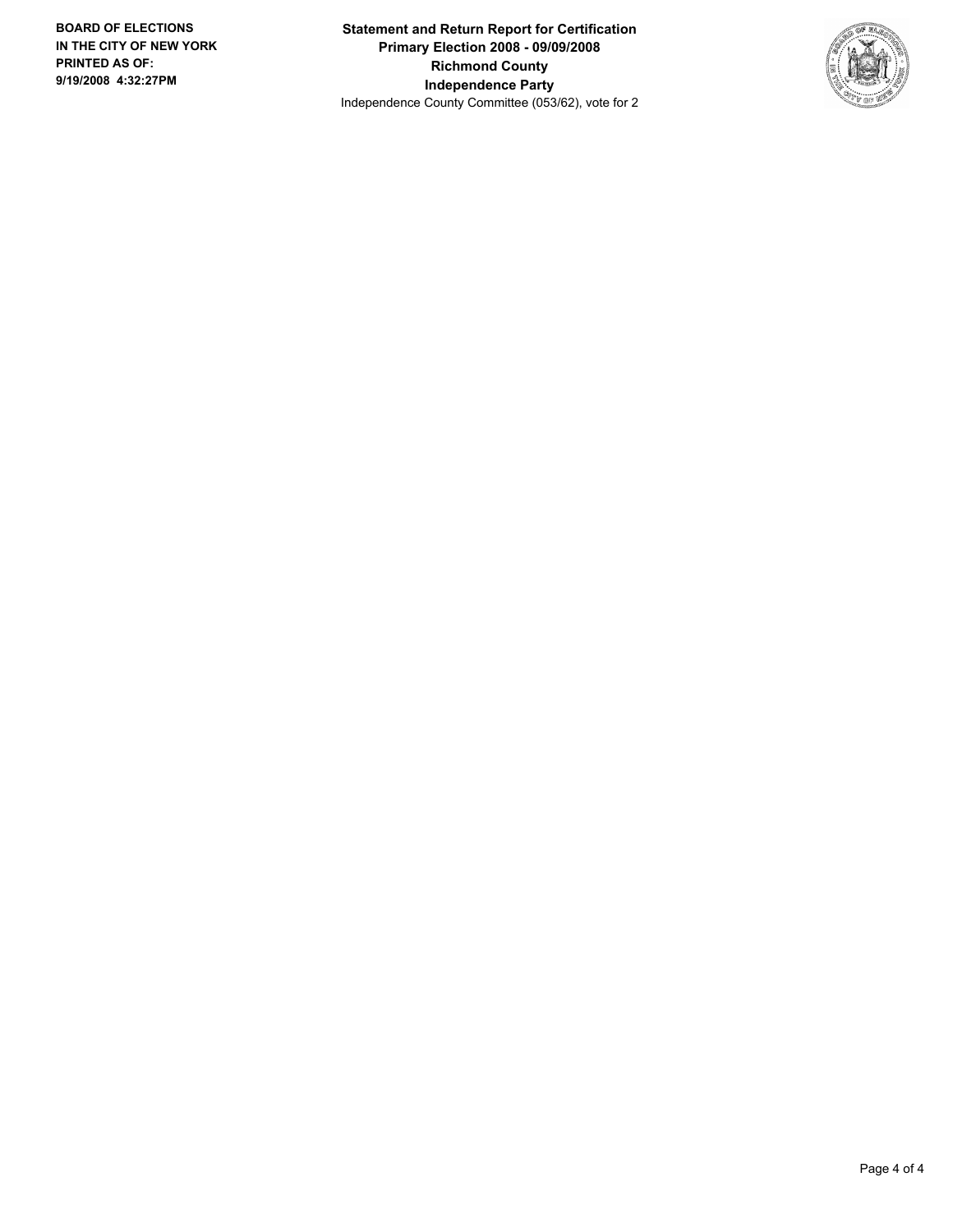**BOARD OF ELECTIONS IN THE CITY OF NEW YORK**
**PRINTED AS OF: 9/19/2008 4:32:27PM**

**Statement and Return Report for Certification**
**Primary Election 2008 - 09/09/2008**
**Richmond County**
**Independence Party**
Independence County Committee (053/62), vote for 2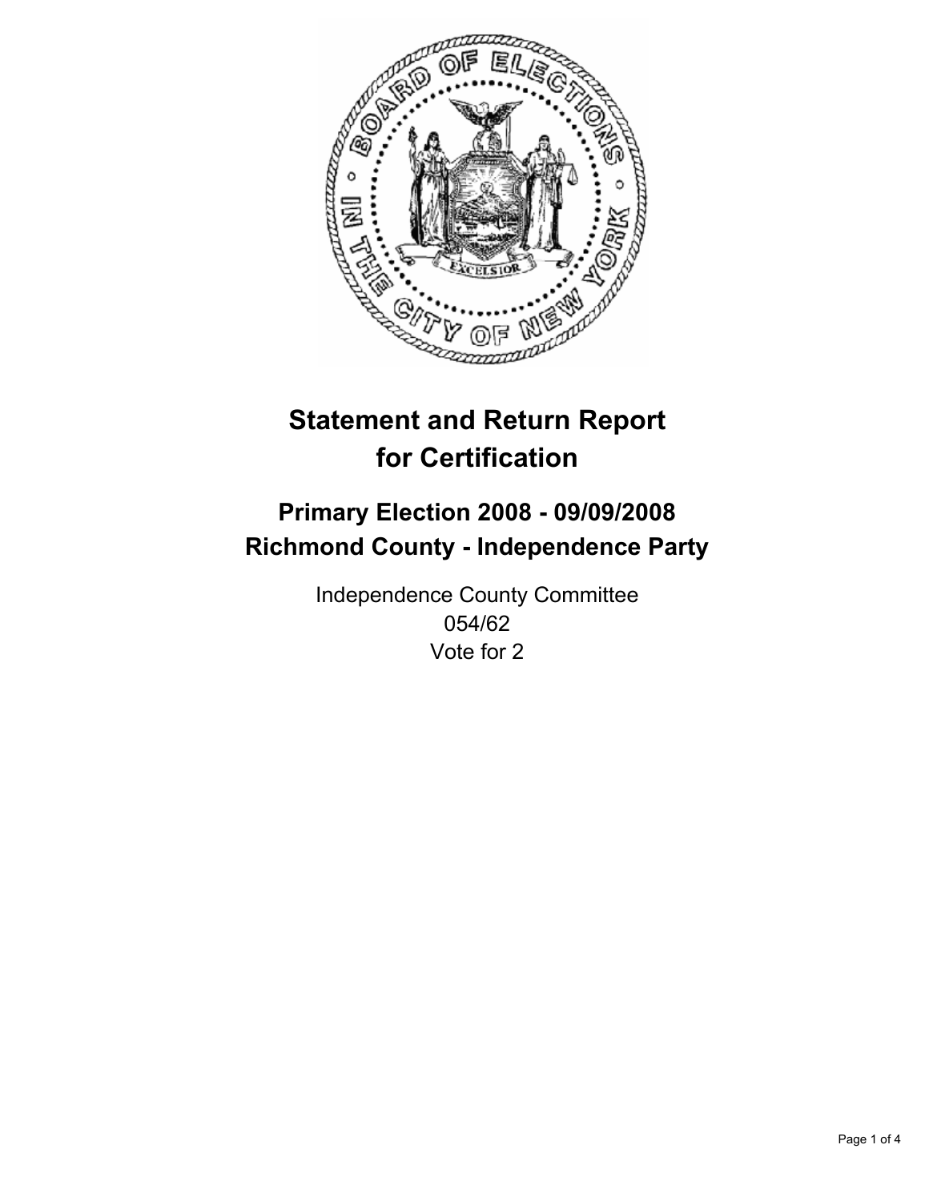# Statement and Return Report for Certification

## Primary Election 2008 - 09/09/2008
## Richmond County - Independence Party

Independence County Committee
054/62
Vote for 2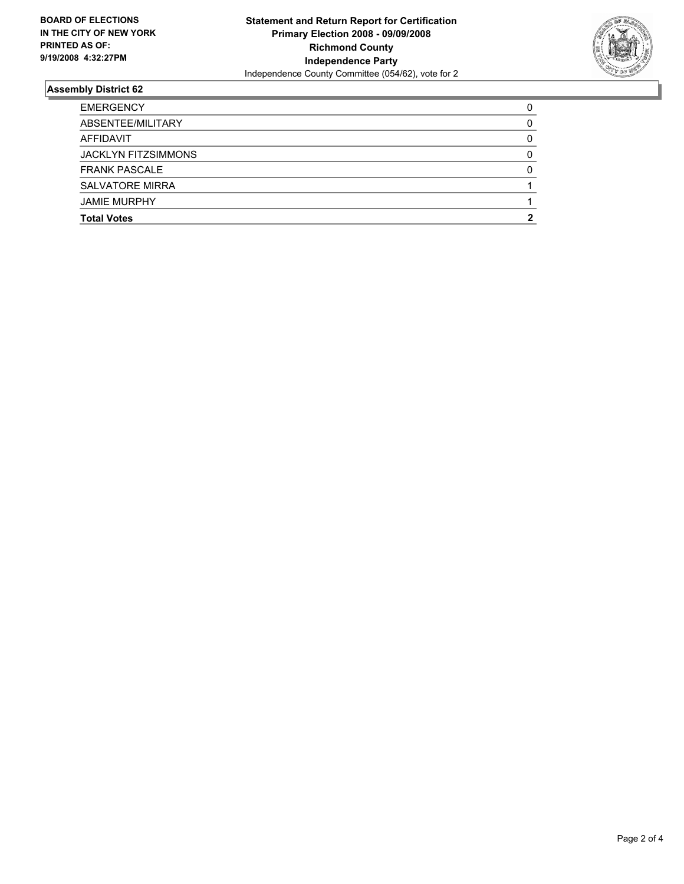**BOARD OF ELECTIONS IN THE CITY OF NEW YORK PRINTED AS OF: 9/19/2008 4:32:27PM**

**Statement and Return Report for Certification**
**Primary Election 2008 - 09/09/2008**
**Richmond County**
**Independence Party**
Independence County Committee (054/62), vote for 2

## Assembly District 62

| | |
|---|---|
| EMERGENCY | 0 |
| ABSENTEE/MILITARY | 0 |
| AFFIDAVIT | 0 |
| JACKLYN FITZSIMMONS | 0 |
| FRANK PASCALE | 0 |
| SALVATORE MIRRA | 1 |
| JAMIE MURPHY | 1 |
| **Total Votes** | **2** |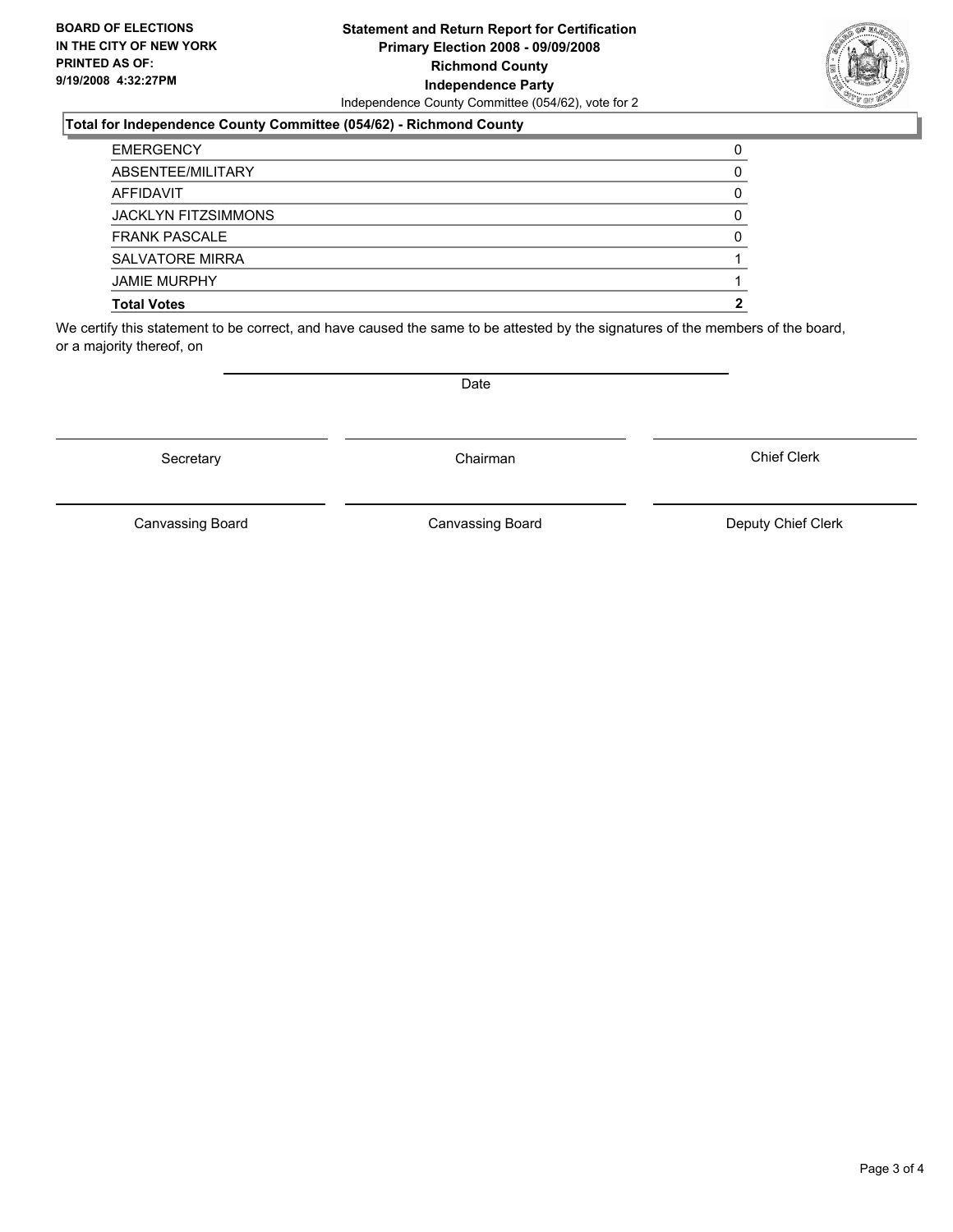**BOARD OF ELECTIONS IN THE CITY OF NEW YORK PRINTED AS OF: 9/19/2008 4:32:27PM**

**Statement and Return Report for Certification Primary Election 2008 - 09/09/2008 Richmond County Independence Party**

Independence County Committee (054/62), vote for 2

**Total for Independence County Committee (054/62) - Richmond County**

| | |
|---|---|
| EMERGENCY | 0 |
| ABSENTEE/MILITARY | 0 |
| AFFIDAVIT | 0 |
| JACKLYN FITZSIMMONS | 0 |
| FRANK PASCALE | 0 |
| SALVATORE MIRRA | 1 |
| JAMIE MURPHY | 1 |
| **Total Votes** | **2** |

We certify this statement to be correct, and have caused the same to be attested by the signatures of the members of the board, or a majority thereof, on

Date

Secretary

Chairman

Chief Clerk

Canvassing Board

Canvassing Board

Deputy Chief Clerk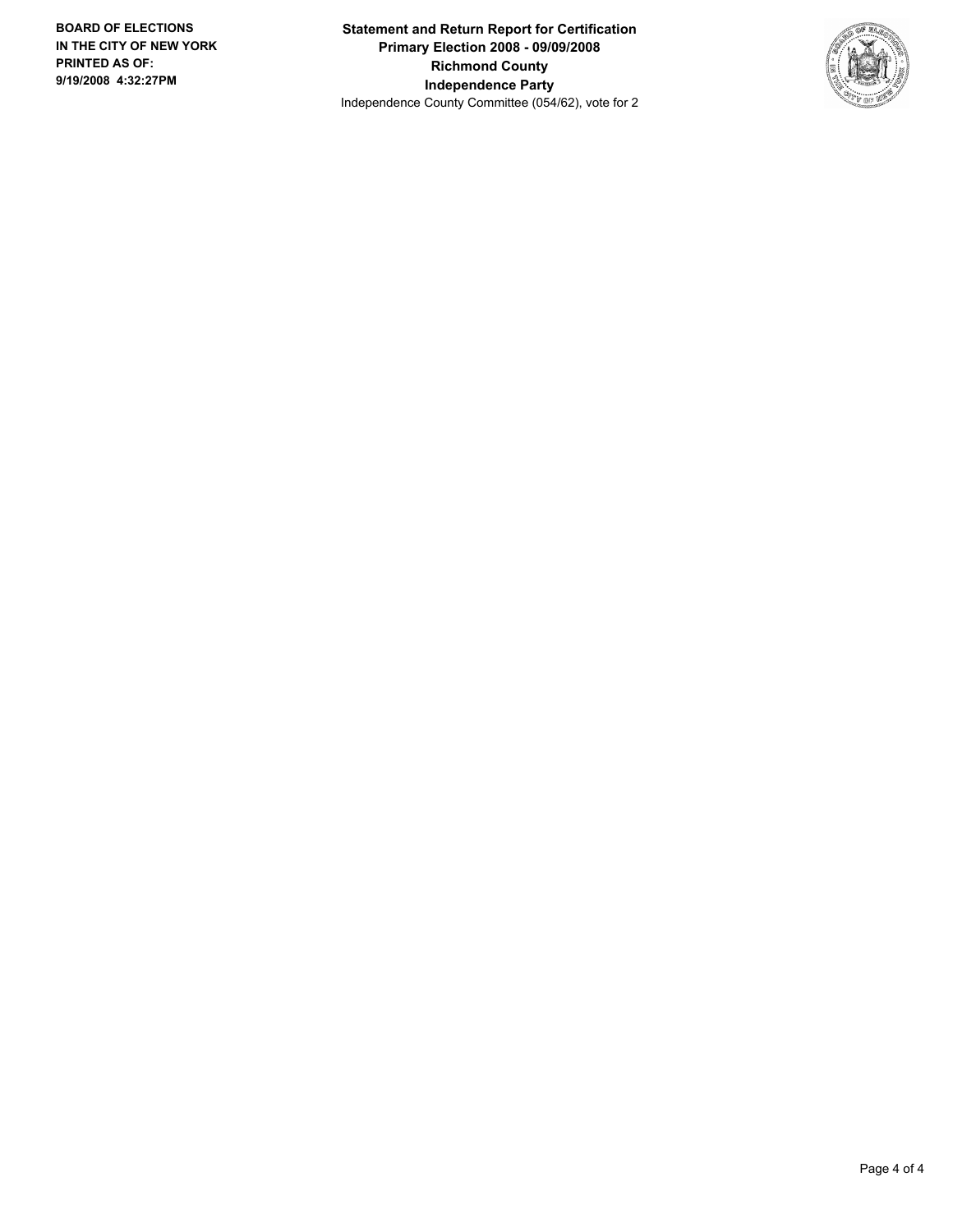**BOARD OF ELECTIONS**
**IN THE CITY OF NEW YORK**
**PRINTED AS OF:**
**9/19/2008 4:32:27PM**

**Statement and Return Report for Certification**
**Primary Election 2008 - 09/09/2008**
**Richmond County**
**Independence Party**
Independence County Committee (054/62), vote for 2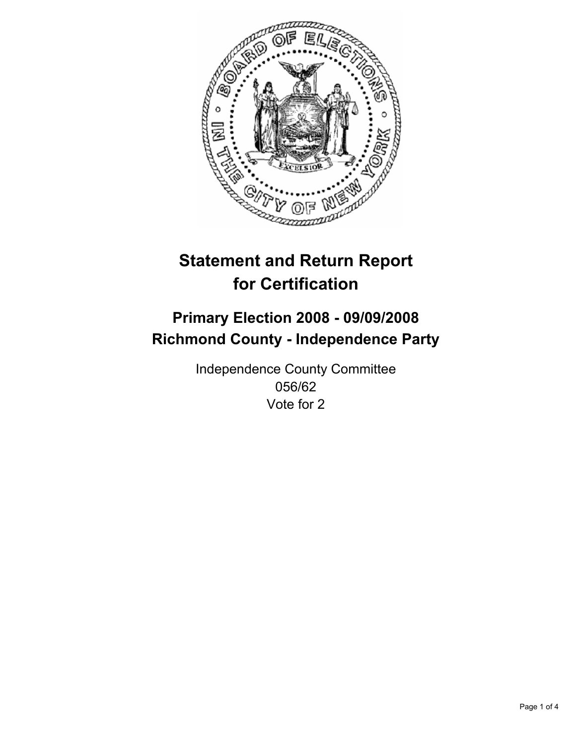# Statement and Return Report for Certification

## Primary Election 2008 - 09/09/2008
## Richmond County - Independence Party

Independence County Committee
056/62
Vote for 2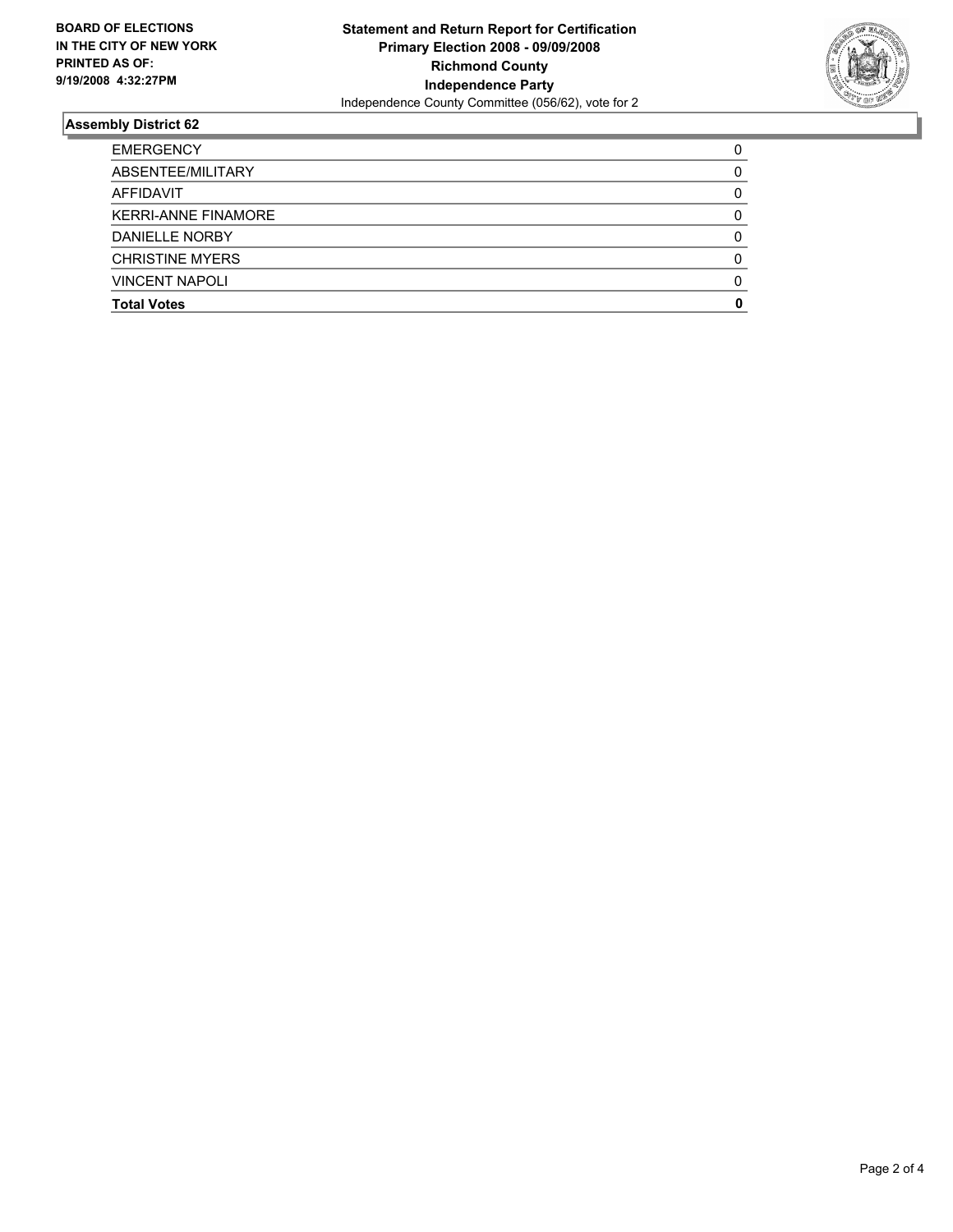**BOARD OF ELECTIONS IN THE CITY OF NEW YORK PRINTED AS OF: 9/19/2008 4:32:27PM**

**Statement and Return Report for Certification**
**Primary Election 2008 - 09/09/2008**
**Richmond County**
**Independence Party**
Independence County Committee (056/62), vote for 2

## Assembly District 62

| | |
|---|---|
| EMERGENCY | 0 |
| ABSENTEE/MILITARY | 0 |
| AFFIDAVIT | 0 |
| KERRI-ANNE FINAMORE | 0 |
| DANIELLE NORBY | 0 |
| CHRISTINE MYERS | 0 |
| VINCENT NAPOLI | 0 |
| **Total Votes** | **0** |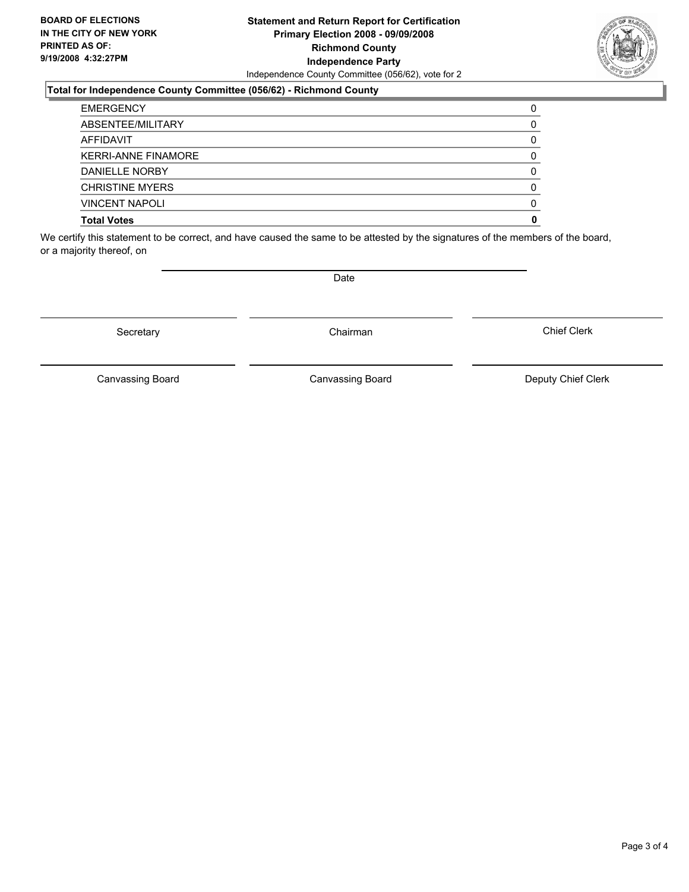**BOARD OF ELECTIONS IN THE CITY OF NEW YORK PRINTED AS OF: 9/19/2008 4:32:27PM**

**Statement and Return Report for Certification**
**Primary Election 2008 - 09/09/2008**
**Richmond County**
**Independence Party**
Independence County Committee (056/62), vote for 2

**Total for Independence County Committee (056/62) - Richmond County**

| | |
|---|---|
| EMERGENCY | 0 |
| ABSENTEE/MILITARY | 0 |
| AFFIDAVIT | 0 |
| KERRI-ANNE FINAMORE | 0 |
| DANIELLE NORBY | 0 |
| CHRISTINE MYERS | 0 |
| VINCENT NAPOLI | 0 |
| **Total Votes** | **0** |

We certify this statement to be correct, and have caused the same to be attested by the signatures of the members of the board, or a majority thereof, on

Date

Secretary | Chairman | Chief Clerk

Canvassing Board | Canvassing Board | Deputy Chief Clerk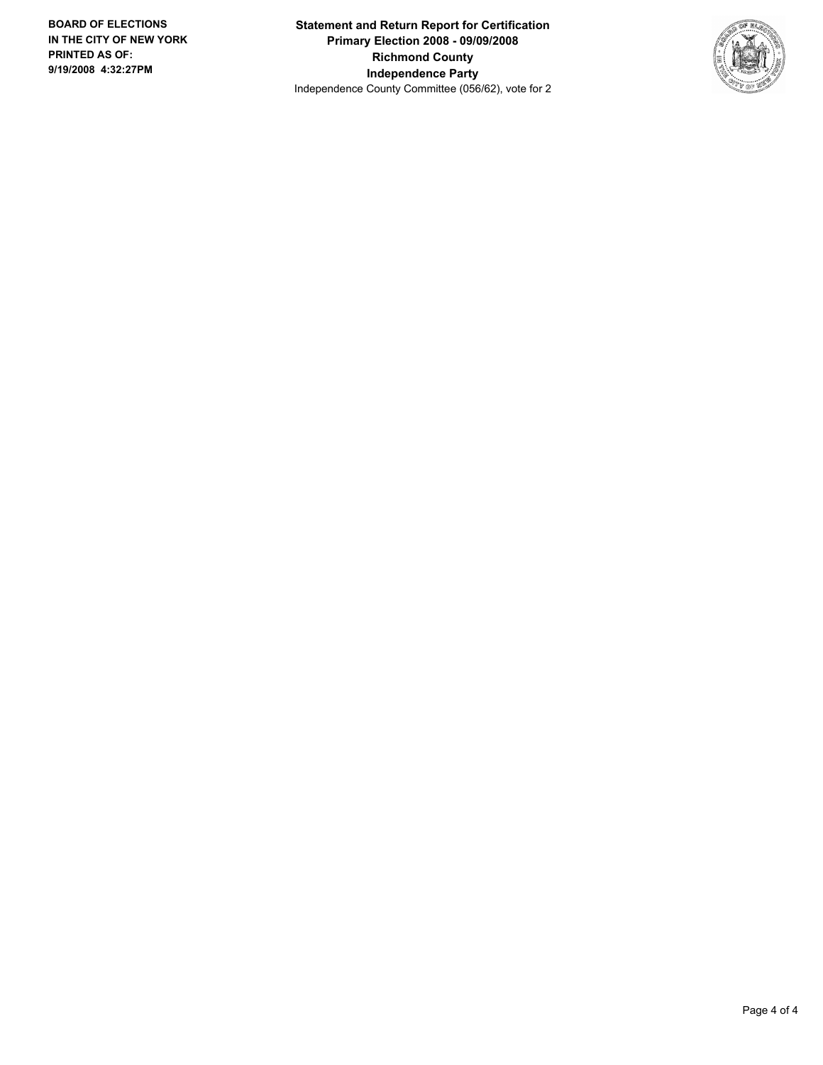**Statement and Return Report for Certification**
**Primary Election 2008 - 09/09/2008**
**Richmond County**
**Independence Party**
Independence County Committee (056/62), vote for 2

**BOARD OF ELECTIONS IN THE CITY OF NEW YORK**
**PRINTED AS OF:**
**9/19/2008 4:32:27PM**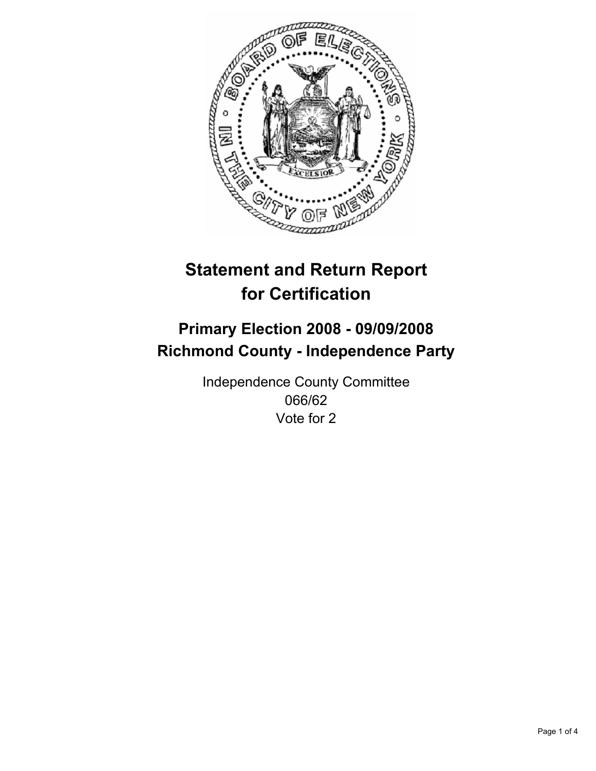# Statement and Return Report for Certification

## Primary Election 2008 - 09/09/2008
## Richmond County - Independence Party

Independence County Committee
066/62
Vote for 2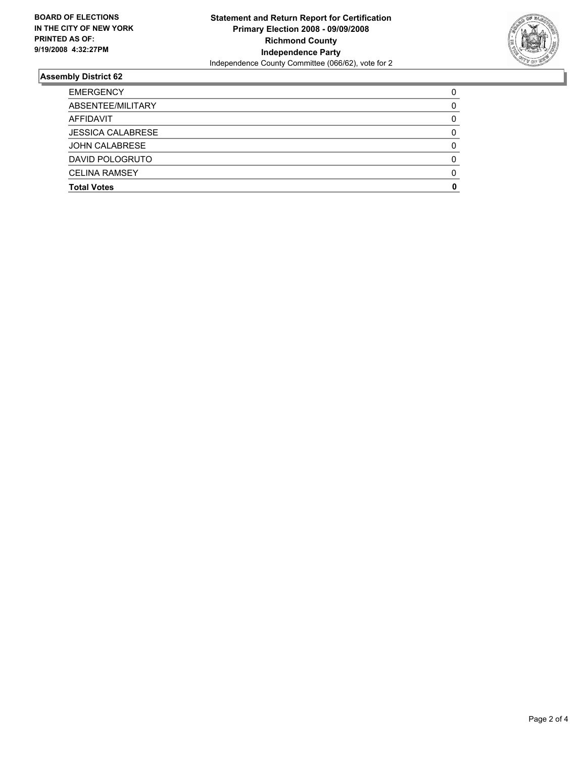**BOARD OF ELECTIONS IN THE CITY OF NEW YORK PRINTED AS OF: 9/19/2008 4:32:27PM**

**Statement and Return Report for Certification**
**Primary Election 2008 - 09/09/2008**
**Richmond County**
**Independence Party**
Independence County Committee (066/62), vote for 2

## Assembly District 62

| | |
|---|---|
| EMERGENCY | 0 |
| ABSENTEE/MILITARY | 0 |
| AFFIDAVIT | 0 |
| JESSICA CALABRESE | 0 |
| JOHN CALABRESE | 0 |
| DAVID POLOGRUTO | 0 |
| CELINA RAMSEY | 0 |
| **Total Votes** | **0** |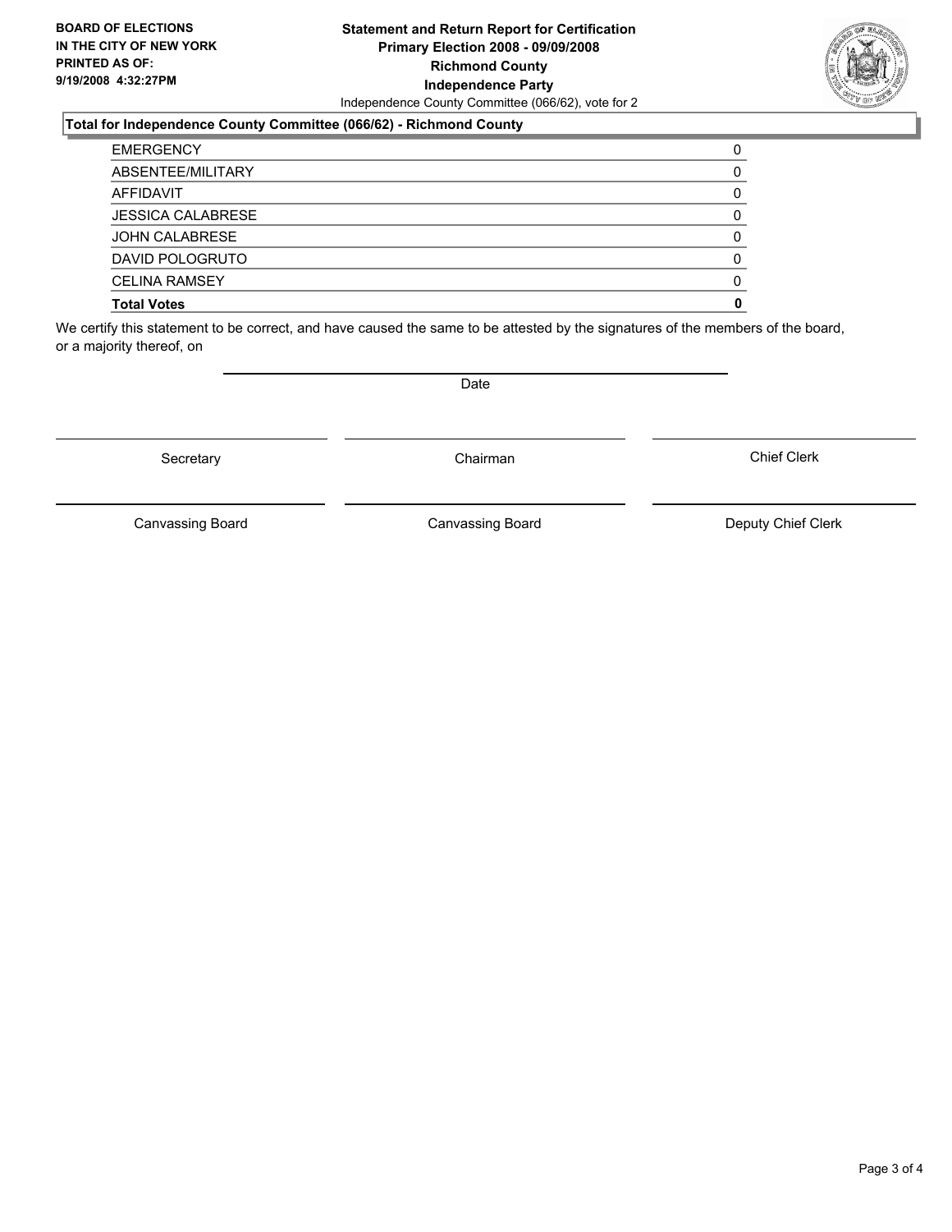**BOARD OF ELECTIONS IN THE CITY OF NEW YORK PRINTED AS OF: 9/19/2008 4:32:27PM**

**Statement and Return Report for Certification**
**Primary Election 2008 - 09/09/2008**
**Richmond County**
**Independence Party**
Independence County Committee (066/62), vote for 2

**Total for Independence County Committee (066/62) - Richmond County**

| | |
|---|---|
| EMERGENCY | 0 |
| ABSENTEE/MILITARY | 0 |
| AFFIDAVIT | 0 |
| JESSICA CALABRESE | 0 |
| JOHN CALABRESE | 0 |
| DAVID POLOGRUTO | 0 |
| CELINA RAMSEY | 0 |
| **Total Votes** | **0** |

We certify this statement to be correct, and have caused the same to be attested by the signatures of the members of the board, or a majority thereof, on

Date

Secretary | Chairman | Chief Clerk

Canvassing Board | Canvassing Board | Deputy Chief Clerk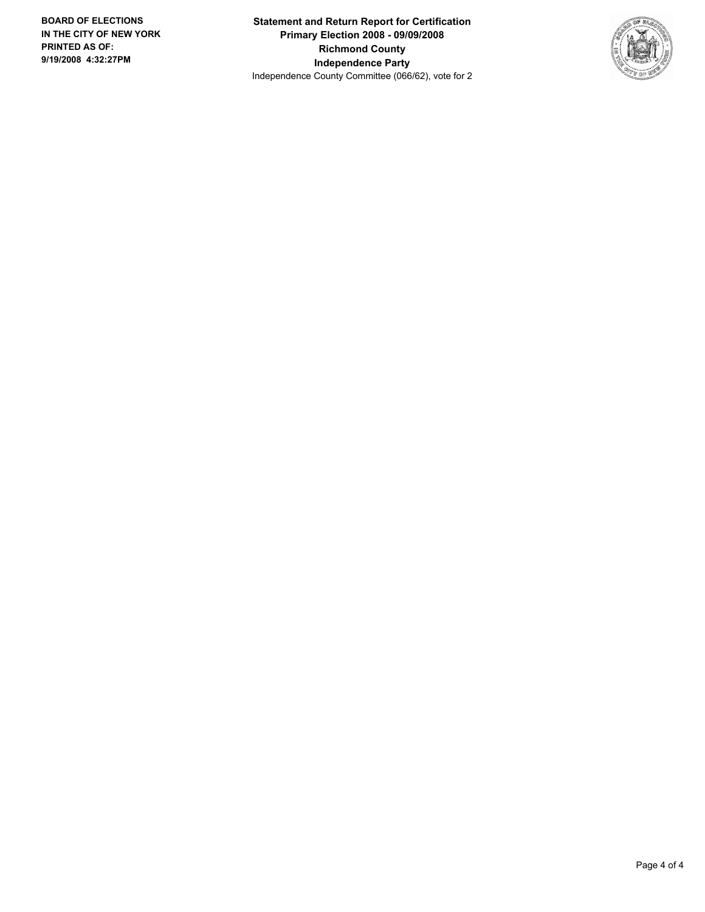**BOARD OF ELECTIONS IN THE CITY OF NEW YORK**
**PRINTED AS OF:**
**9/19/2008 4:32:27PM**

**Statement and Return Report for Certification**
**Primary Election 2008 - 09/09/2008**
**Richmond County**
**Independence Party**
Independence County Committee (066/62), vote for 2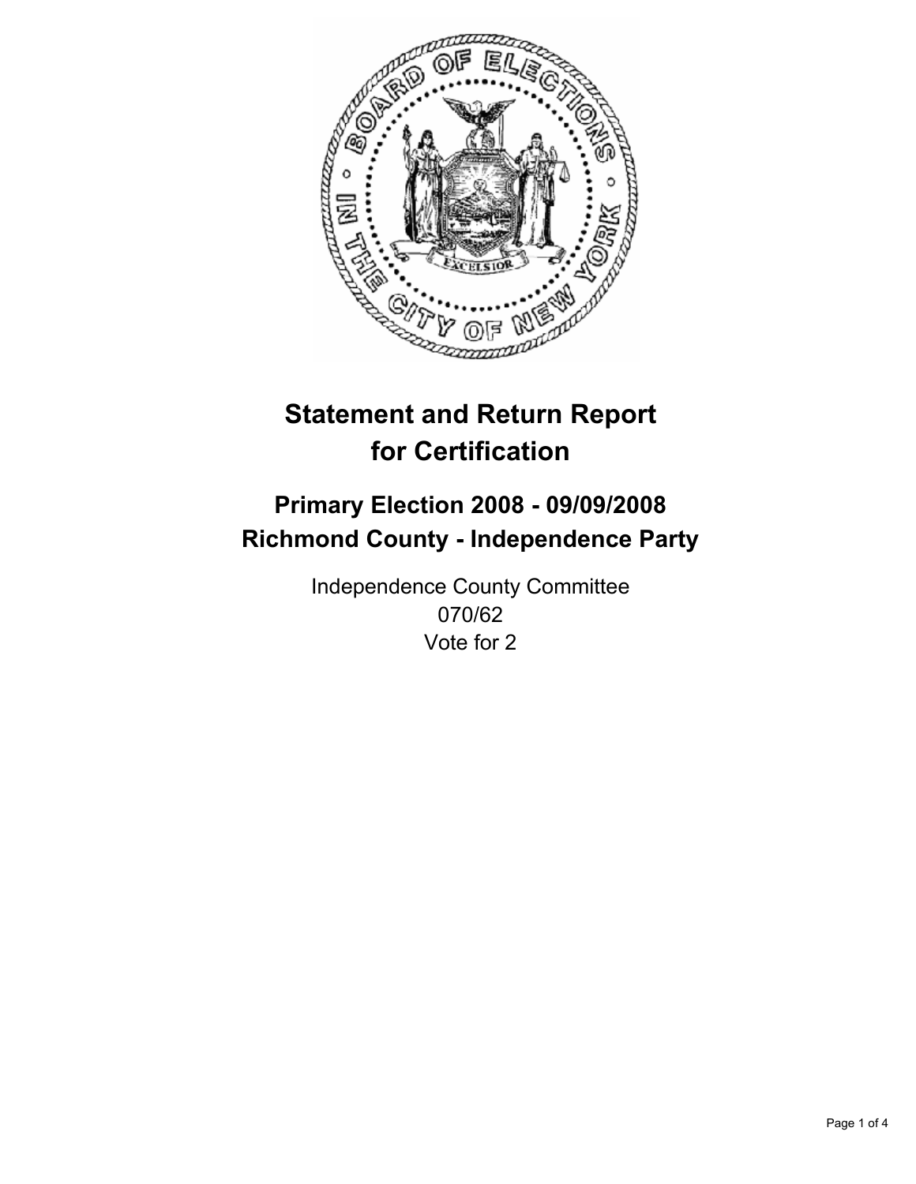# Statement and Return Report for Certification

## Primary Election 2008 - 09/09/2008
## Richmond County - Independence Party

Independence County Committee
070/62
Vote for 2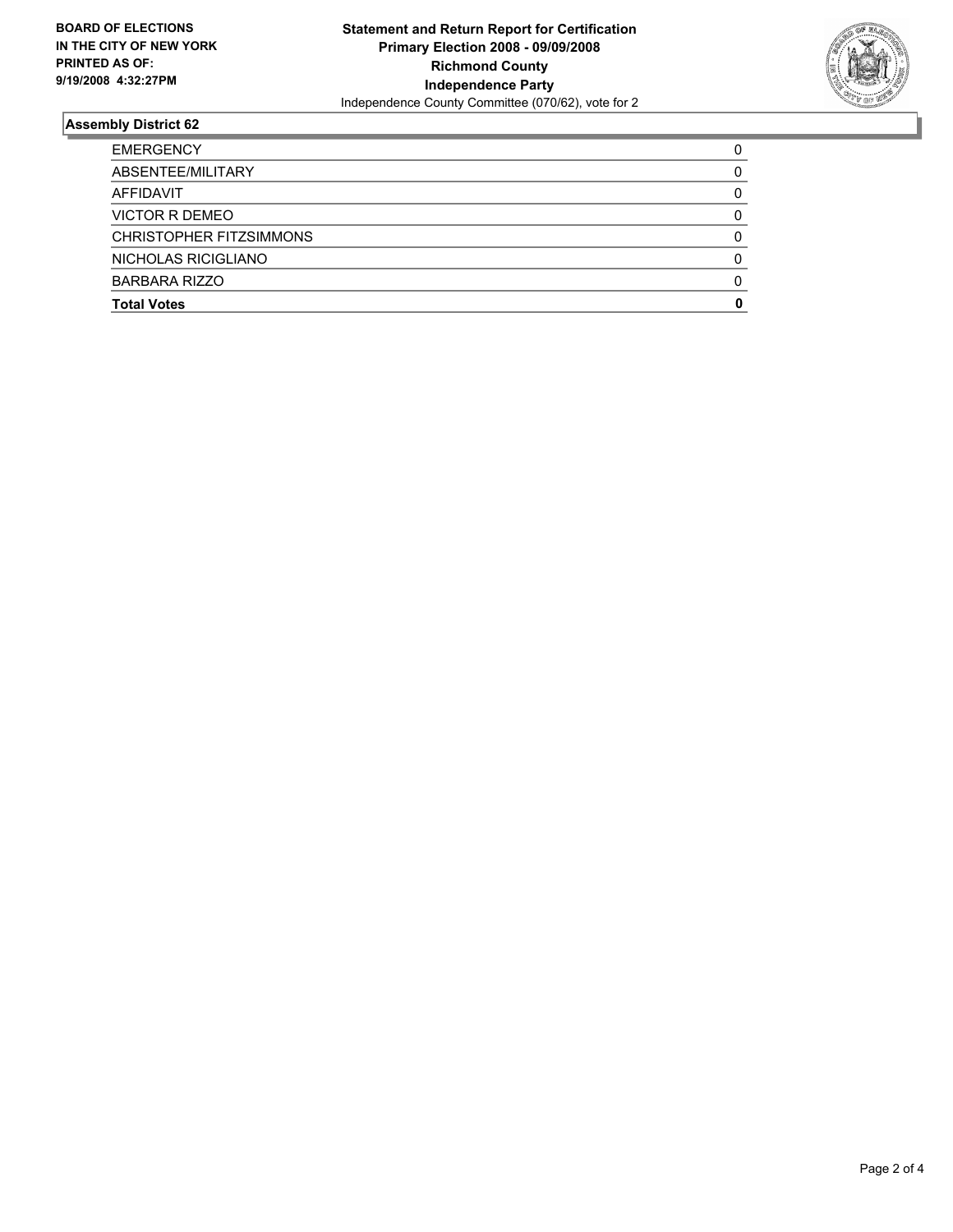**BOARD OF ELECTIONS IN THE CITY OF NEW YORK PRINTED AS OF: 9/19/2008 4:32:27PM**

**Statement and Return Report for Certification**
**Primary Election 2008 - 09/09/2008**
**Richmond County**
**Independence Party**
Independence County Committee (070/62), vote for 2

## Assembly District 62

| | |
|---|---|
| EMERGENCY | 0 |
| ABSENTEE/MILITARY | 0 |
| AFFIDAVIT | 0 |
| VICTOR R DEMEO | 0 |
| CHRISTOPHER FITZSIMMONS | 0 |
| NICHOLAS RICIGLIANO | 0 |
| BARBARA RIZZO | 0 |
| **Total Votes** | **0** |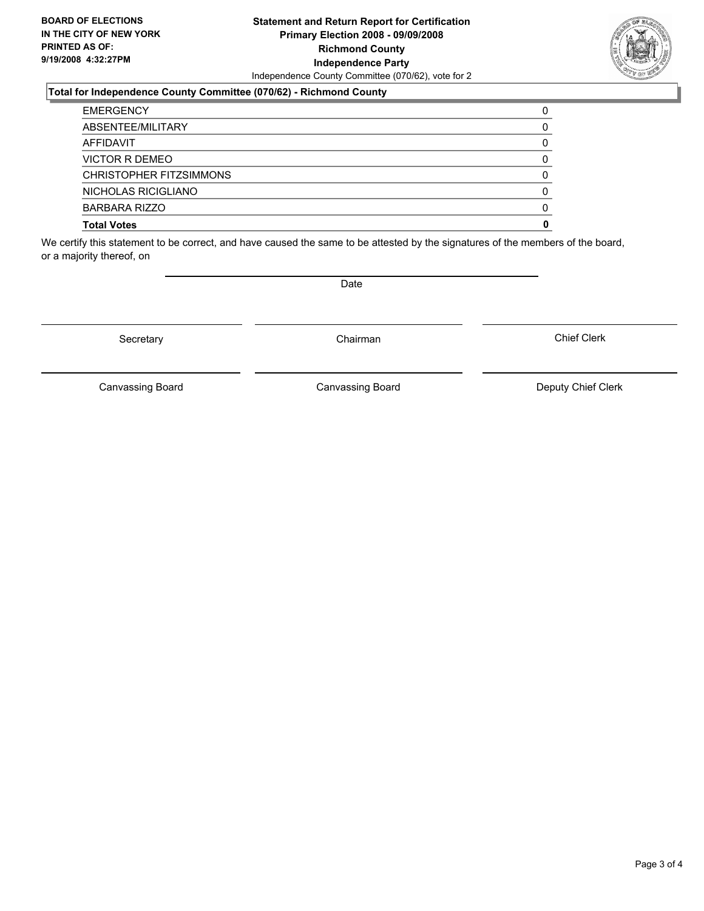**BOARD OF ELECTIONS IN THE CITY OF NEW YORK PRINTED AS OF: 9/19/2008 4:32:27PM**

# Statement and Return Report for Certification
## Primary Election 2008 - 09/09/2008
## Richmond County
## Independence Party
Independence County Committee (070/62), vote for 2

### Total for Independence County Committee (070/62) - Richmond County

| | |
|---|---|
| EMERGENCY | 0 |
| ABSENTEE/MILITARY | 0 |
| AFFIDAVIT | 0 |
| VICTOR R DEMEO | 0 |
| CHRISTOPHER FITZSIMMONS | 0 |
| NICHOLAS RICIGLIANO | 0 |
| BARBARA RIZZO | 0 |
| **Total Votes** | **0** |

We certify this statement to be correct, and have caused the same to be attested by the signatures of the members of the board, or a majority thereof, on

Date

Secretary | Chairman | Chief Clerk

Canvassing Board | Canvassing Board | Deputy Chief Clerk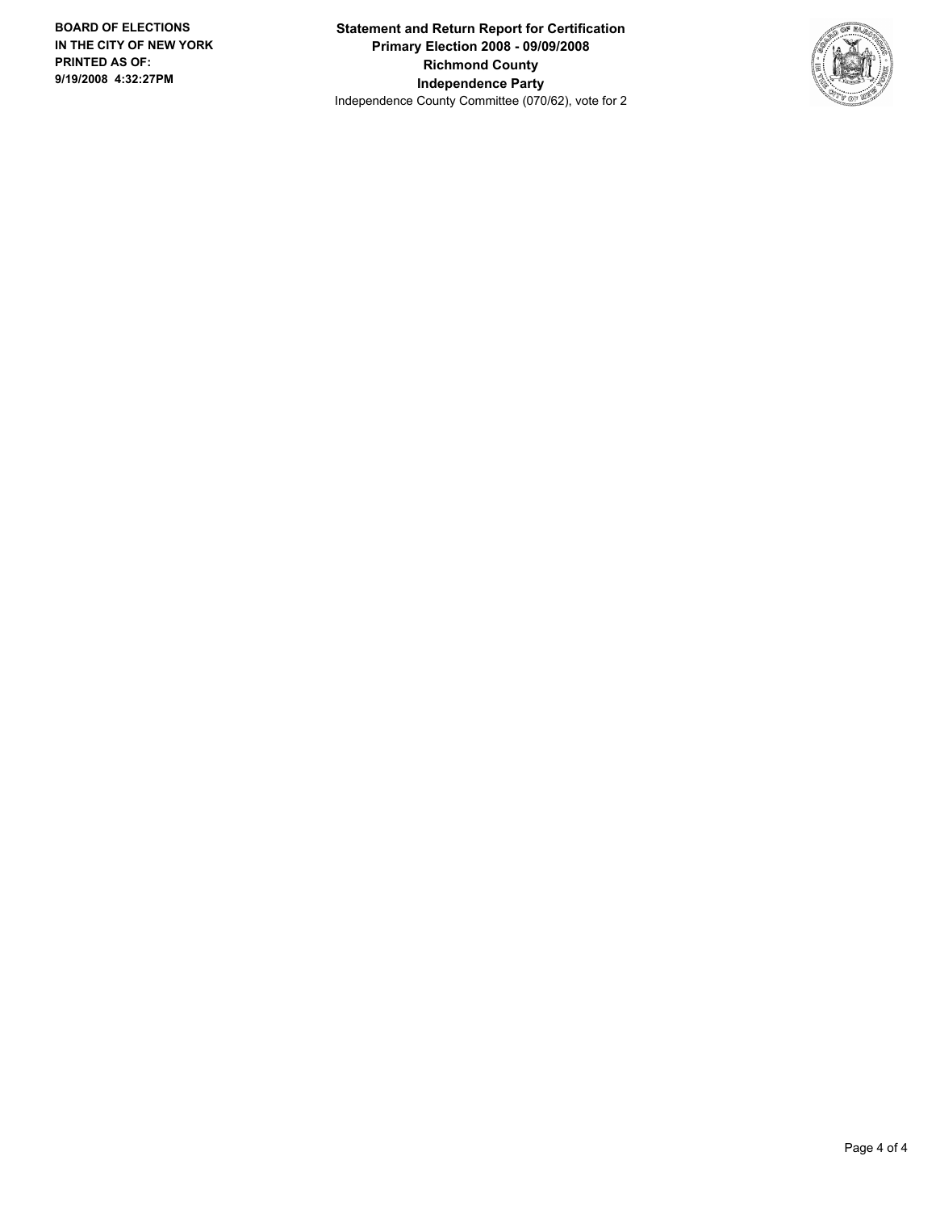**Statement and Return Report for Certification**
**Primary Election 2008 - 09/09/2008**
**Richmond County**
**Independence Party**
Independence County Committee (070/62), vote for 2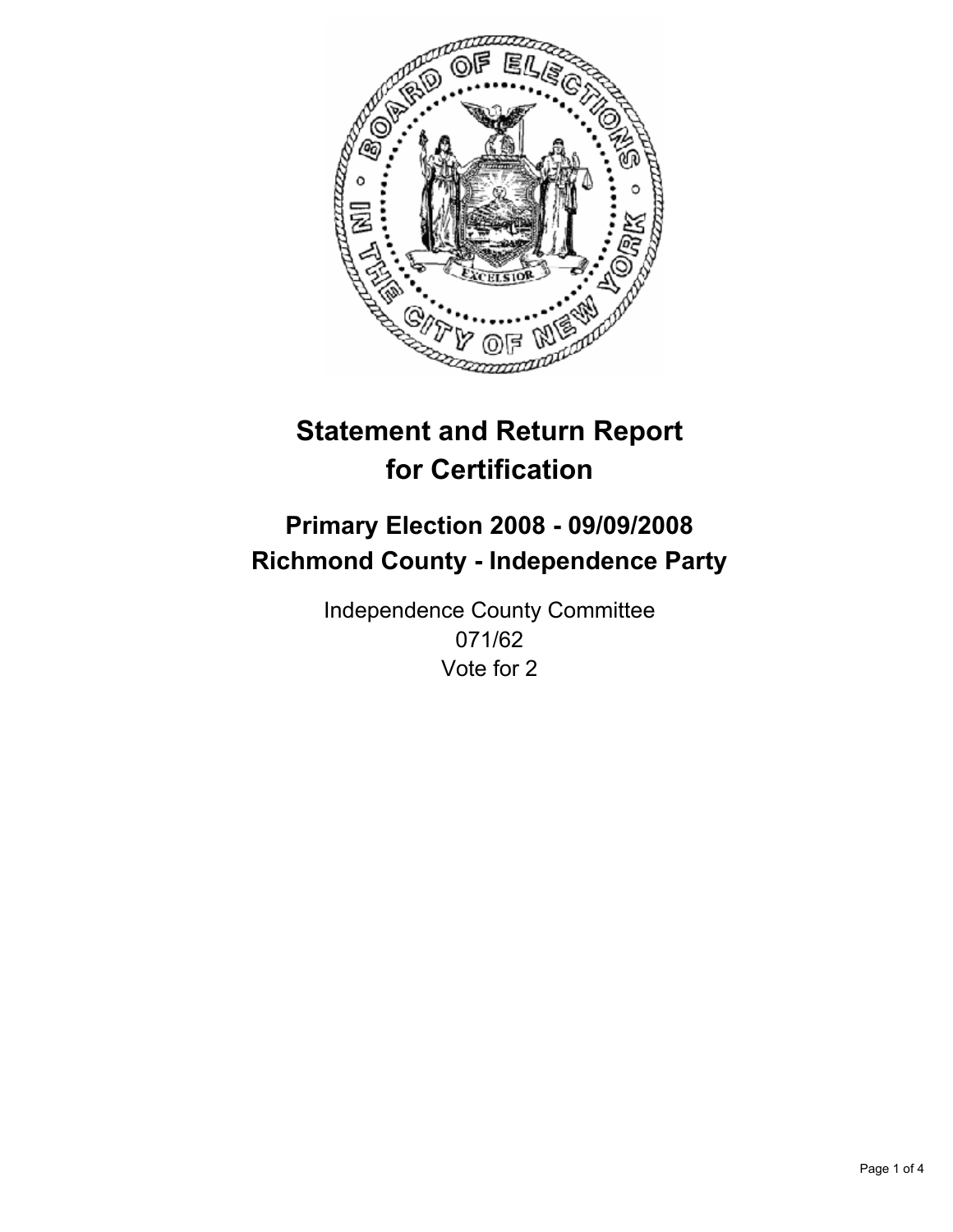# Statement and Return Report for Certification

## Primary Election 2008 - 09/09/2008
## Richmond County - Independence Party

Independence County Committee
071/62
Vote for 2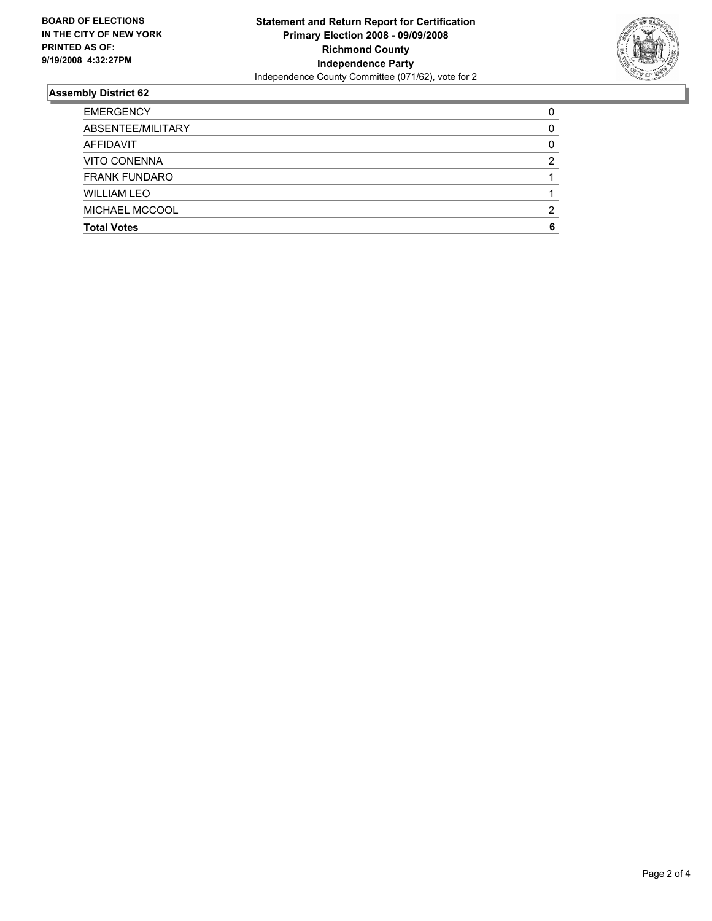**BOARD OF ELECTIONS IN THE CITY OF NEW YORK PRINTED AS OF: 9/19/2008 4:32:27PM**

**Statement and Return Report for Certification**
**Primary Election 2008 - 09/09/2008**
**Richmond County**
**Independence Party**
Independence County Committee (071/62), vote for 2

## Assembly District 62

| | |
|---|---|
| EMERGENCY | 0 |
| ABSENTEE/MILITARY | 0 |
| AFFIDAVIT | 0 |
| VITO CONENNA | 2 |
| FRANK FUNDARO | 1 |
| WILLIAM LEO | 1 |
| MICHAEL MCCOOL | 2 |
| **Total Votes** | **6** |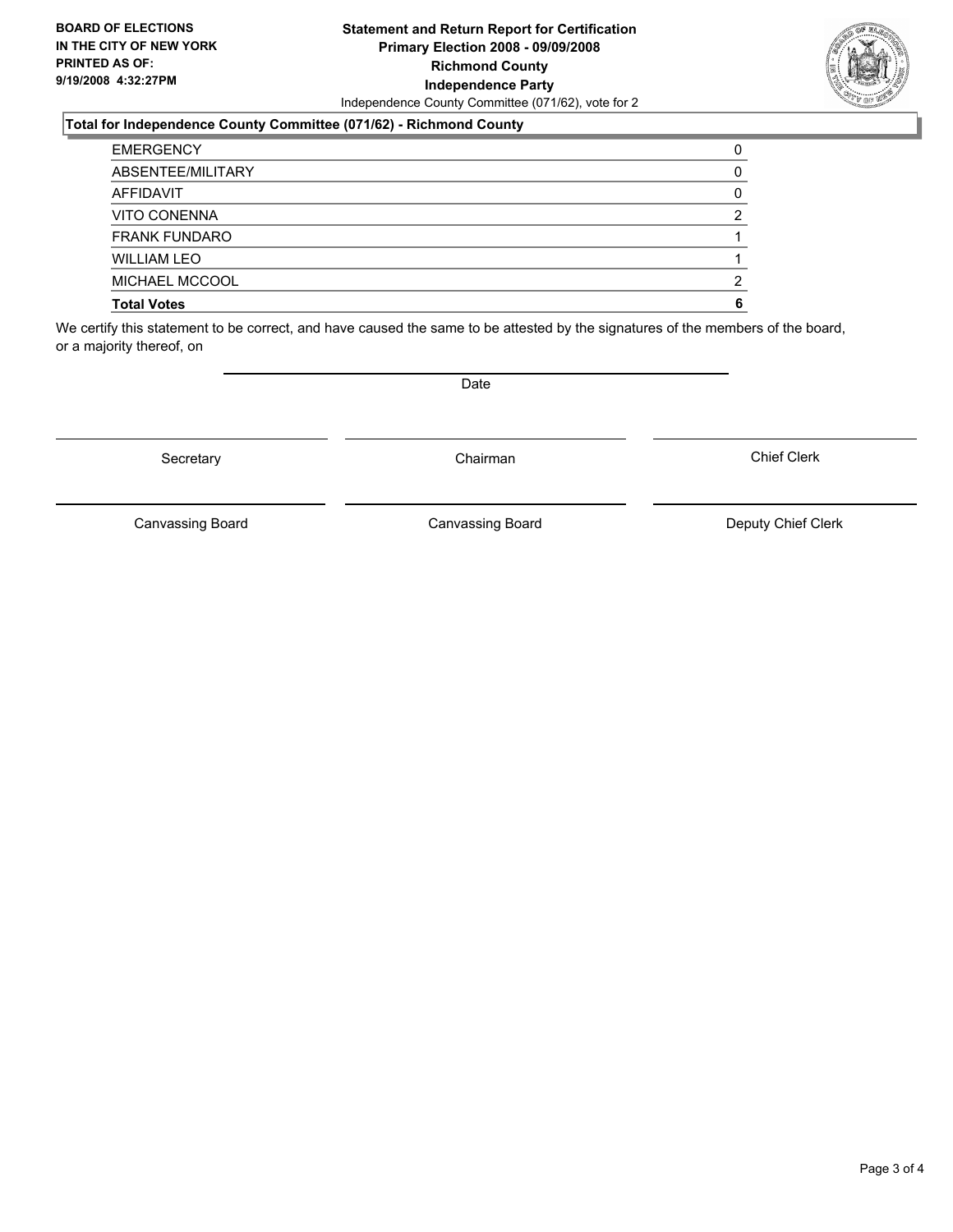**BOARD OF ELECTIONS IN THE CITY OF NEW YORK PRINTED AS OF: 9/19/2008 4:32:27PM**

**Statement and Return Report for Certification**
**Primary Election 2008 - 09/09/2008**
**Richmond County**
**Independence Party**
Independence County Committee (071/62), vote for 2

**Total for Independence County Committee (071/62) - Richmond County**

| | |
|---|---|
| EMERGENCY | 0 |
| ABSENTEE/MILITARY | 0 |
| AFFIDAVIT | 0 |
| VITO CONENNA | 2 |
| FRANK FUNDARO | 1 |
| WILLIAM LEO | 1 |
| MICHAEL MCCOOL | 2 |
| **Total Votes** | **6** |

We certify this statement to be correct, and have caused the same to be attested by the signatures of the members of the board, or a majority thereof, on

Date

Secretary | Chairman | Chief Clerk

Canvassing Board | Canvassing Board | Deputy Chief Clerk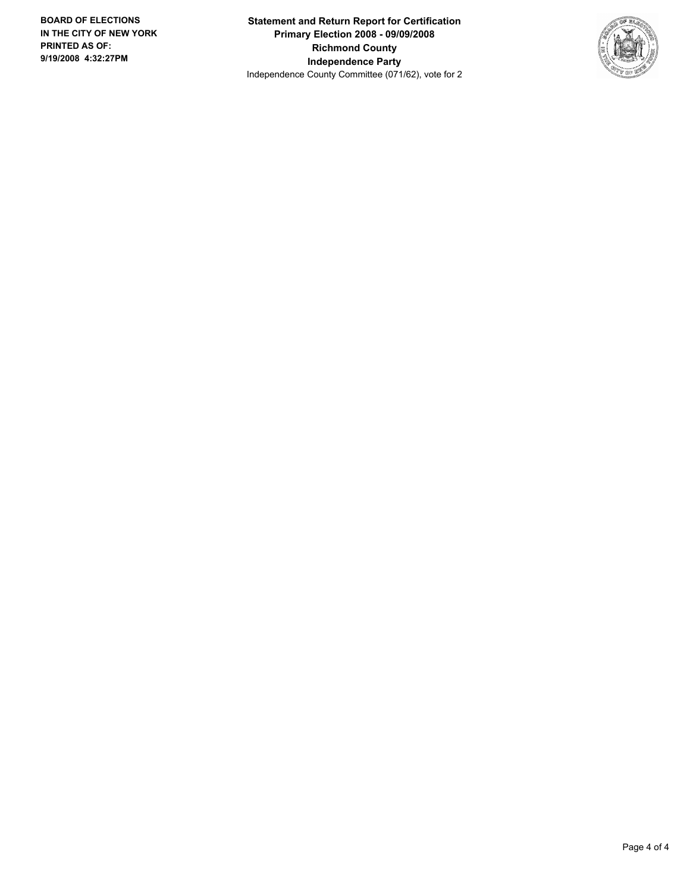**BOARD OF ELECTIONS IN THE CITY OF NEW YORK PRINTED AS OF: 9/19/2008 4:32:27PM**

**Statement and Return Report for Certification**
**Primary Election 2008 - 09/09/2008**
**Richmond County**
**Independence Party**
Independence County Committee (071/62), vote for 2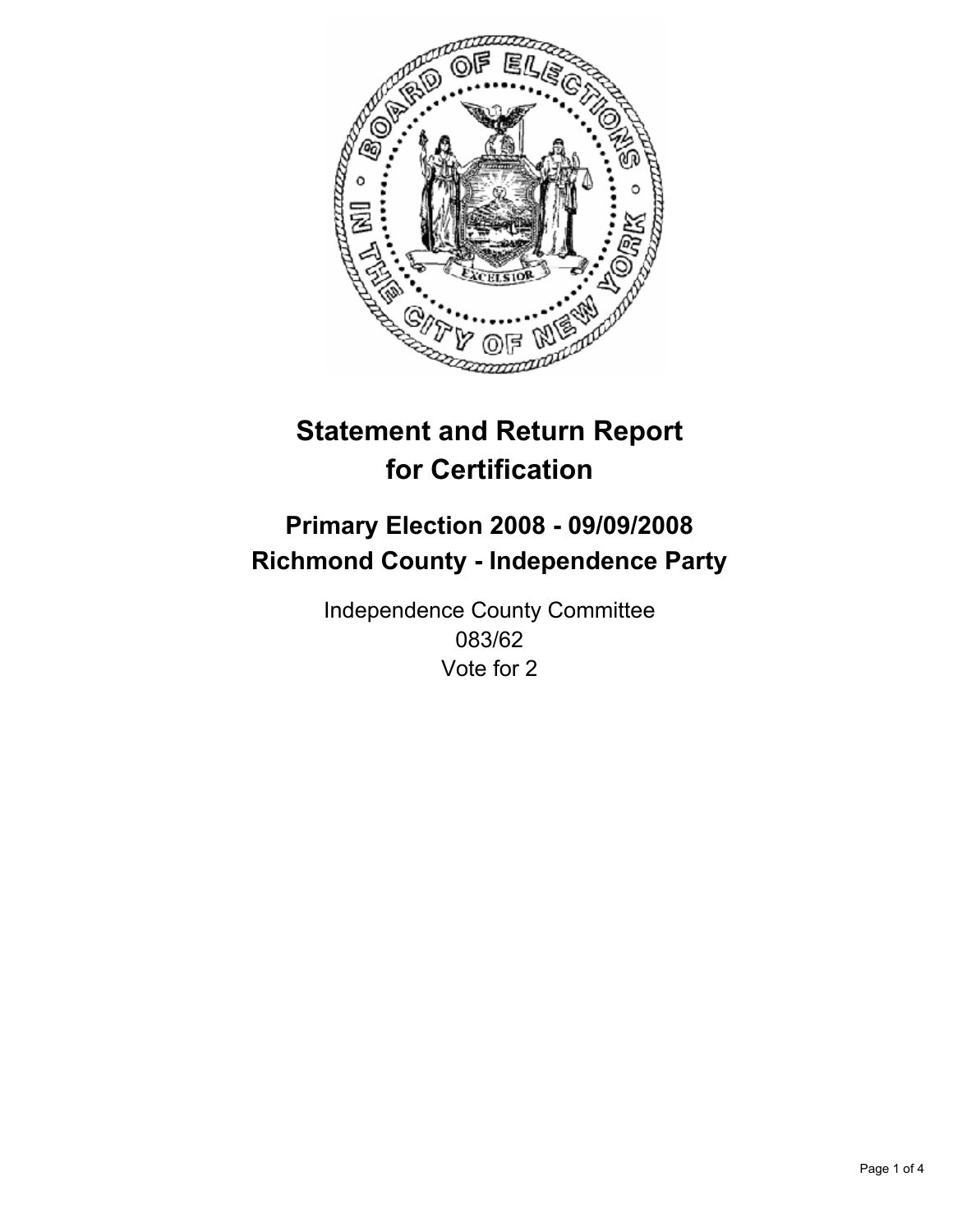# Statement and Return Report for Certification

## Primary Election 2008 - 09/09/2008
## Richmond County - Independence Party

Independence County Committee
083/62
Vote for 2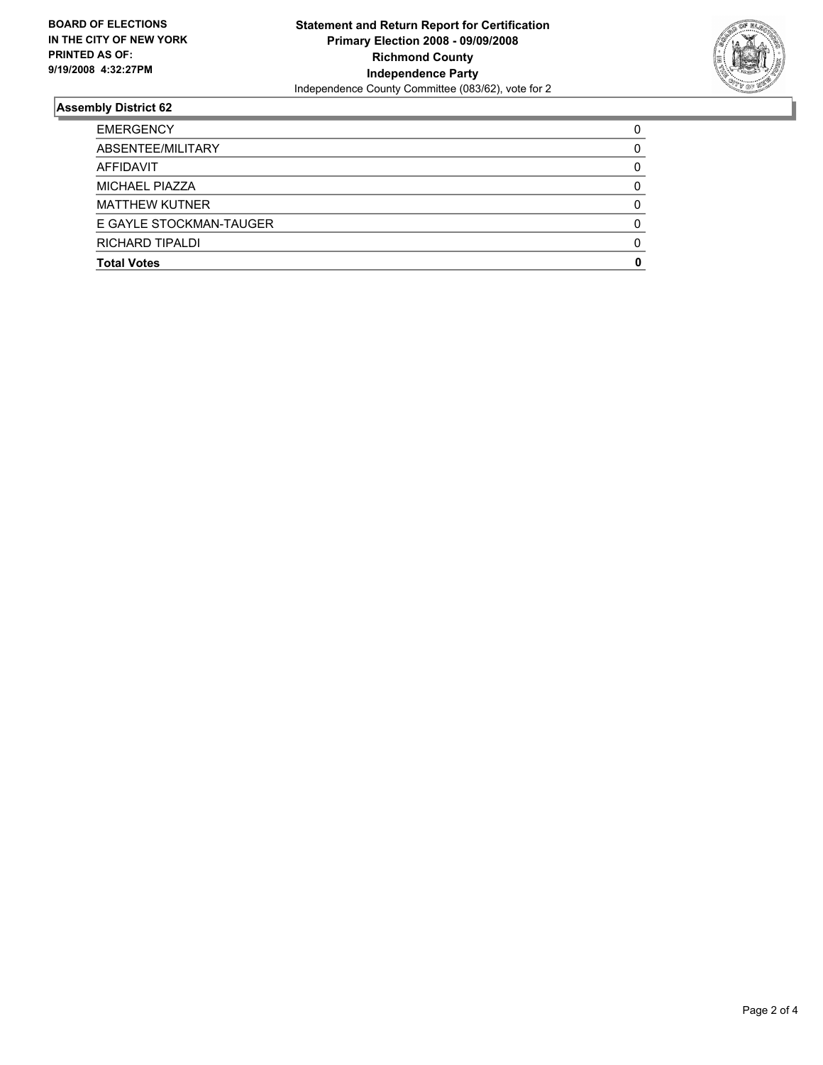**BOARD OF ELECTIONS IN THE CITY OF NEW YORK PRINTED AS OF: 9/19/2008 4:32:27PM**

**Statement and Return Report for Certification**
**Primary Election 2008 - 09/09/2008**
**Richmond County**
**Independence Party**
Independence County Committee (083/62), vote for 2

## Assembly District 62

| | |
|---|---|
| EMERGENCY | 0 |
| ABSENTEE/MILITARY | 0 |
| AFFIDAVIT | 0 |
| MICHAEL PIAZZA | 0 |
| MATTHEW KUTNER | 0 |
| E GAYLE STOCKMAN-TAUGER | 0 |
| RICHARD TIPALDI | 0 |
| **Total Votes** | **0** |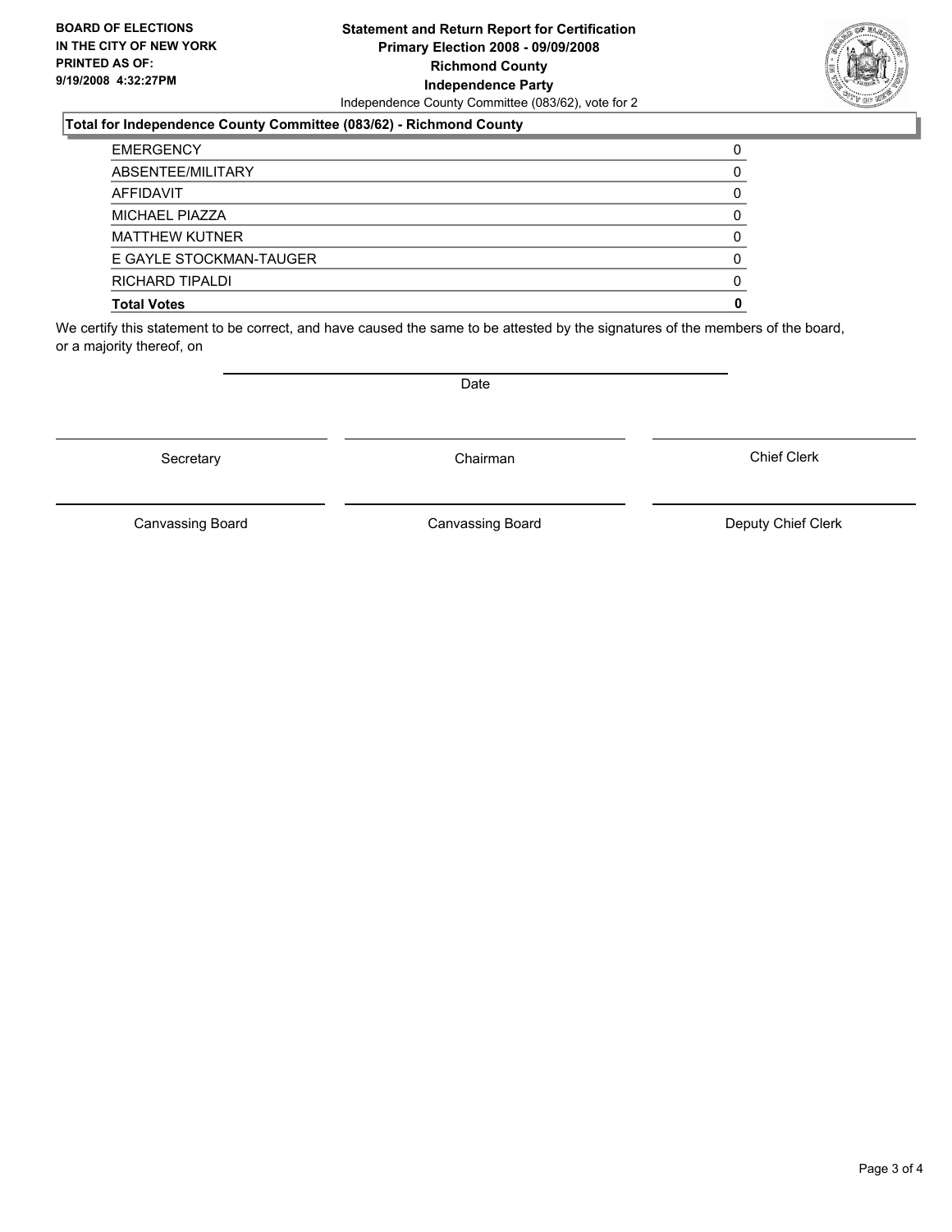**BOARD OF ELECTIONS IN THE CITY OF NEW YORK PRINTED AS OF: 9/19/2008 4:32:27PM**

**Statement and Return Report for Certification**
**Primary Election 2008 - 09/09/2008**
**Richmond County**
**Independence Party**
Independence County Committee (083/62), vote for 2

**Total for Independence County Committee (083/62) - Richmond County**

| | |
|---|---|
| EMERGENCY | 0 |
| ABSENTEE/MILITARY | 0 |
| AFFIDAVIT | 0 |
| MICHAEL PIAZZA | 0 |
| MATTHEW KUTNER | 0 |
| E GAYLE STOCKMAN-TAUGER | 0 |
| RICHARD TIPALDI | 0 |
| **Total Votes** | **0** |

We certify this statement to be correct, and have caused the same to be attested by the signatures of the members of the board, or a majority thereof, on

Date

Secretary | Chairman | Chief Clerk

Canvassing Board | Canvassing Board | Deputy Chief Clerk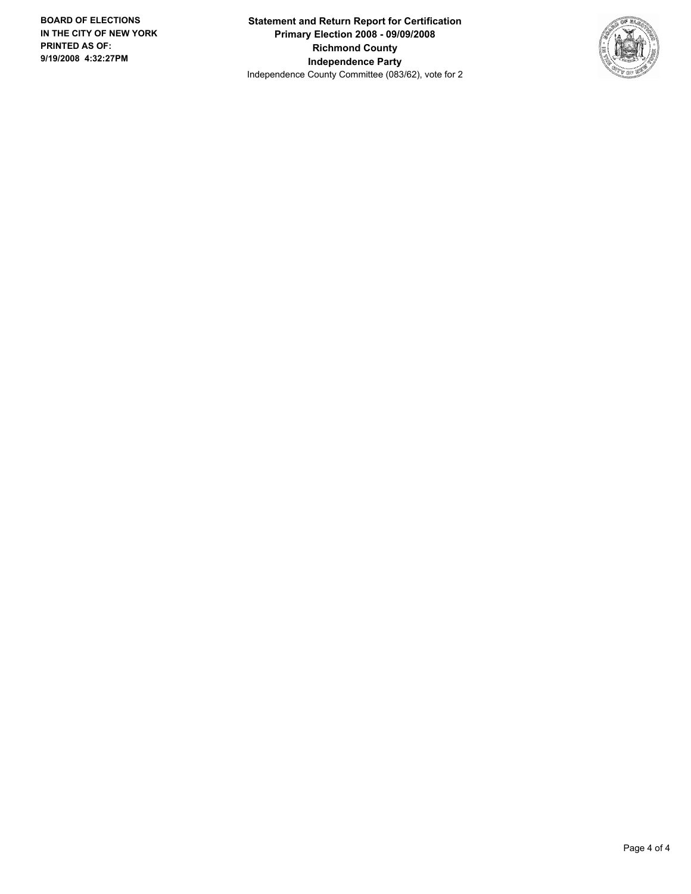**BOARD OF ELECTIONS IN THE CITY OF NEW YORK**
**PRINTED AS OF:**
**9/19/2008 4:32:27PM**

**Statement and Return Report for Certification**
**Primary Election 2008 - 09/09/2008**
**Richmond County**
**Independence Party**
Independence County Committee (083/62), vote for 2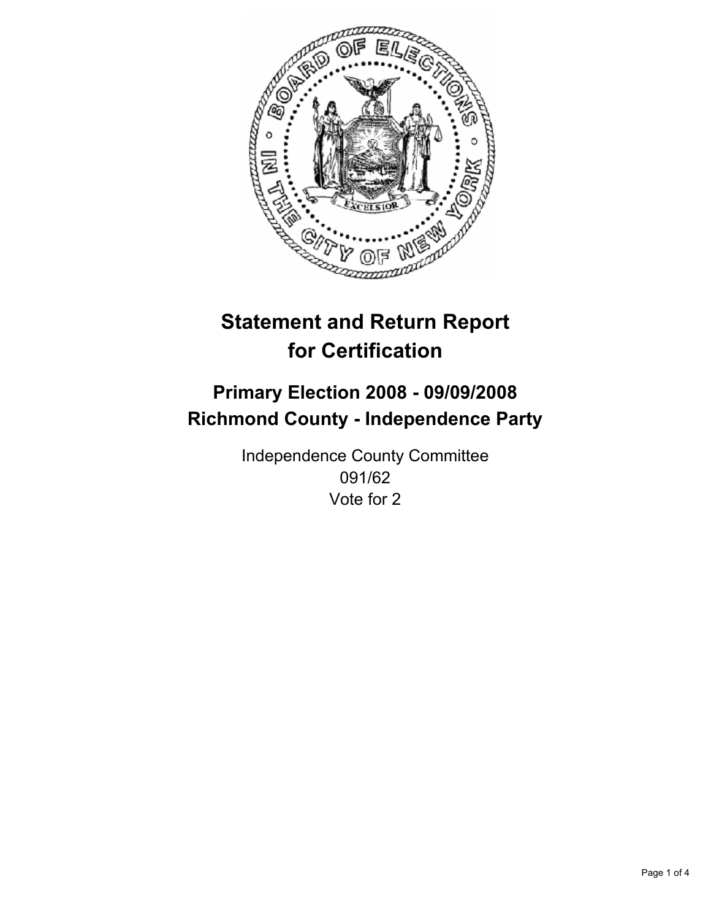# Statement and Return Report for Certification

## Primary Election 2008 - 09/09/2008
## Richmond County - Independence Party

Independence County Committee
091/62
Vote for 2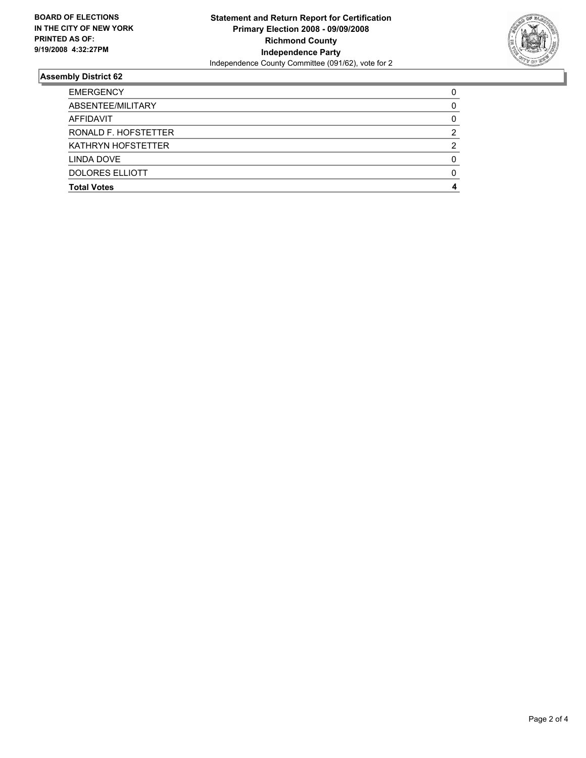**BOARD OF ELECTIONS IN THE CITY OF NEW YORK PRINTED AS OF: 9/19/2008 4:32:27PM**

**Statement and Return Report for Certification**
**Primary Election 2008 - 09/09/2008**
**Richmond County**
**Independence Party**
Independence County Committee (091/62), vote for 2

## Assembly District 62

| | |
|---|---|
| EMERGENCY | 0 |
| ABSENTEE/MILITARY | 0 |
| AFFIDAVIT | 0 |
| RONALD F. HOFSTETTER | 2 |
| KATHRYN HOFSTETTER | 2 |
| LINDA DOVE | 0 |
| DOLORES ELLIOTT | 0 |
| **Total Votes** | **4** |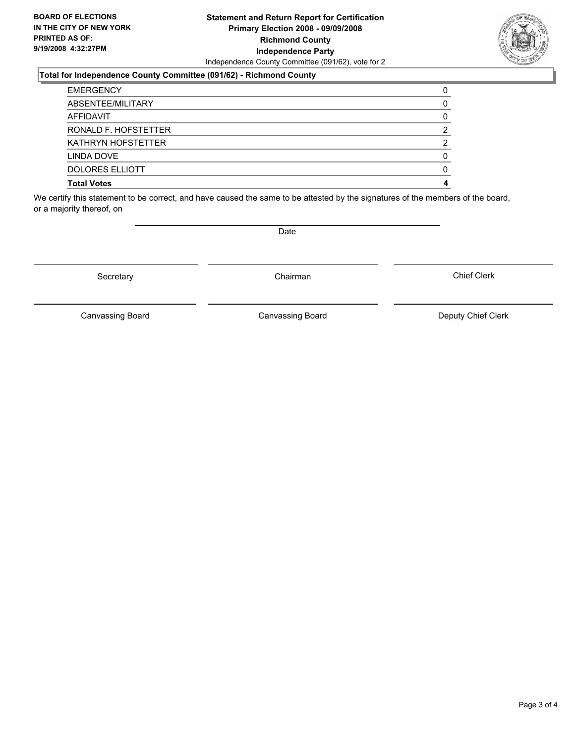**BOARD OF ELECTIONS IN THE CITY OF NEW YORK PRINTED AS OF: 9/19/2008 4:32:27PM**

**Statement and Return Report for Certification**
**Primary Election 2008 - 09/09/2008**
**Richmond County**
**Independence Party**
Independence County Committee (091/62), vote for 2

**Total for Independence County Committee (091/62) - Richmond County**

| | |
|---|---|
| EMERGENCY | 0 |
| ABSENTEE/MILITARY | 0 |
| AFFIDAVIT | 0 |
| RONALD F. HOFSTETTER | 2 |
| KATHRYN HOFSTETTER | 2 |
| LINDA DOVE | 0 |
| DOLORES ELLIOTT | 0 |
| **Total Votes** | **4** |

We certify this statement to be correct, and have caused the same to be attested by the signatures of the members of the board, or a majority thereof, on

Date

Secretary | Chairman | Chief Clerk

Canvassing Board | Canvassing Board | Deputy Chief Clerk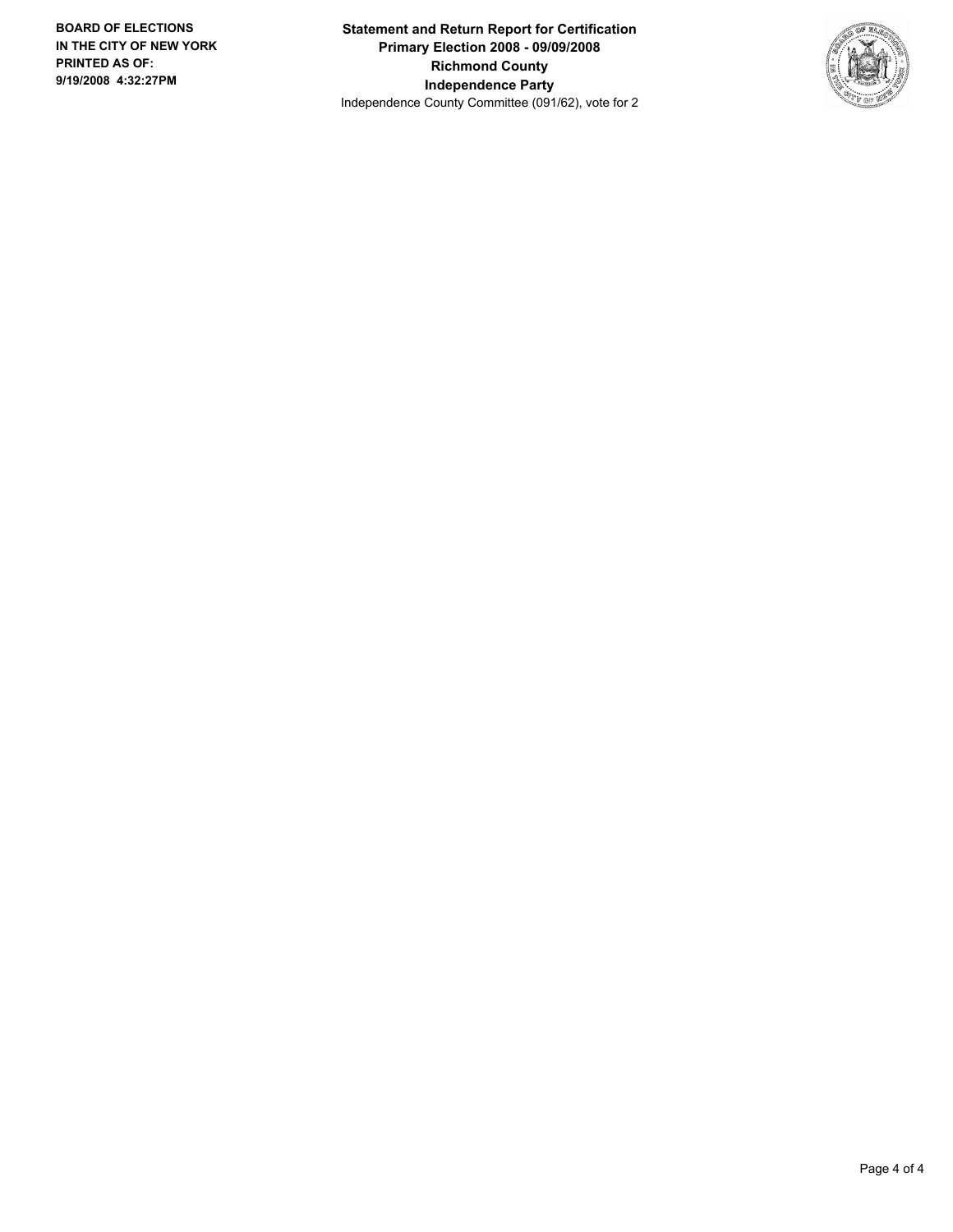**BOARD OF ELECTIONS IN THE CITY OF NEW YORK**
**PRINTED AS OF: 9/19/2008 4:32:27PM**

**Statement and Return Report for Certification**
**Primary Election 2008 - 09/09/2008**
**Richmond County**
**Independence Party**
Independence County Committee (091/62), vote for 2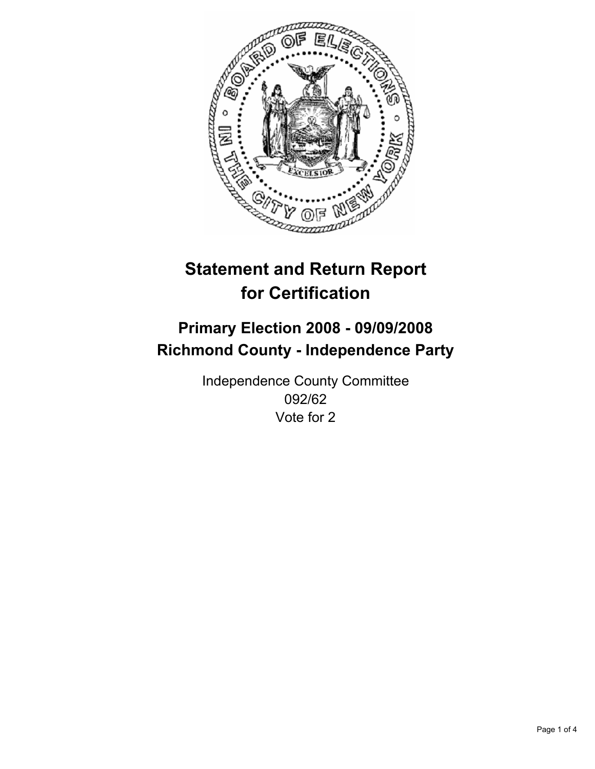# Statement and Return Report for Certification

## Primary Election 2008 - 09/09/2008
## Richmond County - Independence Party

Independence County Committee
092/62
Vote for 2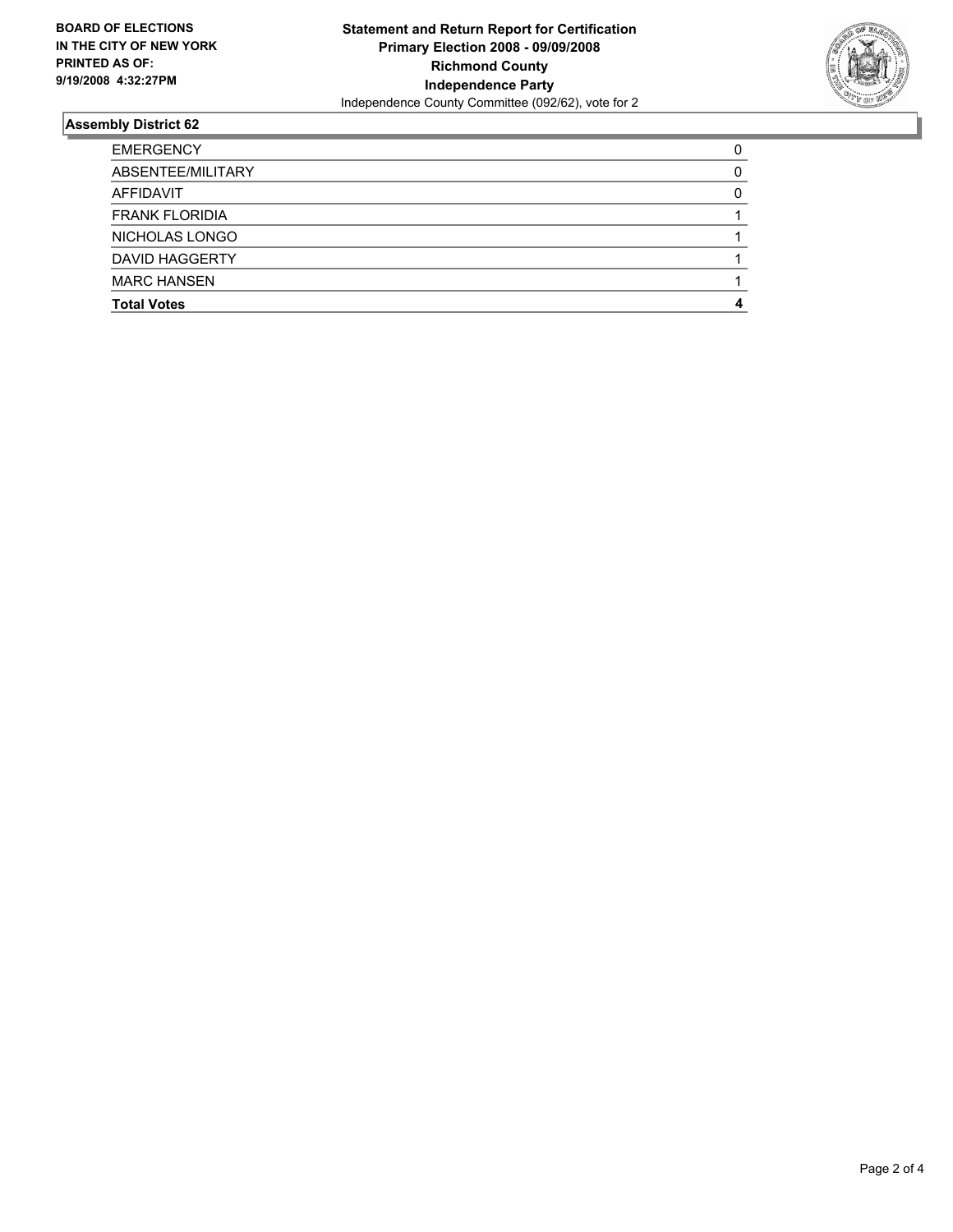**BOARD OF ELECTIONS IN THE CITY OF NEW YORK PRINTED AS OF: 9/19/2008 4:32:27PM**

**Statement and Return Report for Certification**
**Primary Election 2008 - 09/09/2008**
**Richmond County**
**Independence Party**
Independence County Committee (092/62), vote for 2

## Assembly District 62

| | |
|---|---|
| EMERGENCY | 0 |
| ABSENTEE/MILITARY | 0 |
| AFFIDAVIT | 0 |
| FRANK FLORIDIA | 1 |
| NICHOLAS LONGO | 1 |
| DAVID HAGGERTY | 1 |
| MARC HANSEN | 1 |
| **Total Votes** | **4** |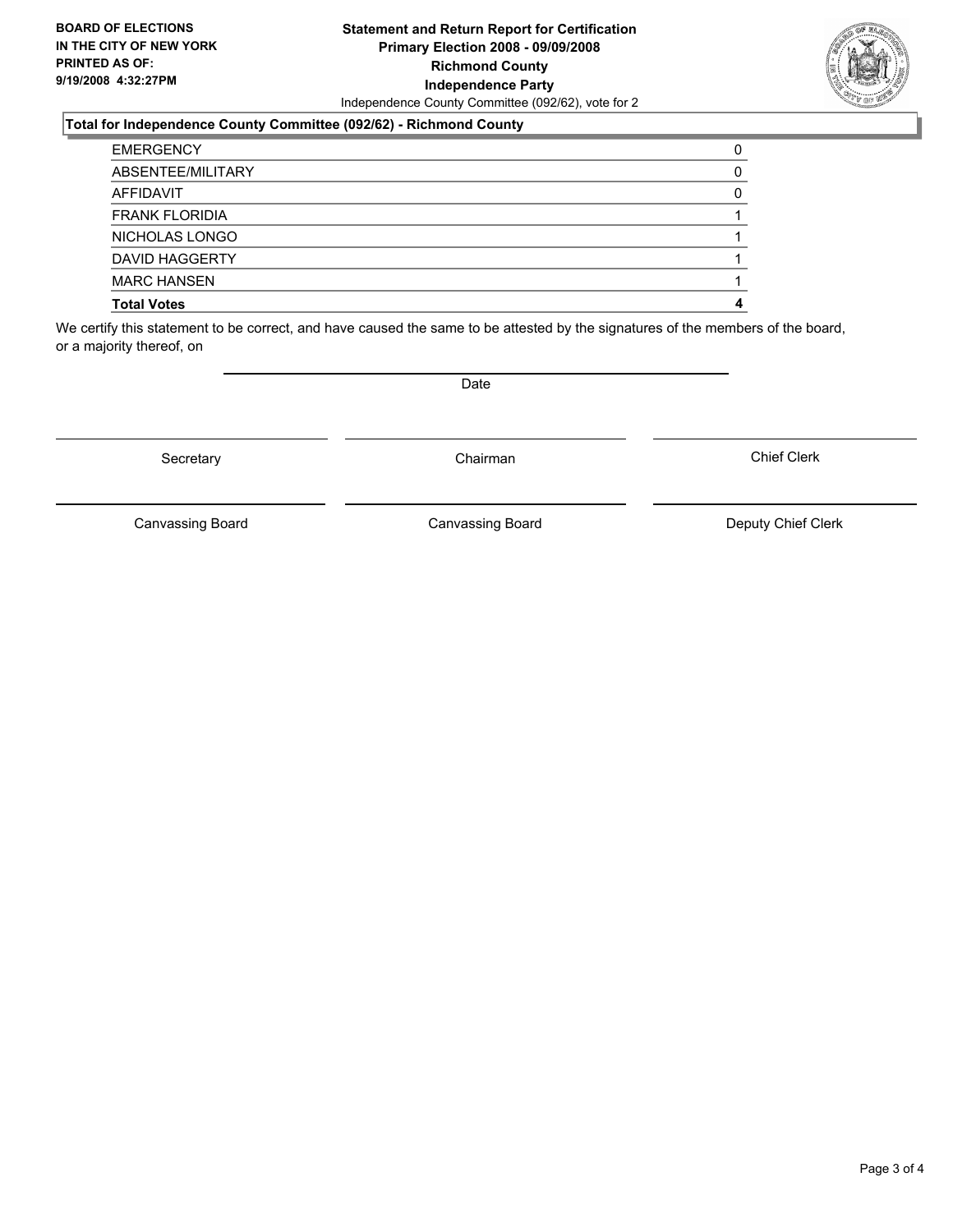**BOARD OF ELECTIONS IN THE CITY OF NEW YORK PRINTED AS OF: 9/19/2008 4:32:27PM**

**Statement and Return Report for Certification Primary Election 2008 - 09/09/2008 Richmond County Independence Party**

Independence County Committee (092/62), vote for 2

**Total for Independence County Committee (092/62) - Richmond County**

| | |
|---|---|
| EMERGENCY | 0 |
| ABSENTEE/MILITARY | 0 |
| AFFIDAVIT | 0 |
| FRANK FLORIDIA | 1 |
| NICHOLAS LONGO | 1 |
| DAVID HAGGERTY | 1 |
| MARC HANSEN | 1 |
| **Total Votes** | **4** |

We certify this statement to be correct, and have caused the same to be attested by the signatures of the members of the board, or a majority thereof, on

Date

Secretary | Chairman | Chief Clerk

Canvassing Board | Canvassing Board | Deputy Chief Clerk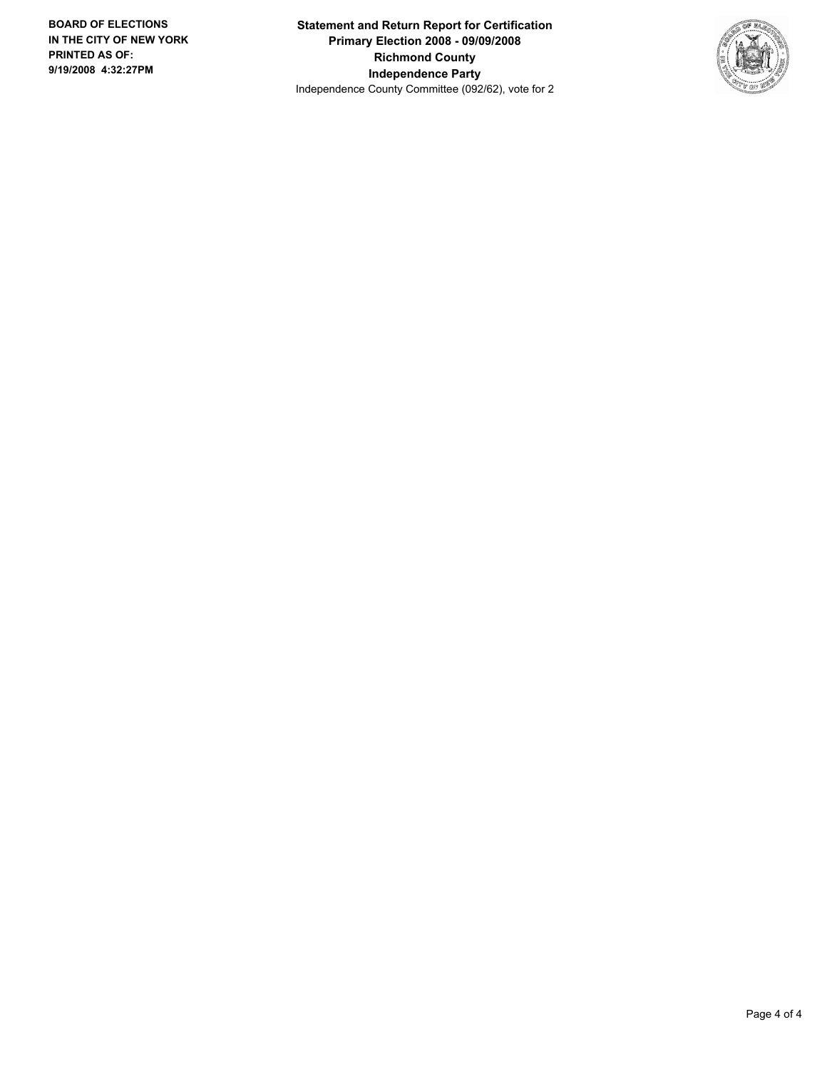**BOARD OF ELECTIONS IN THE CITY OF NEW YORK PRINTED AS OF: 9/19/2008 4:32:27PM**

**Statement and Return Report for Certification**
**Primary Election 2008 - 09/09/2008**
**Richmond County**
**Independence Party**
Independence County Committee (092/62), vote for 2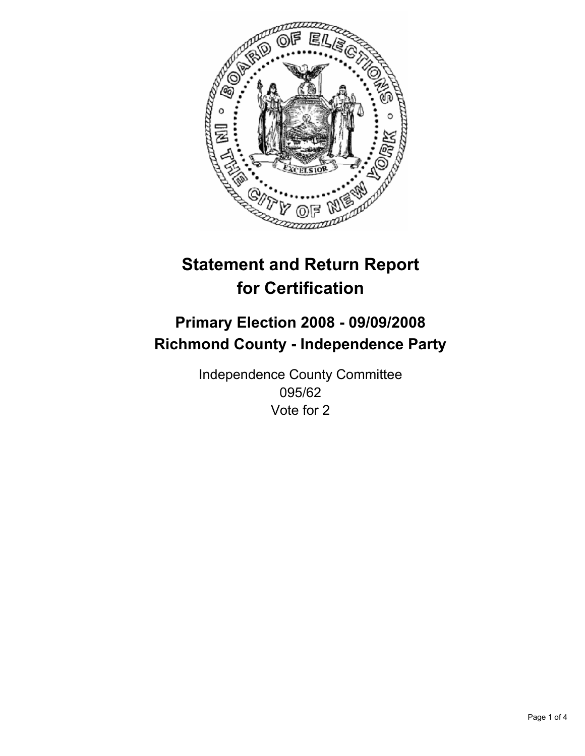# Statement and Return Report for Certification

## Primary Election 2008 - 09/09/2008
## Richmond County - Independence Party

Independence County Committee
095/62
Vote for 2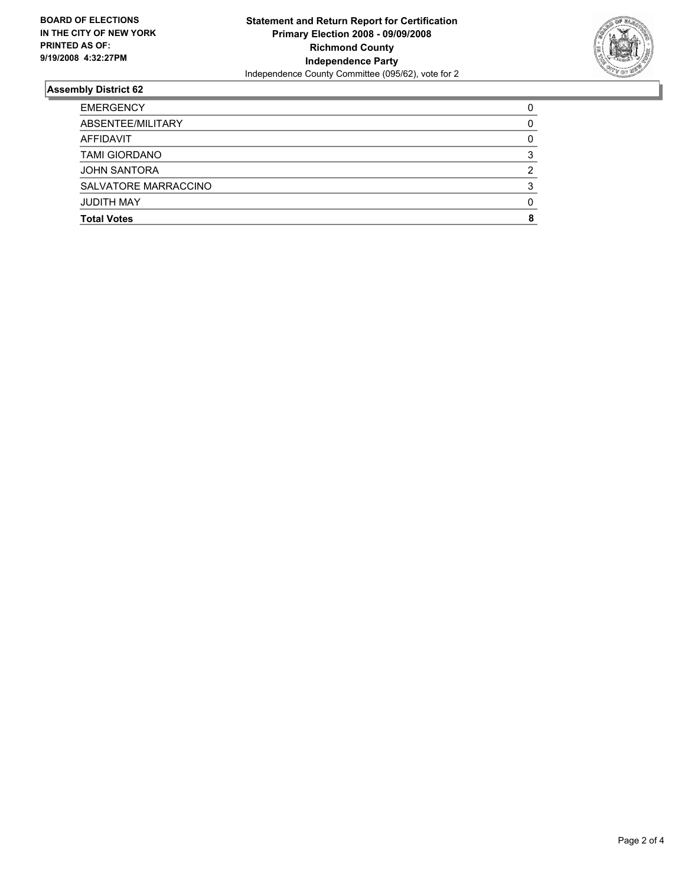**BOARD OF ELECTIONS IN THE CITY OF NEW YORK PRINTED AS OF: 9/19/2008 4:32:27PM**

**Statement and Return Report for Certification**
**Primary Election 2008 - 09/09/2008**
**Richmond County**
**Independence Party**
Independence County Committee (095/62), vote for 2

## Assembly District 62

| | |
|---|---|
| EMERGENCY | 0 |
| ABSENTEE/MILITARY | 0 |
| AFFIDAVIT | 0 |
| TAMI GIORDANO | 3 |
| JOHN SANTORA | 2 |
| SALVATORE MARRACCINO | 3 |
| JUDITH MAY | 0 |
| **Total Votes** | **8** |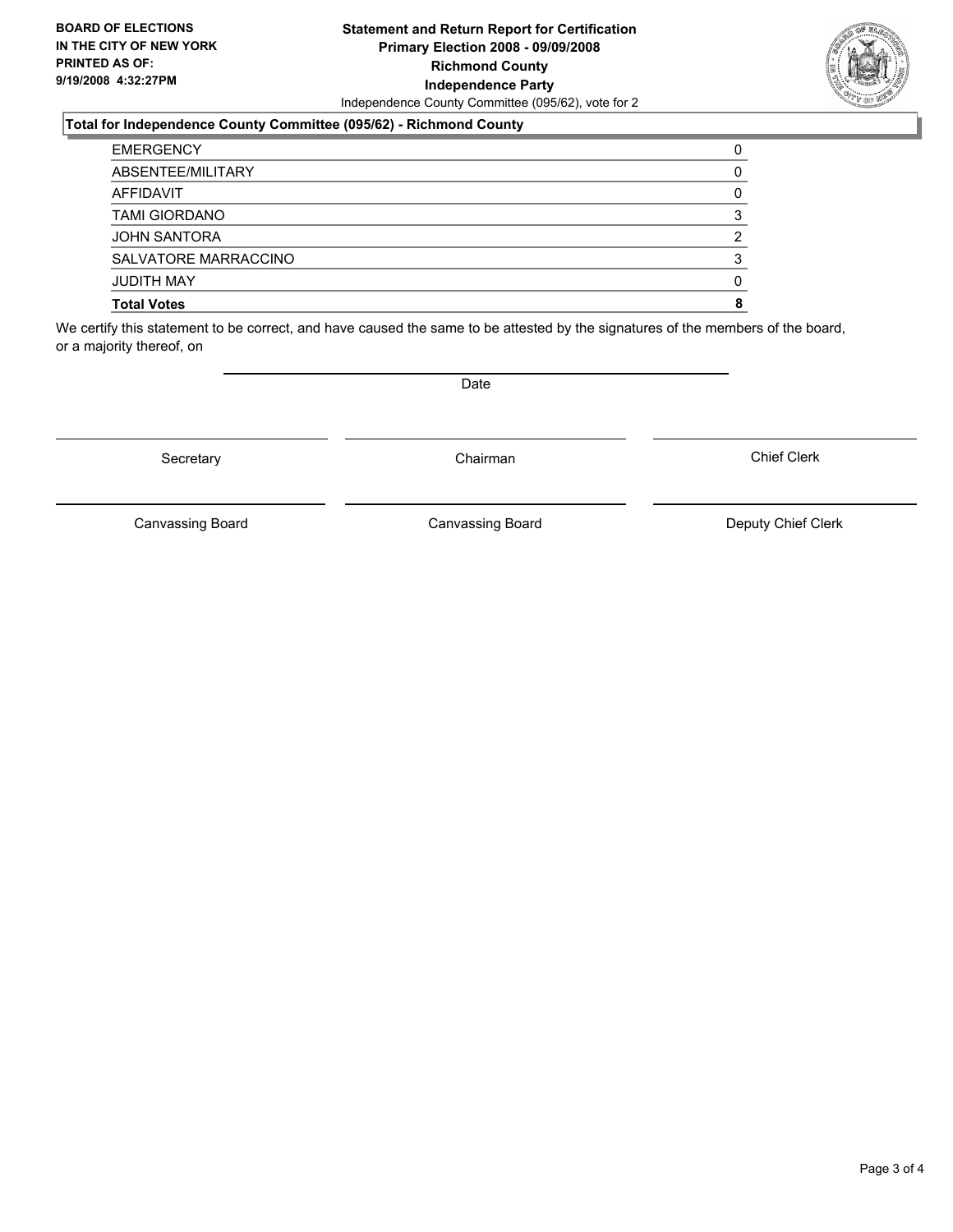**BOARD OF ELECTIONS IN THE CITY OF NEW YORK PRINTED AS OF: 9/19/2008 4:32:27PM**

**Statement and Return Report for Certification**
**Primary Election 2008 - 09/09/2008**
**Richmond County**
**Independence Party**
Independence County Committee (095/62), vote for 2

### Total for Independence County Committee (095/62) - Richmond County

| | |
|---|---|
| EMERGENCY | 0 |
| ABSENTEE/MILITARY | 0 |
| AFFIDAVIT | 0 |
| TAMI GIORDANO | 3 |
| JOHN SANTORA | 2 |
| SALVATORE MARRACCINO | 3 |
| JUDITH MAY | 0 |
| **Total Votes** | **8** |

We certify this statement to be correct, and have caused the same to be attested by the signatures of the members of the board, or a majority thereof, on

Date

Secretary | Chairman | Chief Clerk

Canvassing Board | Canvassing Board | Deputy Chief Clerk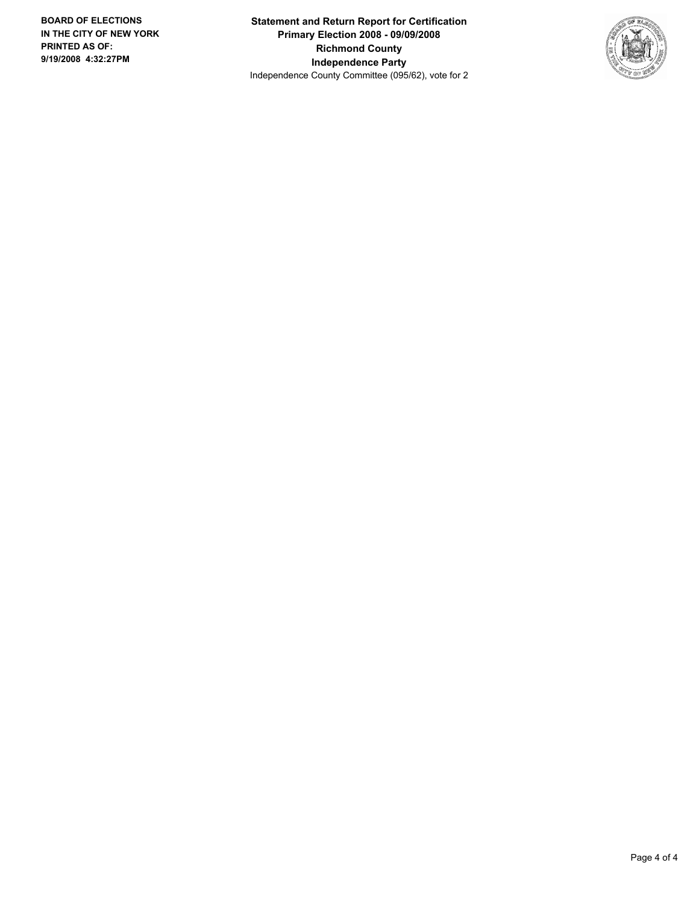**BOARD OF ELECTIONS IN THE CITY OF NEW YORK PRINTED AS OF: 9/19/2008 4:32:27PM**

**Statement and Return Report for Certification**
**Primary Election 2008 - 09/09/2008**
**Richmond County**
**Independence Party**
Independence County Committee (095/62), vote for 2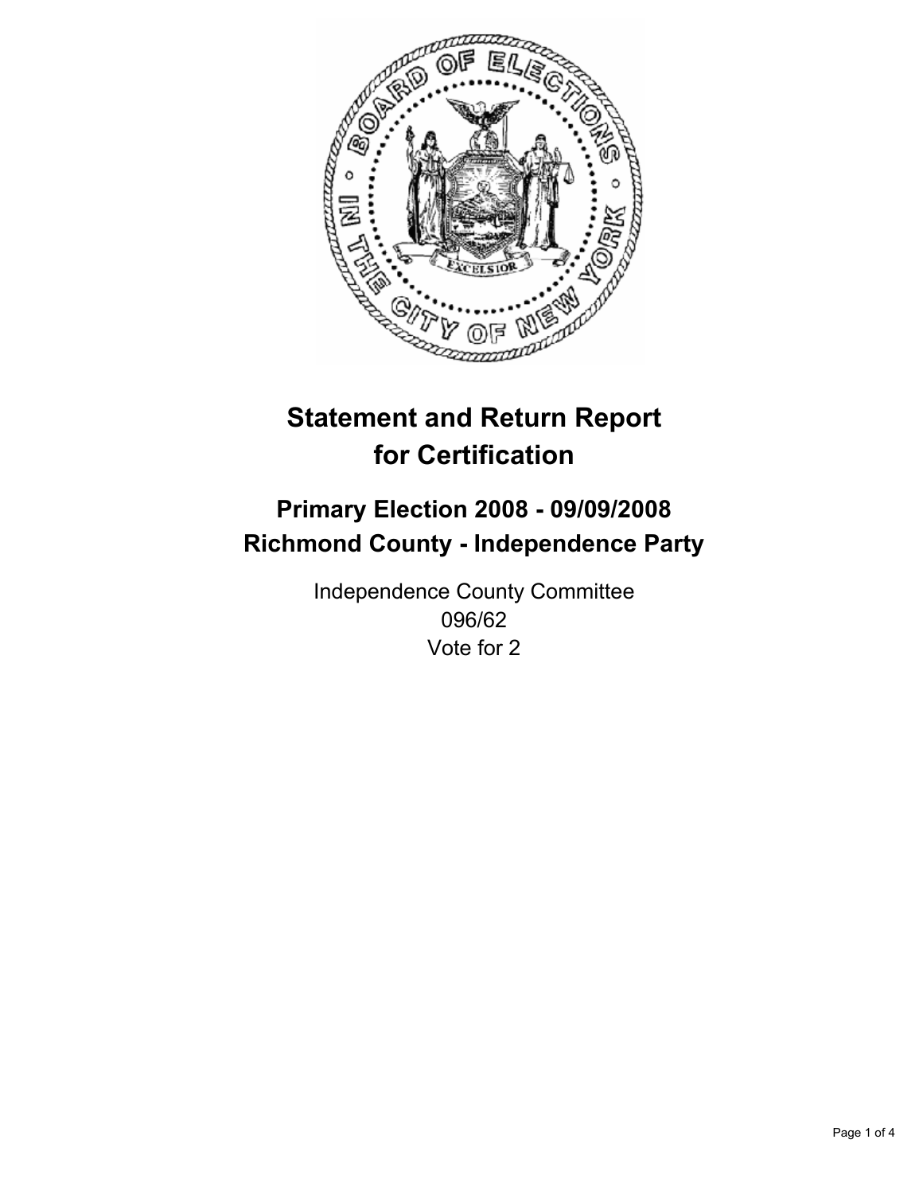# Statement and Return Report for Certification

## Primary Election 2008 - 09/09/2008
## Richmond County - Independence Party

Independence County Committee
096/62
Vote for 2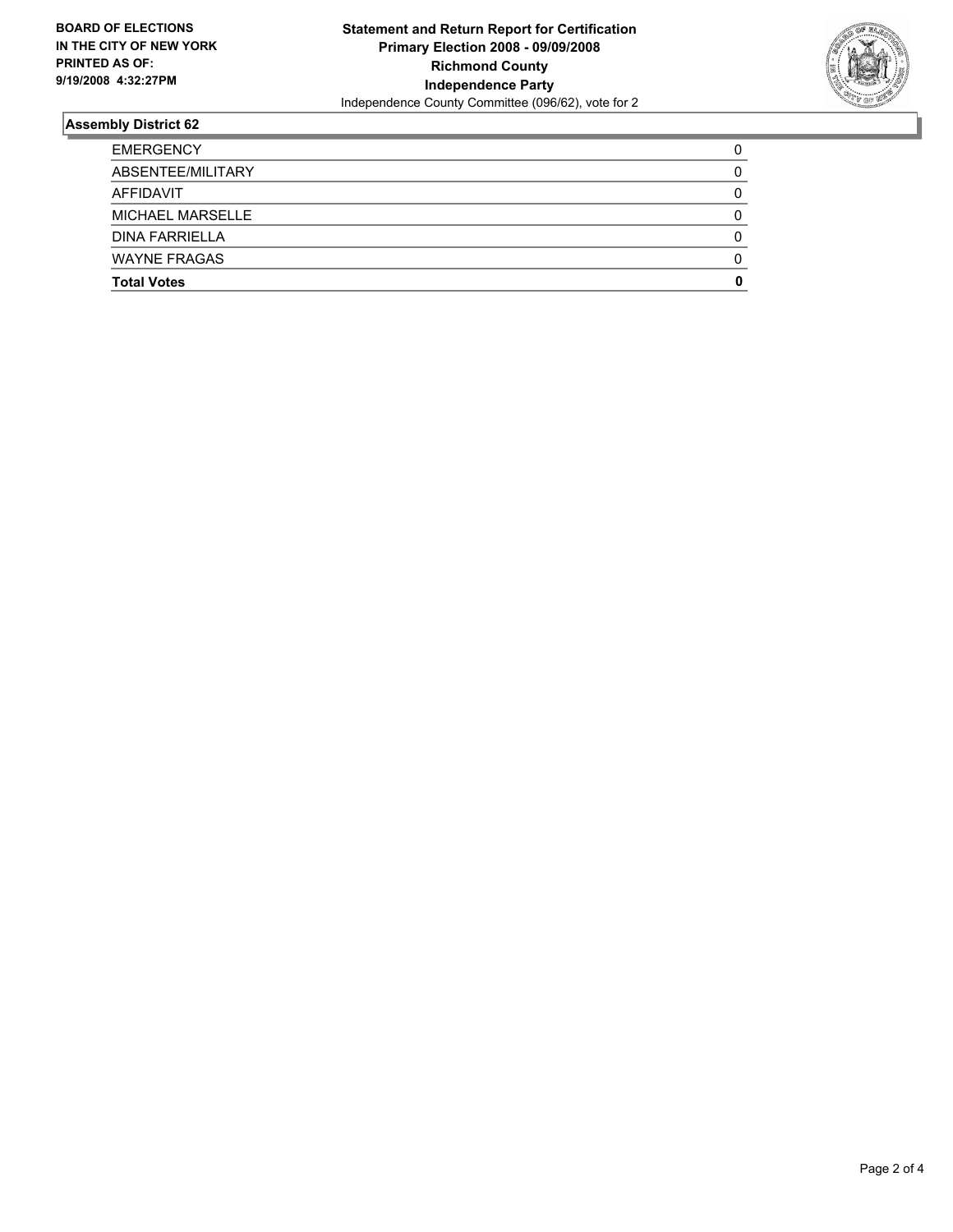**BOARD OF ELECTIONS IN THE CITY OF NEW YORK PRINTED AS OF: 9/19/2008 4:32:27PM**

**Statement and Return Report for Certification**
**Primary Election 2008 - 09/09/2008**
**Richmond County**
**Independence Party**
Independence County Committee (096/62), vote for 2

### Assembly District 62

| | |
|---|---|
| EMERGENCY | 0 |
| ABSENTEE/MILITARY | 0 |
| AFFIDAVIT | 0 |
| MICHAEL MARSELLE | 0 |
| DINA FARRIELLA | 0 |
| WAYNE FRAGAS | 0 |
| **Total Votes** | **0** |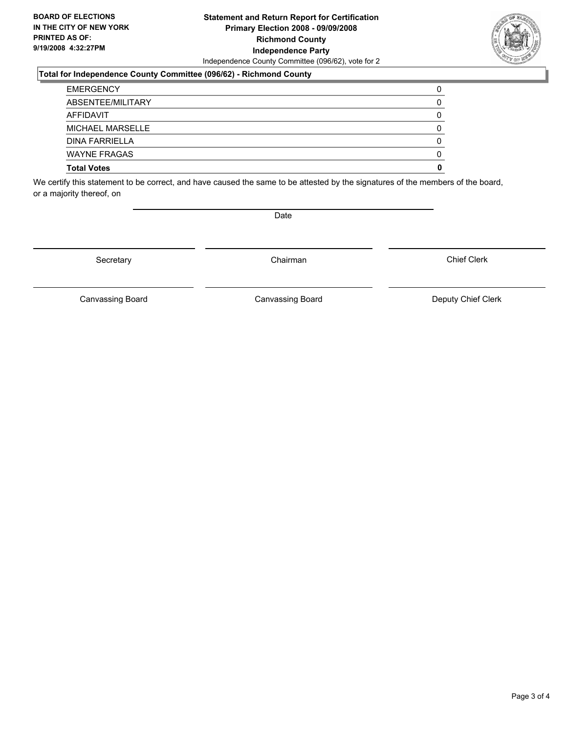**BOARD OF ELECTIONS IN THE CITY OF NEW YORK PRINTED AS OF: 9/19/2008 4:32:27PM**

**Statement and Return Report for Certification Primary Election 2008 - 09/09/2008 Richmond County Independence Party**

Independence County Committee (096/62), vote for 2

## Total for Independence County Committee (096/62) - Richmond County

| | |
|---|---|
| EMERGENCY | 0 |
| ABSENTEE/MILITARY | 0 |
| AFFIDAVIT | 0 |
| MICHAEL MARSELLE | 0 |
| DINA FARRIELLA | 0 |
| WAYNE FRAGAS | 0 |
| **Total Votes** | **0** |

We certify this statement to be correct, and have caused the same to be attested by the signatures of the members of the board, or a majority thereof, on

Date

Secretary | Chairman | Chief Clerk

Canvassing Board | Canvassing Board | Deputy Chief Clerk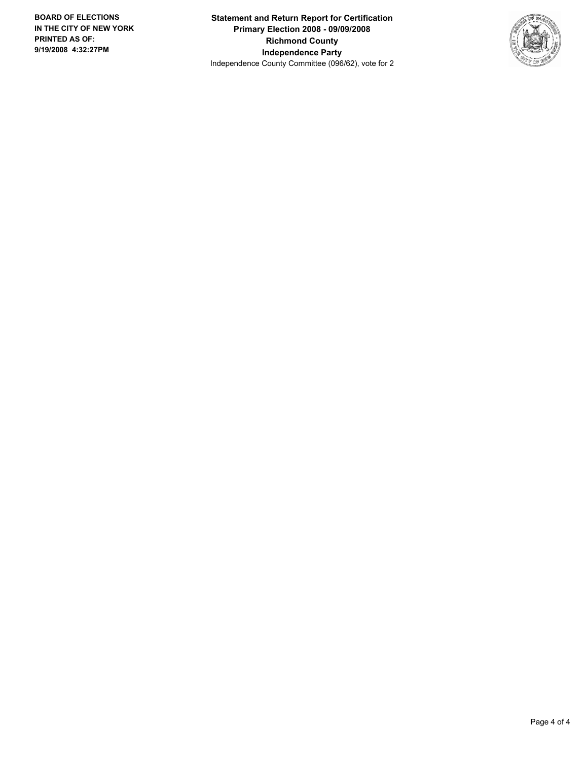**BOARD OF ELECTIONS**
**IN THE CITY OF NEW YORK**
**PRINTED AS OF:**
**9/19/2008 4:32:27PM**

**Statement and Return Report for Certification**
**Primary Election 2008 - 09/09/2008**
**Richmond County**
**Independence Party**
Independence County Committee (096/62), vote for 2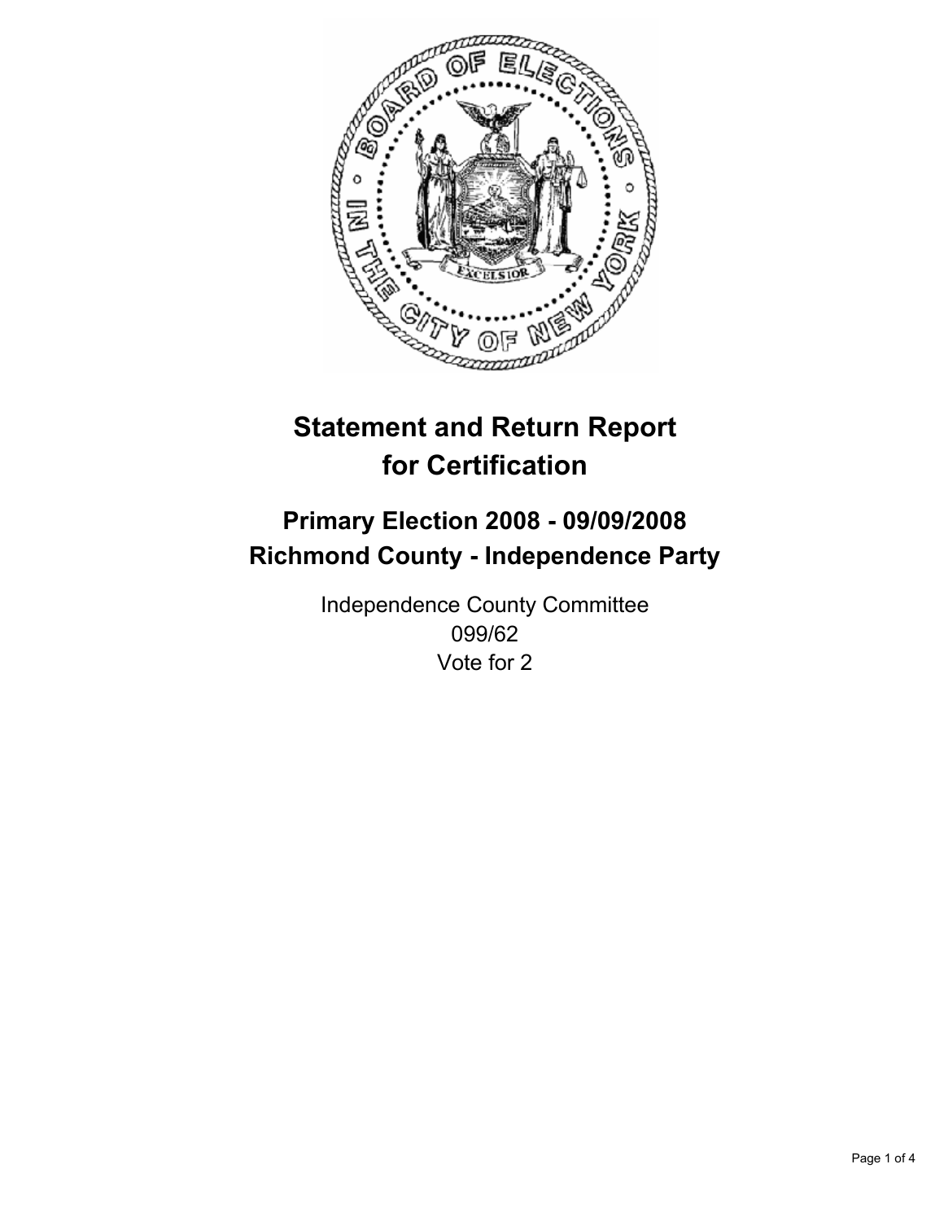# Statement and Return Report for Certification

## Primary Election 2008 - 09/09/2008
## Richmond County - Independence Party

Independence County Committee
099/62
Vote for 2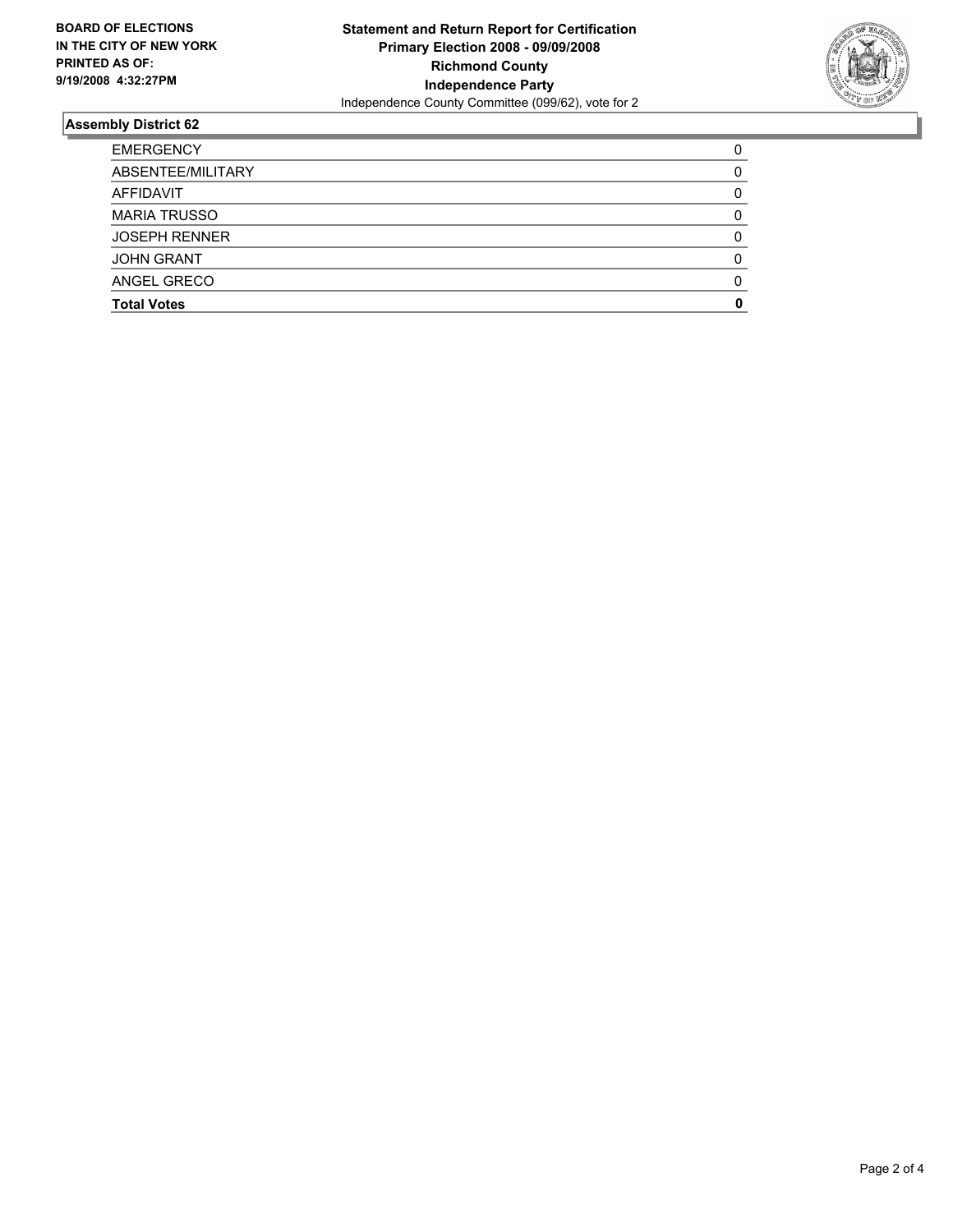**BOARD OF ELECTIONS IN THE CITY OF NEW YORK PRINTED AS OF: 9/19/2008 4:32:27PM**

**Statement and Return Report for Certification**
**Primary Election 2008 - 09/09/2008**
**Richmond County**
**Independence Party**
Independence County Committee (099/62), vote for 2

## Assembly District 62

| | |
|---|---|
| EMERGENCY | 0 |
| ABSENTEE/MILITARY | 0 |
| AFFIDAVIT | 0 |
| MARIA TRUSSO | 0 |
| JOSEPH RENNER | 0 |
| JOHN GRANT | 0 |
| ANGEL GRECO | 0 |
| **Total Votes** | **0** |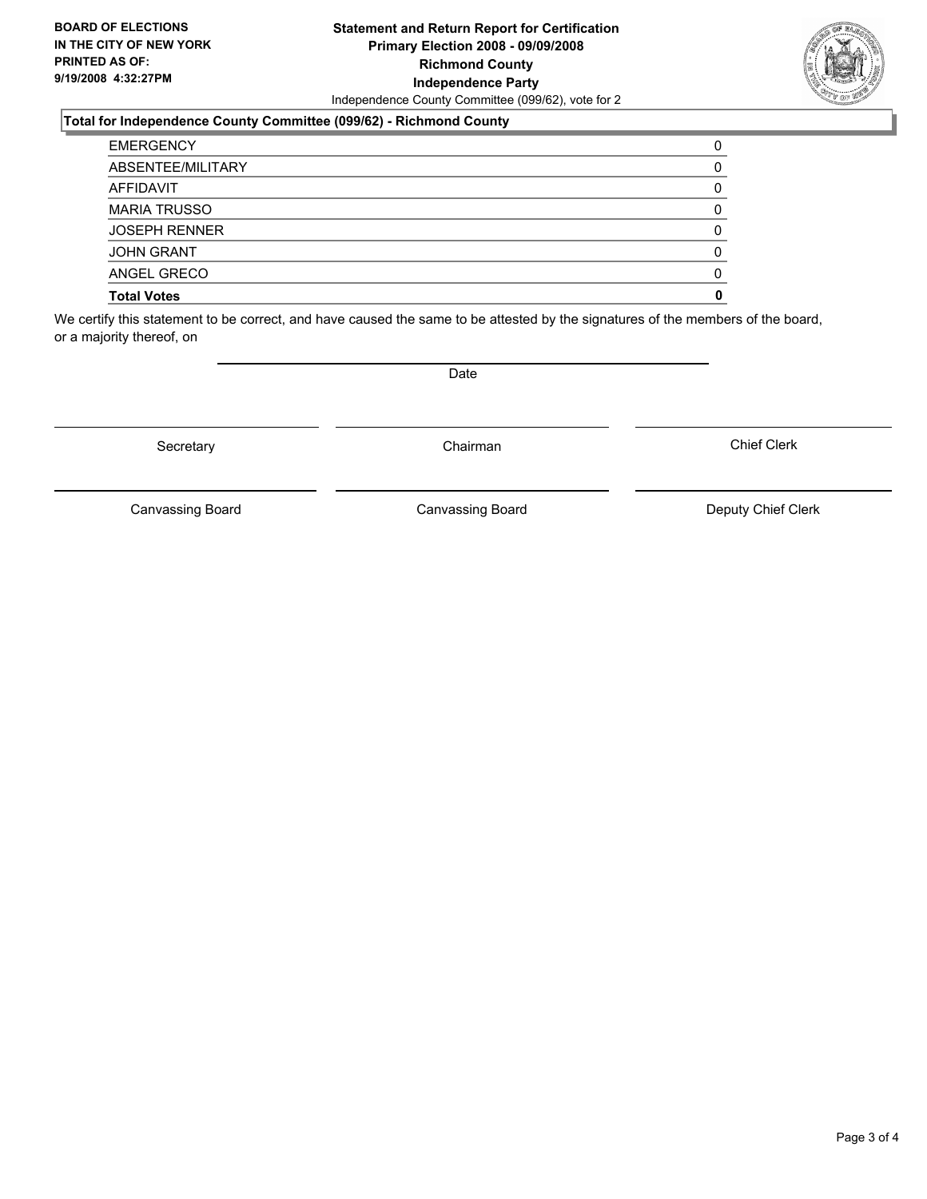**BOARD OF ELECTIONS IN THE CITY OF NEW YORK PRINTED AS OF: 9/19/2008 4:32:27PM**

# Statement and Return Report for Certification
## Primary Election 2008 - 09/09/2008
## Richmond County
## Independence Party

Independence County Committee (099/62), vote for 2

### Total for Independence County Committee (099/62) - Richmond County

| | |
|---|---|
| EMERGENCY | 0 |
| ABSENTEE/MILITARY | 0 |
| AFFIDAVIT | 0 |
| MARIA TRUSSO | 0 |
| JOSEPH RENNER | 0 |
| JOHN GRANT | 0 |
| ANGEL GRECO | 0 |
| **Total Votes** | **0** |

We certify this statement to be correct, and have caused the same to be attested by the signatures of the members of the board, or a majority thereof, on

Date

Secretary | Chairman | Chief Clerk

Canvassing Board | Canvassing Board | Deputy Chief Clerk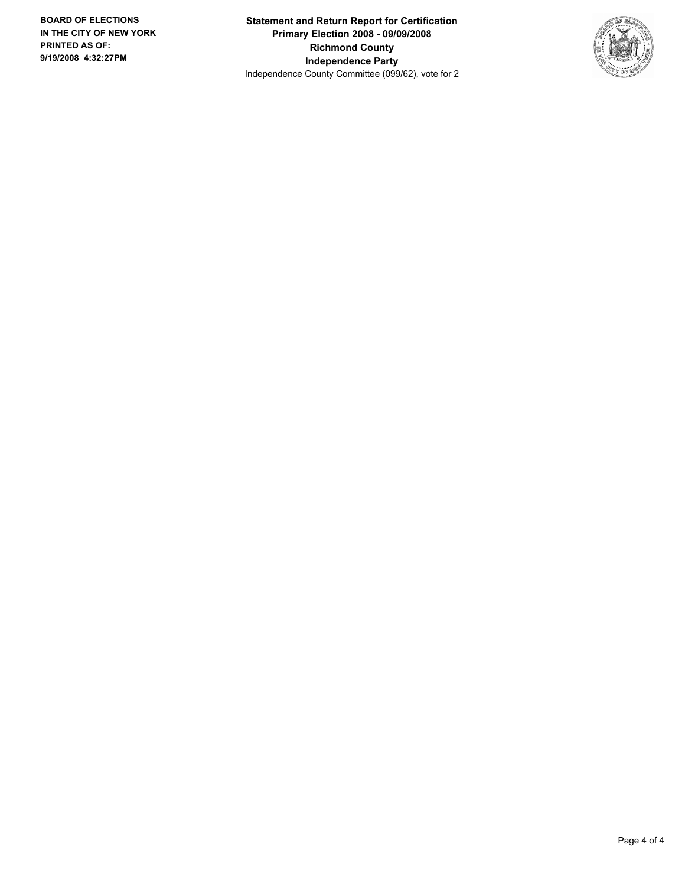**BOARD OF ELECTIONS IN THE CITY OF NEW YORK**
**PRINTED AS OF:**
**9/19/2008 4:32:27PM**

**Statement and Return Report for Certification**
**Primary Election 2008 - 09/09/2008**
**Richmond County**
**Independence Party**
Independence County Committee (099/62), vote for 2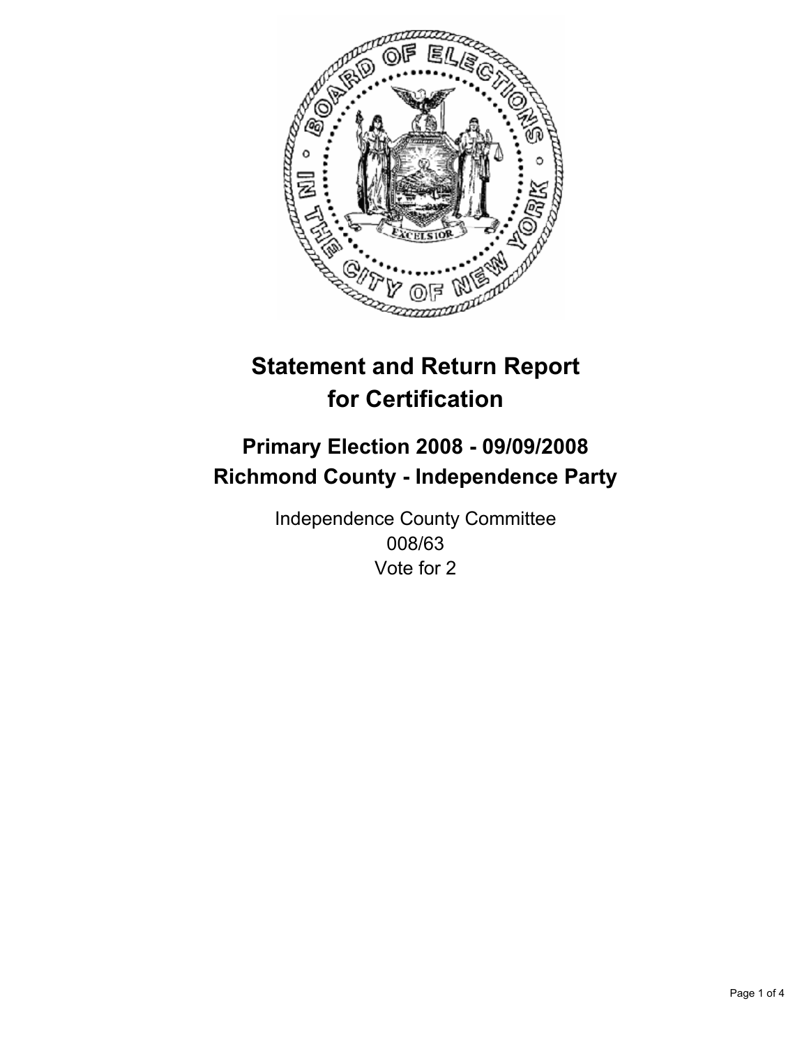# Statement and Return Report for Certification

## Primary Election 2008 - 09/09/2008
## Richmond County - Independence Party

Independence County Committee
008/63
Vote for 2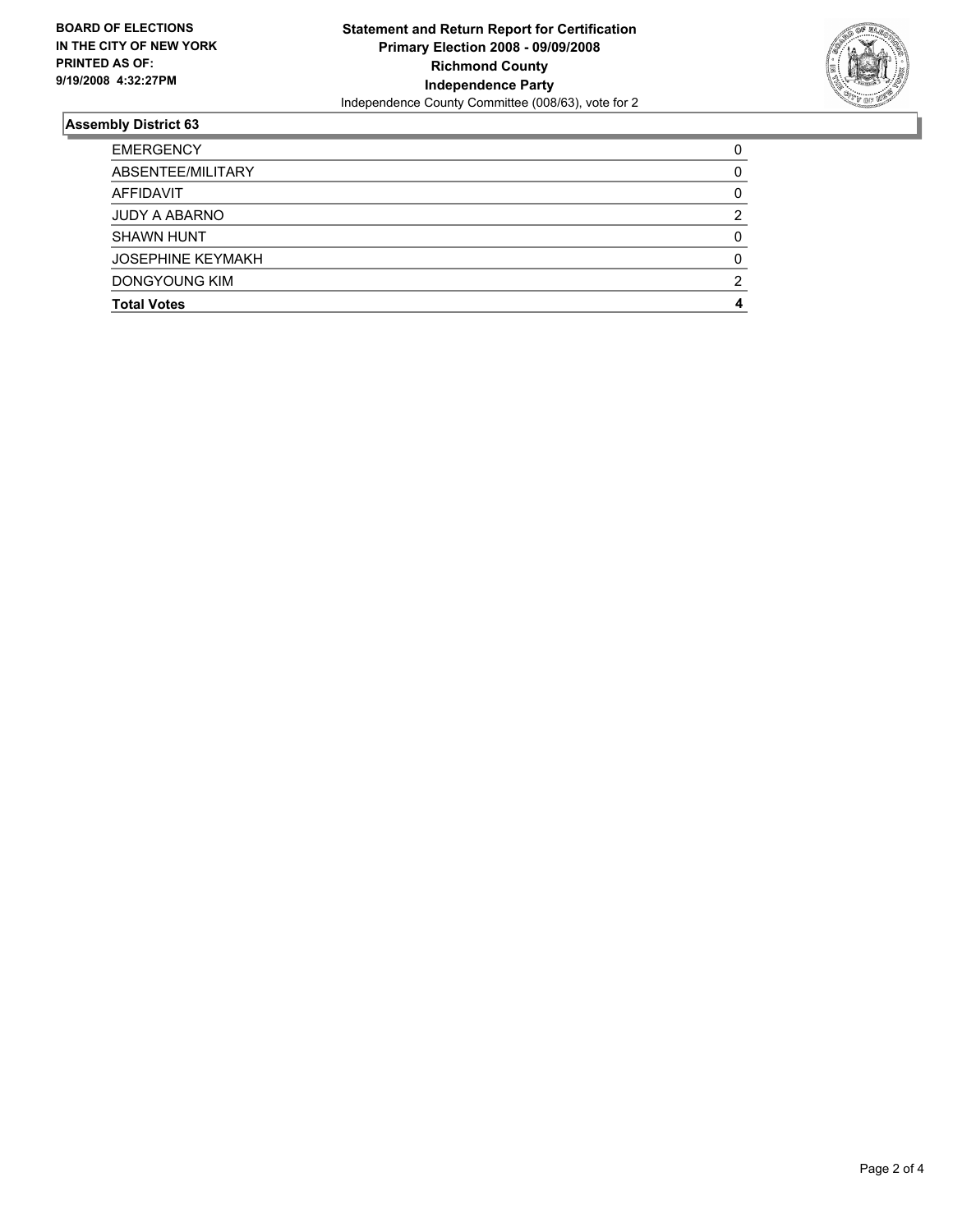**BOARD OF ELECTIONS IN THE CITY OF NEW YORK PRINTED AS OF: 9/19/2008 4:32:27PM**

**Statement and Return Report for Certification**
**Primary Election 2008 - 09/09/2008**
**Richmond County**
**Independence Party**
Independence County Committee (008/63), vote for 2

## Assembly District 63

| | |
|---|---|
| EMERGENCY | 0 |
| ABSENTEE/MILITARY | 0 |
| AFFIDAVIT | 0 |
| JUDY A ABARNO | 2 |
| SHAWN HUNT | 0 |
| JOSEPHINE KEYMAKH | 0 |
| DONGYOUNG KIM | 2 |
| **Total Votes** | **4** |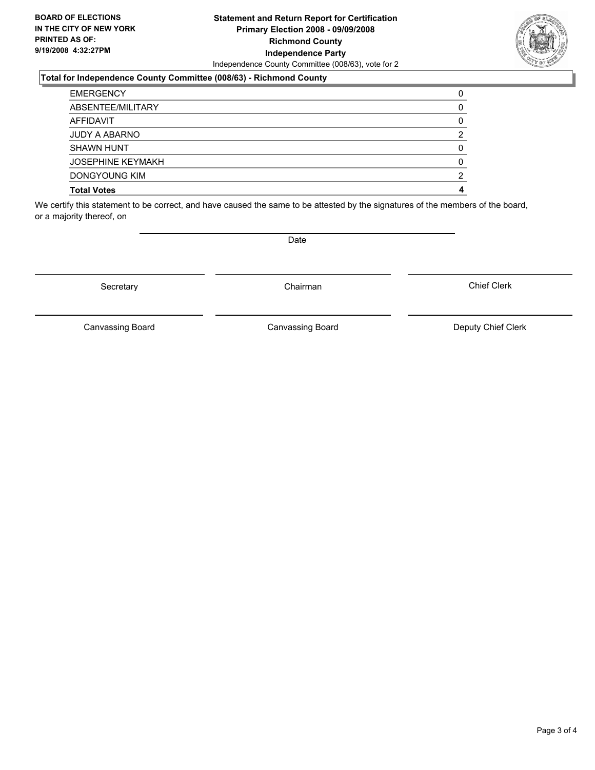**BOARD OF ELECTIONS IN THE CITY OF NEW YORK PRINTED AS OF: 9/19/2008 4:32:27PM**

**Statement and Return Report for Certification**
**Primary Election 2008 - 09/09/2008**
**Richmond County**
**Independence Party**
Independence County Committee (008/63), vote for 2

**Total for Independence County Committee (008/63) - Richmond County**

| | |
|---|---|
| EMERGENCY | 0 |
| ABSENTEE/MILITARY | 0 |
| AFFIDAVIT | 0 |
| JUDY A ABARNO | 2 |
| SHAWN HUNT | 0 |
| JOSEPHINE KEYMAKH | 0 |
| DONGYOUNG KIM | 2 |
| **Total Votes** | **4** |

We certify this statement to be correct, and have caused the same to be attested by the signatures of the members of the board, or a majority thereof, on

Date

Secretary | Chairman | Chief Clerk

Canvassing Board | Canvassing Board | Deputy Chief Clerk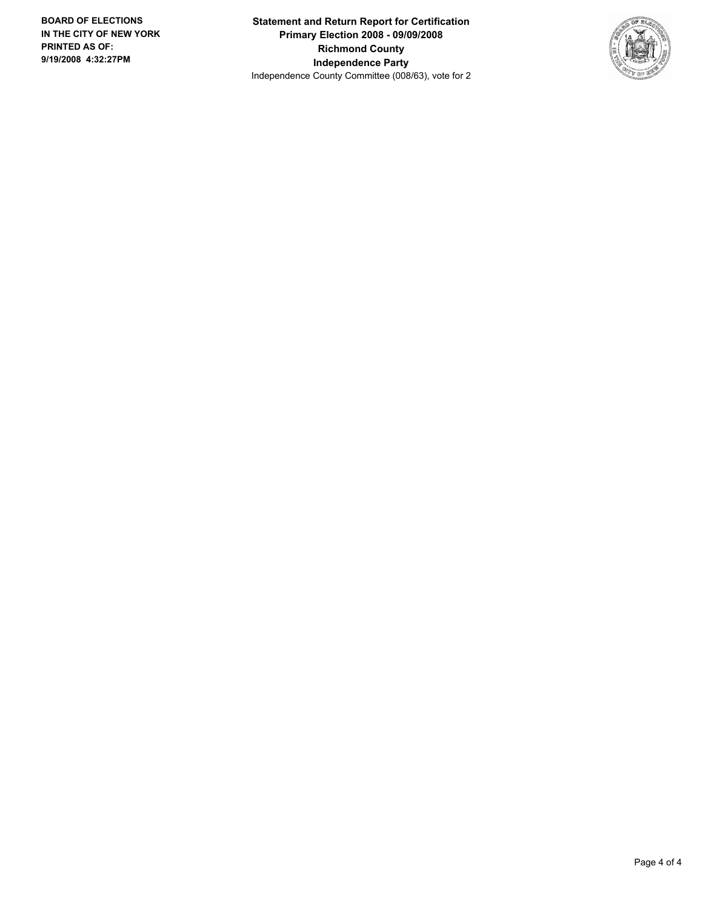**BOARD OF ELECTIONS IN THE CITY OF NEW YORK**
**PRINTED AS OF:**
**9/19/2008 4:32:27PM**

**Statement and Return Report for Certification**
**Primary Election 2008 - 09/09/2008**
**Richmond County**
**Independence Party**
Independence County Committee (008/63), vote for 2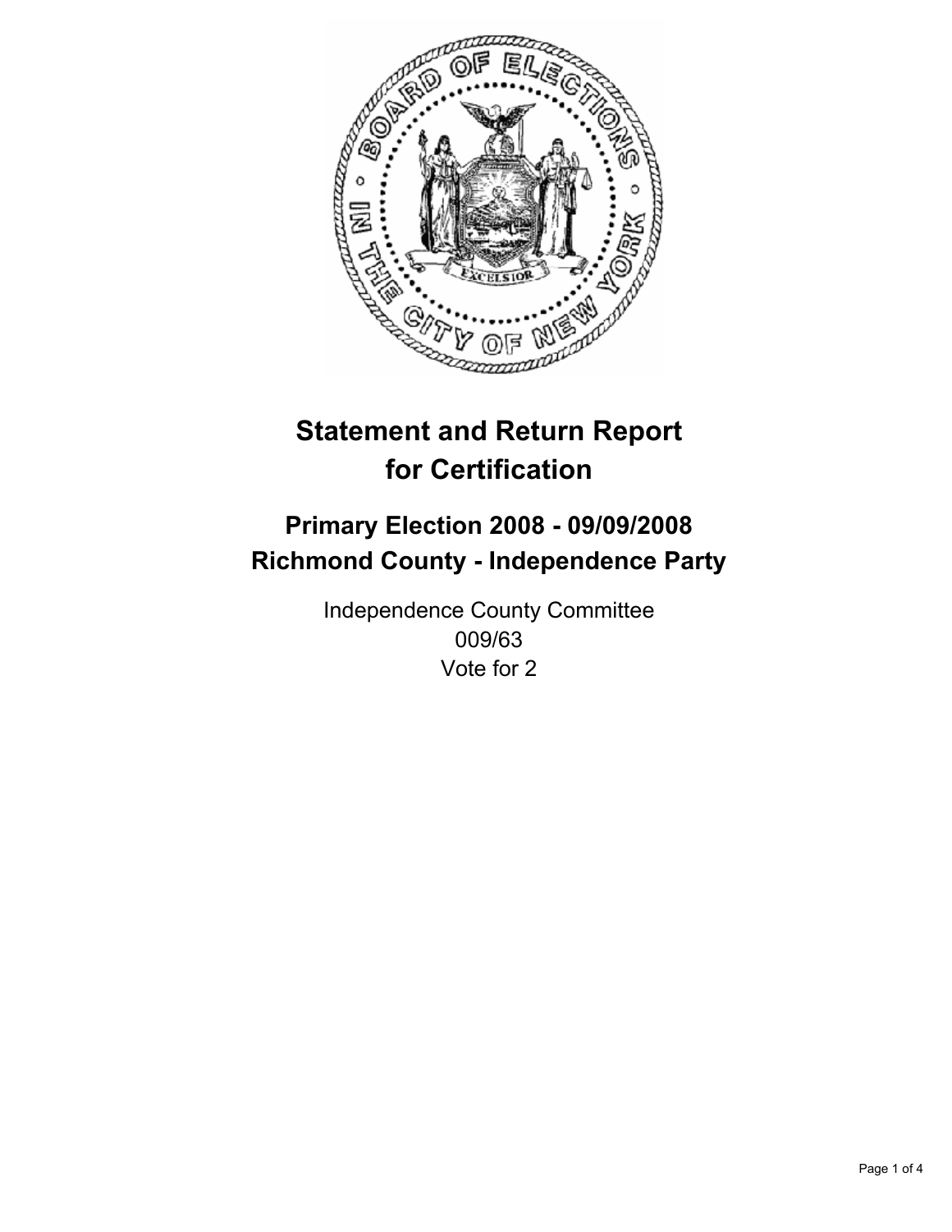# Statement and Return Report for Certification

## Primary Election 2008 - 09/09/2008
## Richmond County - Independence Party

Independence County Committee
009/63
Vote for 2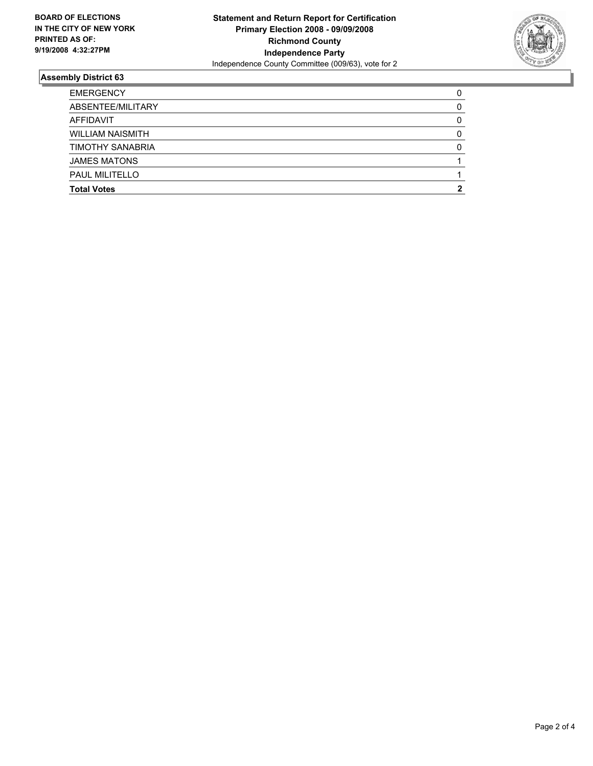**BOARD OF ELECTIONS IN THE CITY OF NEW YORK PRINTED AS OF: 9/19/2008 4:32:27PM**

**Statement and Return Report for Certification**
**Primary Election 2008 - 09/09/2008**
**Richmond County**
**Independence Party**
Independence County Committee (009/63), vote for 2

## Assembly District 63

| | |
|---|---|
| EMERGENCY | 0 |
| ABSENTEE/MILITARY | 0 |
| AFFIDAVIT | 0 |
| WILLIAM NAISMITH | 0 |
| TIMOTHY SANABRIA | 0 |
| JAMES MATONS | 1 |
| PAUL MILITELLO | 1 |
| **Total Votes** | **2** |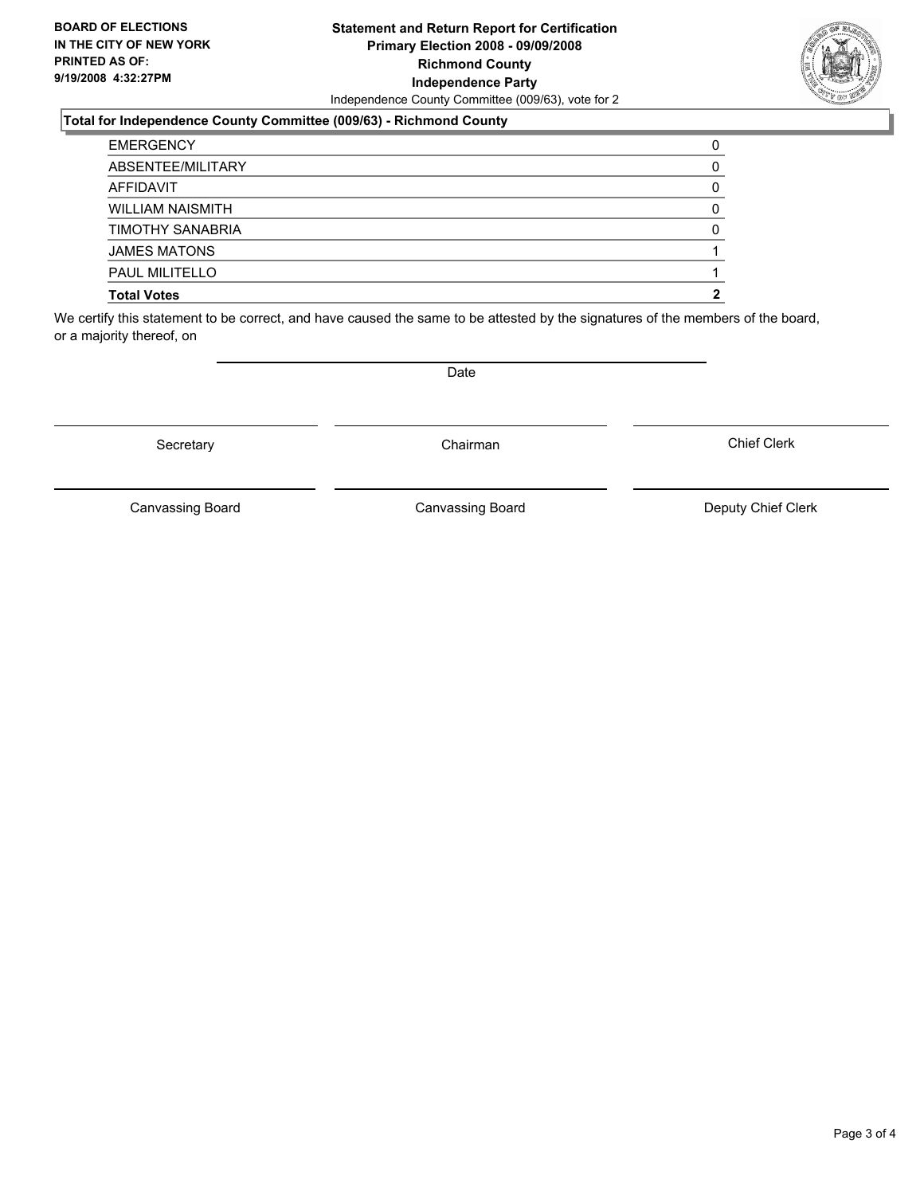**BOARD OF ELECTIONS IN THE CITY OF NEW YORK PRINTED AS OF: 9/19/2008 4:32:27PM**

**Statement and Return Report for Certification**
**Primary Election 2008 - 09/09/2008**
**Richmond County**
**Independence Party**
Independence County Committee (009/63), vote for 2

**Total for Independence County Committee (009/63) - Richmond County**

| | |
|---|---|
| EMERGENCY | 0 |
| ABSENTEE/MILITARY | 0 |
| AFFIDAVIT | 0 |
| WILLIAM NAISMITH | 0 |
| TIMOTHY SANABRIA | 0 |
| JAMES MATONS | 1 |
| PAUL MILITELLO | 1 |
| **Total Votes** | **2** |

We certify this statement to be correct, and have caused the same to be attested by the signatures of the members of the board, or a majority thereof, on

Date

Secretary Chairman Chief Clerk

Canvassing Board Canvassing Board Deputy Chief Clerk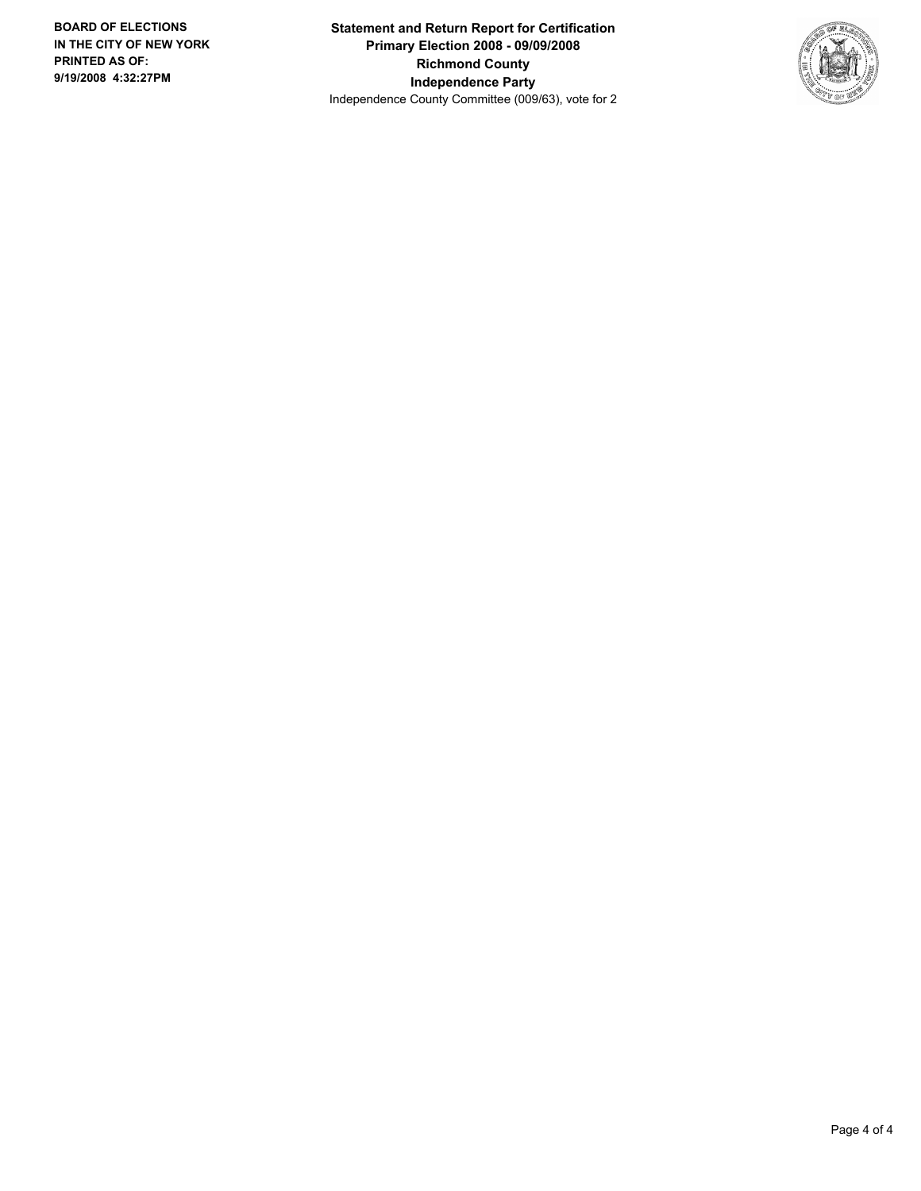**BOARD OF ELECTIONS IN THE CITY OF NEW YORK PRINTED AS OF: 9/19/2008 4:32:27PM**

**Statement and Return Report for Certification**
**Primary Election 2008 - 09/09/2008**
**Richmond County**
**Independence Party**
Independence County Committee (009/63), vote for 2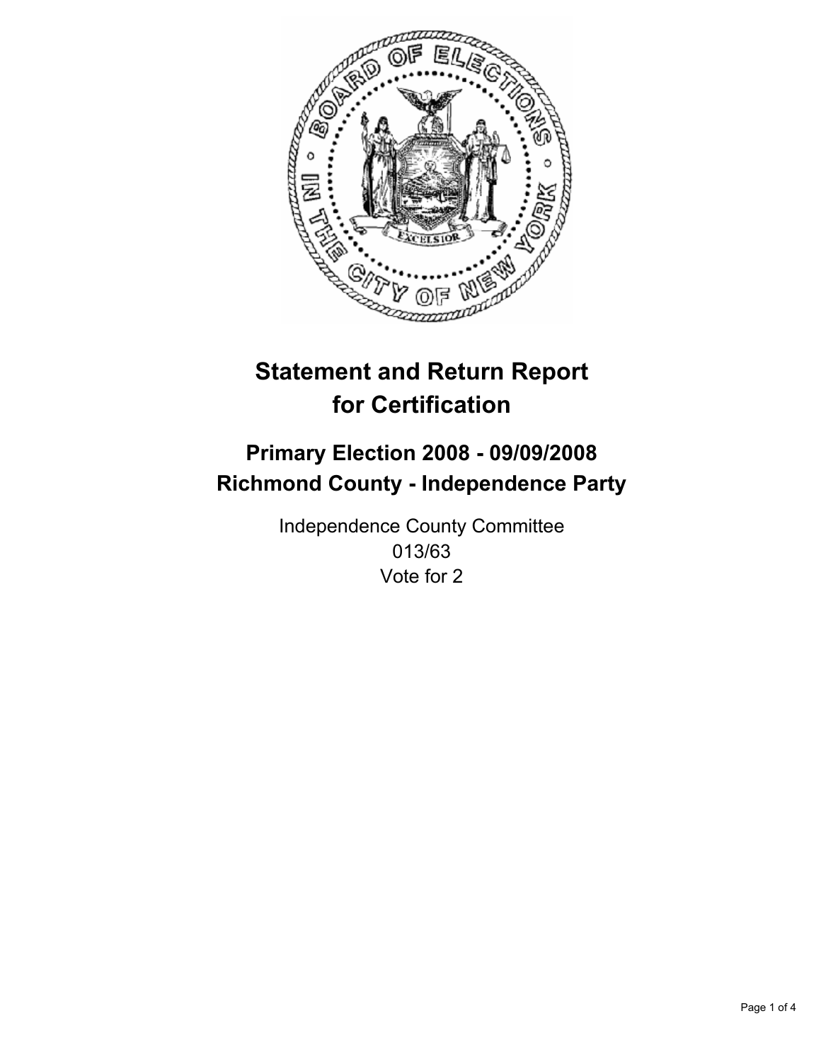# Statement and Return Report for Certification

## Primary Election 2008 - 09/09/2008
## Richmond County - Independence Party

Independence County Committee
013/63
Vote for 2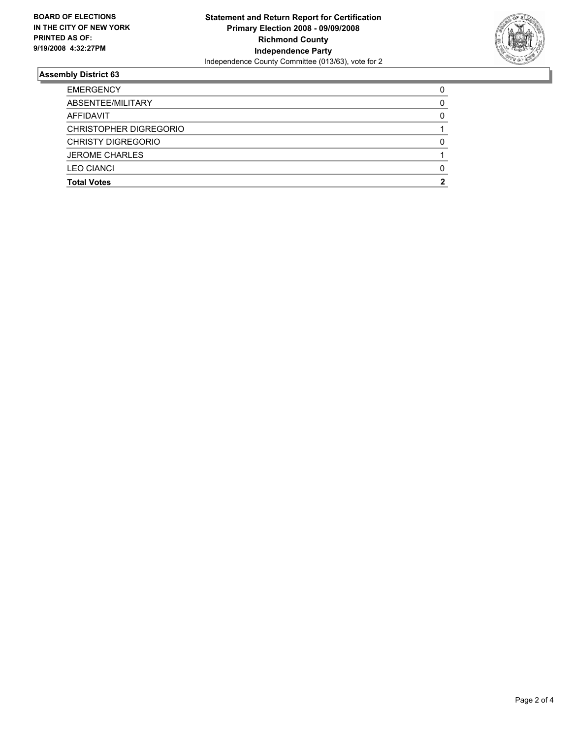**BOARD OF ELECTIONS IN THE CITY OF NEW YORK PRINTED AS OF: 9/19/2008 4:32:27PM**

**Statement and Return Report for Certification**
**Primary Election 2008 - 09/09/2008**
**Richmond County**
**Independence Party**
Independence County Committee (013/63), vote for 2

### Assembly District 63

| | |
|---|---|
| EMERGENCY | 0 |
| ABSENTEE/MILITARY | 0 |
| AFFIDAVIT | 0 |
| CHRISTOPHER DIGREGORIO | 1 |
| CHRISTY DIGREGORIO | 0 |
| JEROME CHARLES | 1 |
| LEO CIANCI | 0 |
| **Total Votes** | **2** |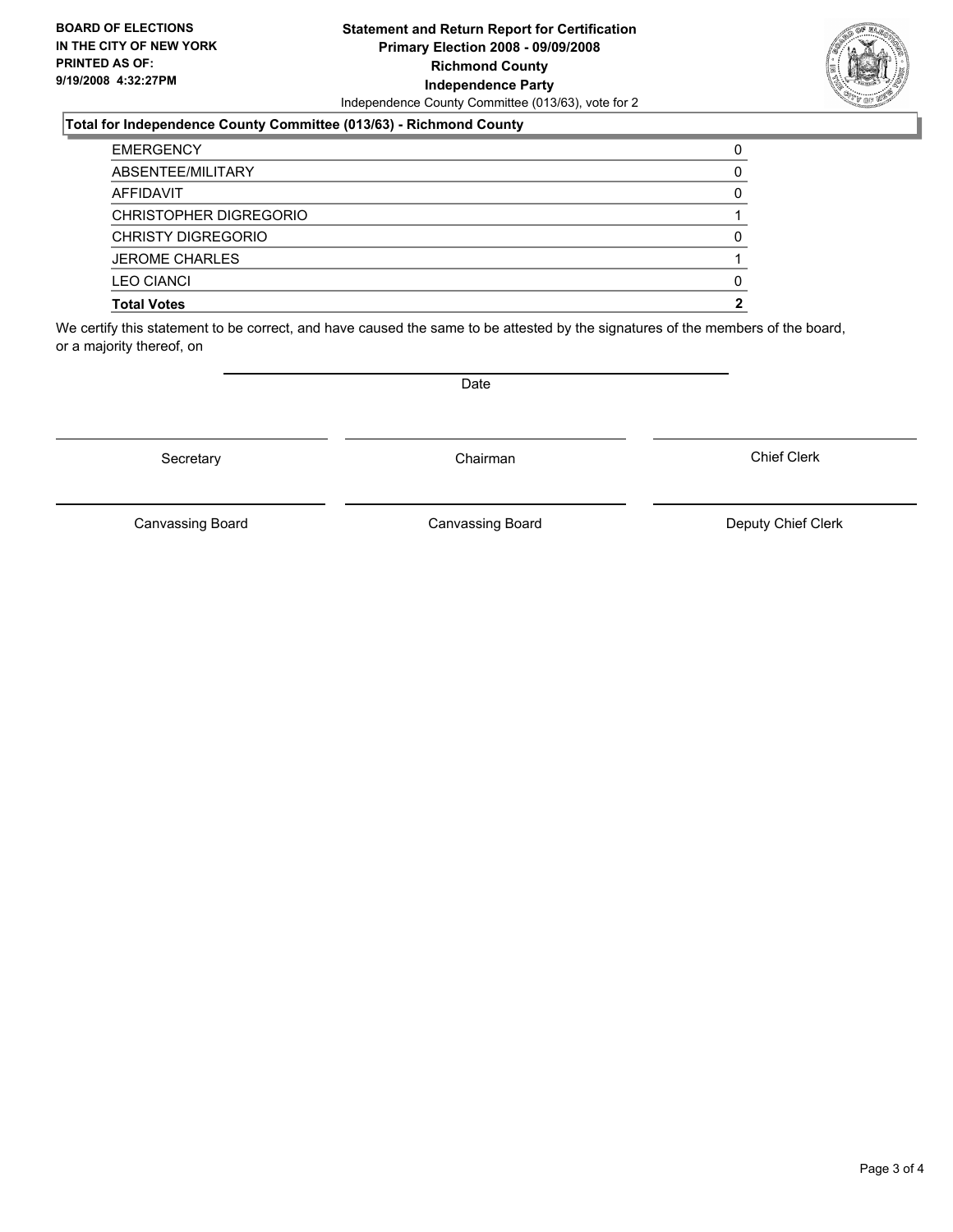**BOARD OF ELECTIONS IN THE CITY OF NEW YORK PRINTED AS OF: 9/19/2008 4:32:27PM**

**Statement and Return Report for Certification**
**Primary Election 2008 - 09/09/2008**
**Richmond County**
**Independence Party**
Independence County Committee (013/63), vote for 2

**Total for Independence County Committee (013/63) - Richmond County**

| | |
|---|---|
| EMERGENCY | 0 |
| ABSENTEE/MILITARY | 0 |
| AFFIDAVIT | 0 |
| CHRISTOPHER DIGREGORIO | 1 |
| CHRISTY DIGREGORIO | 0 |
| JEROME CHARLES | 1 |
| LEO CIANCI | 0 |
| **Total Votes** | **2** |

We certify this statement to be correct, and have caused the same to be attested by the signatures of the members of the board, or a majority thereof, on

Date

Secretary | Chairman | Chief Clerk

Canvassing Board | Canvassing Board | Deputy Chief Clerk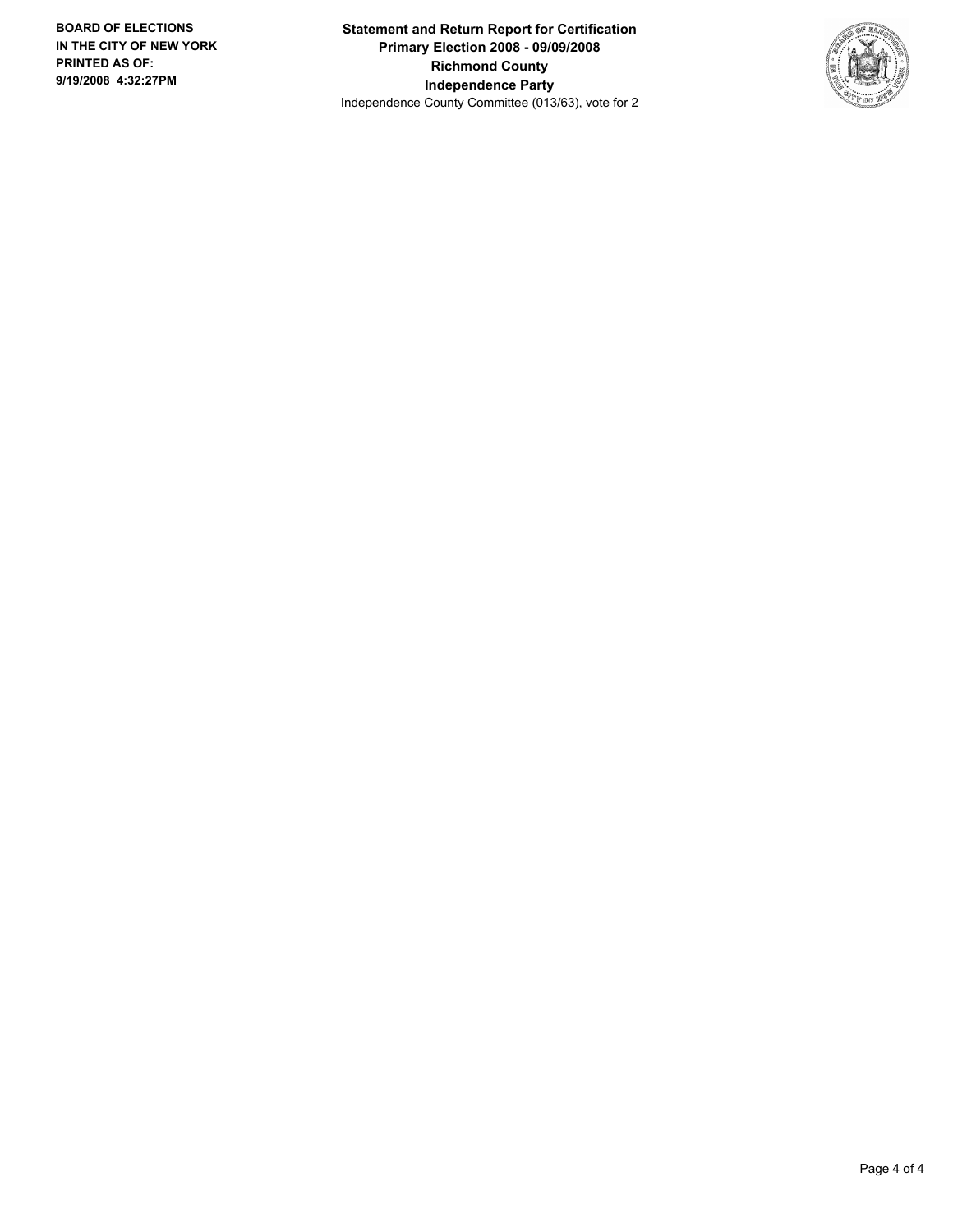**Statement and Return Report for Certification**
**Primary Election 2008 - 09/09/2008**
**Richmond County**
**Independence Party**
Independence County Committee (013/63), vote for 2

**BOARD OF ELECTIONS IN THE CITY OF NEW YORK PRINTED AS OF: 9/19/2008 4:32:27PM**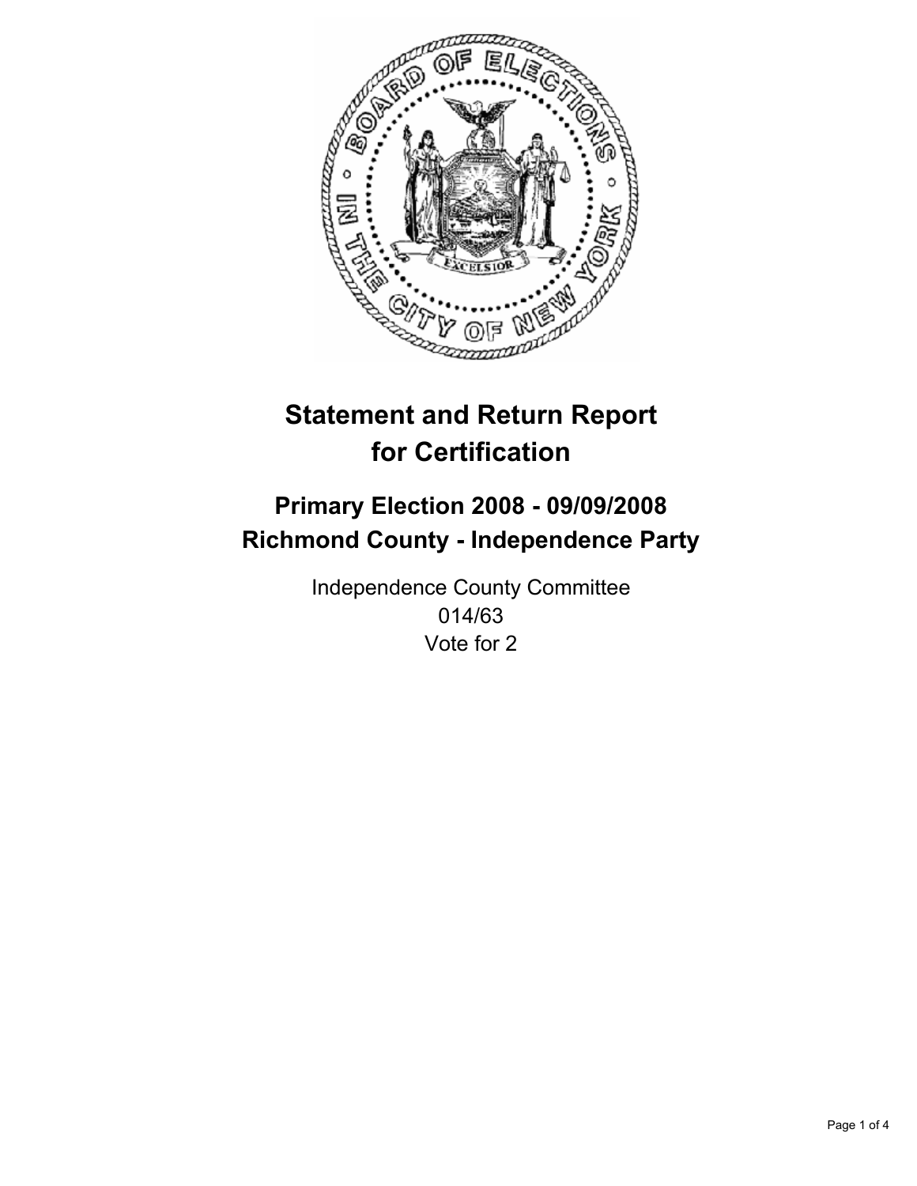# Statement and Return Report for Certification

## Primary Election 2008 - 09/09/2008
## Richmond County - Independence Party

Independence County Committee
014/63
Vote for 2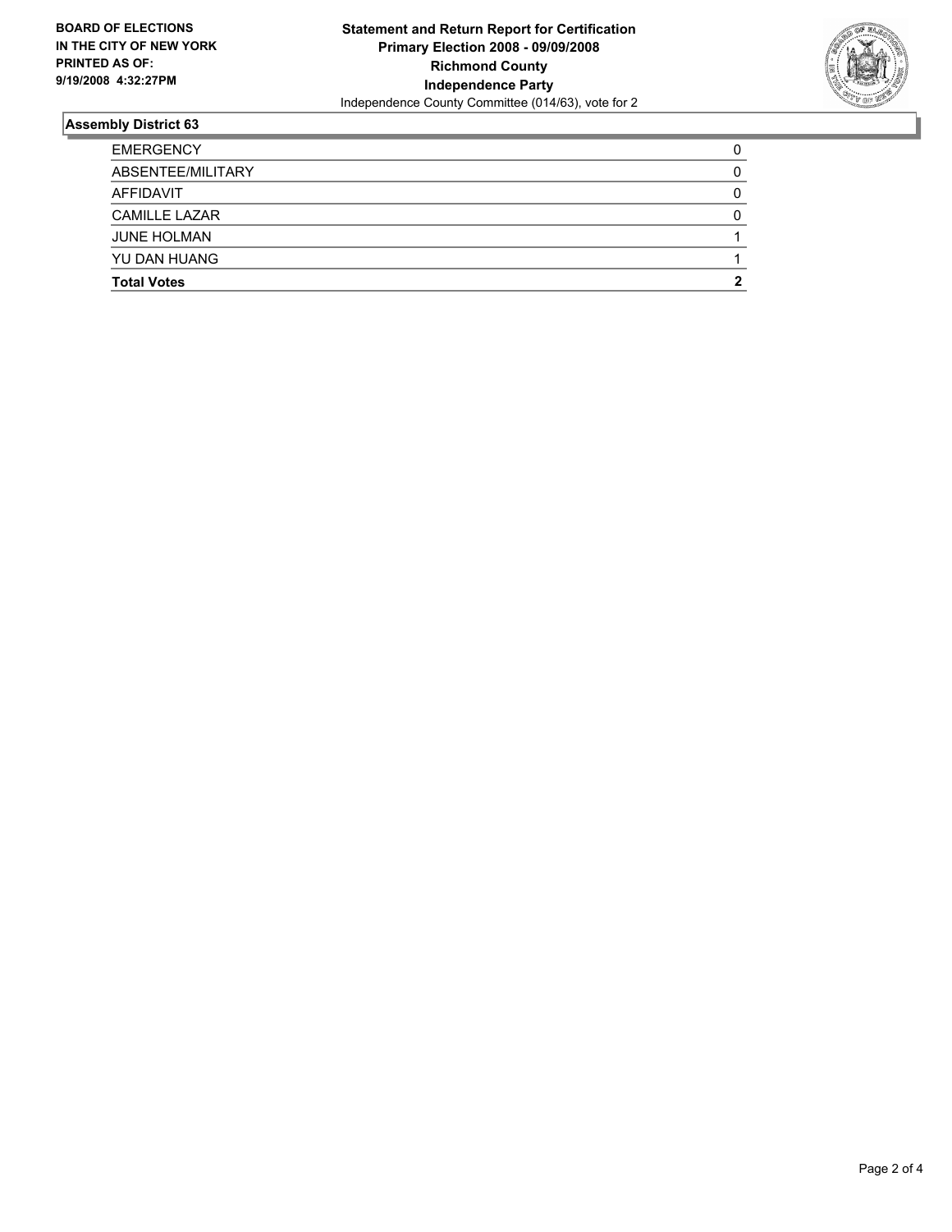**BOARD OF ELECTIONS IN THE CITY OF NEW YORK PRINTED AS OF: 9/19/2008 4:32:27PM**

**Statement and Return Report for Certification**
**Primary Election 2008 - 09/09/2008**
**Richmond County**
**Independence Party**
Independence County Committee (014/63), vote for 2

## Assembly District 63

| | |
|---|---|
| EMERGENCY | 0 |
| ABSENTEE/MILITARY | 0 |
| AFFIDAVIT | 0 |
| CAMILLE LAZAR | 0 |
| JUNE HOLMAN | 1 |
| YU DAN HUANG | 1 |
| **Total Votes** | **2** |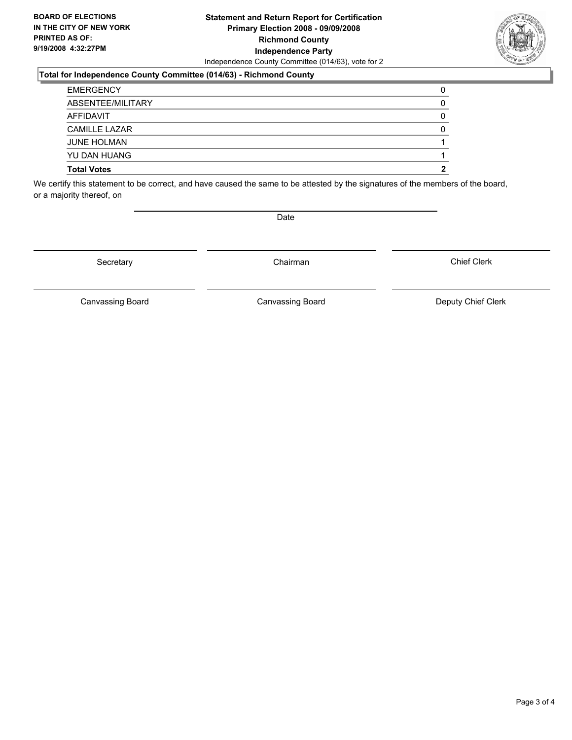**BOARD OF ELECTIONS IN THE CITY OF NEW YORK PRINTED AS OF: 9/19/2008 4:32:27PM**

**Statement and Return Report for Certification**
**Primary Election 2008 - 09/09/2008**
**Richmond County**
**Independence Party**
Independence County Committee (014/63), vote for 2

**Total for Independence County Committee (014/63) - Richmond County**

| | |
|---|---|
| EMERGENCY | 0 |
| ABSENTEE/MILITARY | 0 |
| AFFIDAVIT | 0 |
| CAMILLE LAZAR | 0 |
| JUNE HOLMAN | 1 |
| YU DAN HUANG | 1 |
| **Total Votes** | **2** |

We certify this statement to be correct, and have caused the same to be attested by the signatures of the members of the board, or a majority thereof, on

Date

Secretary | Chairman | Chief Clerk

Canvassing Board | Canvassing Board | Deputy Chief Clerk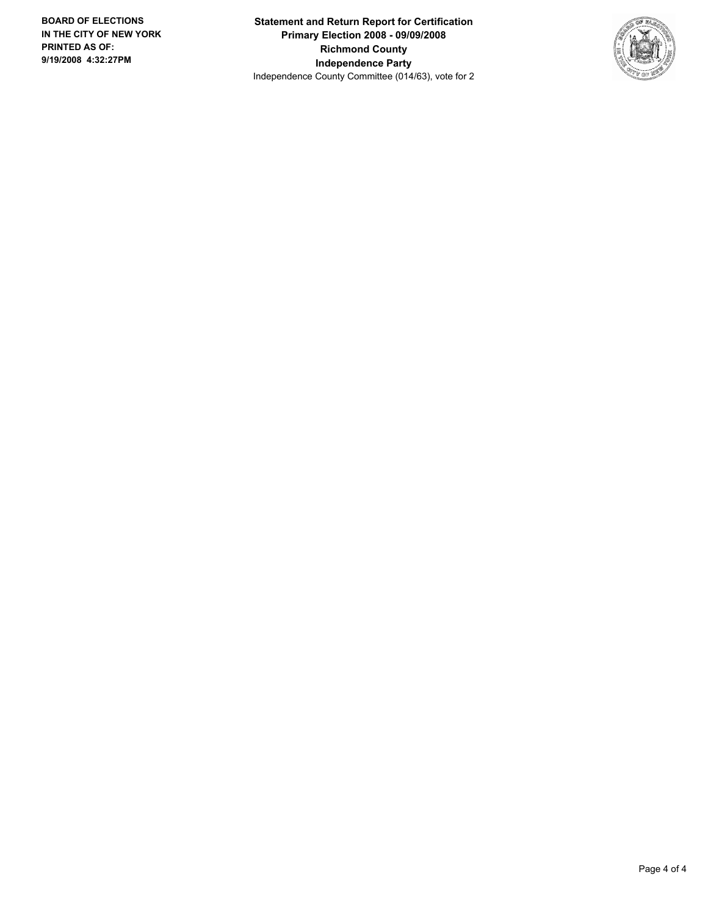**BOARD OF ELECTIONS IN THE CITY OF NEW YORK PRINTED AS OF: 9/19/2008 4:32:27PM**

**Statement and Return Report for Certification**
**Primary Election 2008 - 09/09/2008**
**Richmond County**
**Independence Party**
Independence County Committee (014/63), vote for 2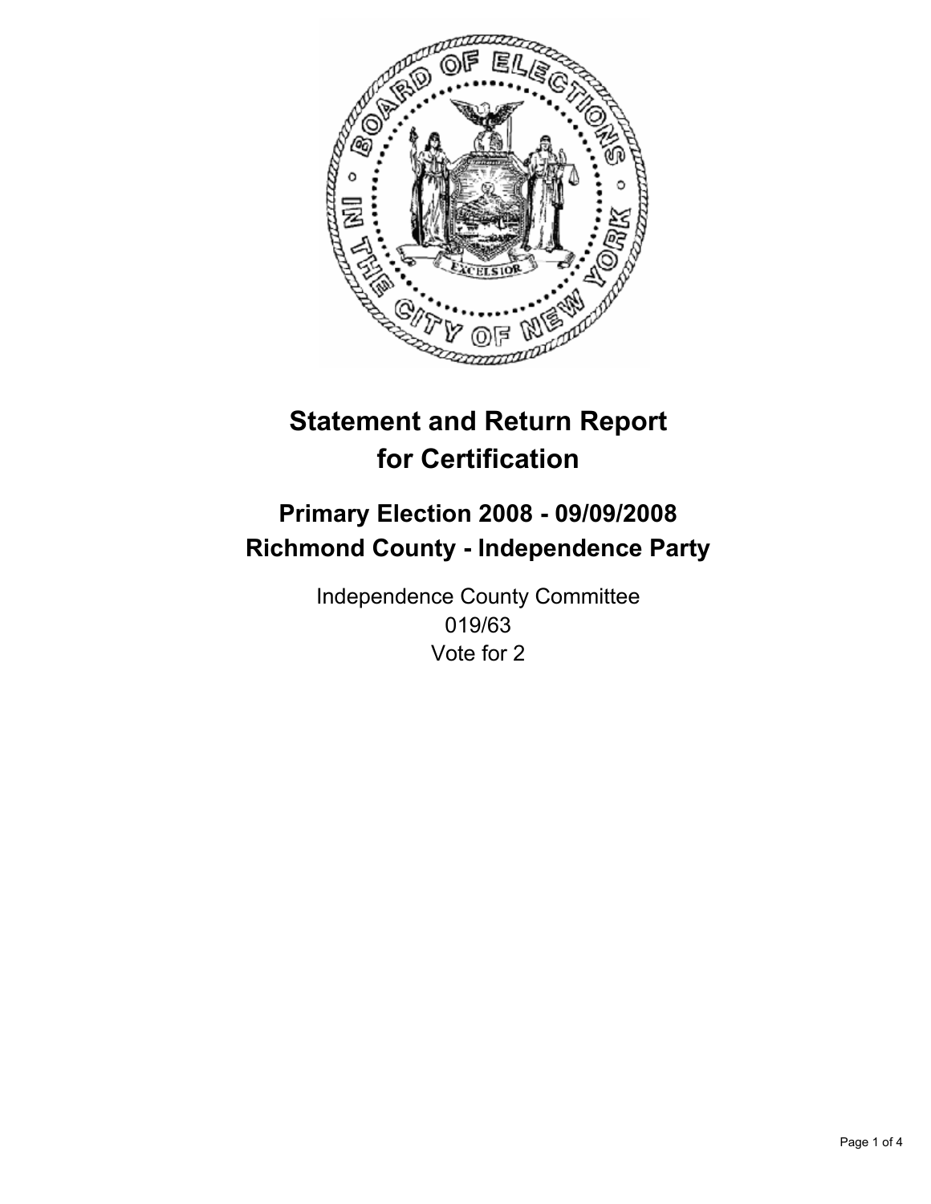# Statement and Return Report for Certification

## Primary Election 2008 - 09/09/2008
## Richmond County - Independence Party

Independence County Committee
019/63
Vote for 2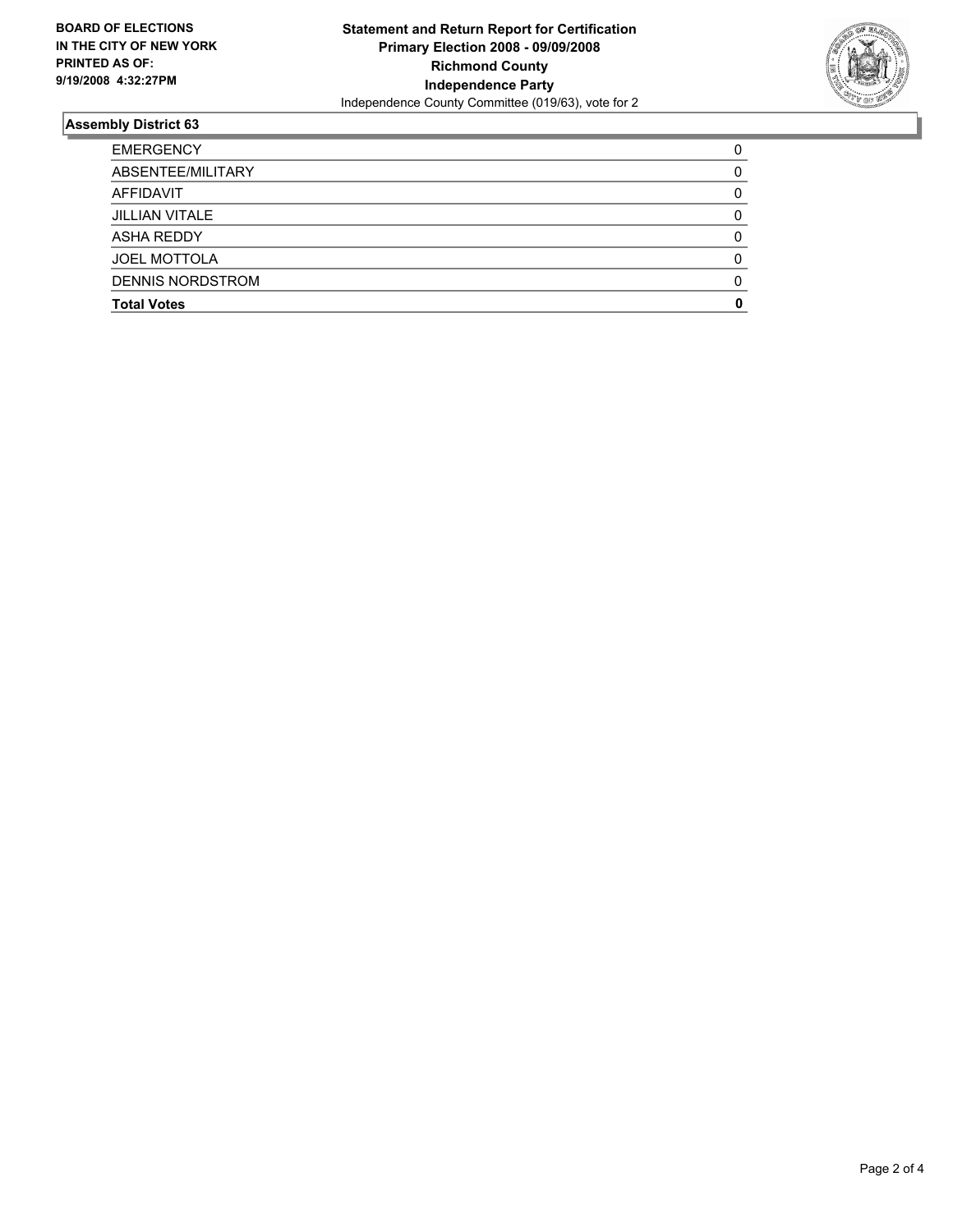**BOARD OF ELECTIONS IN THE CITY OF NEW YORK PRINTED AS OF: 9/19/2008 4:32:27PM**

**Statement and Return Report for Certification**
**Primary Election 2008 - 09/09/2008**
**Richmond County**
**Independence Party**
Independence County Committee (019/63), vote for 2

## Assembly District 63

| | |
|---|---|
| EMERGENCY | 0 |
| ABSENTEE/MILITARY | 0 |
| AFFIDAVIT | 0 |
| JILLIAN VITALE | 0 |
| ASHA REDDY | 0 |
| JOEL MOTTOLA | 0 |
| DENNIS NORDSTROM | 0 |
| **Total Votes** | **0** |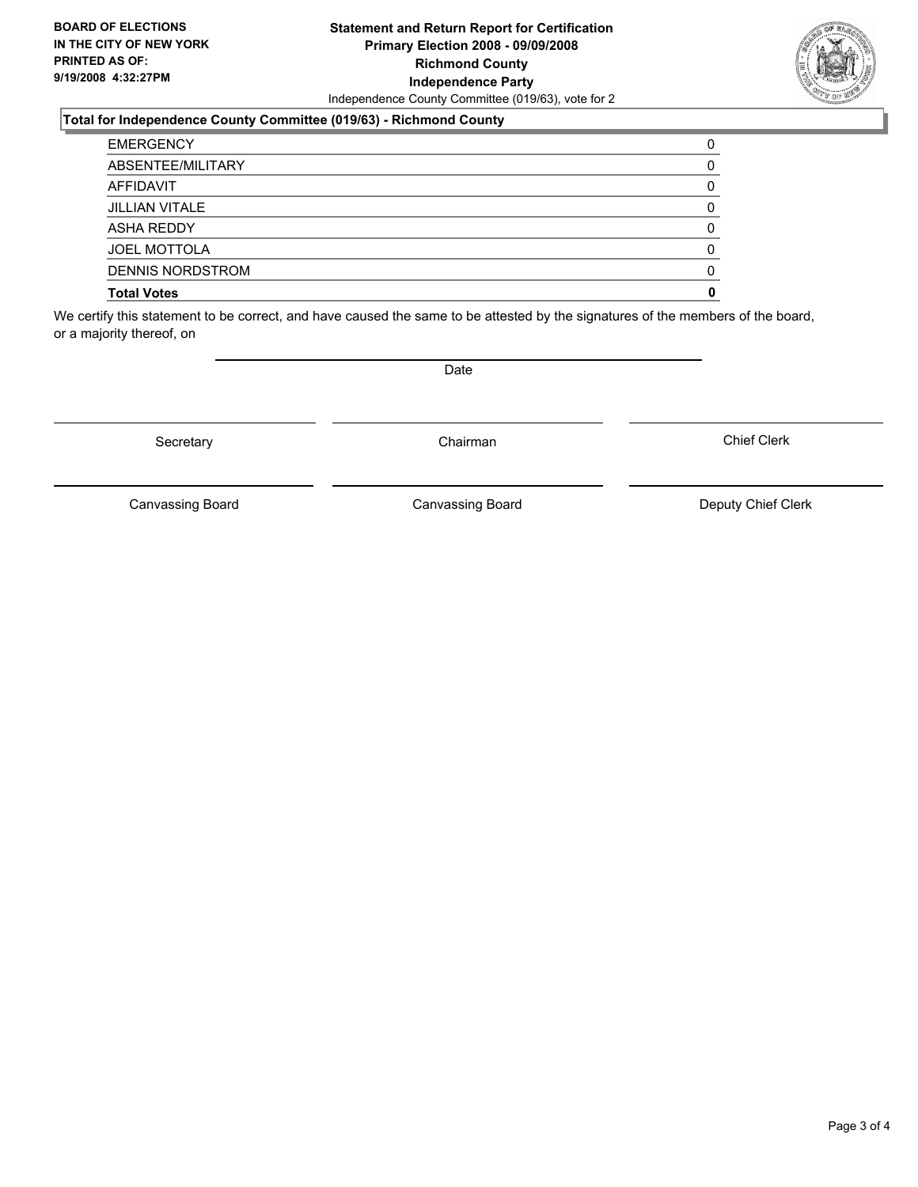**BOARD OF ELECTIONS IN THE CITY OF NEW YORK PRINTED AS OF: 9/19/2008 4:32:27PM**

**Statement and Return Report for Certification**
**Primary Election 2008 - 09/09/2008**
**Richmond County**
**Independence Party**
Independence County Committee (019/63), vote for 2

**Total for Independence County Committee (019/63) - Richmond County**

| | |
|---|---|
| EMERGENCY | 0 |
| ABSENTEE/MILITARY | 0 |
| AFFIDAVIT | 0 |
| JILLIAN VITALE | 0 |
| ASHA REDDY | 0 |
| JOEL MOTTOLA | 0 |
| DENNIS NORDSTROM | 0 |
| **Total Votes** | **0** |

We certify this statement to be correct, and have caused the same to be attested by the signatures of the members of the board, or a majority thereof, on

Date

Secretary | Chairman | Chief Clerk

Canvassing Board | Canvassing Board | Deputy Chief Clerk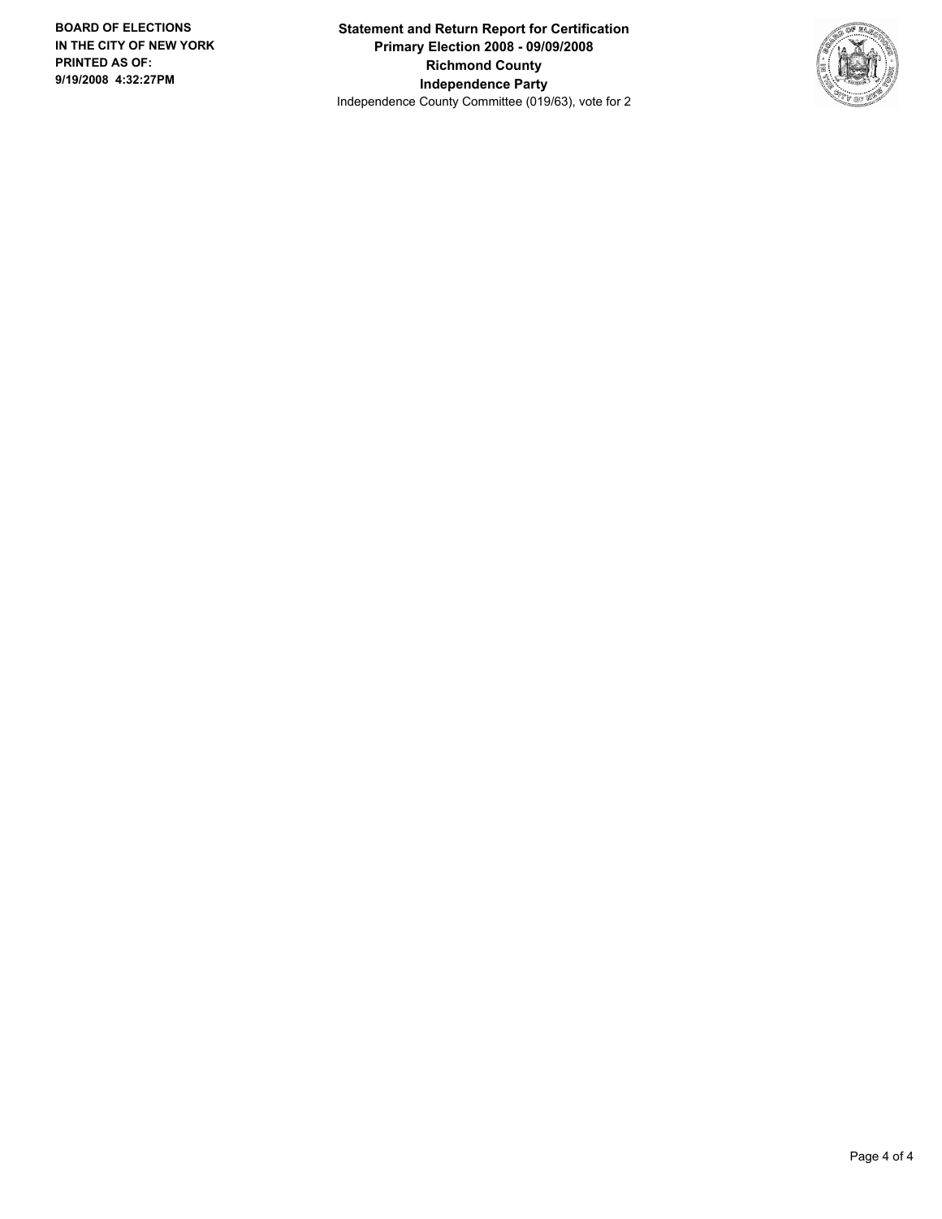**BOARD OF ELECTIONS IN THE CITY OF NEW YORK**
**PRINTED AS OF:**
**9/19/2008 4:32:27PM**

**Statement and Return Report for Certification**
**Primary Election 2008 - 09/09/2008**
**Richmond County**
**Independence Party**
Independence County Committee (019/63), vote for 2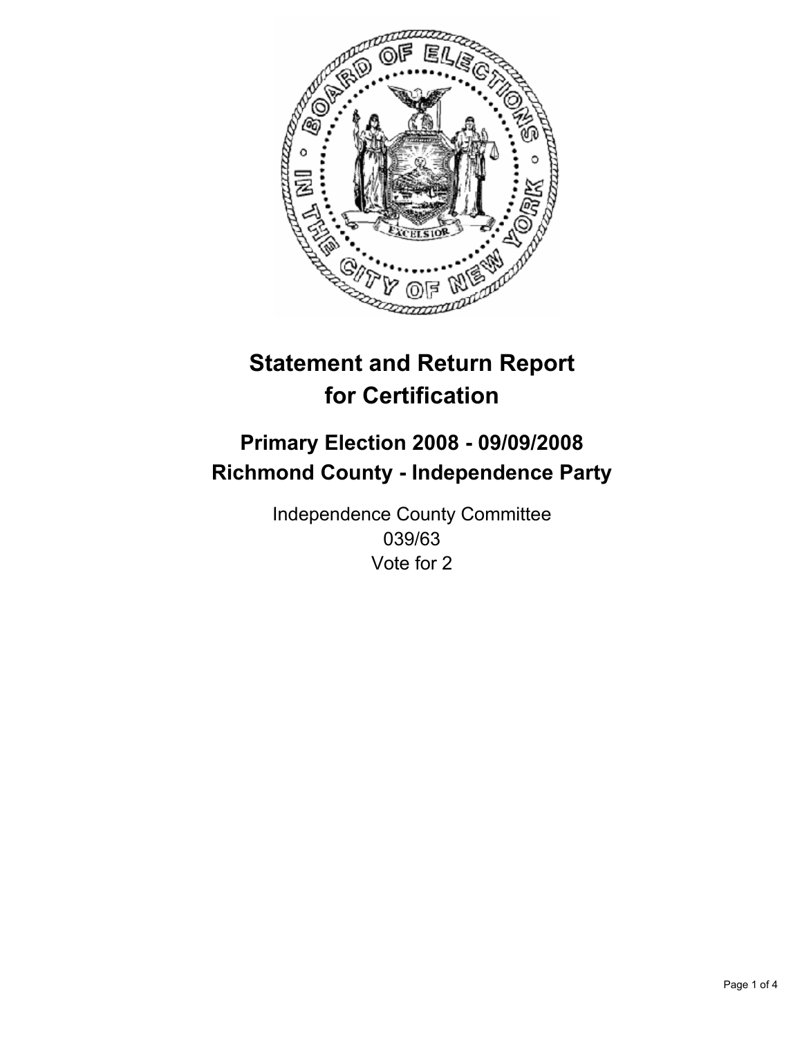# Statement and Return Report for Certification

## Primary Election 2008 - 09/09/2008
## Richmond County - Independence Party

Independence County Committee
039/63
Vote for 2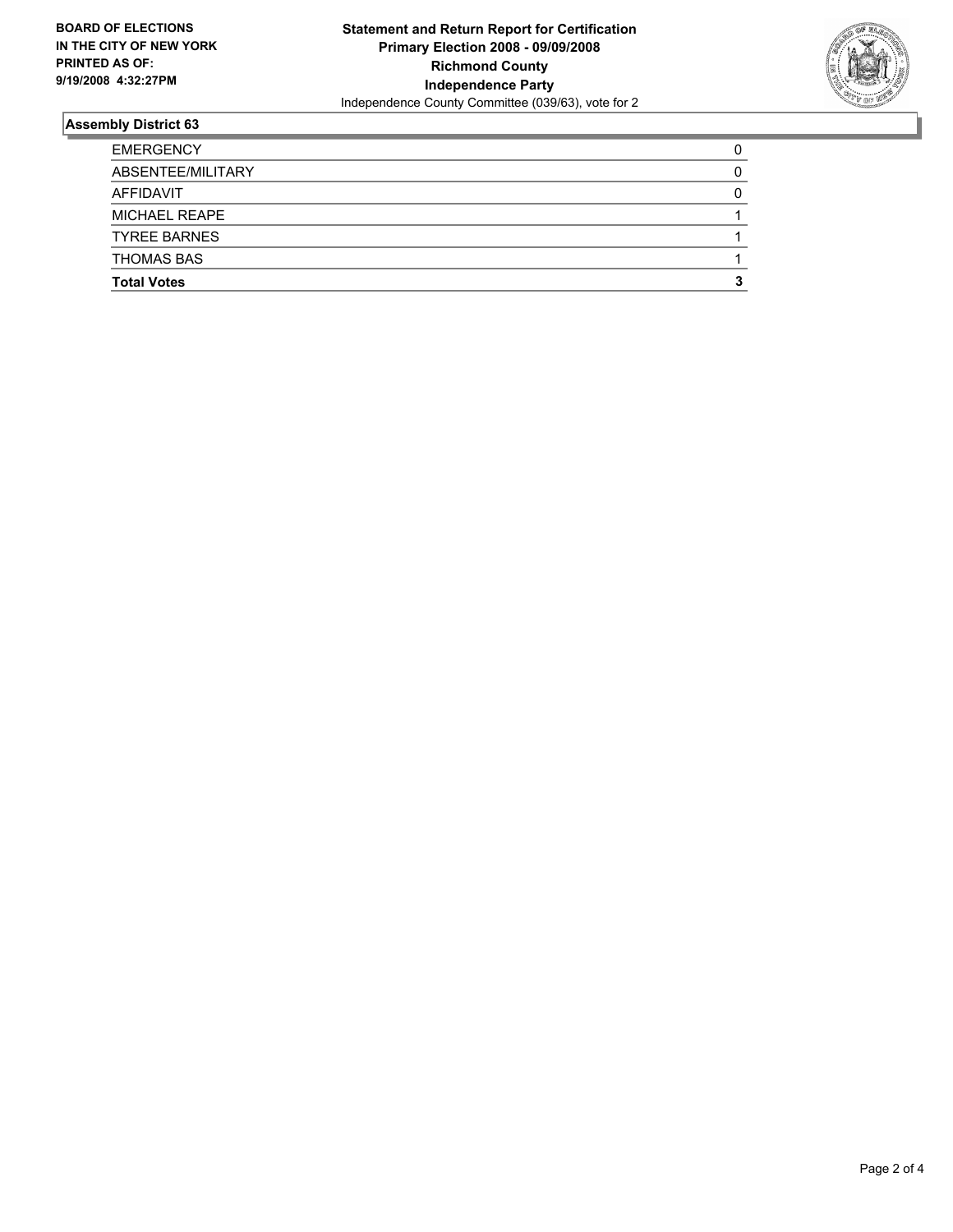**BOARD OF ELECTIONS IN THE CITY OF NEW YORK PRINTED AS OF: 9/19/2008 4:32:27PM**

**Statement and Return Report for Certification**
**Primary Election 2008 - 09/09/2008**
**Richmond County**
**Independence Party**
Independence County Committee (039/63), vote for 2

### Assembly District 63

| | |
|---|---|
| EMERGENCY | 0 |
| ABSENTEE/MILITARY | 0 |
| AFFIDAVIT | 0 |
| MICHAEL REAPE | 1 |
| TYREE BARNES | 1 |
| THOMAS BAS | 1 |
| **Total Votes** | **3** |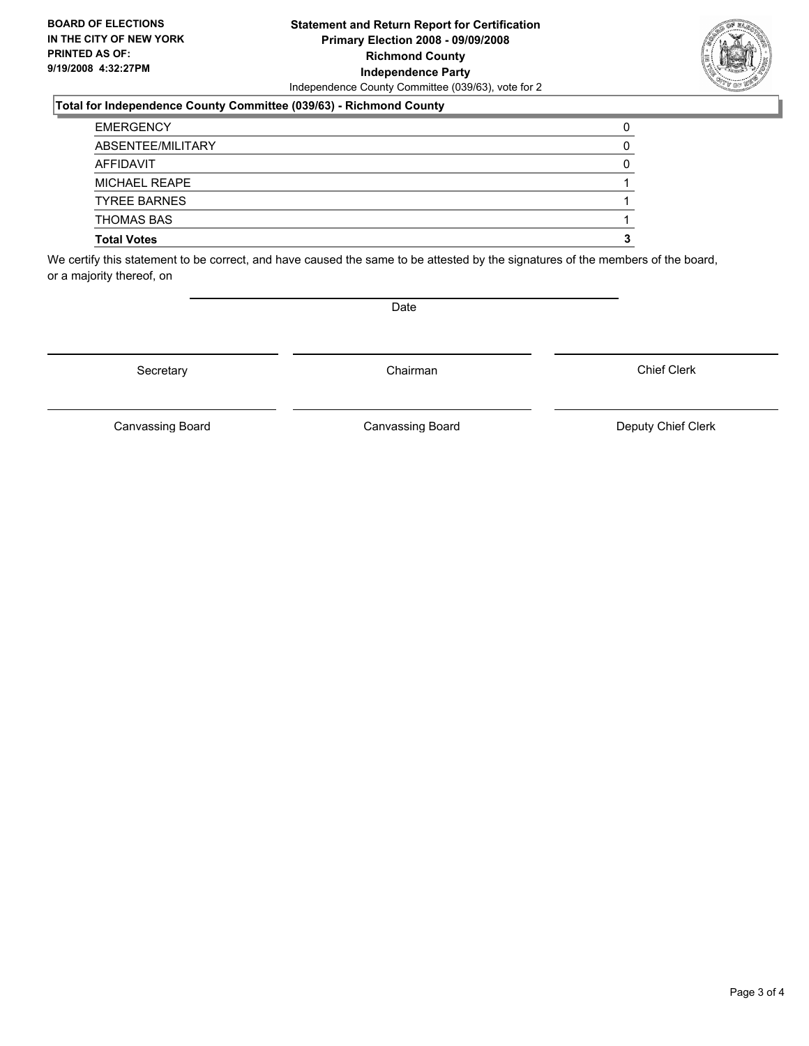**BOARD OF ELECTIONS IN THE CITY OF NEW YORK PRINTED AS OF: 9/19/2008 4:32:27PM**

**Statement and Return Report for Certification**
**Primary Election 2008 - 09/09/2008**
**Richmond County**
**Independence Party**
Independence County Committee (039/63), vote for 2

**Total for Independence County Committee (039/63) - Richmond County**

| | |
|---|---|
| EMERGENCY | 0 |
| ABSENTEE/MILITARY | 0 |
| AFFIDAVIT | 0 |
| MICHAEL REAPE | 1 |
| TYREE BARNES | 1 |
| THOMAS BAS | 1 |
| **Total Votes** | **3** |

We certify this statement to be correct, and have caused the same to be attested by the signatures of the members of the board, or a majority thereof, on

Date

Secretary | Chairman | Chief Clerk

Canvassing Board | Canvassing Board | Deputy Chief Clerk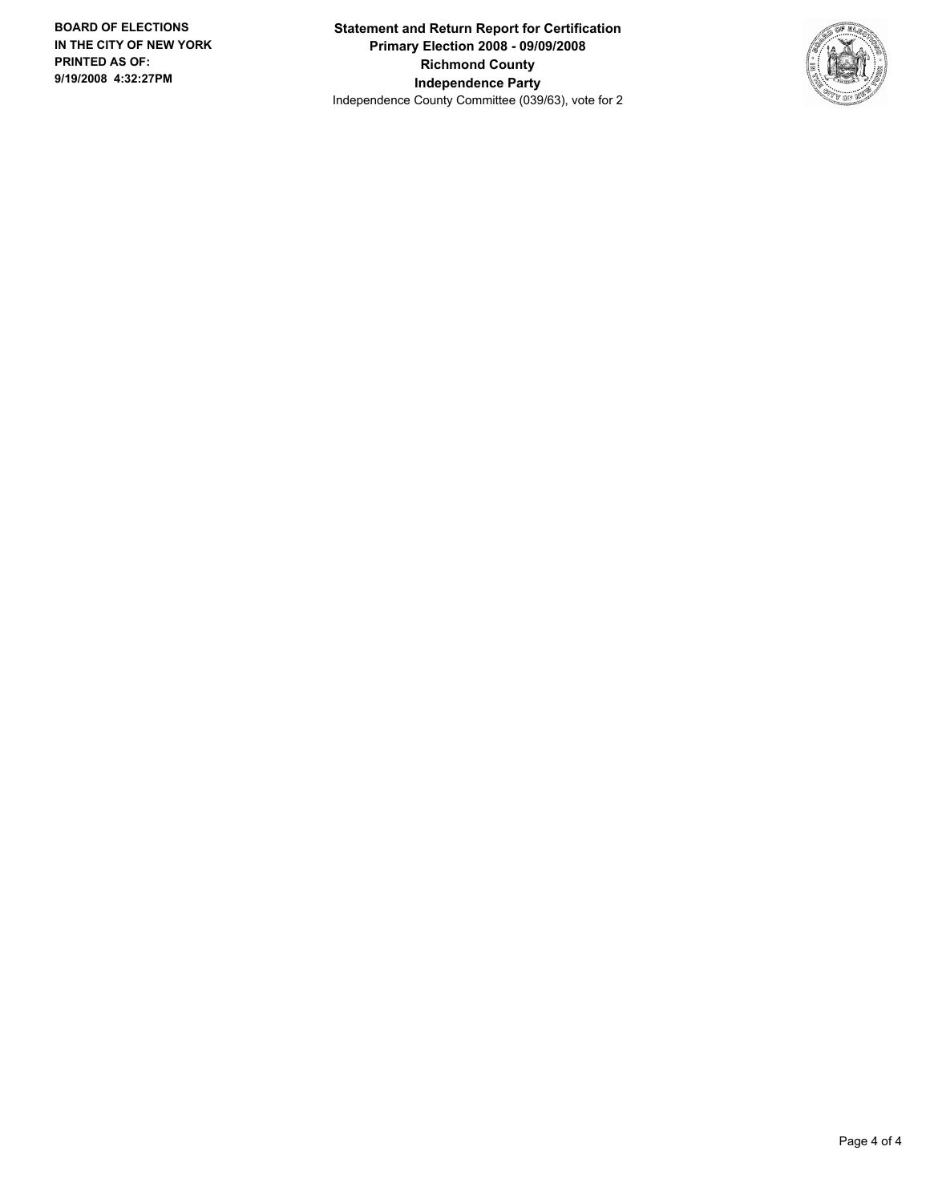**BOARD OF ELECTIONS IN THE CITY OF NEW YORK PRINTED AS OF: 9/19/2008 4:32:27PM**

**Statement and Return Report for Certification**
**Primary Election 2008 - 09/09/2008**
**Richmond County**
**Independence Party**
Independence County Committee (039/63), vote for 2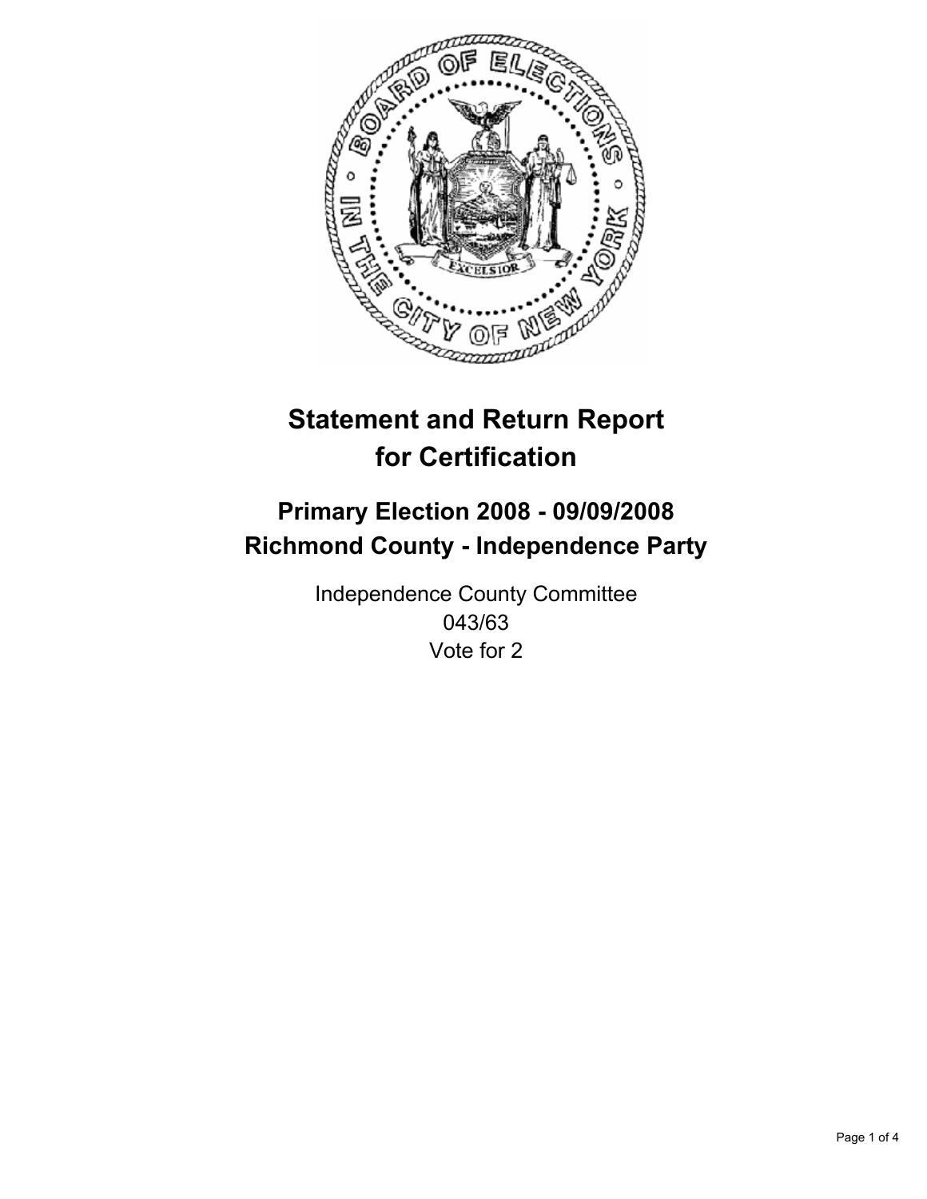# Statement and Return Report for Certification

## Primary Election 2008 - 09/09/2008
## Richmond County - Independence Party

Independence County Committee
043/63
Vote for 2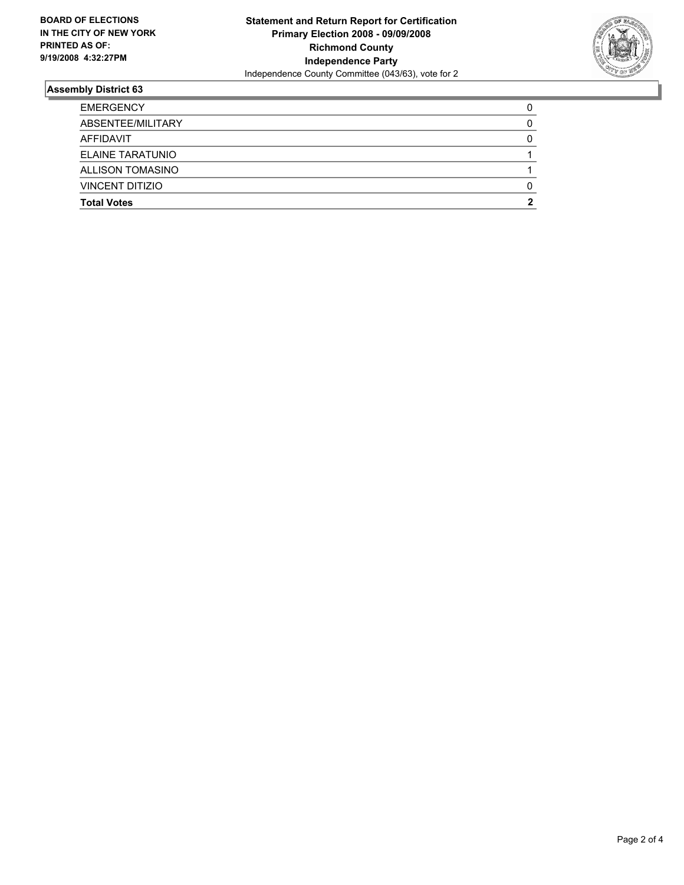**BOARD OF ELECTIONS IN THE CITY OF NEW YORK PRINTED AS OF: 9/19/2008 4:32:27PM**

**Statement and Return Report for Certification**
**Primary Election 2008 - 09/09/2008**
**Richmond County**
**Independence Party**
Independence County Committee (043/63), vote for 2

## Assembly District 63

| | |
|---|---|
| EMERGENCY | 0 |
| ABSENTEE/MILITARY | 0 |
| AFFIDAVIT | 0 |
| ELAINE TARATUNIO | 1 |
| ALLISON TOMASINO | 1 |
| VINCENT DITIZIO | 0 |
| **Total Votes** | **2** |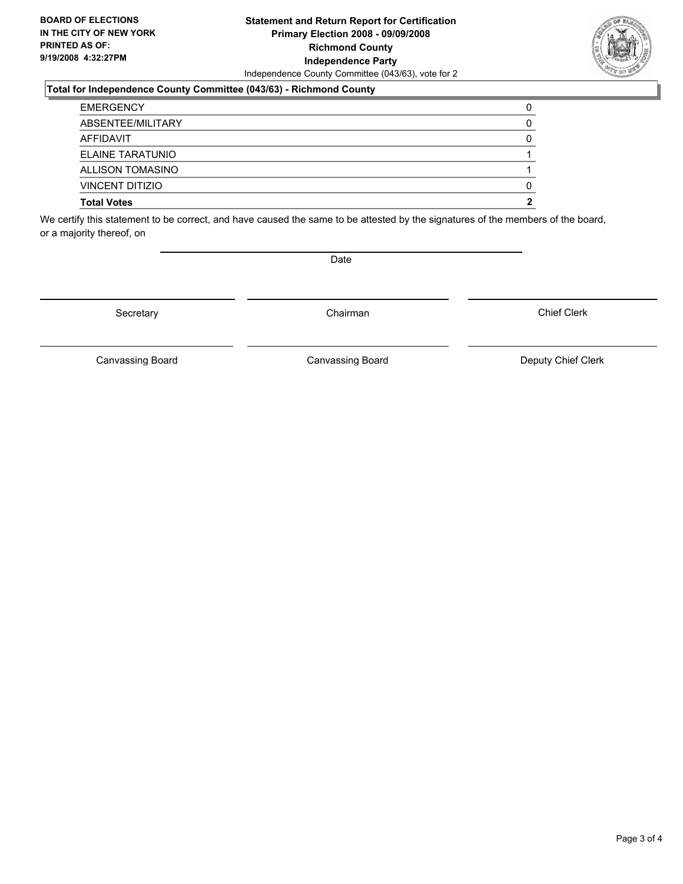**BOARD OF ELECTIONS IN THE CITY OF NEW YORK PRINTED AS OF: 9/19/2008 4:32:27PM**

**Statement and Return Report for Certification**
**Primary Election 2008 - 09/09/2008**
**Richmond County**
**Independence Party**
Independence County Committee (043/63), vote for 2

**Total for Independence County Committee (043/63) - Richmond County**

| | |
|---|---|
| EMERGENCY | 0 |
| ABSENTEE/MILITARY | 0 |
| AFFIDAVIT | 0 |
| ELAINE TARATUNIO | 1 |
| ALLISON TOMASINO | 1 |
| VINCENT DITIZIO | 0 |
| **Total Votes** | **2** |

We certify this statement to be correct, and have caused the same to be attested by the signatures of the members of the board, or a majority thereof, on

Date

| | | |
|---|---|---|
| Secretary | Chairman | Chief Clerk |
| Canvassing Board | Canvassing Board | Deputy Chief Clerk |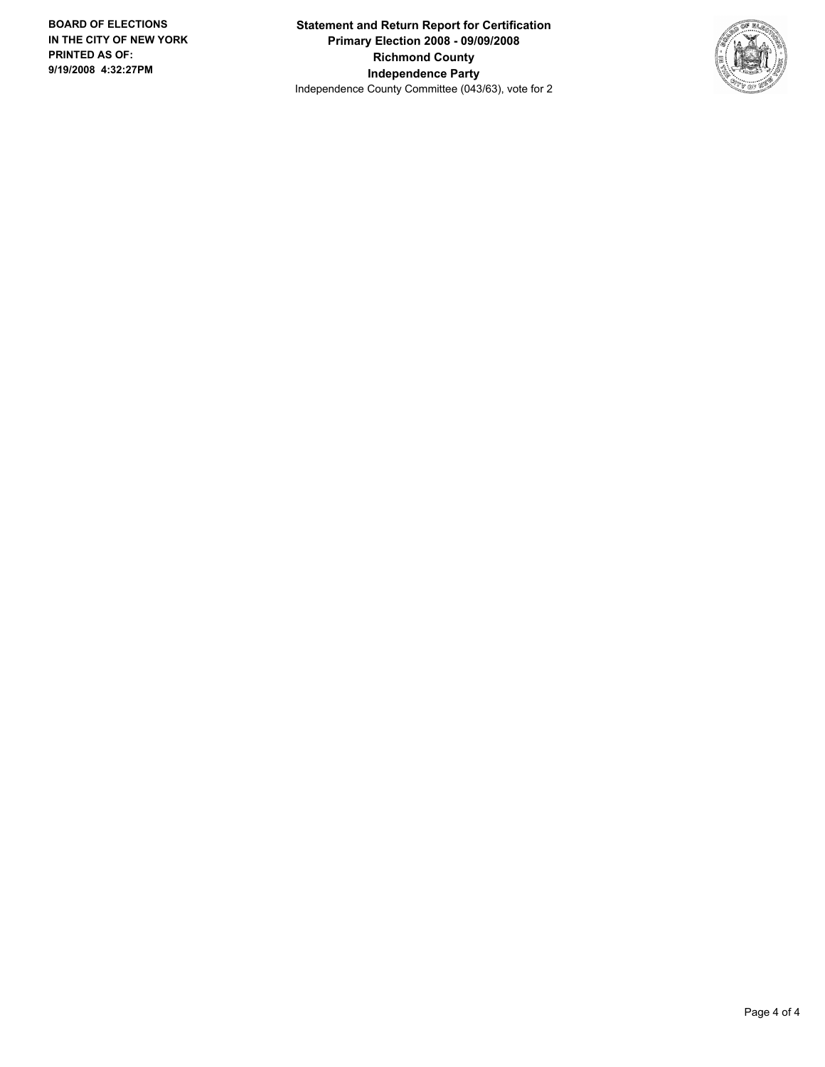**Statement and Return Report for Certification**
**Primary Election 2008 - 09/09/2008**
**Richmond County**
**Independence Party**
Independence County Committee (043/63), vote for 2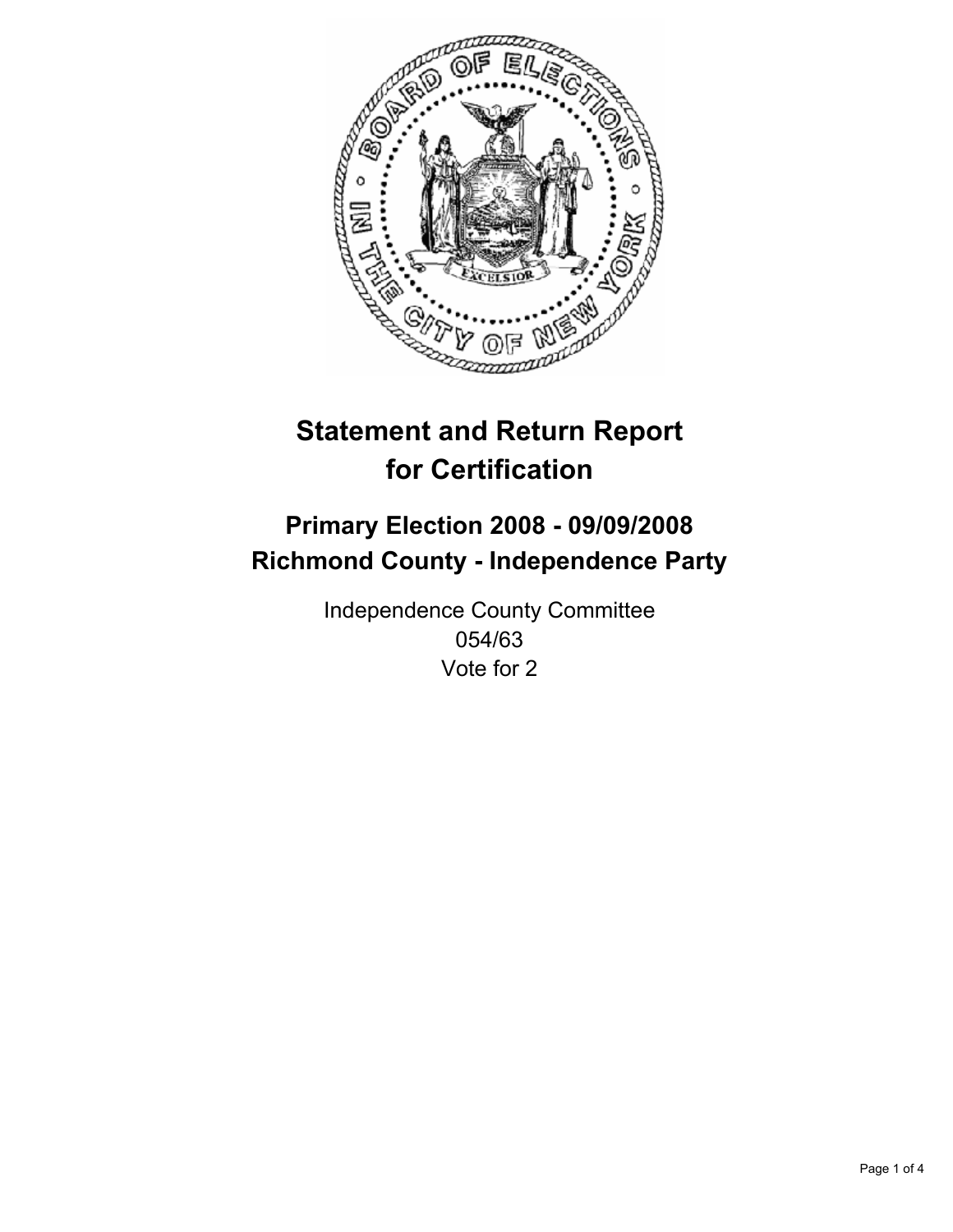# Statement and Return Report for Certification

## Primary Election 2008 - 09/09/2008
## Richmond County - Independence Party

Independence County Committee
054/63
Vote for 2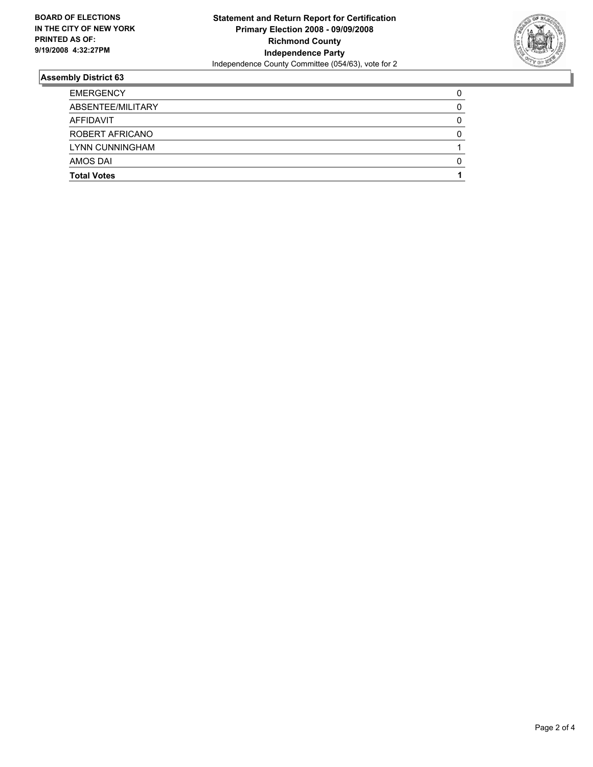**BOARD OF ELECTIONS IN THE CITY OF NEW YORK PRINTED AS OF: 9/19/2008 4:32:27PM**

**Statement and Return Report for Certification**
**Primary Election 2008 - 09/09/2008**
**Richmond County**
**Independence Party**
Independence County Committee (054/63), vote for 2

## Assembly District 63

| | |
|---|---|
| EMERGENCY | 0 |
| ABSENTEE/MILITARY | 0 |
| AFFIDAVIT | 0 |
| ROBERT AFRICANO | 0 |
| LYNN CUNNINGHAM | 1 |
| AMOS DAI | 0 |
| **Total Votes** | **1** |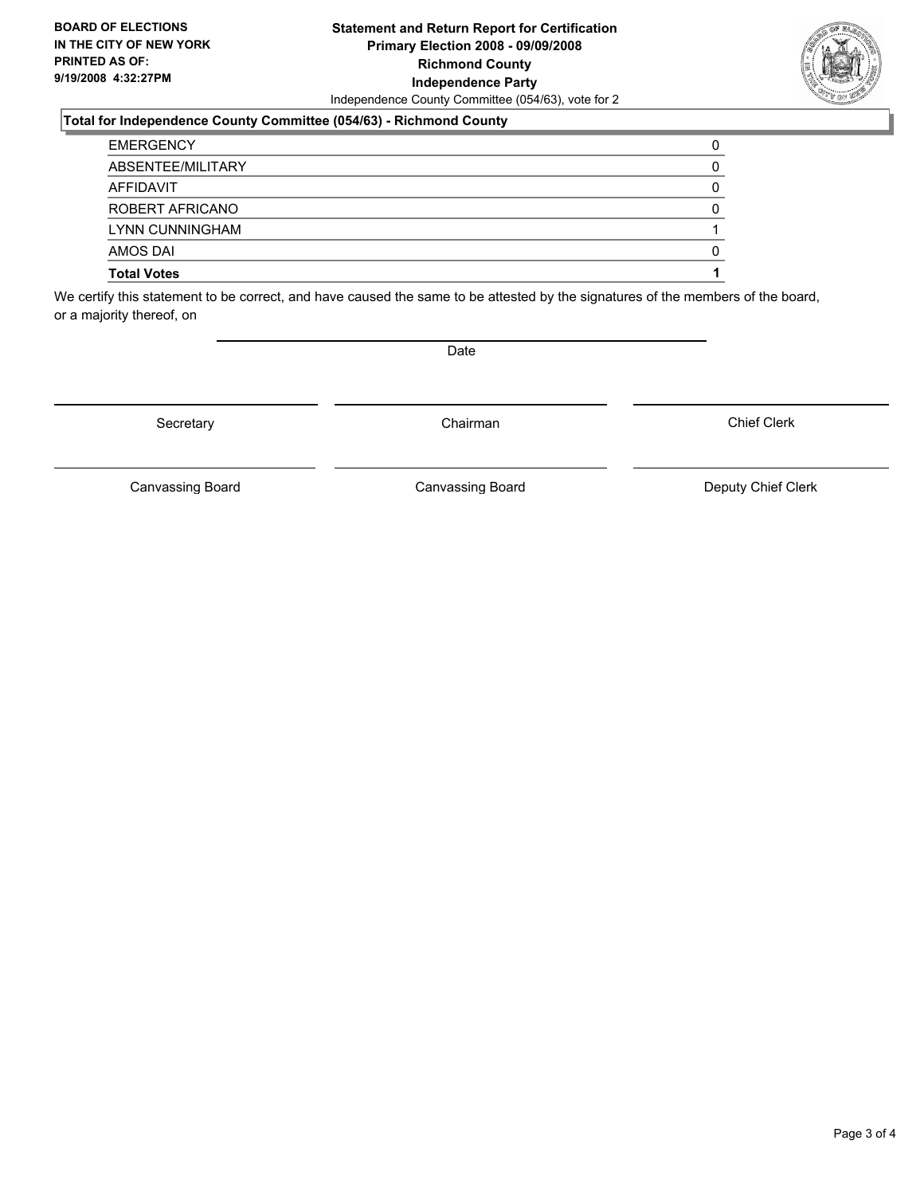**BOARD OF ELECTIONS IN THE CITY OF NEW YORK PRINTED AS OF: 9/19/2008 4:32:27PM**

**Statement and Return Report for Certification**
**Primary Election 2008 - 09/09/2008**
**Richmond County**
**Independence Party**
Independence County Committee (054/63), vote for 2

**Total for Independence County Committee (054/63) - Richmond County**

| | |
|---|---|
| EMERGENCY | 0 |
| ABSENTEE/MILITARY | 0 |
| AFFIDAVIT | 0 |
| ROBERT AFRICANO | 0 |
| LYNN CUNNINGHAM | 1 |
| AMOS DAI | 0 |
| **Total Votes** | **1** |

We certify this statement to be correct, and have caused the same to be attested by the signatures of the members of the board, or a majority thereof, on

Date

Secretary | Chairman | Chief Clerk

Canvassing Board | Canvassing Board | Deputy Chief Clerk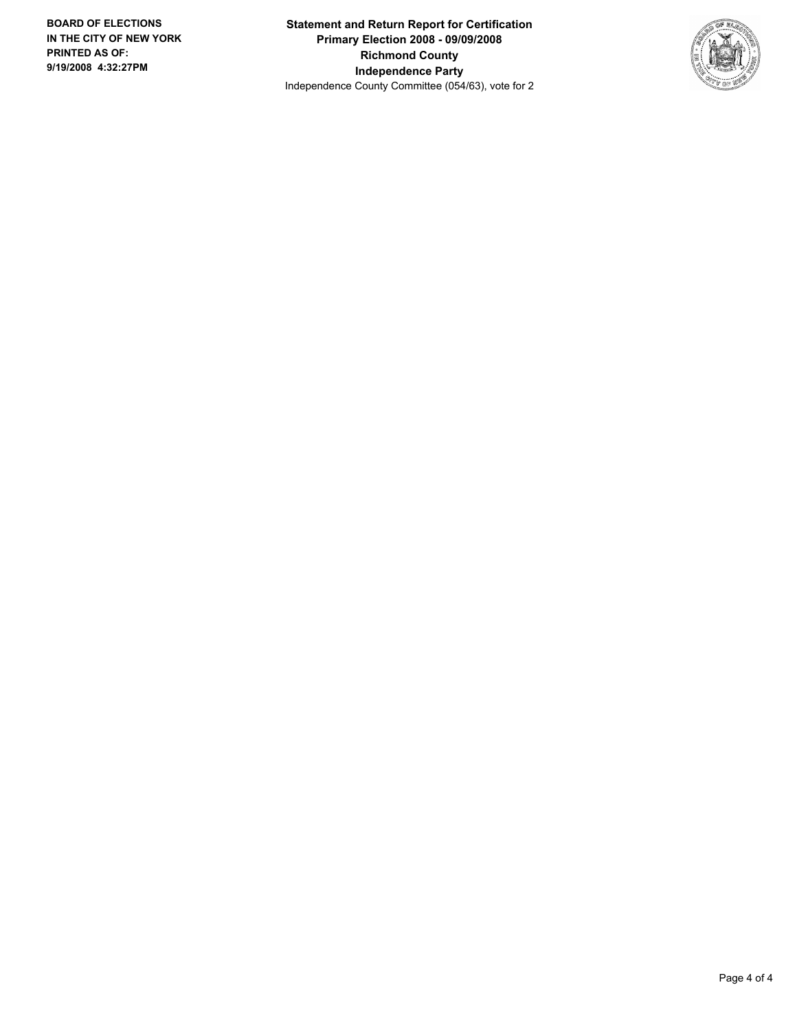**BOARD OF ELECTIONS IN THE CITY OF NEW YORK PRINTED AS OF: 9/19/2008 4:32:27PM**

**Statement and Return Report for Certification**
**Primary Election 2008 - 09/09/2008**
**Richmond County**
**Independence Party**
Independence County Committee (054/63), vote for 2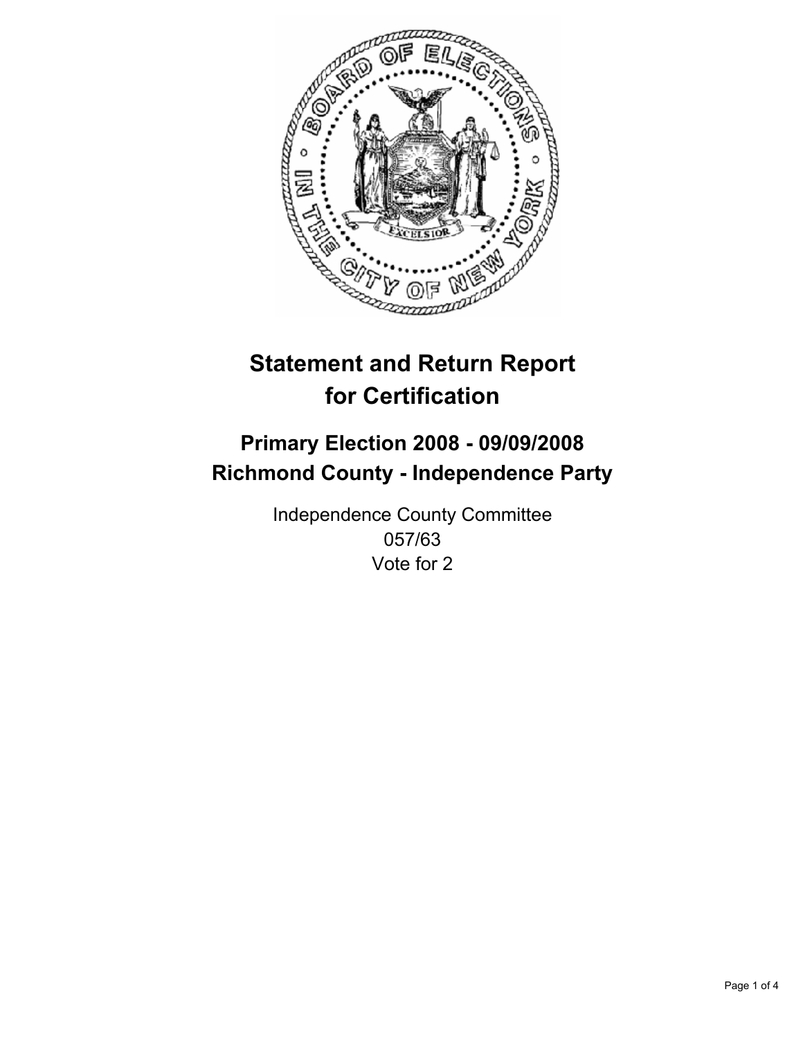# Statement and Return Report for Certification

## Primary Election 2008 - 09/09/2008
## Richmond County - Independence Party

Independence County Committee
057/63
Vote for 2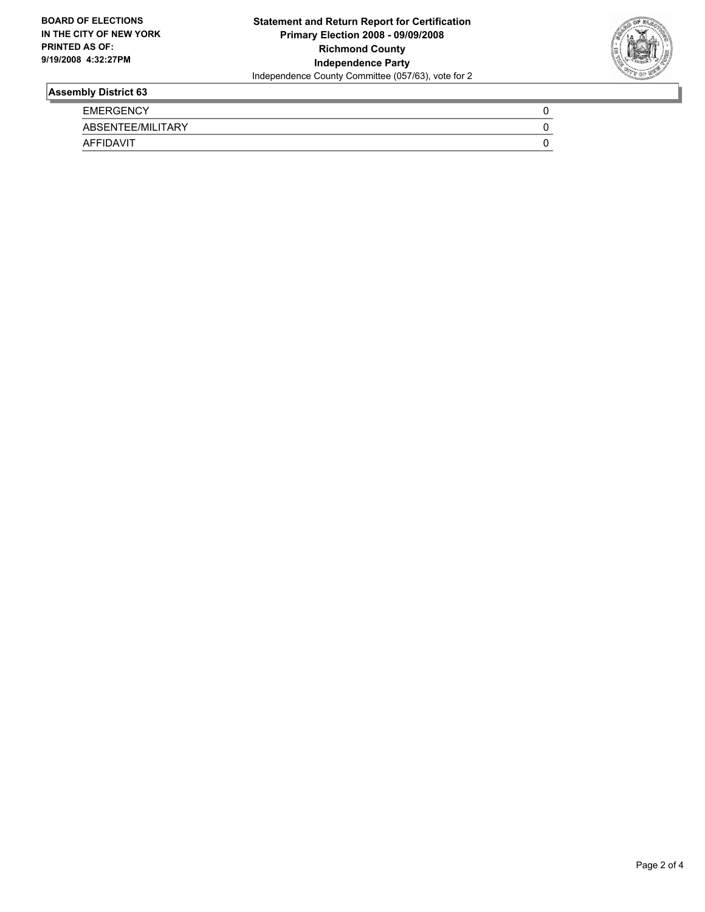**BOARD OF ELECTIONS IN THE CITY OF NEW YORK PRINTED AS OF: 9/19/2008 4:32:27PM**

**Statement and Return Report for Certification**
**Primary Election 2008 - 09/09/2008**
**Richmond County**
**Independence Party**
Independence County Committee (057/63), vote for 2

**Assembly District 63**

| | |
|---|---|
| EMERGENCY | 0 |
| ABSENTEE/MILITARY | 0 |
| AFFIDAVIT | 0 |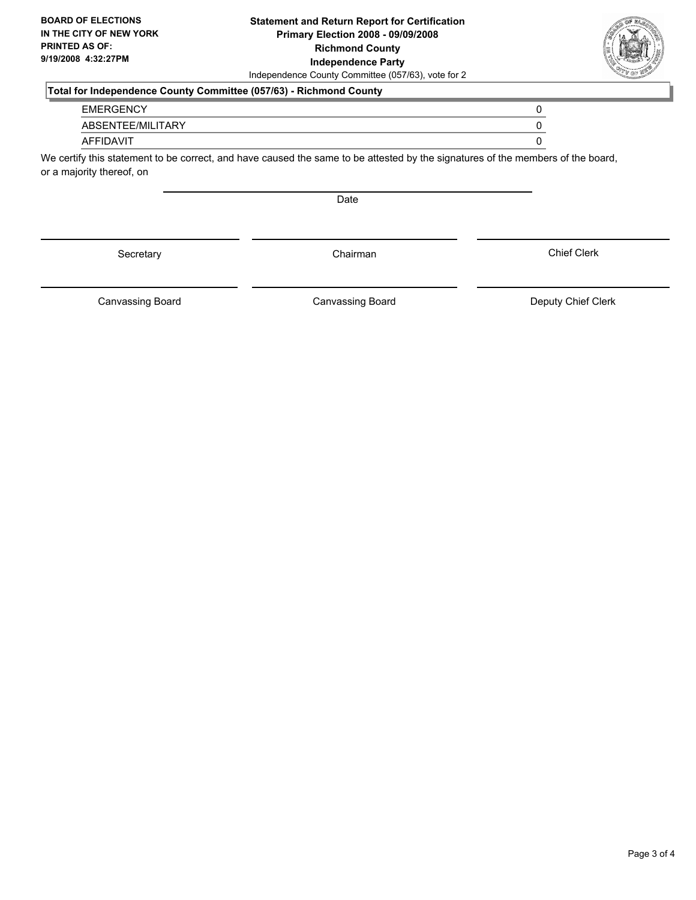**BOARD OF ELECTIONS IN THE CITY OF NEW YORK PRINTED AS OF: 9/19/2008 4:32:27PM**

**Statement and Return Report for Certification**
**Primary Election 2008 - 09/09/2008**
**Richmond County**
**Independence Party**
Independence County Committee (057/63), vote for 2

**Total for Independence County Committee (057/63) - Richmond County**

| | |
|---|---|
| EMERGENCY | 0 |
| ABSENTEE/MILITARY | 0 |
| AFFIDAVIT | 0 |

We certify this statement to be correct, and have caused the same to be attested by the signatures of the members of the board, or a majority thereof, on

Date

Secretary | Chairman | Chief Clerk

Canvassing Board | Canvassing Board | Deputy Chief Clerk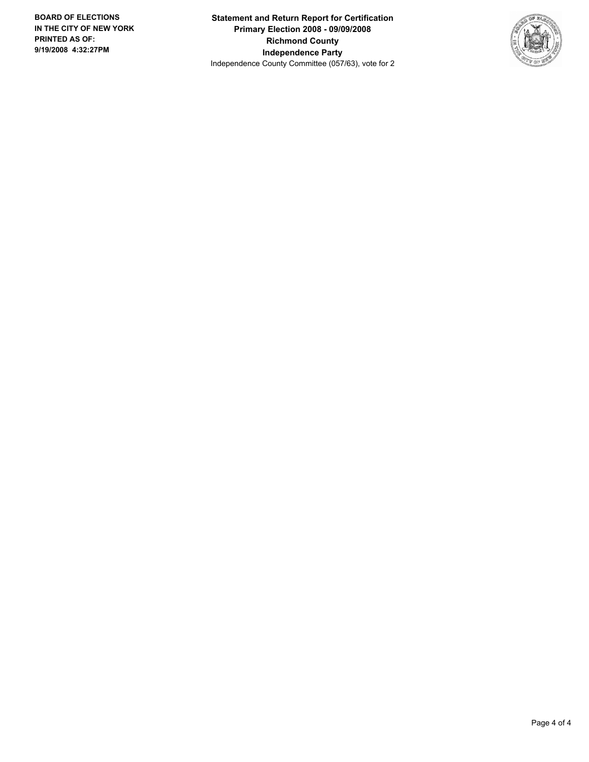**BOARD OF ELECTIONS IN THE CITY OF NEW YORK PRINTED AS OF: 9/19/2008 4:32:27PM**

**Statement and Return Report for Certification**
**Primary Election 2008 - 09/09/2008**
**Richmond County**
**Independence Party**
Independence County Committee (057/63), vote for 2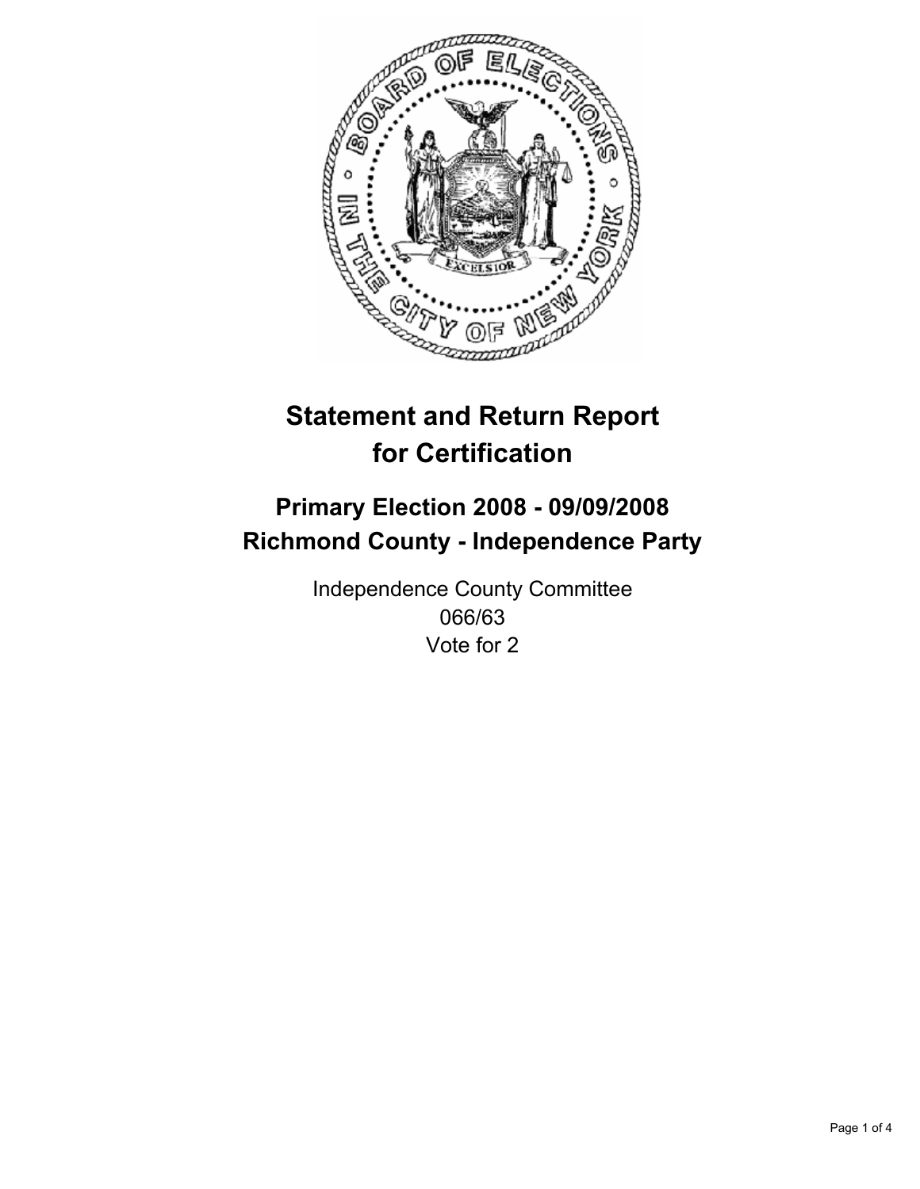# Statement and Return Report for Certification

## Primary Election 2008 - 09/09/2008
## Richmond County - Independence Party

Independence County Committee
066/63
Vote for 2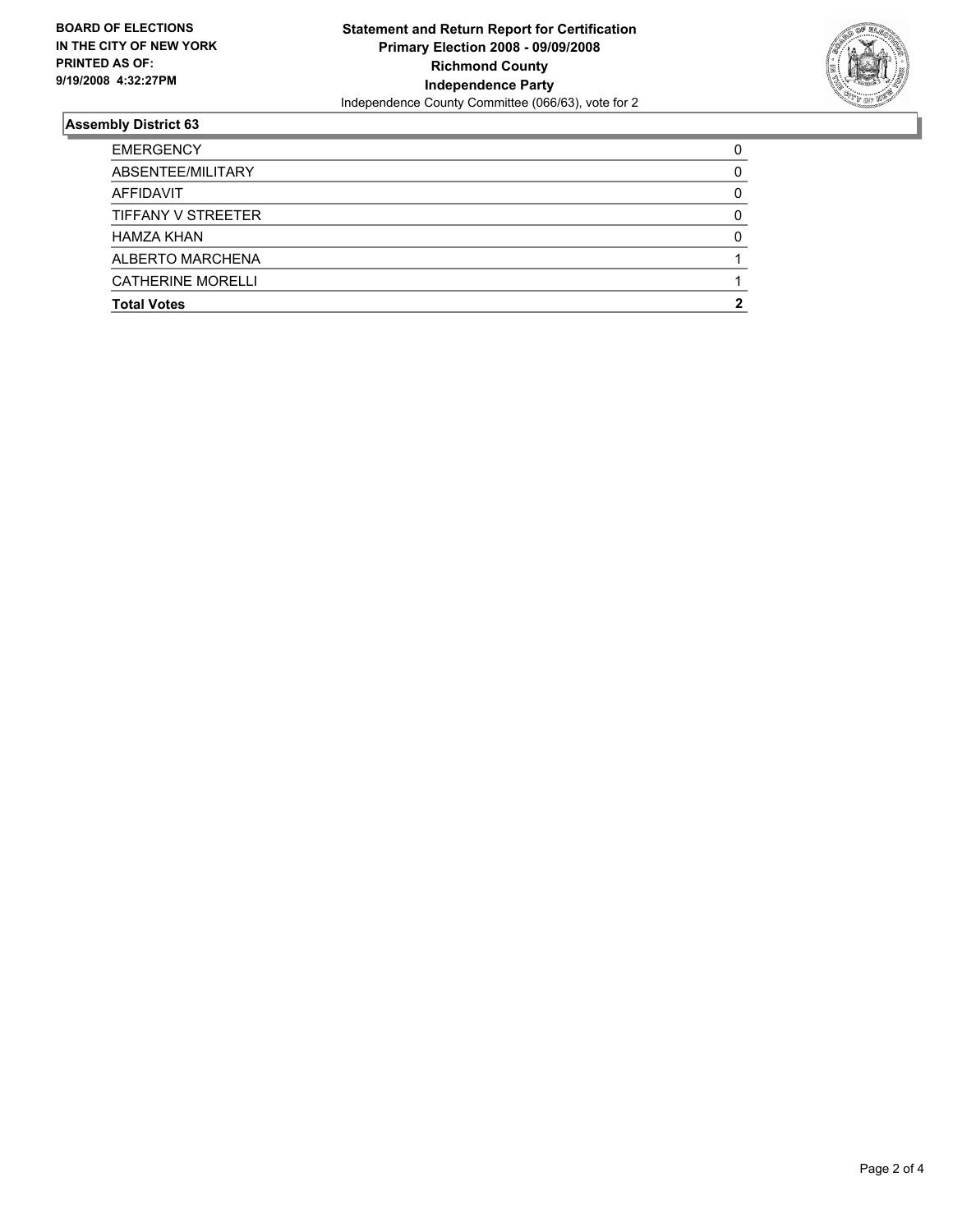**BOARD OF ELECTIONS IN THE CITY OF NEW YORK PRINTED AS OF: 9/19/2008 4:32:27PM**

**Statement and Return Report for Certification**
**Primary Election 2008 - 09/09/2008**
**Richmond County**
**Independence Party**
Independence County Committee (066/63), vote for 2

## Assembly District 63

| | |
|---|---|
| EMERGENCY | 0 |
| ABSENTEE/MILITARY | 0 |
| AFFIDAVIT | 0 |
| TIFFANY V STREETER | 0 |
| HAMZA KHAN | 0 |
| ALBERTO MARCHENA | 1 |
| CATHERINE MORELLI | 1 |
| **Total Votes** | **2** |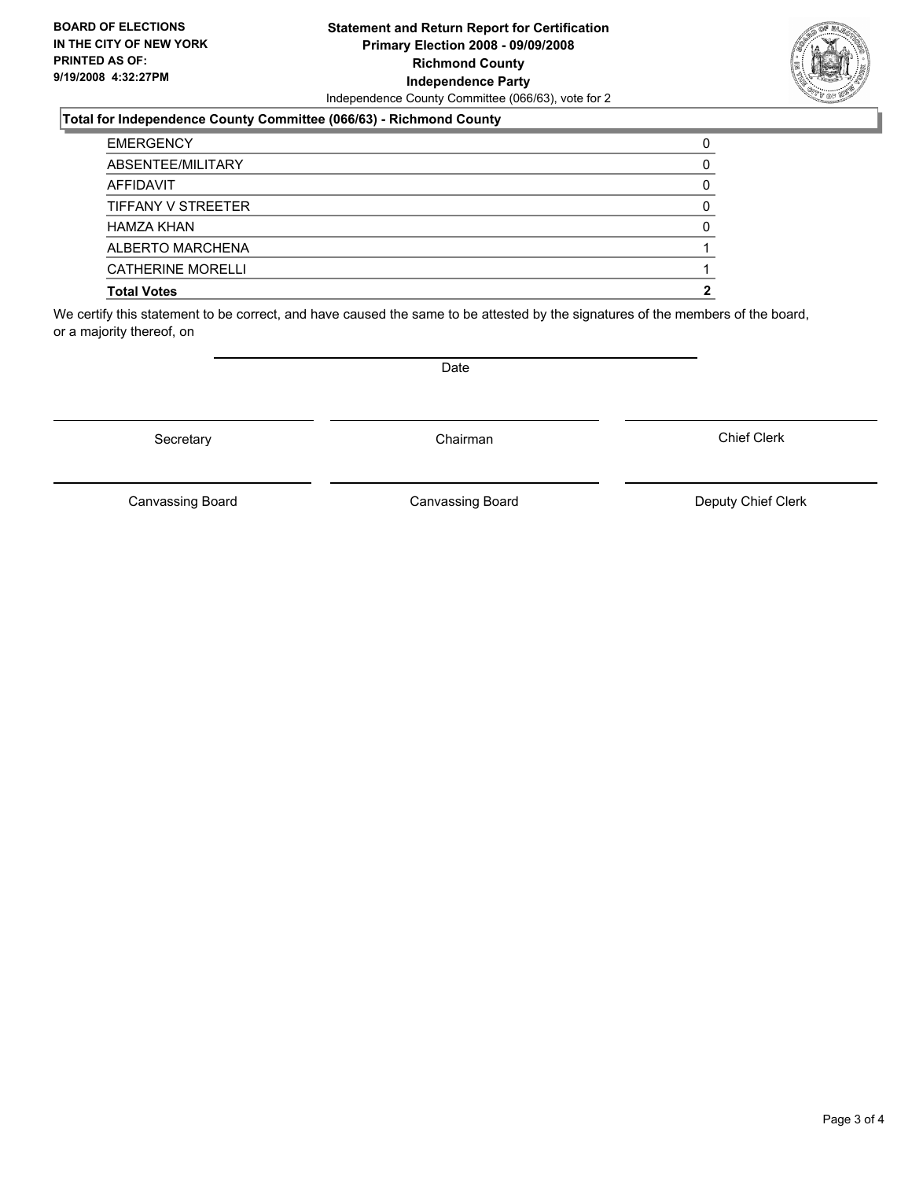**BOARD OF ELECTIONS**
**IN THE CITY OF NEW YORK**
**PRINTED AS OF:**
**9/19/2008 4:32:27PM**

**Statement and Return Report for Certification**
**Primary Election 2008 - 09/09/2008**
**Richmond County**
**Independence Party**
Independence County Committee (066/63), vote for 2

**Total for Independence County Committee (066/63) - Richmond County**

| | |
|---|---|
| EMERGENCY | 0 |
| ABSENTEE/MILITARY | 0 |
| AFFIDAVIT | 0 |
| TIFFANY V STREETER | 0 |
| HAMZA KHAN | 0 |
| ALBERTO MARCHENA | 1 |
| CATHERINE MORELLI | 1 |
| **Total Votes** | **2** |

We certify this statement to be correct, and have caused the same to be attested by the signatures of the members of the board, or a majority thereof, on

Date

Secretary | Chairman | Chief Clerk

Canvassing Board | Canvassing Board | Deputy Chief Clerk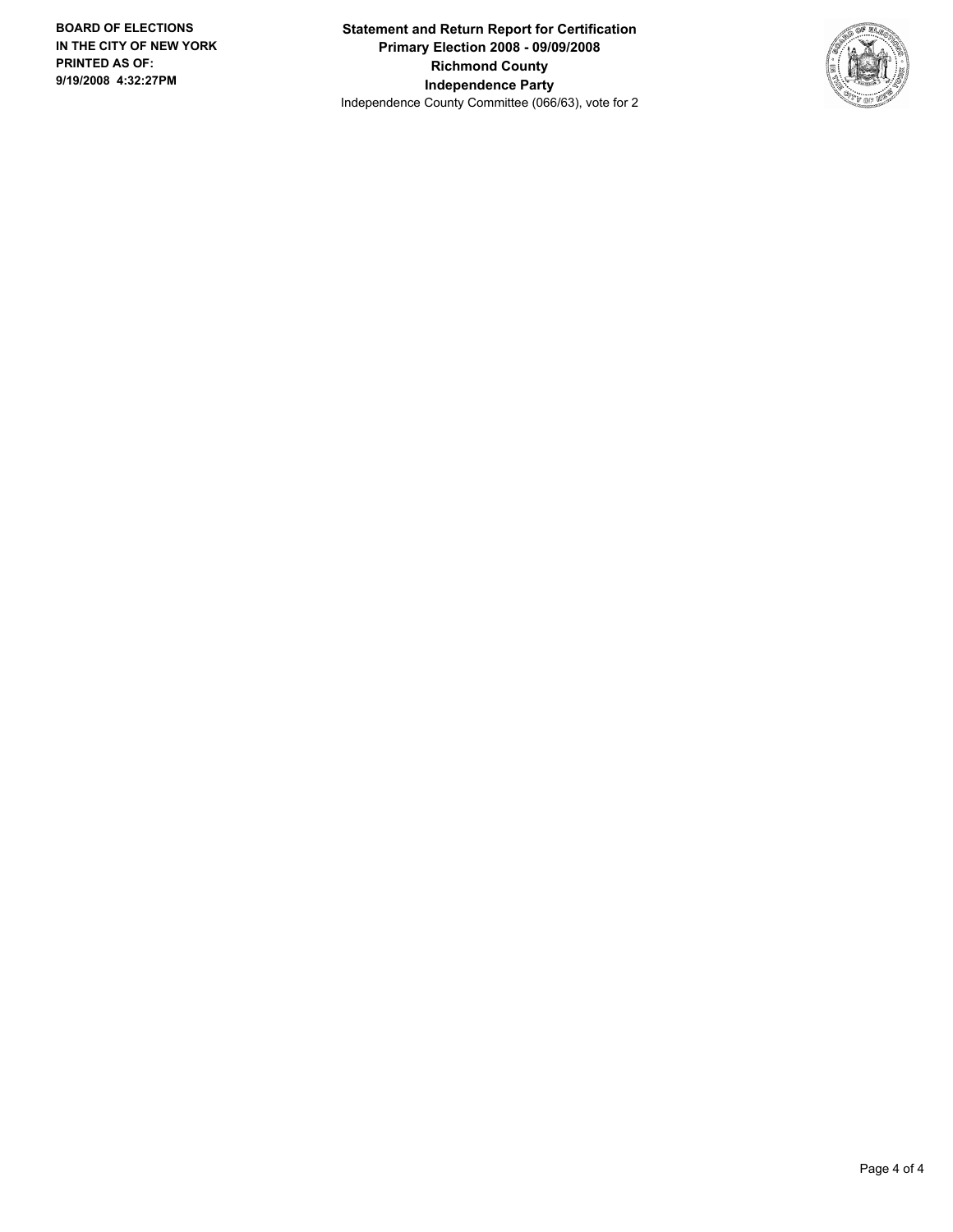**BOARD OF ELECTIONS IN THE CITY OF NEW YORK PRINTED AS OF: 9/19/2008 4:32:27PM**

**Statement and Return Report for Certification**
**Primary Election 2008 - 09/09/2008**
**Richmond County**
**Independence Party**
Independence County Committee (066/63), vote for 2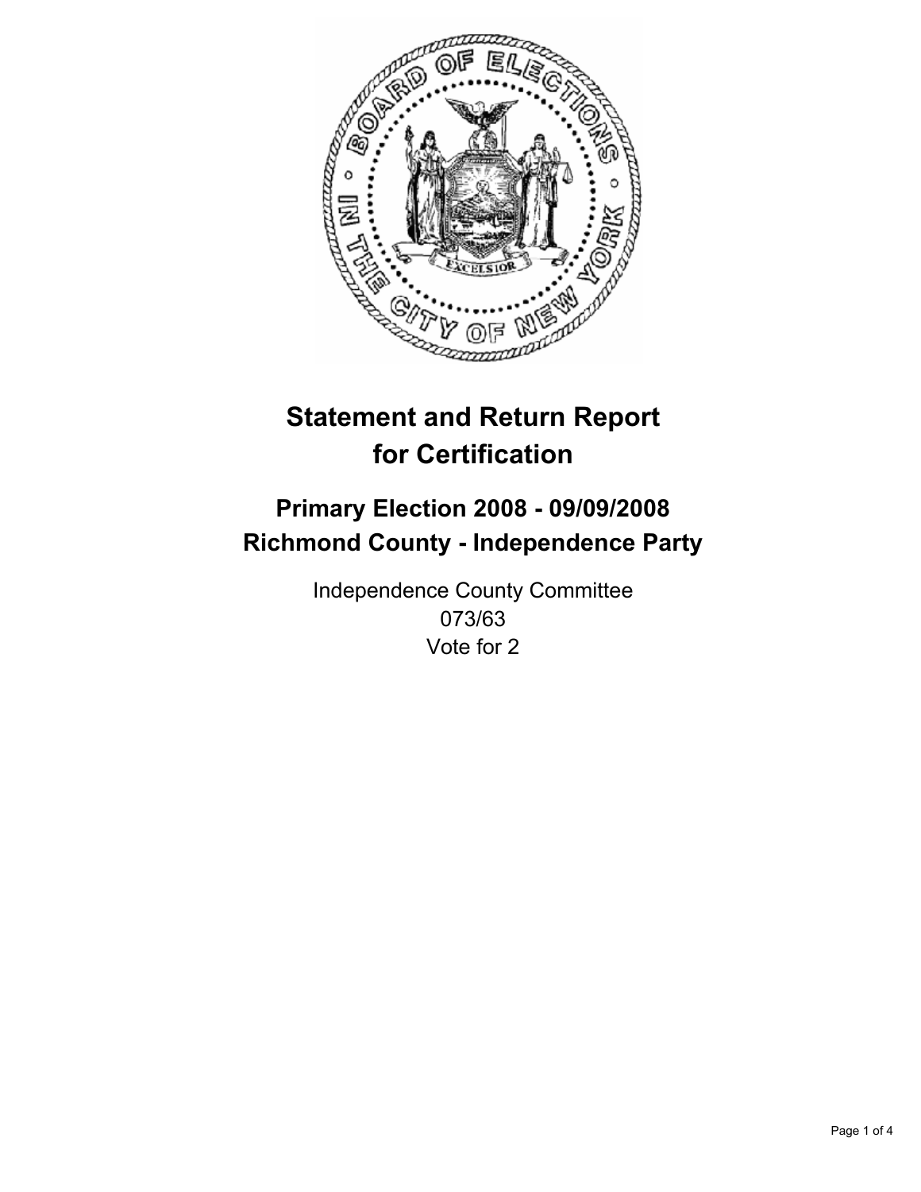# Statement and Return Report for Certification

## Primary Election 2008 - 09/09/2008
## Richmond County - Independence Party

Independence County Committee
073/63
Vote for 2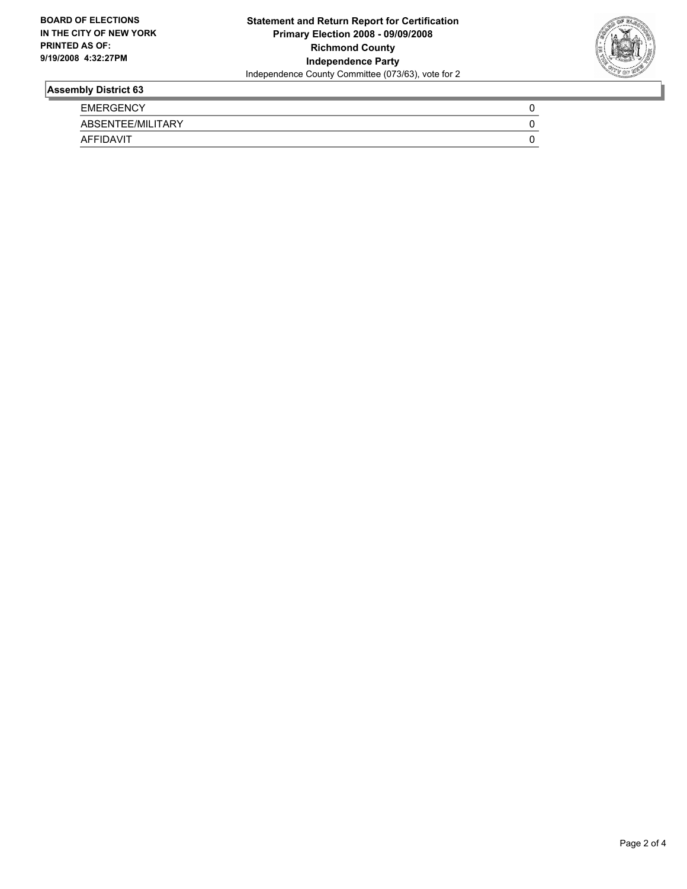**BOARD OF ELECTIONS IN THE CITY OF NEW YORK PRINTED AS OF: 9/19/2008 4:32:27PM**

**Statement and Return Report for Certification**
**Primary Election 2008 - 09/09/2008**
**Richmond County**
**Independence Party**
Independence County Committee (073/63), vote for 2

## Assembly District 63

| | |
|---|---|
| EMERGENCY | 0 |
| ABSENTEE/MILITARY | 0 |
| AFFIDAVIT | 0 |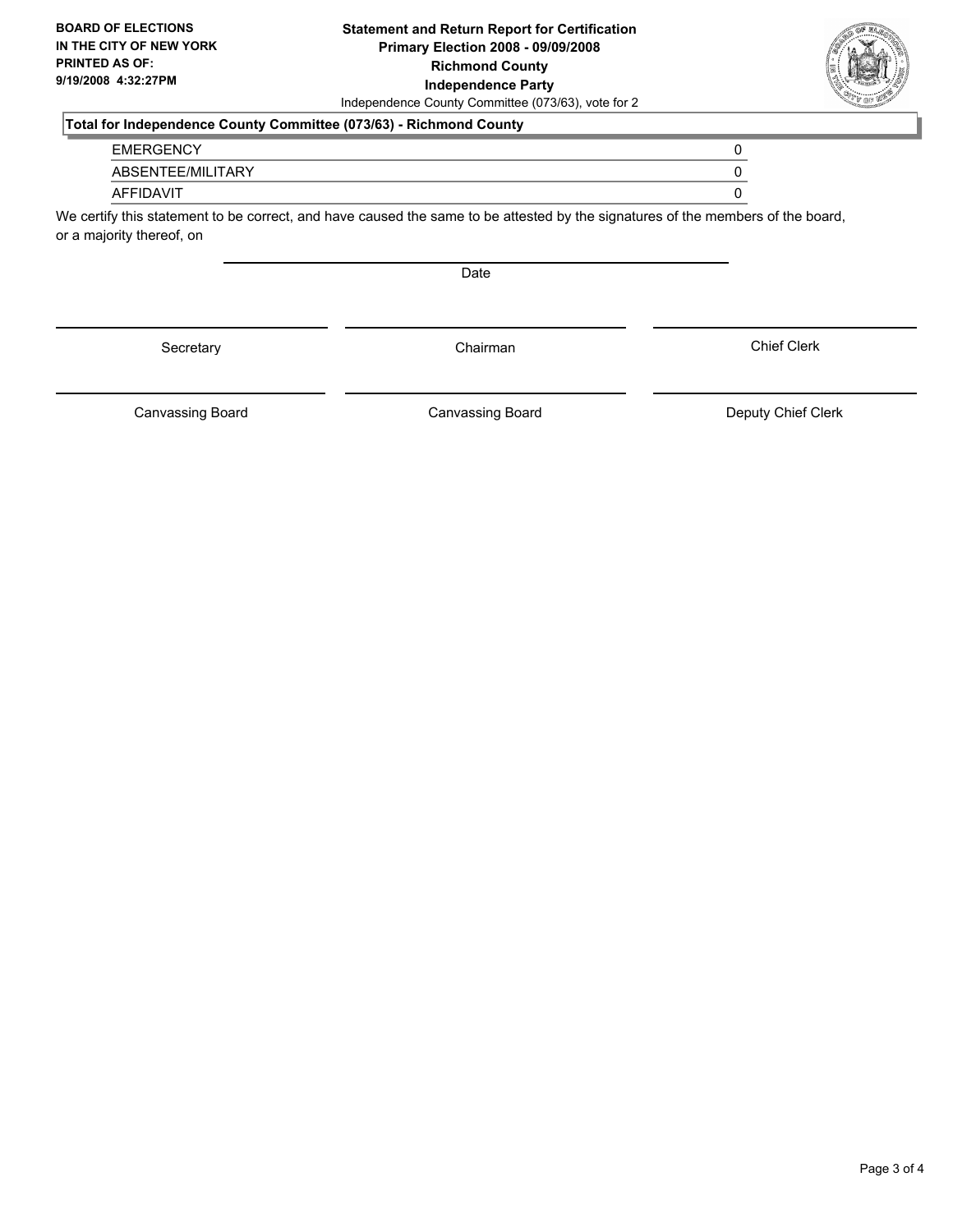**BOARD OF ELECTIONS IN THE CITY OF NEW YORK PRINTED AS OF: 9/19/2008 4:32:27PM**

**Statement and Return Report for Certification**
**Primary Election 2008 - 09/09/2008**
**Richmond County**
**Independence Party**
Independence County Committee (073/63), vote for 2

**Total for Independence County Committee (073/63) - Richmond County**

| | |
|---|---|
| EMERGENCY | 0 |
| ABSENTEE/MILITARY | 0 |
| AFFIDAVIT | 0 |

We certify this statement to be correct, and have caused the same to be attested by the signatures of the members of the board, or a majority thereof, on

Date

| | | |
|---|---|---|
| Secretary | Chairman | Chief Clerk |
| Canvassing Board | Canvassing Board | Deputy Chief Clerk |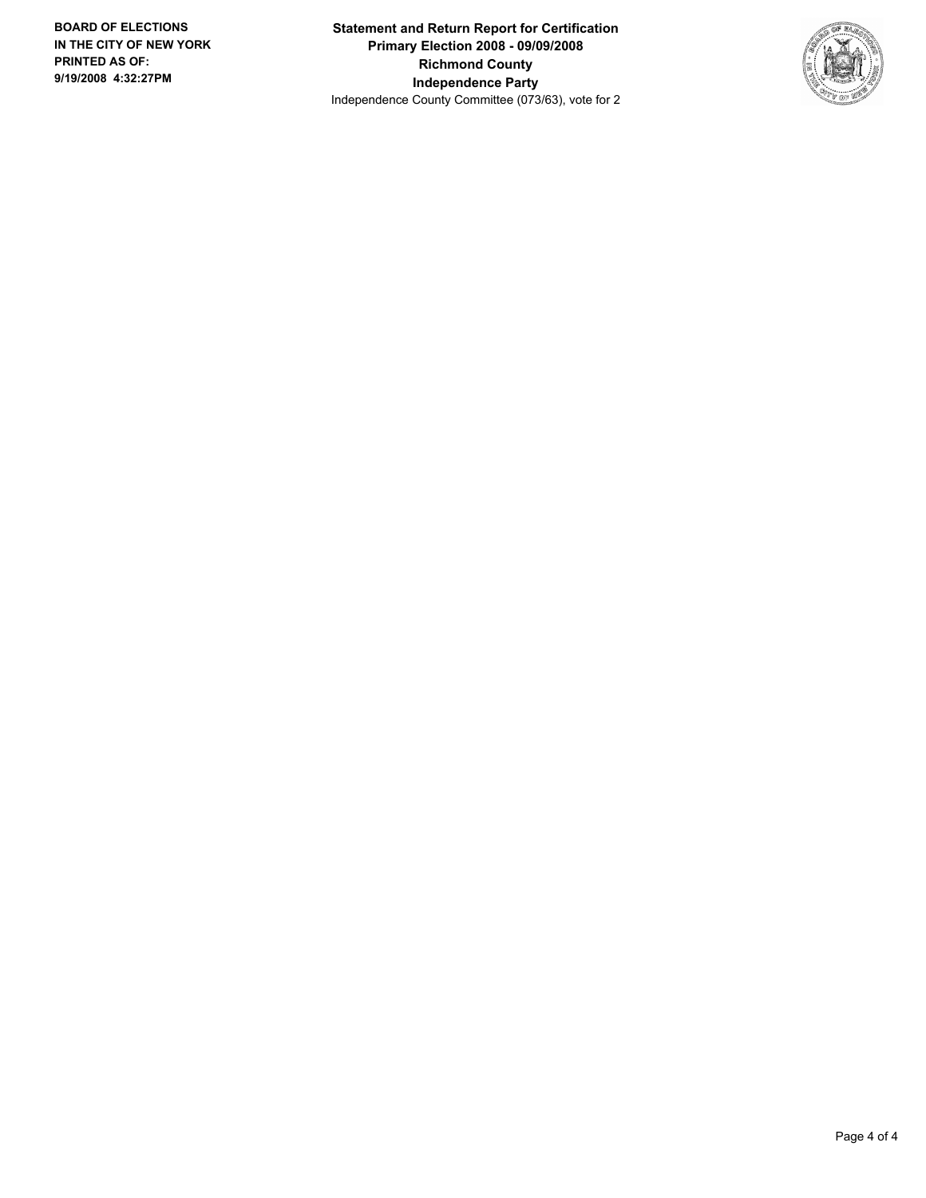**BOARD OF ELECTIONS IN THE CITY OF NEW YORK**
**PRINTED AS OF:**
**9/19/2008 4:32:27PM**

**Statement and Return Report for Certification**
**Primary Election 2008 - 09/09/2008**
**Richmond County**
**Independence Party**
Independence County Committee (073/63), vote for 2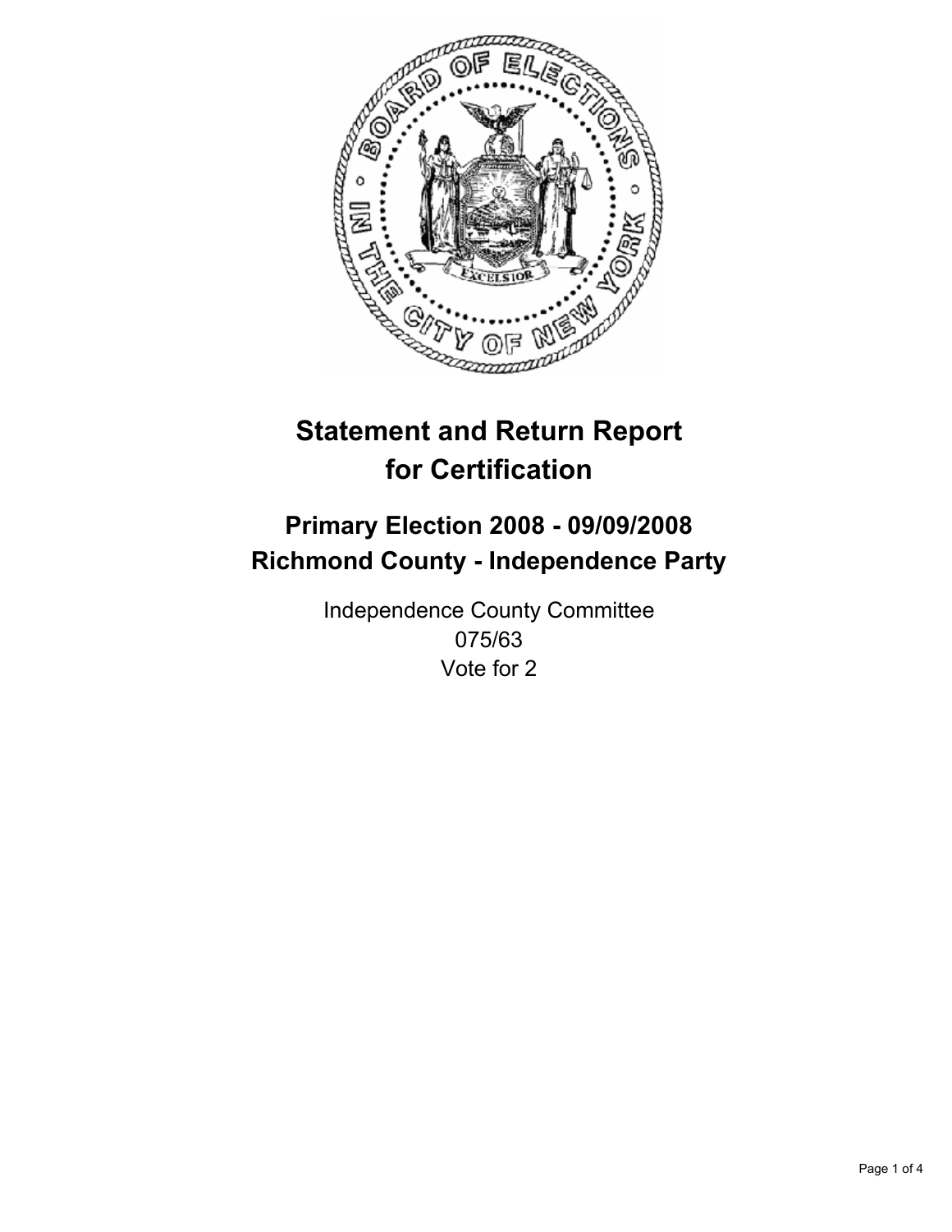# Statement and Return Report for Certification

## Primary Election 2008 - 09/09/2008
## Richmond County - Independence Party

Independence County Committee
075/63
Vote for 2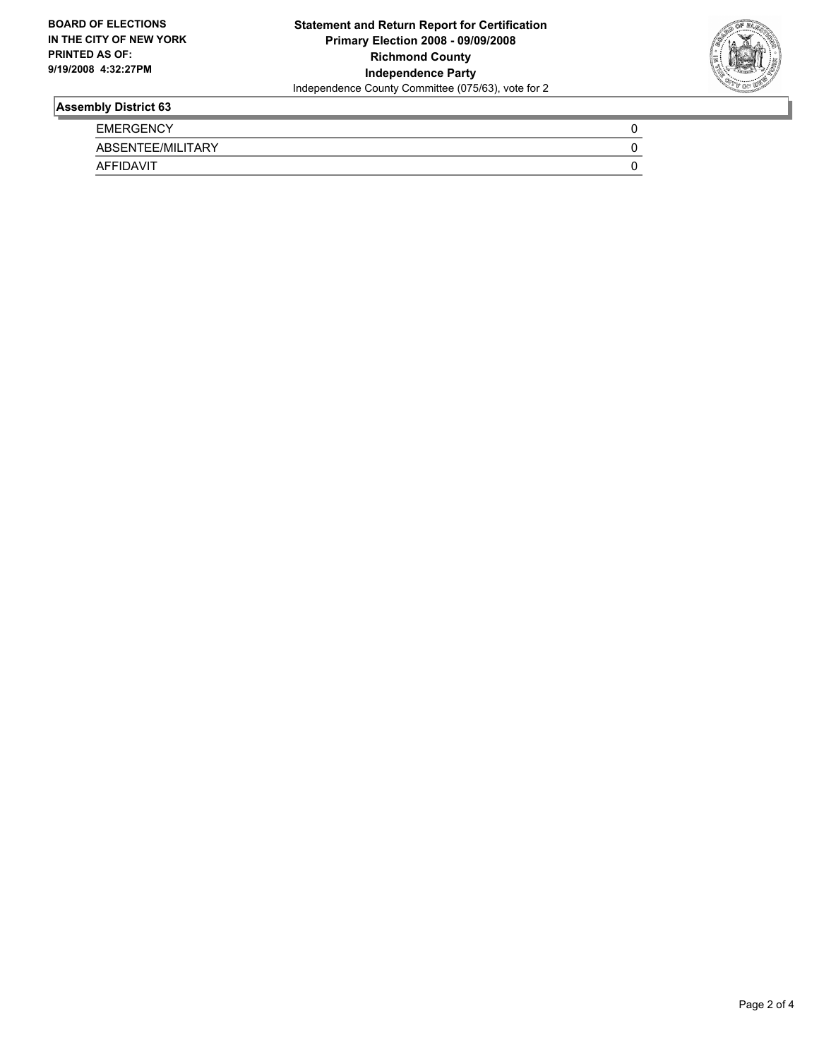**BOARD OF ELECTIONS IN THE CITY OF NEW YORK PRINTED AS OF: 9/19/2008 4:32:27PM**

**Statement and Return Report for Certification**
**Primary Election 2008 - 09/09/2008**
**Richmond County**
**Independence Party**
Independence County Committee (075/63), vote for 2

### Assembly District 63

| | |
|---|---|
| EMERGENCY | 0 |
| ABSENTEE/MILITARY | 0 |
| AFFIDAVIT | 0 |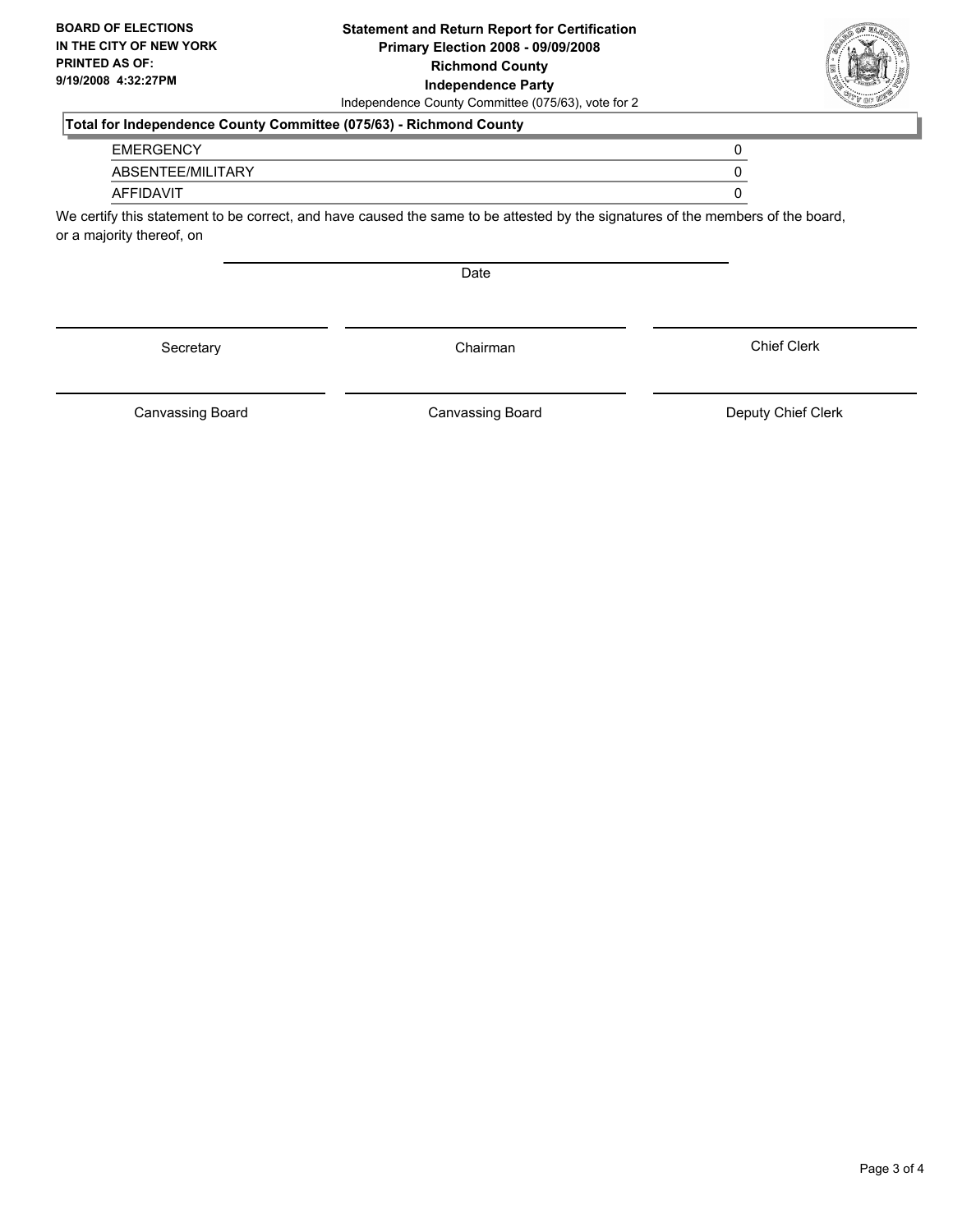**BOARD OF ELECTIONS IN THE CITY OF NEW YORK PRINTED AS OF: 9/19/2008 4:32:27PM**

**Statement and Return Report for Certification**
**Primary Election 2008 - 09/09/2008**
**Richmond County**
**Independence Party**
Independence County Committee (075/63), vote for 2

**Total for Independence County Committee (075/63) - Richmond County**

| | |
|---|---|
| EMERGENCY | 0 |
| ABSENTEE/MILITARY | 0 |
| AFFIDAVIT | 0 |

We certify this statement to be correct, and have caused the same to be attested by the signatures of the members of the board, or a majority thereof, on

Date

Secretary | Chairman | Chief Clerk

Canvassing Board | Canvassing Board | Deputy Chief Clerk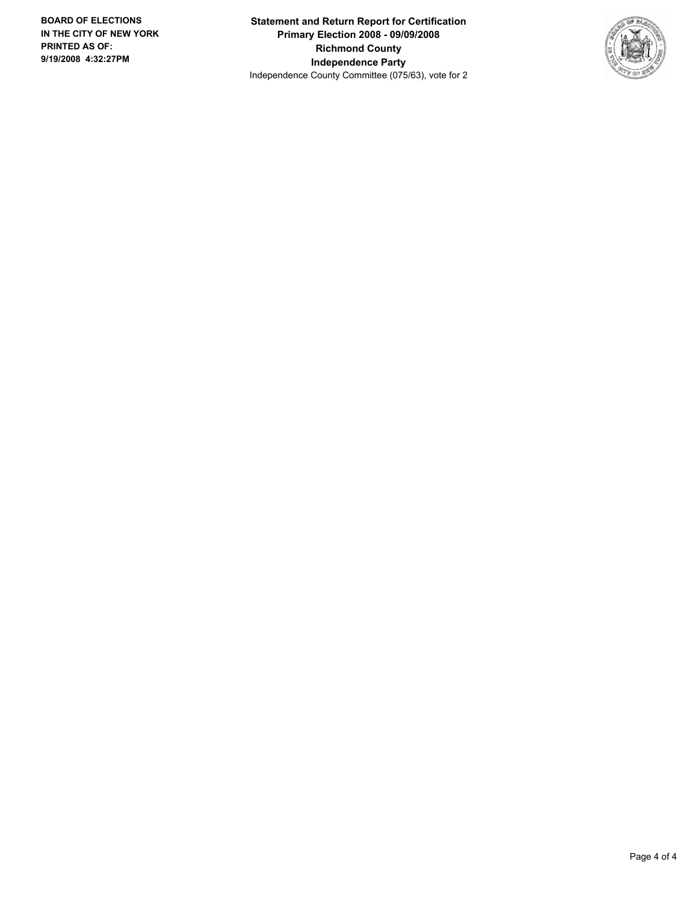**BOARD OF ELECTIONS**
**IN THE CITY OF NEW YORK**
**PRINTED AS OF:**
**9/19/2008 4:32:27PM**

**Statement and Return Report for Certification**
**Primary Election 2008 - 09/09/2008**
**Richmond County**
**Independence Party**
Independence County Committee (075/63), vote for 2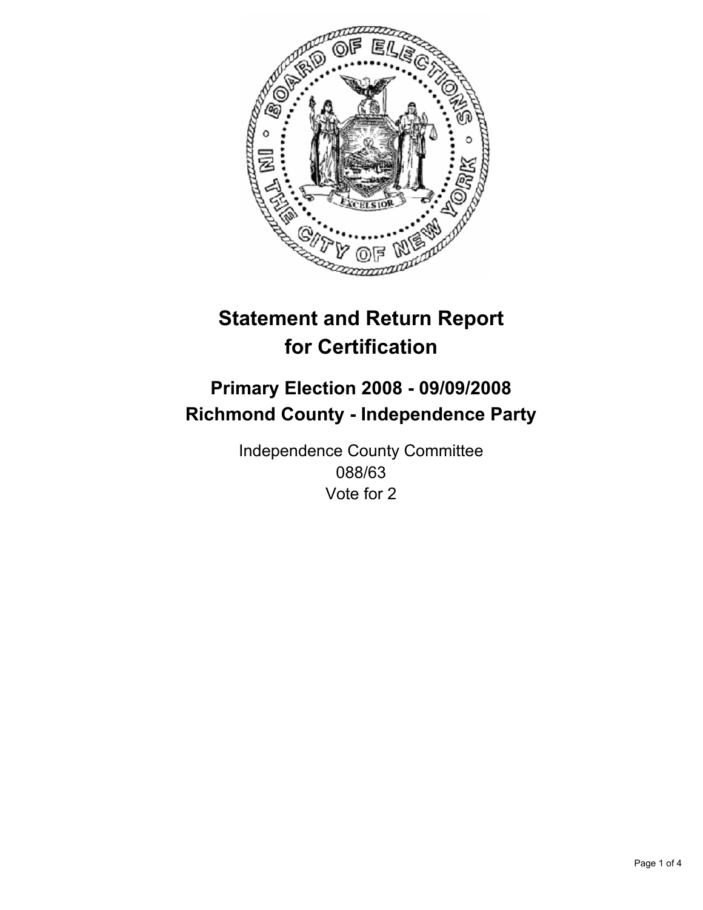# Statement and Return Report for Certification

## Primary Election 2008 - 09/09/2008
## Richmond County - Independence Party

Independence County Committee
088/63
Vote for 2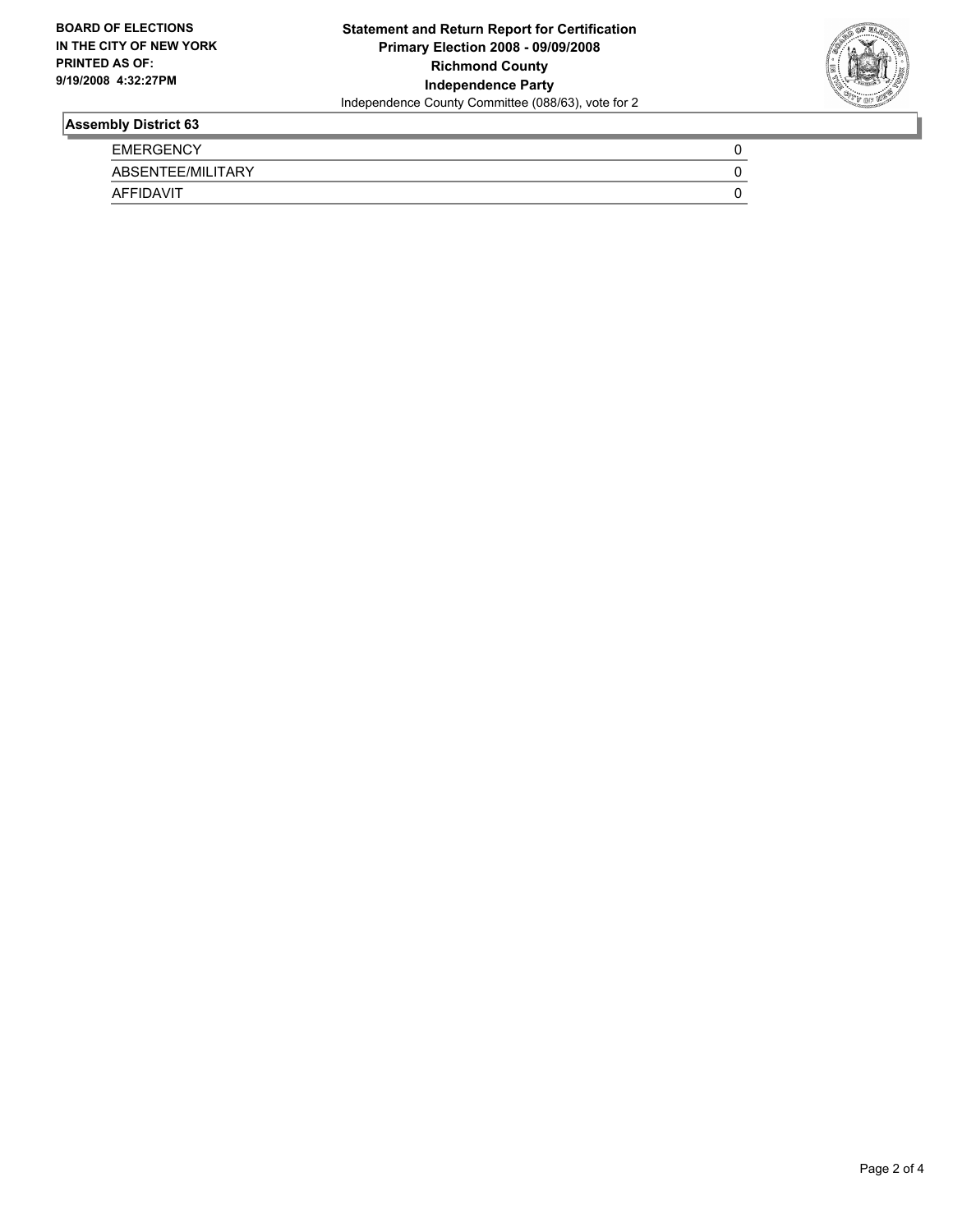**BOARD OF ELECTIONS IN THE CITY OF NEW YORK PRINTED AS OF: 9/19/2008 4:32:27PM**

**Statement and Return Report for Certification**
**Primary Election 2008 - 09/09/2008**
**Richmond County**
**Independence Party**
Independence County Committee (088/63), vote for 2

## Assembly District 63

| | |
|---|---|
| EMERGENCY | 0 |
| ABSENTEE/MILITARY | 0 |
| AFFIDAVIT | 0 |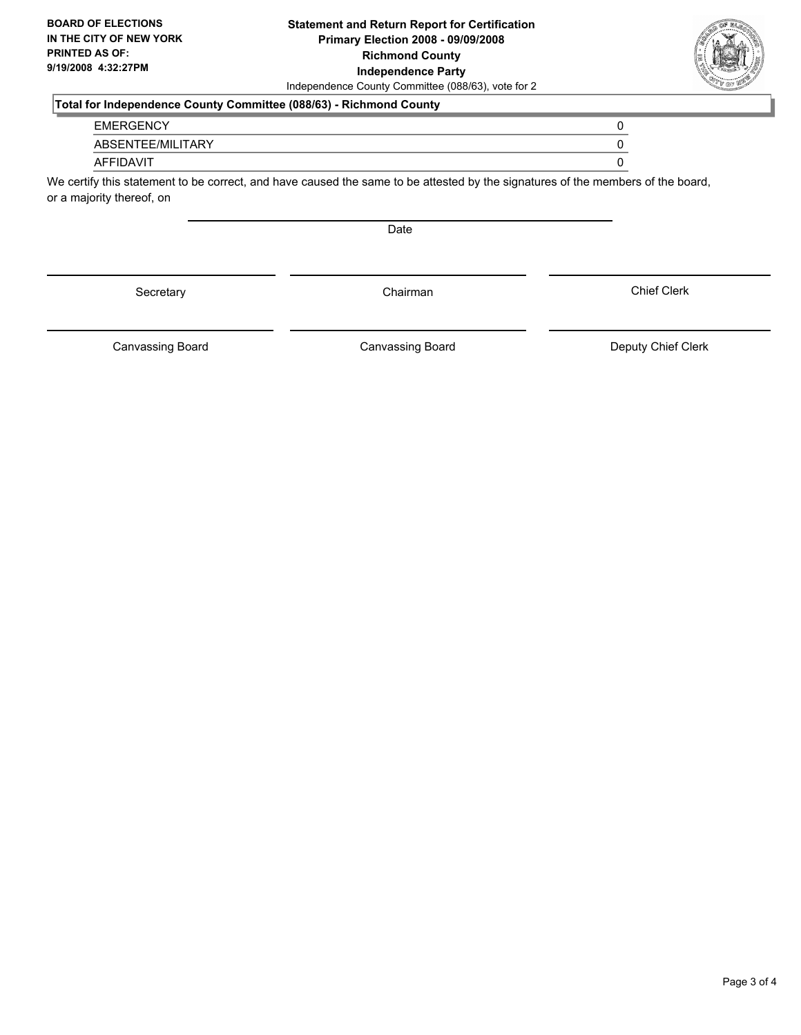**BOARD OF ELECTIONS IN THE CITY OF NEW YORK PRINTED AS OF: 9/19/2008 4:32:27PM**

**Statement and Return Report for Certification**
**Primary Election 2008 - 09/09/2008**
**Richmond County**
**Independence Party**
Independence County Committee (088/63), vote for 2

**Total for Independence County Committee (088/63) - Richmond County**

| | |
|---|---|
| EMERGENCY | 0 |
| ABSENTEE/MILITARY | 0 |
| AFFIDAVIT | 0 |

We certify this statement to be correct, and have caused the same to be attested by the signatures of the members of the board, or a majority thereof, on

Date

Secretary | Chairman | Chief Clerk

Canvassing Board | Canvassing Board | Deputy Chief Clerk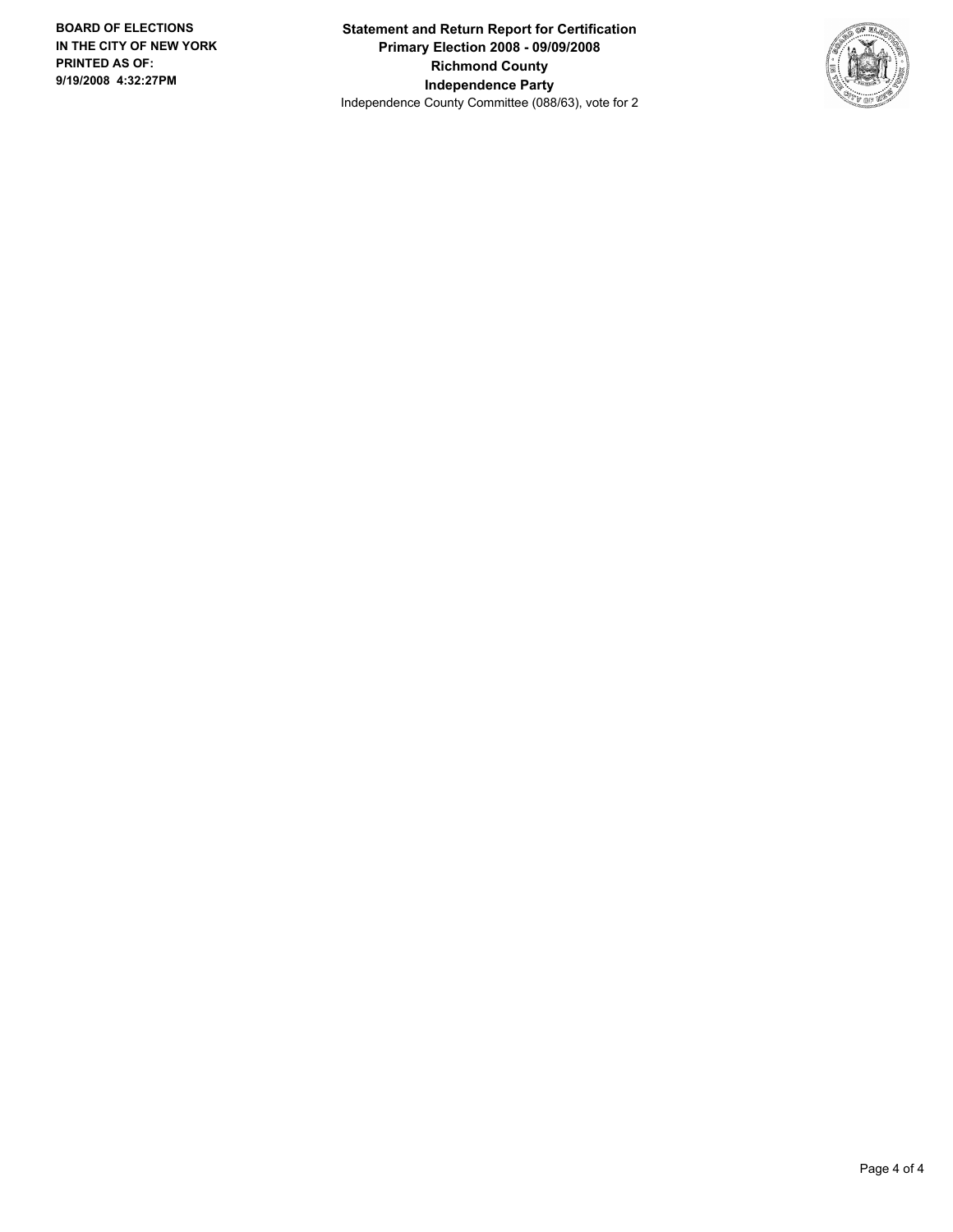**BOARD OF ELECTIONS IN THE CITY OF NEW YORK**
**PRINTED AS OF:**
**9/19/2008 4:32:27PM**

**Statement and Return Report for Certification**
**Primary Election 2008 - 09/09/2008**
**Richmond County**
**Independence Party**
Independence County Committee (088/63), vote for 2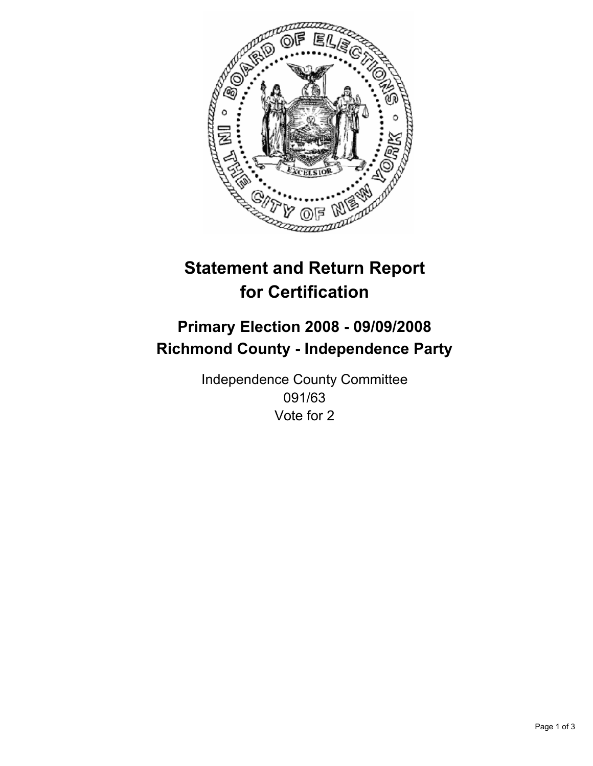# Statement and Return Report for Certification

## Primary Election 2008 - 09/09/2008
## Richmond County - Independence Party

Independence County Committee
091/63
Vote for 2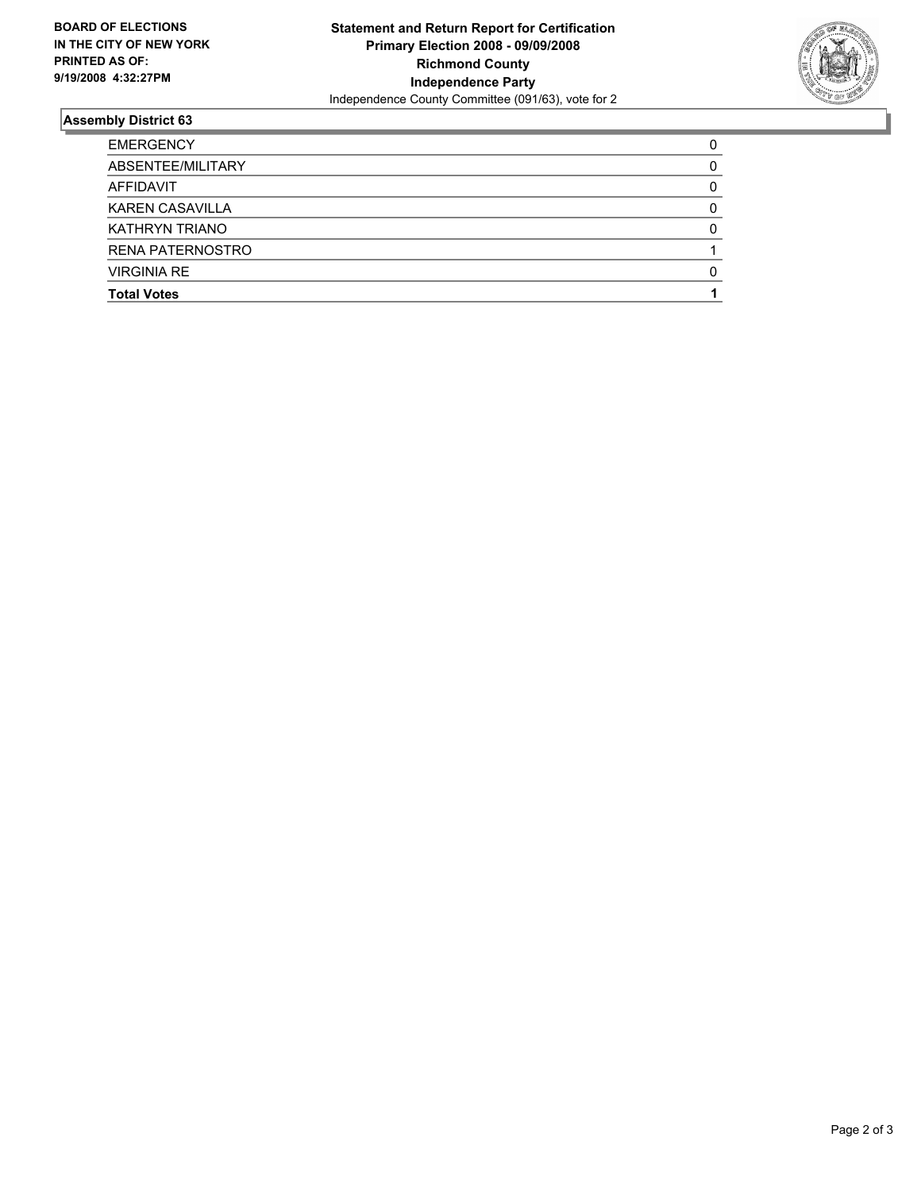**BOARD OF ELECTIONS IN THE CITY OF NEW YORK PRINTED AS OF: 9/19/2008 4:32:27PM**

**Statement and Return Report for Certification**
**Primary Election 2008 - 09/09/2008**
**Richmond County**
**Independence Party**
Independence County Committee (091/63), vote for 2

## Assembly District 63

| | |
|---|---|
| EMERGENCY | 0 |
| ABSENTEE/MILITARY | 0 |
| AFFIDAVIT | 0 |
| KAREN CASAVILLA | 0 |
| KATHRYN TRIANO | 0 |
| RENA PATERNOSTRO | 1 |
| VIRGINIA RE | 0 |
| **Total Votes** | **1** |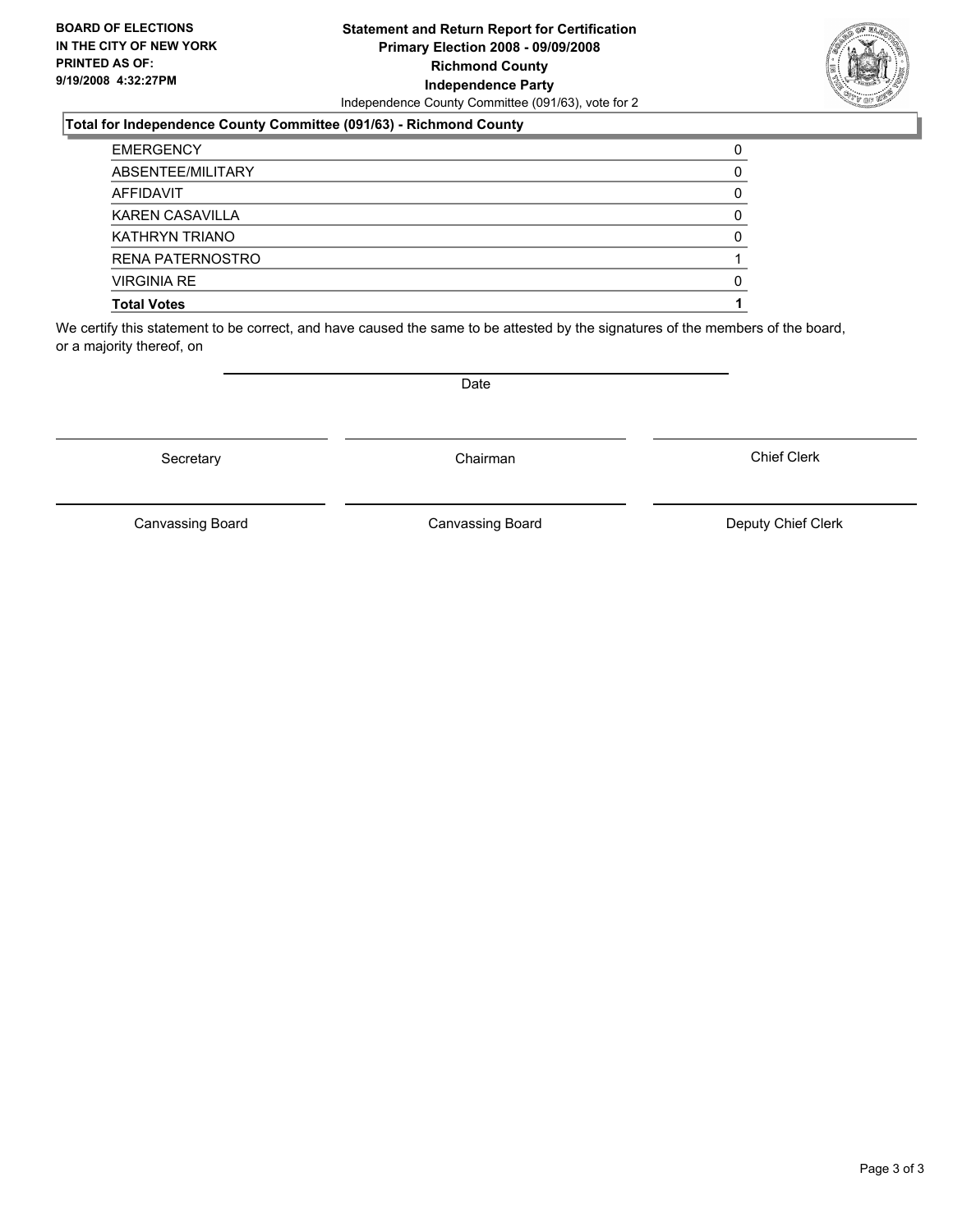**BOARD OF ELECTIONS IN THE CITY OF NEW YORK PRINTED AS OF: 9/19/2008 4:32:27PM**

**Statement and Return Report for Certification**
**Primary Election 2008 - 09/09/2008**
**Richmond County**
**Independence Party**
Independence County Committee (091/63), vote for 2

**Total for Independence County Committee (091/63) - Richmond County**

| | |
|---|---|
| EMERGENCY | 0 |
| ABSENTEE/MILITARY | 0 |
| AFFIDAVIT | 0 |
| KAREN CASAVILLA | 0 |
| KATHRYN TRIANO | 0 |
| RENA PATERNOSTRO | 1 |
| VIRGINIA RE | 0 |
| **Total Votes** | **1** |

We certify this statement to be correct, and have caused the same to be attested by the signatures of the members of the board, or a majority thereof, on

Date

Secretary | Chairman | Chief Clerk

Canvassing Board | Canvassing Board | Deputy Chief Clerk